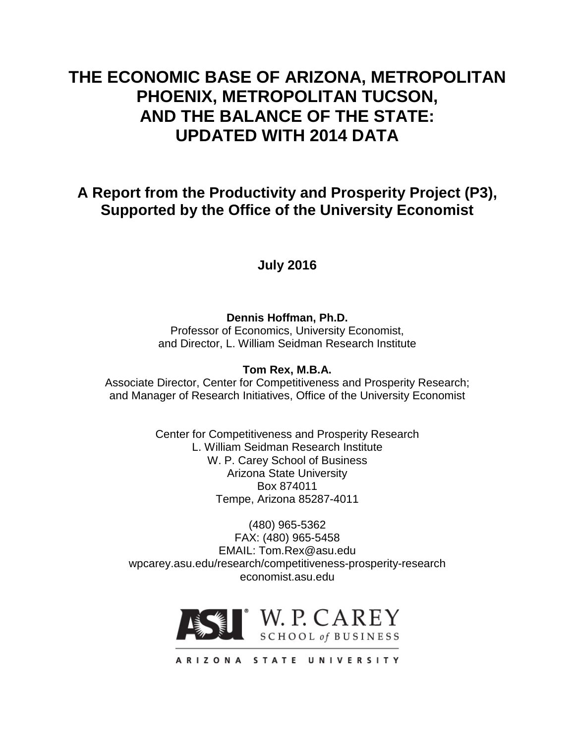# THE ECONOMIC BASE OF ARIZONA, METROPOLITAN PHOENIX, METROPOLITAN TUCSON, AND THE BALANCE OF THE STATE: UPDATED WITH 2014 DATA

## A Report from the Productivity and Prosperity Project (P3), Supported by the Office of the University Economist

**July 2016**

**Dennis Hoffman, Ph.D.**
Professor of Economics, University Economist,
and Director, L. William Seidman Research Institute

**Tom Rex, M.B.A.**
Associate Director, Center for Competitiveness and Prosperity Research;
and Manager of Research Initiatives, Office of the University Economist

Center for Competitiveness and Prosperity Research
L. William Seidman Research Institute
W. P. Carey School of Business
Arizona State University
Box 874011
Tempe, Arizona 85287-4011

(480) 965-5362
FAX: (480) 965-5458
EMAIL: Tom.Rex@asu.edu
wpcarey.asu.edu/research/competitiveness-prosperity-research
economist.asu.edu

ASU W. P. CAREY SCHOOL of BUSINESS
ARIZONA STATE UNIVERSITY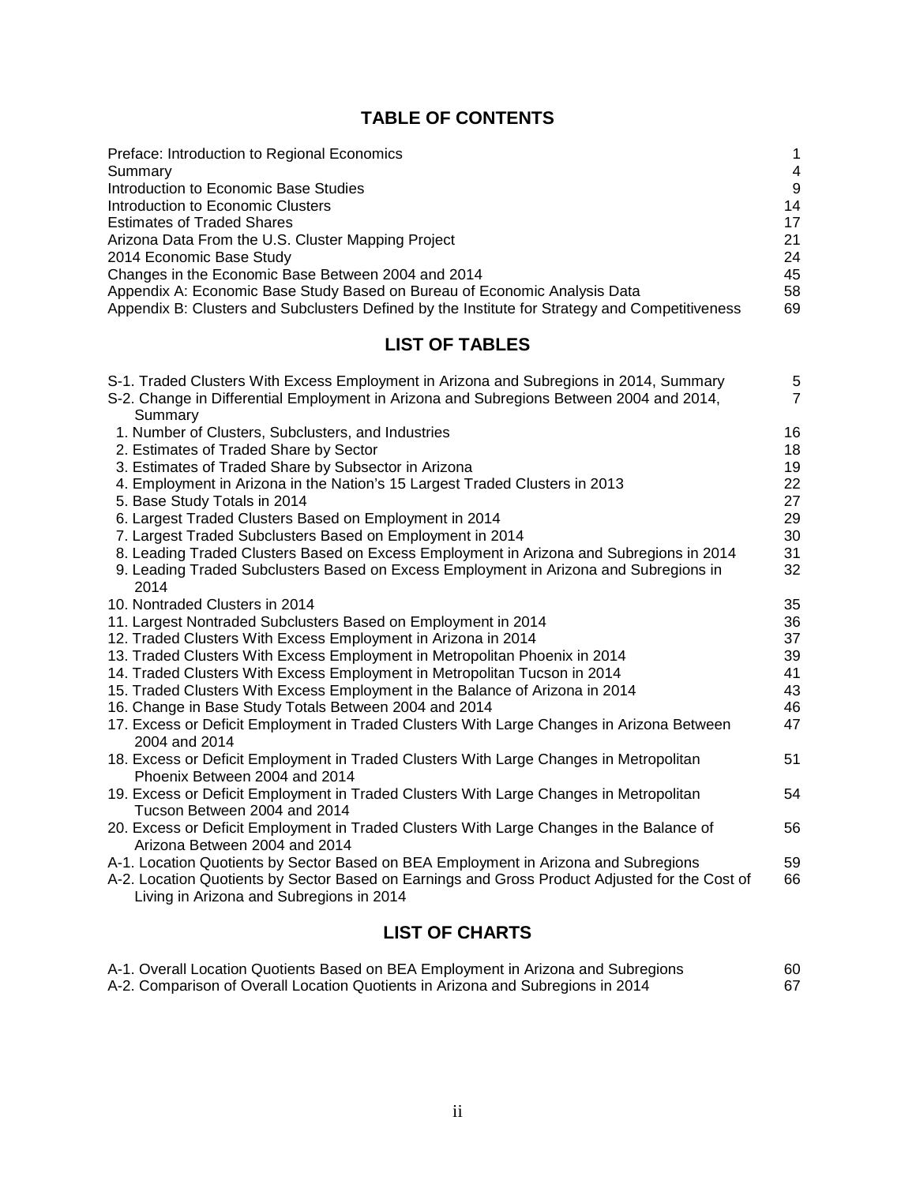## TABLE OF CONTENTS

| | |
|---|---|
| Preface: Introduction to Regional Economics | 1 |
| Summary | 4 |
| Introduction to Economic Base Studies | 9 |
| Introduction to Economic Clusters | 14 |
| Estimates of Traded Shares | 17 |
| Arizona Data From the U.S. Cluster Mapping Project | 21 |
| 2014 Economic Base Study | 24 |
| Changes in the Economic Base Between 2004 and 2014 | 45 |
| Appendix A: Economic Base Study Based on Bureau of Economic Analysis Data | 58 |
| Appendix B: Clusters and Subclusters Defined by the Institute for Strategy and Competitiveness | 69 |

## LIST OF TABLES

| | |
|---|---|
| S-1. Traded Clusters With Excess Employment in Arizona and Subregions in 2014, Summary | 5 |
| S-2. Change in Differential Employment in Arizona and Subregions Between 2004 and 2014, Summary | 7 |
| 1. Number of Clusters, Subclusters, and Industries | 16 |
| 2. Estimates of Traded Share by Sector | 18 |
| 3. Estimates of Traded Share by Subsector in Arizona | 19 |
| 4. Employment in Arizona in the Nation's 15 Largest Traded Clusters in 2013 | 22 |
| 5. Base Study Totals in 2014 | 27 |
| 6. Largest Traded Clusters Based on Employment in 2014 | 29 |
| 7. Largest Traded Subclusters Based on Employment in 2014 | 30 |
| 8. Leading Traded Clusters Based on Excess Employment in Arizona and Subregions in 2014 | 31 |
| 9. Leading Traded Subclusters Based on Excess Employment in Arizona and Subregions in 2014 | 32 |
| 10. Nontraded Clusters in 2014 | 35 |
| 11. Largest Nontraded Subclusters Based on Employment in 2014 | 36 |
| 12. Traded Clusters With Excess Employment in Arizona in 2014 | 37 |
| 13. Traded Clusters With Excess Employment in Metropolitan Phoenix in 2014 | 39 |
| 14. Traded Clusters With Excess Employment in Metropolitan Tucson in 2014 | 41 |
| 15. Traded Clusters With Excess Employment in the Balance of Arizona in 2014 | 43 |
| 16. Change in Base Study Totals Between 2004 and 2014 | 46 |
| 17. Excess or Deficit Employment in Traded Clusters With Large Changes in Arizona Between 2004 and 2014 | 47 |
| 18. Excess or Deficit Employment in Traded Clusters With Large Changes in Metropolitan Phoenix Between 2004 and 2014 | 51 |
| 19. Excess or Deficit Employment in Traded Clusters With Large Changes in Metropolitan Tucson Between 2004 and 2014 | 54 |
| 20. Excess or Deficit Employment in Traded Clusters With Large Changes in the Balance of Arizona Between 2004 and 2014 | 56 |
| A-1. Location Quotients by Sector Based on BEA Employment in Arizona and Subregions | 59 |
| A-2. Location Quotients by Sector Based on Earnings and Gross Product Adjusted for the Cost of Living in Arizona and Subregions in 2014 | 66 |

## LIST OF CHARTS

| | |
|---|---|
| A-1. Overall Location Quotients Based on BEA Employment in Arizona and Subregions | 60 |
| A-2. Comparison of Overall Location Quotients in Arizona and Subregions in 2014 | 67 |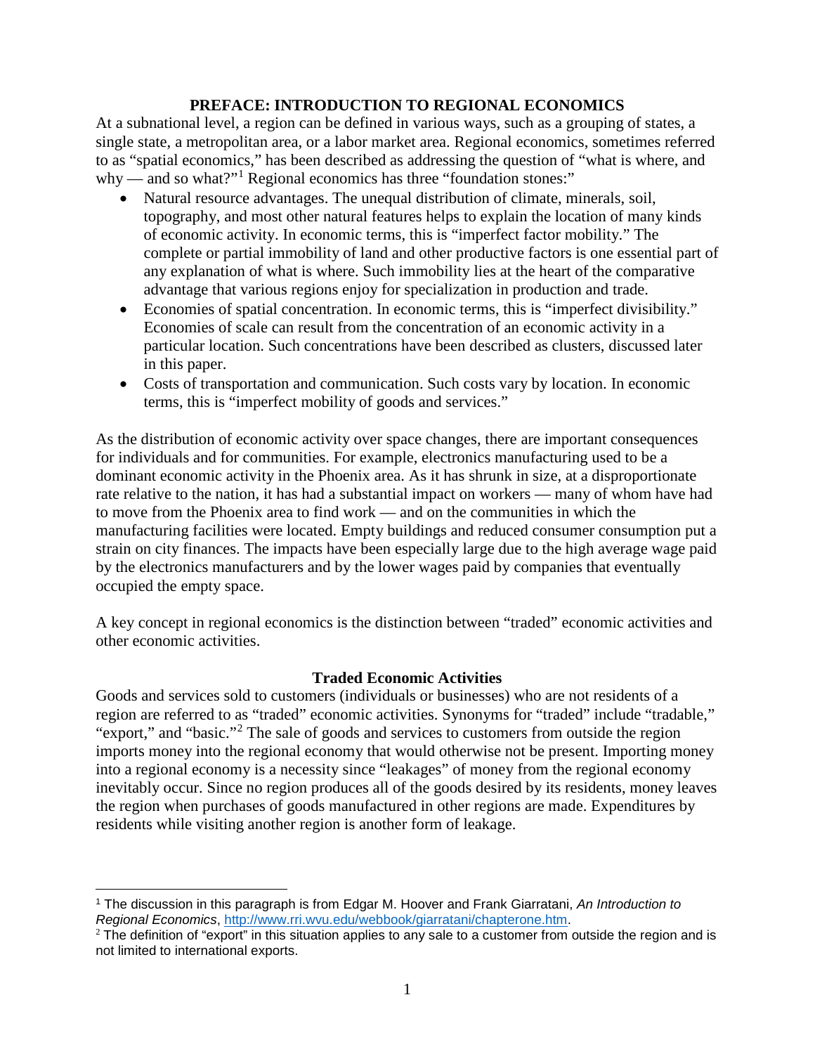## PREFACE: INTRODUCTION TO REGIONAL ECONOMICS

At a subnational level, a region can be defined in various ways, such as a grouping of states, a single state, a metropolitan area, or a labor market area. Regional economics, sometimes referred to as "spatial economics," has been described as addressing the question of "what is where, and why — and so what?"[1] Regional economics has three "foundation stones:"

- Natural resource advantages. The unequal distribution of climate, minerals, soil, topography, and most other natural features helps to explain the location of many kinds of economic activity. In economic terms, this is "imperfect factor mobility." The complete or partial immobility of land and other productive factors is one essential part of any explanation of what is where. Such immobility lies at the heart of the comparative advantage that various regions enjoy for specialization in production and trade.
- Economies of spatial concentration. In economic terms, this is "imperfect divisibility." Economies of scale can result from the concentration of an economic activity in a particular location. Such concentrations have been described as clusters, discussed later in this paper.
- Costs of transportation and communication. Such costs vary by location. In economic terms, this is "imperfect mobility of goods and services."

As the distribution of economic activity over space changes, there are important consequences for individuals and for communities. For example, electronics manufacturing used to be a dominant economic activity in the Phoenix area. As it has shrunk in size, at a disproportionate rate relative to the nation, it has had a substantial impact on workers — many of whom have had to move from the Phoenix area to find work — and on the communities in which the manufacturing facilities were located. Empty buildings and reduced consumer consumption put a strain on city finances. The impacts have been especially large due to the high average wage paid by the electronics manufacturers and by the lower wages paid by companies that eventually occupied the empty space.

A key concept in regional economics is the distinction between "traded" economic activities and other economic activities.

### Traded Economic Activities

Goods and services sold to customers (individuals or businesses) who are not residents of a region are referred to as "traded" economic activities. Synonyms for "traded" include "tradable," "export," and "basic."[2] The sale of goods and services to customers from outside the region imports money into the regional economy that would otherwise not be present. Importing money into a regional economy is a necessity since "leakages" of money from the regional economy inevitably occur. Since no region produces all of the goods desired by its residents, money leaves the region when purchases of goods manufactured in other regions are made. Expenditures by residents while visiting another region is another form of leakage.

---

[1] The discussion in this paragraph is from Edgar M. Hoover and Frank Giarratani, *An Introduction to Regional Economics*, http://www.rri.wvu.edu/webbook/giarratani/chapterone.htm.

[2] The definition of "export" in this situation applies to any sale to a customer from outside the region and is not limited to international exports.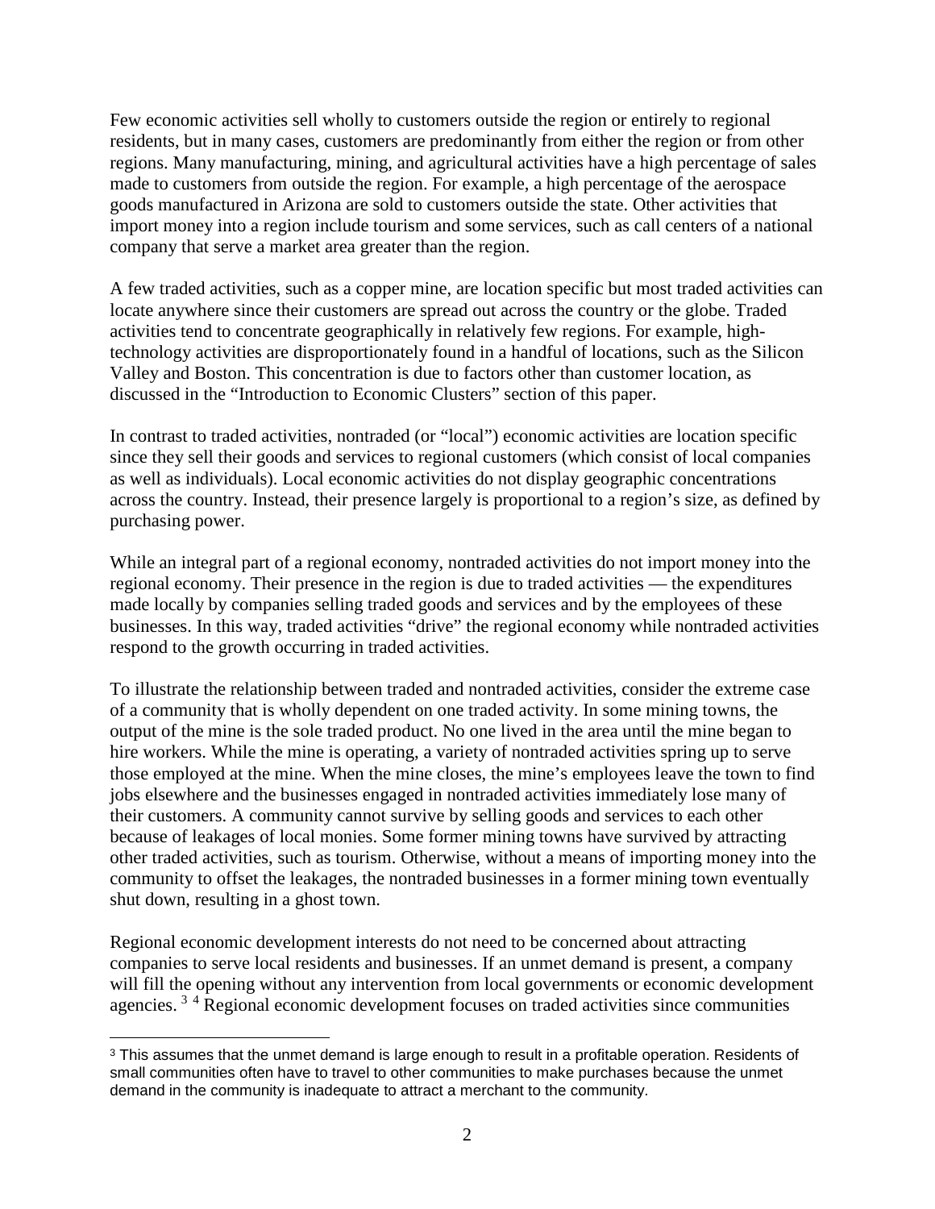Few economic activities sell wholly to customers outside the region or entirely to regional residents, but in many cases, customers are predominantly from either the region or from other regions. Many manufacturing, mining, and agricultural activities have a high percentage of sales made to customers from outside the region. For example, a high percentage of the aerospace goods manufactured in Arizona are sold to customers outside the state. Other activities that import money into a region include tourism and some services, such as call centers of a national company that serve a market area greater than the region.

A few traded activities, such as a copper mine, are location specific but most traded activities can locate anywhere since their customers are spread out across the country or the globe. Traded activities tend to concentrate geographically in relatively few regions. For example, high-technology activities are disproportionately found in a handful of locations, such as the Silicon Valley and Boston. This concentration is due to factors other than customer location, as discussed in the "Introduction to Economic Clusters" section of this paper.

In contrast to traded activities, nontraded (or "local") economic activities are location specific since they sell their goods and services to regional customers (which consist of local companies as well as individuals). Local economic activities do not display geographic concentrations across the country. Instead, their presence largely is proportional to a region's size, as defined by purchasing power.

While an integral part of a regional economy, nontraded activities do not import money into the regional economy. Their presence in the region is due to traded activities — the expenditures made locally by companies selling traded goods and services and by the employees of these businesses. In this way, traded activities "drive" the regional economy while nontraded activities respond to the growth occurring in traded activities.

To illustrate the relationship between traded and nontraded activities, consider the extreme case of a community that is wholly dependent on one traded activity. In some mining towns, the output of the mine is the sole traded product. No one lived in the area until the mine began to hire workers. While the mine is operating, a variety of nontraded activities spring up to serve those employed at the mine. When the mine closes, the mine's employees leave the town to find jobs elsewhere and the businesses engaged in nontraded activities immediately lose many of their customers. A community cannot survive by selling goods and services to each other because of leakages of local monies. Some former mining towns have survived by attracting other traded activities, such as tourism. Otherwise, without a means of importing money into the community to offset the leakages, the nontraded businesses in a former mining town eventually shut down, resulting in a ghost town.

Regional economic development interests do not need to be concerned about attracting companies to serve local residents and businesses. If an unmet demand is present, a company will fill the opening without any intervention from local governments or economic development agencies.[3] [4] Regional economic development focuses on traded activities since communities

---

[3] This assumes that the unmet demand is large enough to result in a profitable operation. Residents of small communities often have to travel to other communities to make purchases because the unmet demand in the community is inadequate to attract a merchant to the community.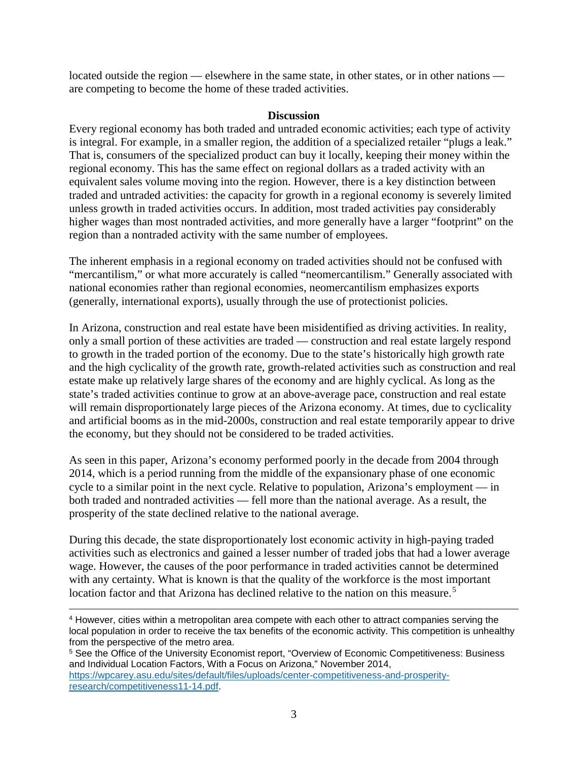located outside the region — elsewhere in the same state, in other states, or in other nations — are competing to become the home of these traded activities.

## Discussion

Every regional economy has both traded and untraded economic activities; each type of activity is integral. For example, in a smaller region, the addition of a specialized retailer "plugs a leak." That is, consumers of the specialized product can buy it locally, keeping their money within the regional economy. This has the same effect on regional dollars as a traded activity with an equivalent sales volume moving into the region. However, there is a key distinction between traded and untraded activities: the capacity for growth in a regional economy is severely limited unless growth in traded activities occurs. In addition, most traded activities pay considerably higher wages than most nontraded activities, and more generally have a larger "footprint" on the region than a nontraded activity with the same number of employees.

The inherent emphasis in a regional economy on traded activities should not be confused with "mercantilism," or what more accurately is called "neomercantilism." Generally associated with national economies rather than regional economies, neomercantilism emphasizes exports (generally, international exports), usually through the use of protectionist policies.

In Arizona, construction and real estate have been misidentified as driving activities. In reality, only a small portion of these activities are traded — construction and real estate largely respond to growth in the traded portion of the economy. Due to the state's historically high growth rate and the high cyclicality of the growth rate, growth-related activities such as construction and real estate make up relatively large shares of the economy and are highly cyclical. As long as the state's traded activities continue to grow at an above-average pace, construction and real estate will remain disproportionately large pieces of the Arizona economy. At times, due to cyclicality and artificial booms as in the mid-2000s, construction and real estate temporarily appear to drive the economy, but they should not be considered to be traded activities.

As seen in this paper, Arizona's economy performed poorly in the decade from 2004 through 2014, which is a period running from the middle of the expansionary phase of one economic cycle to a similar point in the next cycle. Relative to population, Arizona's employment — in both traded and nontraded activities — fell more than the national average. As a result, the prosperity of the state declined relative to the national average.

During this decade, the state disproportionately lost economic activity in high-paying traded activities such as electronics and gained a lesser number of traded jobs that had a lower average wage. However, the causes of the poor performance in traded activities cannot be determined with any certainty. What is known is that the quality of the workforce is the most important location factor and that Arizona has declined relative to the nation on this measure.[5]

---

[4] However, cities within a metropolitan area compete with each other to attract companies serving the local population in order to receive the tax benefits of the economic activity. This competition is unhealthy from the perspective of the metro area.

[5] See the Office of the University Economist report, "Overview of Economic Competitiveness: Business and Individual Location Factors, With a Focus on Arizona," November 2014, https://wpcarey.asu.edu/sites/default/files/uploads/center-competitiveness-and-prosperity-research/competitiveness11-14.pdf.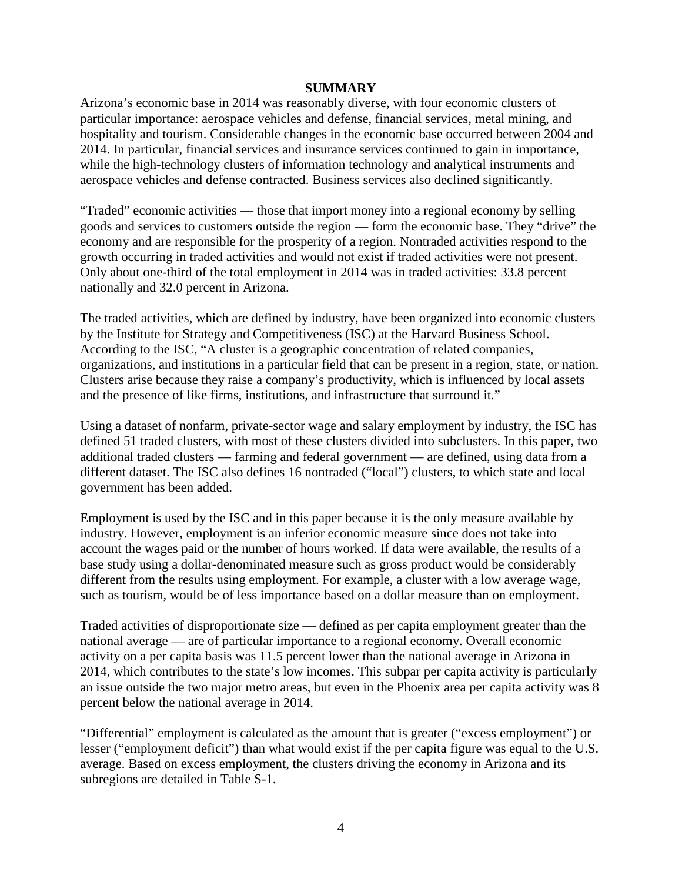## SUMMARY

Arizona's economic base in 2014 was reasonably diverse, with four economic clusters of particular importance: aerospace vehicles and defense, financial services, metal mining, and hospitality and tourism. Considerable changes in the economic base occurred between 2004 and 2014. In particular, financial services and insurance services continued to gain in importance, while the high-technology clusters of information technology and analytical instruments and aerospace vehicles and defense contracted. Business services also declined significantly.

"Traded" economic activities — those that import money into a regional economy by selling goods and services to customers outside the region — form the economic base. They "drive" the economy and are responsible for the prosperity of a region. Nontraded activities respond to the growth occurring in traded activities and would not exist if traded activities were not present. Only about one-third of the total employment in 2014 was in traded activities: 33.8 percent nationally and 32.0 percent in Arizona.

The traded activities, which are defined by industry, have been organized into economic clusters by the Institute for Strategy and Competitiveness (ISC) at the Harvard Business School. According to the ISC, "A cluster is a geographic concentration of related companies, organizations, and institutions in a particular field that can be present in a region, state, or nation. Clusters arise because they raise a company's productivity, which is influenced by local assets and the presence of like firms, institutions, and infrastructure that surround it."

Using a dataset of nonfarm, private-sector wage and salary employment by industry, the ISC has defined 51 traded clusters, with most of these clusters divided into subclusters. In this paper, two additional traded clusters — farming and federal government — are defined, using data from a different dataset. The ISC also defines 16 nontraded ("local") clusters, to which state and local government has been added.

Employment is used by the ISC and in this paper because it is the only measure available by industry. However, employment is an inferior economic measure since does not take into account the wages paid or the number of hours worked. If data were available, the results of a base study using a dollar-denominated measure such as gross product would be considerably different from the results using employment. For example, a cluster with a low average wage, such as tourism, would be of less importance based on a dollar measure than on employment.

Traded activities of disproportionate size — defined as per capita employment greater than the national average — are of particular importance to a regional economy. Overall economic activity on a per capita basis was 11.5 percent lower than the national average in Arizona in 2014, which contributes to the state's low incomes. This subpar per capita activity is particularly an issue outside the two major metro areas, but even in the Phoenix area per capita activity was 8 percent below the national average in 2014.

"Differential" employment is calculated as the amount that is greater ("excess employment") or lesser ("employment deficit") than what would exist if the per capita figure was equal to the U.S. average. Based on excess employment, the clusters driving the economy in Arizona and its subregions are detailed in Table S-1.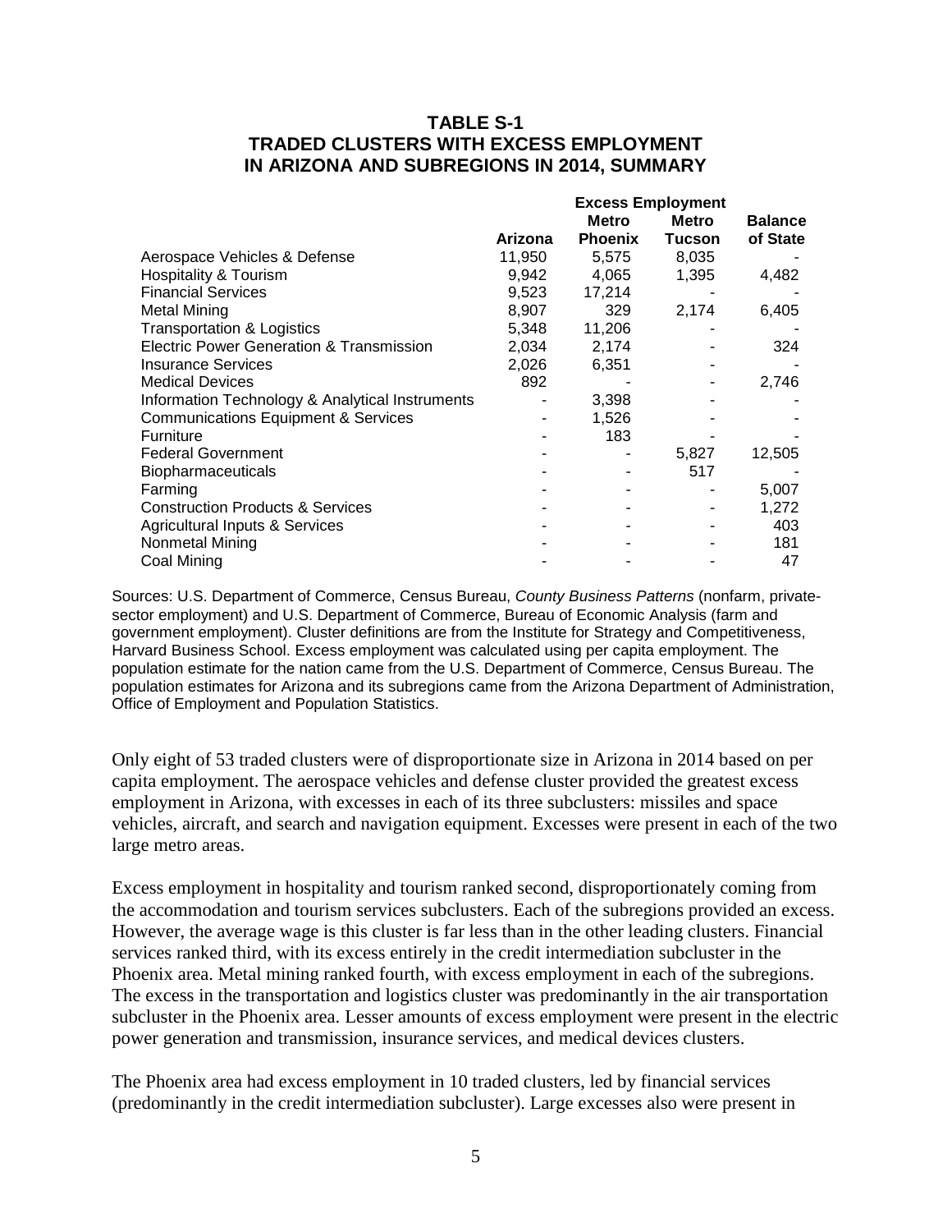**TABLE S-1**
**TRADED CLUSTERS WITH EXCESS EMPLOYMENT IN ARIZONA AND SUBREGIONS IN 2014, SUMMARY**

| | Excess Employment | | | |
|---|---|---|---|---|
| | Arizona | Metro Phoenix | Metro Tucson | Balance of State |
| Aerospace Vehicles & Defense | 11,950 | 5,575 | 8,035 | - |
| Hospitality & Tourism | 9,942 | 4,065 | 1,395 | 4,482 |
| Financial Services | 9,523 | 17,214 | - | - |
| Metal Mining | 8,907 | 329 | 2,174 | 6,405 |
| Transportation & Logistics | 5,348 | 11,206 | - | - |
| Electric Power Generation & Transmission | 2,034 | 2,174 | - | 324 |
| Insurance Services | 2,026 | 6,351 | - | - |
| Medical Devices | 892 | - | - | 2,746 |
| Information Technology & Analytical Instruments | - | 3,398 | - | - |
| Communications Equipment & Services | - | 1,526 | - | - |
| Furniture | - | 183 | - | - |
| Federal Government | - | - | 5,827 | 12,505 |
| Biopharmaceuticals | - | - | 517 | - |
| Farming | - | - | - | 5,007 |
| Construction Products & Services | - | - | - | 1,272 |
| Agricultural Inputs & Services | - | - | - | 403 |
| Nonmetal Mining | - | - | - | 181 |
| Coal Mining | - | - | - | 47 |

Sources: U.S. Department of Commerce, Census Bureau, *County Business Patterns* (nonfarm, private-sector employment) and U.S. Department of Commerce, Bureau of Economic Analysis (farm and government employment). Cluster definitions are from the Institute for Strategy and Competitiveness, Harvard Business School. Excess employment was calculated using per capita employment. The population estimate for the nation came from the U.S. Department of Commerce, Census Bureau. The population estimates for Arizona and its subregions came from the Arizona Department of Administration, Office of Employment and Population Statistics.

Only eight of 53 traded clusters were of disproportionate size in Arizona in 2014 based on per capita employment. The aerospace vehicles and defense cluster provided the greatest excess employment in Arizona, with excesses in each of its three subclusters: missiles and space vehicles, aircraft, and search and navigation equipment. Excesses were present in each of the two large metro areas.

Excess employment in hospitality and tourism ranked second, disproportionately coming from the accommodation and tourism services subclusters. Each of the subregions provided an excess. However, the average wage is this cluster is far less than in the other leading clusters. Financial services ranked third, with its excess entirely in the credit intermediation subcluster in the Phoenix area. Metal mining ranked fourth, with excess employment in each of the subregions. The excess in the transportation and logistics cluster was predominantly in the air transportation subcluster in the Phoenix area. Lesser amounts of excess employment were present in the electric power generation and transmission, insurance services, and medical devices clusters.

The Phoenix area had excess employment in 10 traded clusters, led by financial services (predominantly in the credit intermediation subcluster). Large excesses also were present in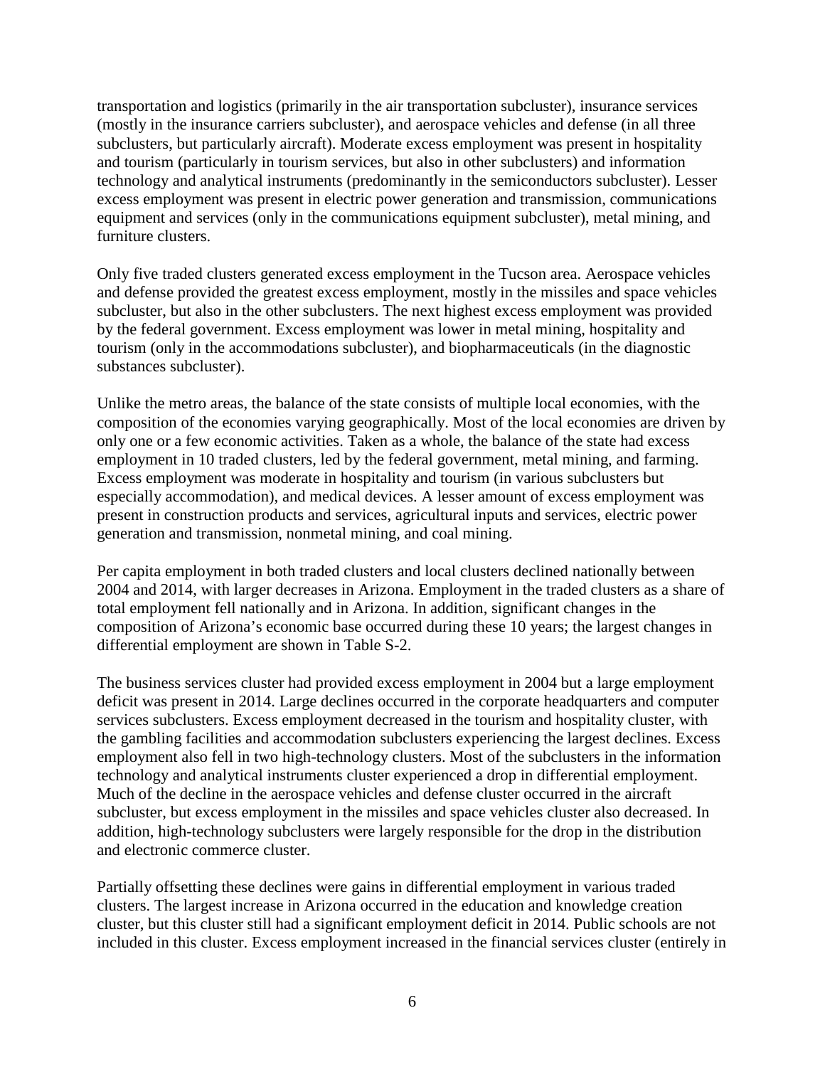transportation and logistics (primarily in the air transportation subcluster), insurance services (mostly in the insurance carriers subcluster), and aerospace vehicles and defense (in all three subclusters, but particularly aircraft). Moderate excess employment was present in hospitality and tourism (particularly in tourism services, but also in other subclusters) and information technology and analytical instruments (predominantly in the semiconductors subcluster). Lesser excess employment was present in electric power generation and transmission, communications equipment and services (only in the communications equipment subcluster), metal mining, and furniture clusters.

Only five traded clusters generated excess employment in the Tucson area. Aerospace vehicles and defense provided the greatest excess employment, mostly in the missiles and space vehicles subcluster, but also in the other subclusters. The next highest excess employment was provided by the federal government. Excess employment was lower in metal mining, hospitality and tourism (only in the accommodations subcluster), and biopharmaceuticals (in the diagnostic substances subcluster).

Unlike the metro areas, the balance of the state consists of multiple local economies, with the composition of the economies varying geographically. Most of the local economies are driven by only one or a few economic activities. Taken as a whole, the balance of the state had excess employment in 10 traded clusters, led by the federal government, metal mining, and farming. Excess employment was moderate in hospitality and tourism (in various subclusters but especially accommodation), and medical devices. A lesser amount of excess employment was present in construction products and services, agricultural inputs and services, electric power generation and transmission, nonmetal mining, and coal mining.

Per capita employment in both traded clusters and local clusters declined nationally between 2004 and 2014, with larger decreases in Arizona. Employment in the traded clusters as a share of total employment fell nationally and in Arizona. In addition, significant changes in the composition of Arizona's economic base occurred during these 10 years; the largest changes in differential employment are shown in Table S-2.

The business services cluster had provided excess employment in 2004 but a large employment deficit was present in 2014. Large declines occurred in the corporate headquarters and computer services subclusters. Excess employment decreased in the tourism and hospitality cluster, with the gambling facilities and accommodation subclusters experiencing the largest declines. Excess employment also fell in two high-technology clusters. Most of the subclusters in the information technology and analytical instruments cluster experienced a drop in differential employment. Much of the decline in the aerospace vehicles and defense cluster occurred in the aircraft subcluster, but excess employment in the missiles and space vehicles cluster also decreased. In addition, high-technology subclusters were largely responsible for the drop in the distribution and electronic commerce cluster.

Partially offsetting these declines were gains in differential employment in various traded clusters. The largest increase in Arizona occurred in the education and knowledge creation cluster, but this cluster still had a significant employment deficit in 2014. Public schools are not included in this cluster. Excess employment increased in the financial services cluster (entirely in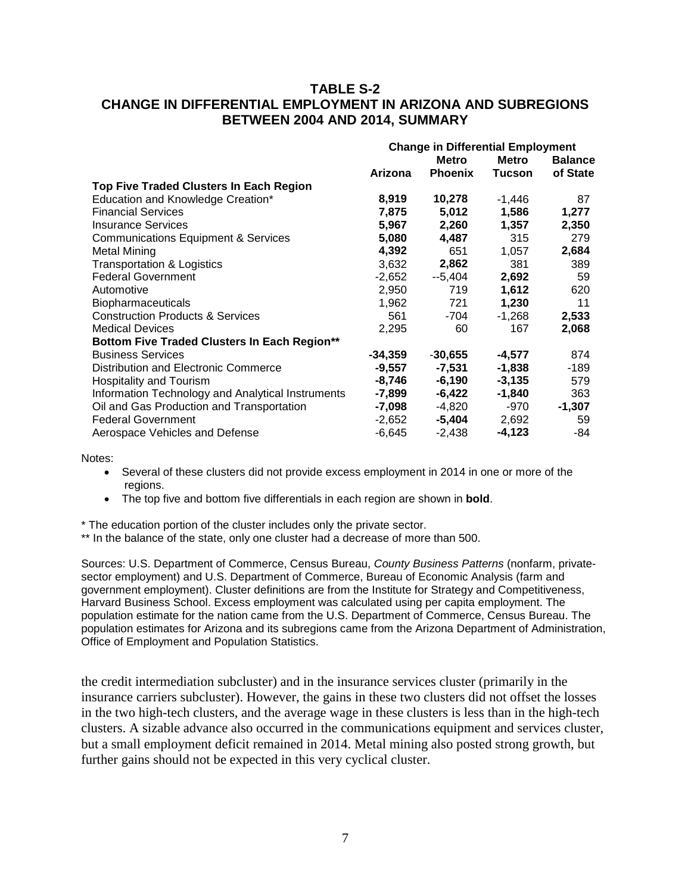## TABLE S-2
## CHANGE IN DIFFERENTIAL EMPLOYMENT IN ARIZONA AND SUBREGIONS BETWEEN 2004 AND 2014, SUMMARY

| | Change in Differential Employment | | | |
|---|---|---|---|---|
| | Arizona | Metro Phoenix | Metro Tucson | Balance of State |
| **Top Five Traded Clusters In Each Region** | | | | |
| Education and Knowledge Creation* | **8,919** | **10,278** | -1,446 | 87 |
| Financial Services | **7,875** | **5,012** | **1,586** | **1,277** |
| Insurance Services | **5,967** | **2,260** | **1,357** | **2,350** |
| Communications Equipment & Services | **5,080** | **4,487** | 315 | 279 |
| Metal Mining | **4,392** | 651 | 1,057 | **2,684** |
| Transportation & Logistics | 3,632 | **2,862** | 381 | 389 |
| Federal Government | -2,652 | --5,404 | **2,692** | 59 |
| Automotive | 2,950 | 719 | **1,612** | 620 |
| Biopharmaceuticals | 1,962 | 721 | **1,230** | 11 |
| Construction Products & Services | 561 | -704 | -1,268 | **2,533** |
| Medical Devices | 2,295 | 60 | 167 | **2,068** |
| **Bottom Five Traded Clusters In Each Region**\*\* | | | | |
| Business Services | **-34,359** | **-30,655** | **-4,577** | 874 |
| Distribution and Electronic Commerce | **-9,557** | **-7,531** | **-1,838** | -189 |
| Hospitality and Tourism | **-8,746** | **-6,190** | **-3,135** | 579 |
| Information Technology and Analytical Instruments | **-7,899** | **-6,422** | **-1,840** | 363 |
| Oil and Gas Production and Transportation | **-7,098** | -4,820 | -970 | **-1,307** |
| Federal Government | -2,652 | **-5,404** | 2,692 | 59 |
| Aerospace Vehicles and Defense | -6,645 | -2,438 | **-4,123** | -84 |

Notes:

- Several of these clusters did not provide excess employment in 2014 in one or more of the regions.
- The top five and bottom five differentials in each region are shown in **bold**.

\* The education portion of the cluster includes only the private sector.

\*\* In the balance of the state, only one cluster had a decrease of more than 500.

Sources: U.S. Department of Commerce, Census Bureau, *County Business Patterns* (nonfarm, private-sector employment) and U.S. Department of Commerce, Bureau of Economic Analysis (farm and government employment). Cluster definitions are from the Institute for Strategy and Competitiveness, Harvard Business School. Excess employment was calculated using per capita employment. The population estimate for the nation came from the U.S. Department of Commerce, Census Bureau. The population estimates for Arizona and its subregions came from the Arizona Department of Administration, Office of Employment and Population Statistics.

the credit intermediation subcluster) and in the insurance services cluster (primarily in the insurance carriers subcluster). However, the gains in these two clusters did not offset the losses in the two high-tech clusters, and the average wage in these clusters is less than in the high-tech clusters. A sizable advance also occurred in the communications equipment and services cluster, but a small employment deficit remained in 2014. Metal mining also posted strong growth, but further gains should not be expected in this very cyclical cluster.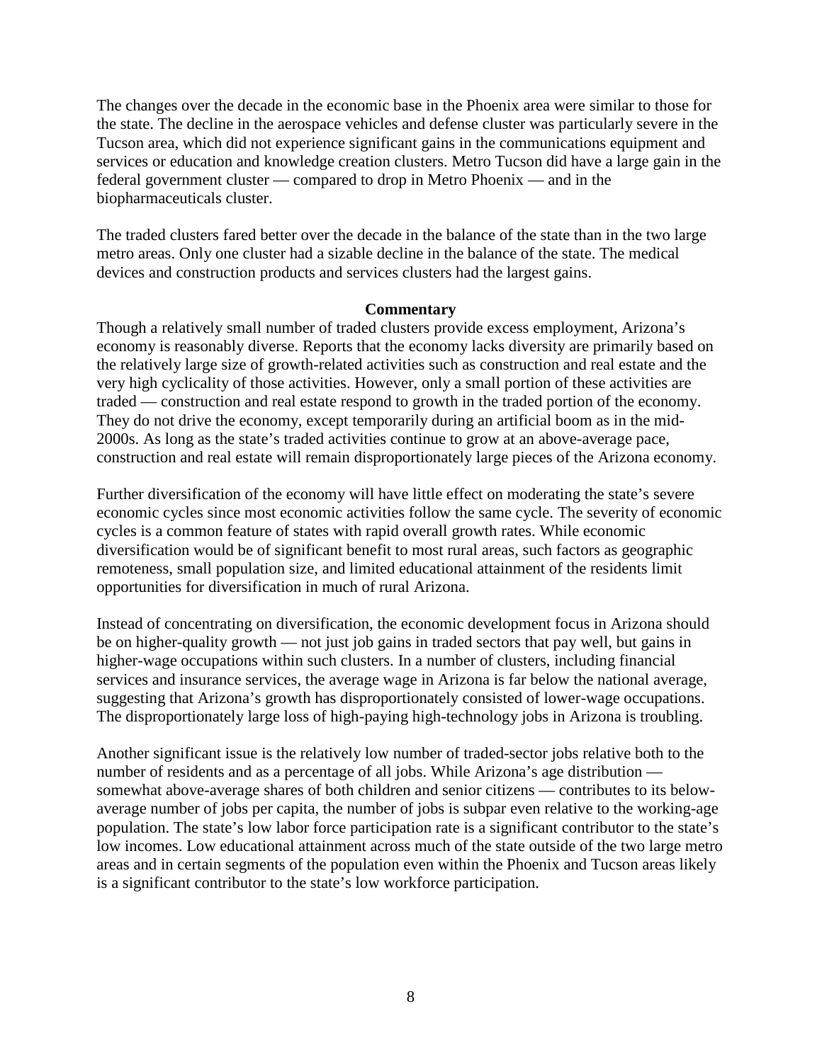The changes over the decade in the economic base in the Phoenix area were similar to those for the state. The decline in the aerospace vehicles and defense cluster was particularly severe in the Tucson area, which did not experience significant gains in the communications equipment and services or education and knowledge creation clusters. Metro Tucson did have a large gain in the federal government cluster — compared to drop in Metro Phoenix — and in the biopharmaceuticals cluster.

The traded clusters fared better over the decade in the balance of the state than in the two large metro areas. Only one cluster had a sizable decline in the balance of the state. The medical devices and construction products and services clusters had the largest gains.

## Commentary

Though a relatively small number of traded clusters provide excess employment, Arizona's economy is reasonably diverse. Reports that the economy lacks diversity are primarily based on the relatively large size of growth-related activities such as construction and real estate and the very high cyclicality of those activities. However, only a small portion of these activities are traded — construction and real estate respond to growth in the traded portion of the economy. They do not drive the economy, except temporarily during an artificial boom as in the mid-2000s. As long as the state's traded activities continue to grow at an above-average pace, construction and real estate will remain disproportionately large pieces of the Arizona economy.

Further diversification of the economy will have little effect on moderating the state's severe economic cycles since most economic activities follow the same cycle. The severity of economic cycles is a common feature of states with rapid overall growth rates. While economic diversification would be of significant benefit to most rural areas, such factors as geographic remoteness, small population size, and limited educational attainment of the residents limit opportunities for diversification in much of rural Arizona.

Instead of concentrating on diversification, the economic development focus in Arizona should be on higher-quality growth — not just job gains in traded sectors that pay well, but gains in higher-wage occupations within such clusters. In a number of clusters, including financial services and insurance services, the average wage in Arizona is far below the national average, suggesting that Arizona's growth has disproportionately consisted of lower-wage occupations. The disproportionately large loss of high-paying high-technology jobs in Arizona is troubling.

Another significant issue is the relatively low number of traded-sector jobs relative both to the number of residents and as a percentage of all jobs. While Arizona's age distribution — somewhat above-average shares of both children and senior citizens — contributes to its below-average number of jobs per capita, the number of jobs is subpar even relative to the working-age population. The state's low labor force participation rate is a significant contributor to the state's low incomes. Low educational attainment across much of the state outside of the two large metro areas and in certain segments of the population even within the Phoenix and Tucson areas likely is a significant contributor to the state's low workforce participation.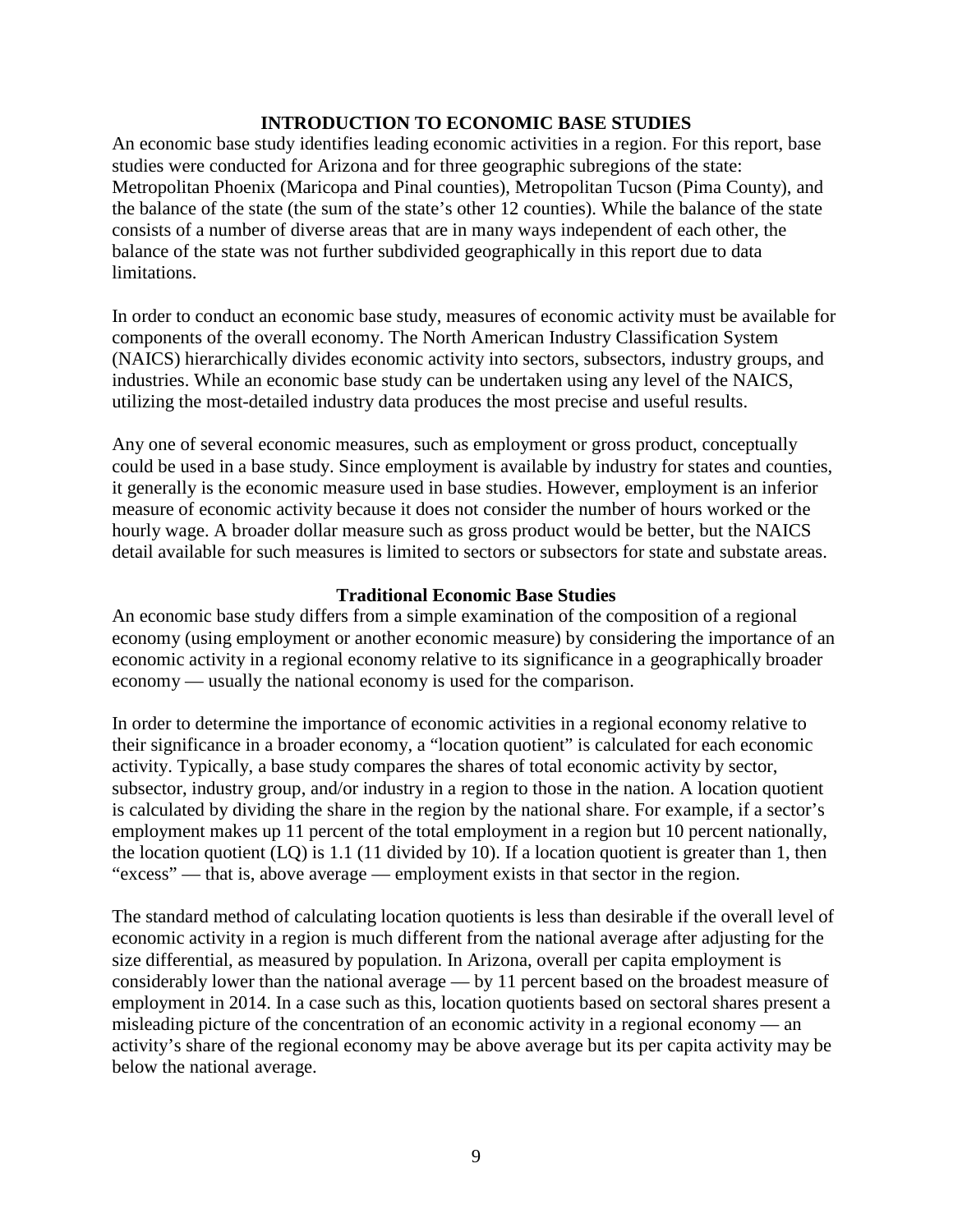## INTRODUCTION TO ECONOMIC BASE STUDIES

An economic base study identifies leading economic activities in a region. For this report, base studies were conducted for Arizona and for three geographic subregions of the state: Metropolitan Phoenix (Maricopa and Pinal counties), Metropolitan Tucson (Pima County), and the balance of the state (the sum of the state's other 12 counties). While the balance of the state consists of a number of diverse areas that are in many ways independent of each other, the balance of the state was not further subdivided geographically in this report due to data limitations.

In order to conduct an economic base study, measures of economic activity must be available for components of the overall economy. The North American Industry Classification System (NAICS) hierarchically divides economic activity into sectors, subsectors, industry groups, and industries. While an economic base study can be undertaken using any level of the NAICS, utilizing the most-detailed industry data produces the most precise and useful results.

Any one of several economic measures, such as employment or gross product, conceptually could be used in a base study. Since employment is available by industry for states and counties, it generally is the economic measure used in base studies. However, employment is an inferior measure of economic activity because it does not consider the number of hours worked or the hourly wage. A broader dollar measure such as gross product would be better, but the NAICS detail available for such measures is limited to sectors or subsectors for state and substate areas.

### Traditional Economic Base Studies

An economic base study differs from a simple examination of the composition of a regional economy (using employment or another economic measure) by considering the importance of an economic activity in a regional economy relative to its significance in a geographically broader economy — usually the national economy is used for the comparison.

In order to determine the importance of economic activities in a regional economy relative to their significance in a broader economy, a "location quotient" is calculated for each economic activity. Typically, a base study compares the shares of total economic activity by sector, subsector, industry group, and/or industry in a region to those in the nation. A location quotient is calculated by dividing the share in the region by the national share. For example, if a sector's employment makes up 11 percent of the total employment in a region but 10 percent nationally, the location quotient (LQ) is 1.1 (11 divided by 10). If a location quotient is greater than 1, then "excess" — that is, above average — employment exists in that sector in the region.

The standard method of calculating location quotients is less than desirable if the overall level of economic activity in a region is much different from the national average after adjusting for the size differential, as measured by population. In Arizona, overall per capita employment is considerably lower than the national average — by 11 percent based on the broadest measure of employment in 2014. In a case such as this, location quotients based on sectoral shares present a misleading picture of the concentration of an economic activity in a regional economy — an activity's share of the regional economy may be above average but its per capita activity may be below the national average.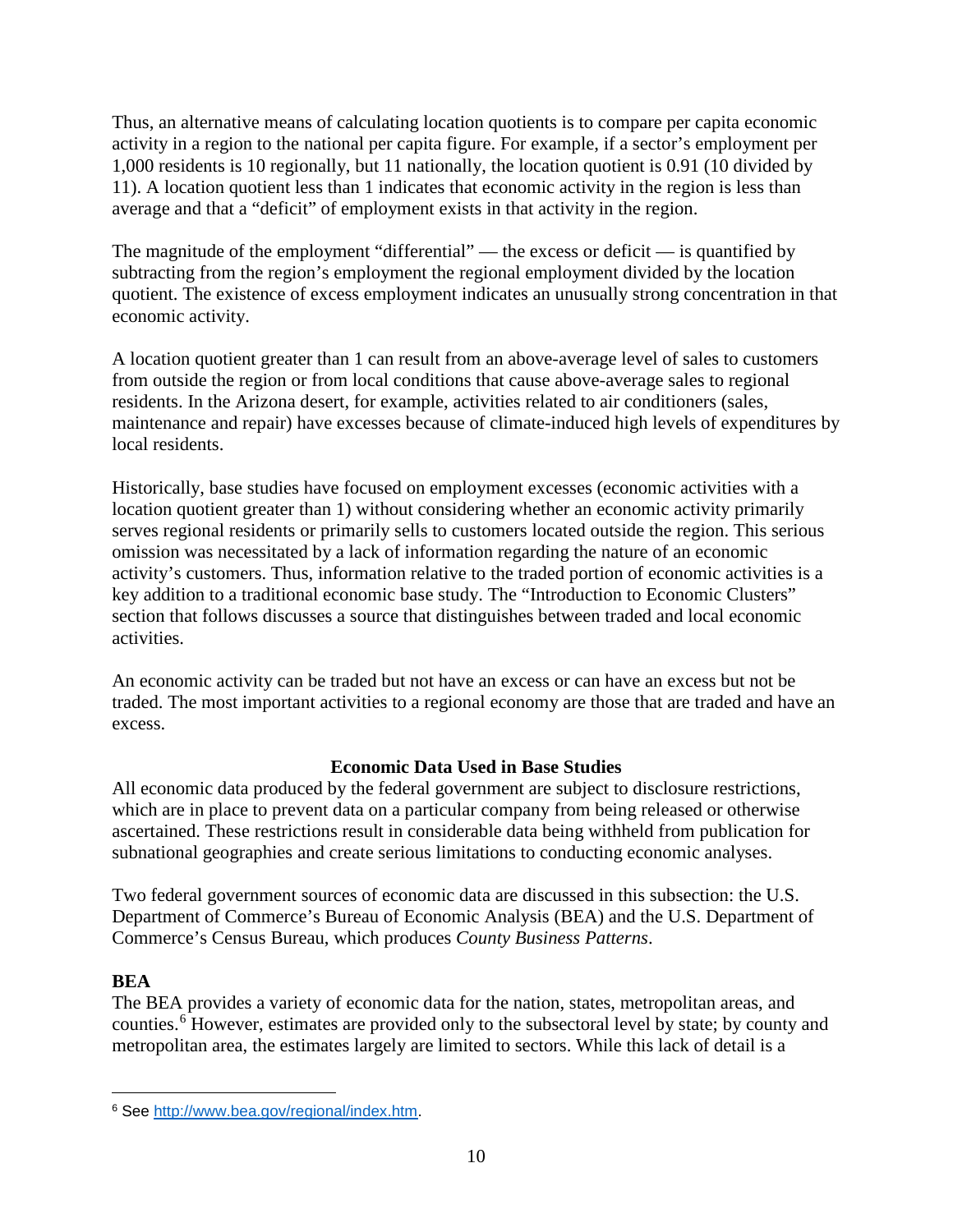Thus, an alternative means of calculating location quotients is to compare per capita economic activity in a region to the national per capita figure. For example, if a sector's employment per 1,000 residents is 10 regionally, but 11 nationally, the location quotient is 0.91 (10 divided by 11). A location quotient less than 1 indicates that economic activity in the region is less than average and that a "deficit" of employment exists in that activity in the region.

The magnitude of the employment "differential" — the excess or deficit — is quantified by subtracting from the region's employment the regional employment divided by the location quotient. The existence of excess employment indicates an unusually strong concentration in that economic activity.

A location quotient greater than 1 can result from an above-average level of sales to customers from outside the region or from local conditions that cause above-average sales to regional residents. In the Arizona desert, for example, activities related to air conditioners (sales, maintenance and repair) have excesses because of climate-induced high levels of expenditures by local residents.

Historically, base studies have focused on employment excesses (economic activities with a location quotient greater than 1) without considering whether an economic activity primarily serves regional residents or primarily sells to customers located outside the region. This serious omission was necessitated by a lack of information regarding the nature of an economic activity's customers. Thus, information relative to the traded portion of economic activities is a key addition to a traditional economic base study. The "Introduction to Economic Clusters" section that follows discusses a source that distinguishes between traded and local economic activities.

An economic activity can be traded but not have an excess or can have an excess but not be traded. The most important activities to a regional economy are those that are traded and have an excess.

## Economic Data Used in Base Studies

All economic data produced by the federal government are subject to disclosure restrictions, which are in place to prevent data on a particular company from being released or otherwise ascertained. These restrictions result in considerable data being withheld from publication for subnational geographies and create serious limitations to conducting economic analyses.

Two federal government sources of economic data are discussed in this subsection: the U.S. Department of Commerce's Bureau of Economic Analysis (BEA) and the U.S. Department of Commerce's Census Bureau, which produces *County Business Patterns*.

### BEA

The BEA provides a variety of economic data for the nation, states, metropolitan areas, and counties.[6] However, estimates are provided only to the subsectoral level by state; by county and metropolitan area, the estimates largely are limited to sectors. While this lack of detail is a

[6] See http://www.bea.gov/regional/index.htm.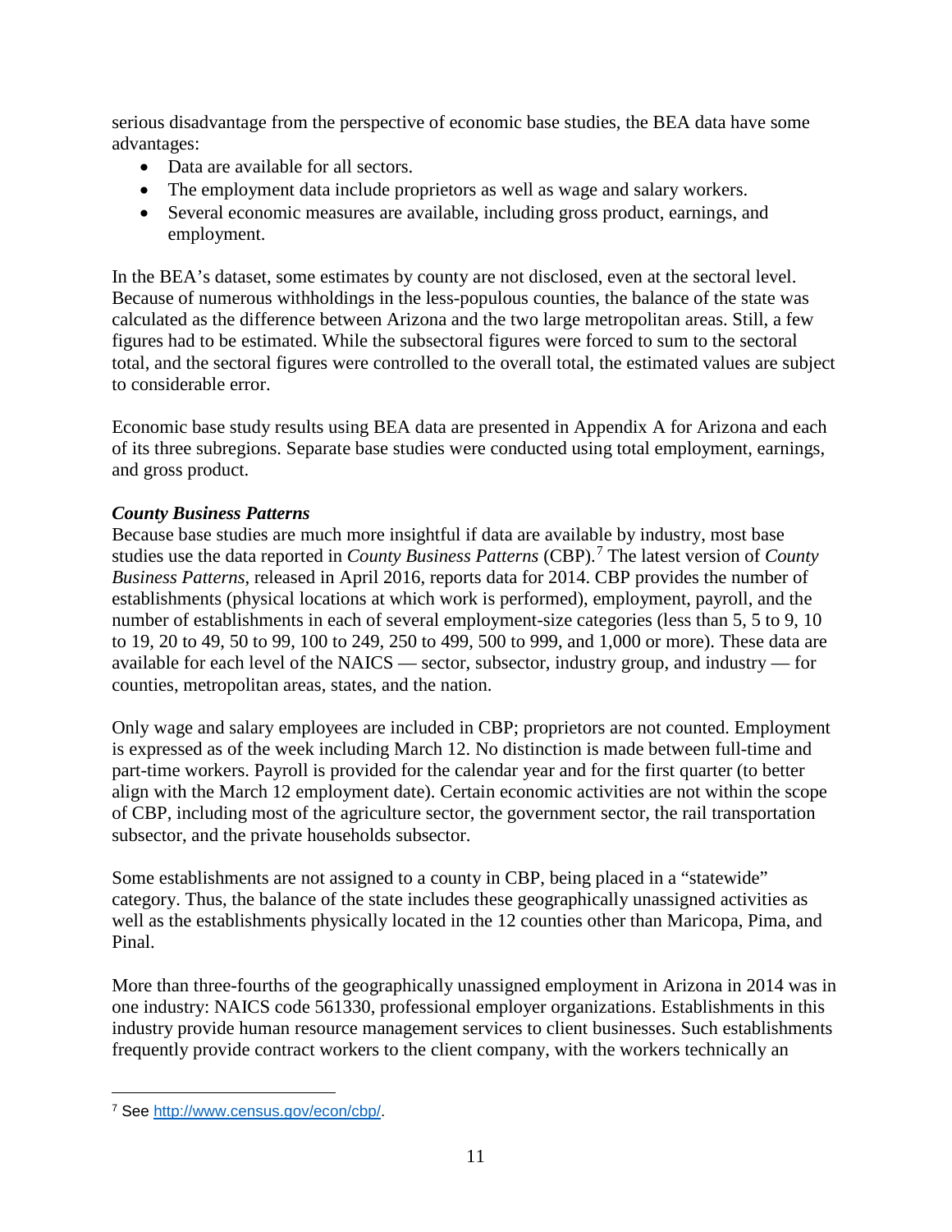serious disadvantage from the perspective of economic base studies, the BEA data have some advantages:

- Data are available for all sectors.
- The employment data include proprietors as well as wage and salary workers.
- Several economic measures are available, including gross product, earnings, and employment.

In the BEA's dataset, some estimates by county are not disclosed, even at the sectoral level. Because of numerous withholdings in the less-populous counties, the balance of the state was calculated as the difference between Arizona and the two large metropolitan areas. Still, a few figures had to be estimated. While the subsectoral figures were forced to sum to the sectoral total, and the sectoral figures were controlled to the overall total, the estimated values are subject to considerable error.

Economic base study results using BEA data are presented in Appendix A for Arizona and each of its three subregions. Separate base studies were conducted using total employment, earnings, and gross product.

***County Business Patterns***

Because base studies are much more insightful if data are available by industry, most base studies use the data reported in *County Business Patterns* (CBP).[7] The latest version of *County Business Patterns*, released in April 2016, reports data for 2014. CBP provides the number of establishments (physical locations at which work is performed), employment, payroll, and the number of establishments in each of several employment-size categories (less than 5, 5 to 9, 10 to 19, 20 to 49, 50 to 99, 100 to 249, 250 to 499, 500 to 999, and 1,000 or more). These data are available for each level of the NAICS — sector, subsector, industry group, and industry — for counties, metropolitan areas, states, and the nation.

Only wage and salary employees are included in CBP; proprietors are not counted. Employment is expressed as of the week including March 12. No distinction is made between full-time and part-time workers. Payroll is provided for the calendar year and for the first quarter (to better align with the March 12 employment date). Certain economic activities are not within the scope of CBP, including most of the agriculture sector, the government sector, the rail transportation subsector, and the private households subsector.

Some establishments are not assigned to a county in CBP, being placed in a "statewide" category. Thus, the balance of the state includes these geographically unassigned activities as well as the establishments physically located in the 12 counties other than Maricopa, Pima, and Pinal.

More than three-fourths of the geographically unassigned employment in Arizona in 2014 was in one industry: NAICS code 561330, professional employer organizations. Establishments in this industry provide human resource management services to client businesses. Such establishments frequently provide contract workers to the client company, with the workers technically an

[7] See http://www.census.gov/econ/cbp/.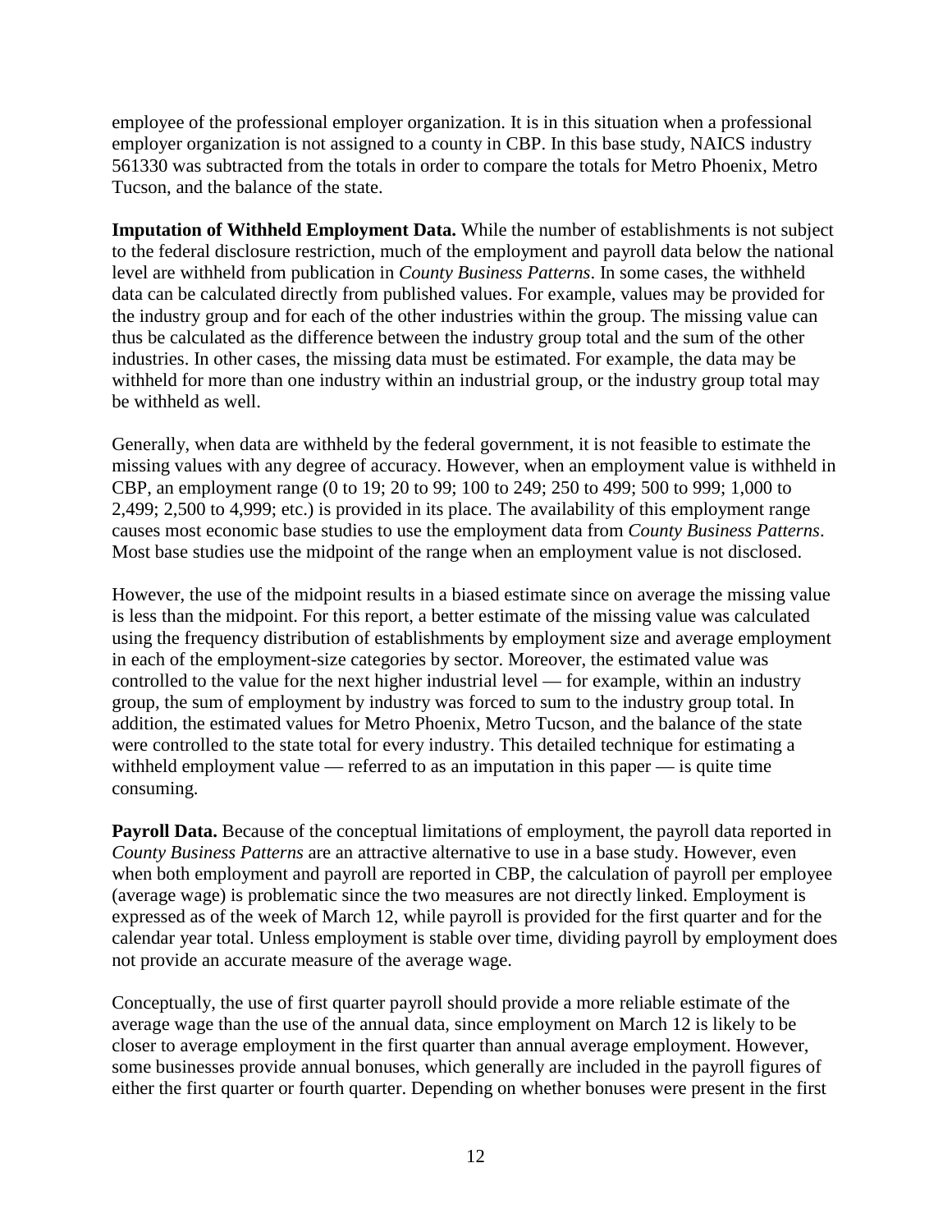employee of the professional employer organization. It is in this situation when a professional employer organization is not assigned to a county in CBP. In this base study, NAICS industry 561330 was subtracted from the totals in order to compare the totals for Metro Phoenix, Metro Tucson, and the balance of the state.

**Imputation of Withheld Employment Data.** While the number of establishments is not subject to the federal disclosure restriction, much of the employment and payroll data below the national level are withheld from publication in *County Business Patterns*. In some cases, the withheld data can be calculated directly from published values. For example, values may be provided for the industry group and for each of the other industries within the group. The missing value can thus be calculated as the difference between the industry group total and the sum of the other industries. In other cases, the missing data must be estimated. For example, the data may be withheld for more than one industry within an industrial group, or the industry group total may be withheld as well.

Generally, when data are withheld by the federal government, it is not feasible to estimate the missing values with any degree of accuracy. However, when an employment value is withheld in CBP, an employment range (0 to 19; 20 to 99; 100 to 249; 250 to 499; 500 to 999; 1,000 to 2,499; 2,500 to 4,999; etc.) is provided in its place. The availability of this employment range causes most economic base studies to use the employment data from *County Business Patterns*. Most base studies use the midpoint of the range when an employment value is not disclosed.

However, the use of the midpoint results in a biased estimate since on average the missing value is less than the midpoint. For this report, a better estimate of the missing value was calculated using the frequency distribution of establishments by employment size and average employment in each of the employment-size categories by sector. Moreover, the estimated value was controlled to the value for the next higher industrial level — for example, within an industry group, the sum of employment by industry was forced to sum to the industry group total. In addition, the estimated values for Metro Phoenix, Metro Tucson, and the balance of the state were controlled to the state total for every industry. This detailed technique for estimating a withheld employment value — referred to as an imputation in this paper — is quite time consuming.

**Payroll Data.** Because of the conceptual limitations of employment, the payroll data reported in *County Business Patterns* are an attractive alternative to use in a base study. However, even when both employment and payroll are reported in CBP, the calculation of payroll per employee (average wage) is problematic since the two measures are not directly linked. Employment is expressed as of the week of March 12, while payroll is provided for the first quarter and for the calendar year total. Unless employment is stable over time, dividing payroll by employment does not provide an accurate measure of the average wage.

Conceptually, the use of first quarter payroll should provide a more reliable estimate of the average wage than the use of the annual data, since employment on March 12 is likely to be closer to average employment in the first quarter than annual average employment. However, some businesses provide annual bonuses, which generally are included in the payroll figures of either the first quarter or fourth quarter. Depending on whether bonuses were present in the first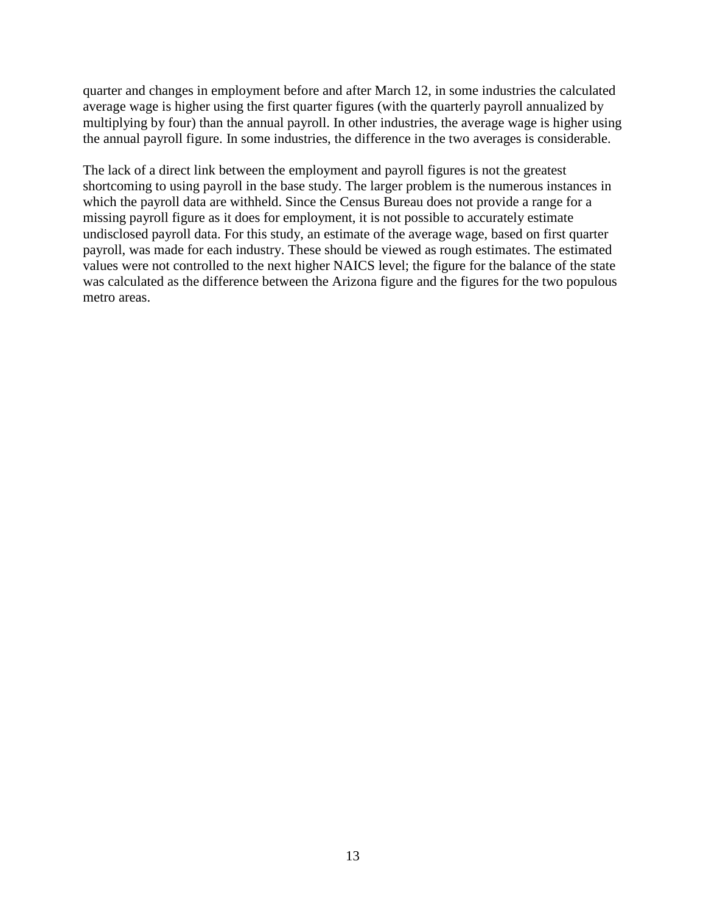quarter and changes in employment before and after March 12, in some industries the calculated average wage is higher using the first quarter figures (with the quarterly payroll annualized by multiplying by four) than the annual payroll. In other industries, the average wage is higher using the annual payroll figure. In some industries, the difference in the two averages is considerable.

The lack of a direct link between the employment and payroll figures is not the greatest shortcoming to using payroll in the base study. The larger problem is the numerous instances in which the payroll data are withheld. Since the Census Bureau does not provide a range for a missing payroll figure as it does for employment, it is not possible to accurately estimate undisclosed payroll data. For this study, an estimate of the average wage, based on first quarter payroll, was made for each industry. These should be viewed as rough estimates. The estimated values were not controlled to the next higher NAICS level; the figure for the balance of the state was calculated as the difference between the Arizona figure and the figures for the two populous metro areas.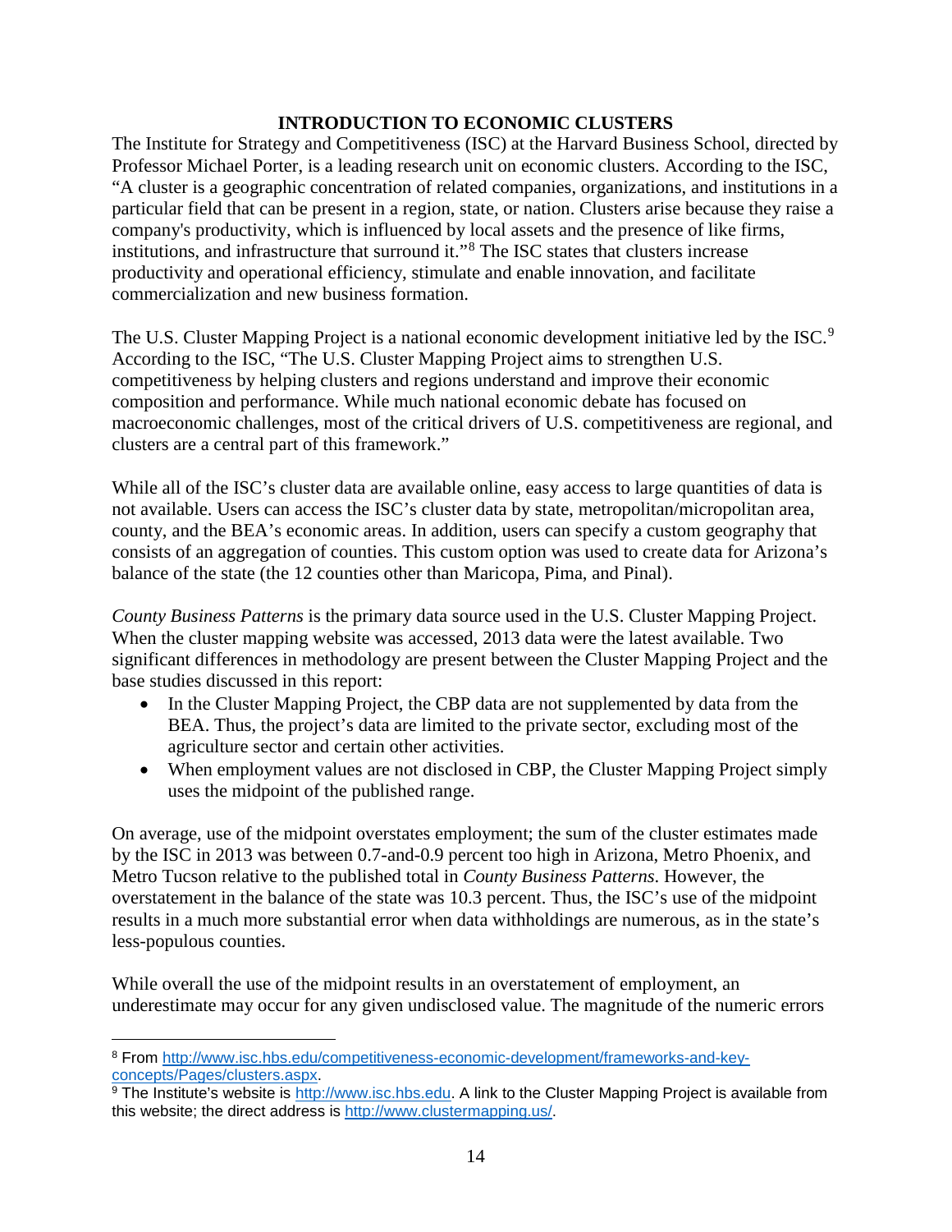## INTRODUCTION TO ECONOMIC CLUSTERS

The Institute for Strategy and Competitiveness (ISC) at the Harvard Business School, directed by Professor Michael Porter, is a leading research unit on economic clusters. According to the ISC, "A cluster is a geographic concentration of related companies, organizations, and institutions in a particular field that can be present in a region, state, or nation. Clusters arise because they raise a company's productivity, which is influenced by local assets and the presence of like firms, institutions, and infrastructure that surround it."[8] The ISC states that clusters increase productivity and operational efficiency, stimulate and enable innovation, and facilitate commercialization and new business formation.

The U.S. Cluster Mapping Project is a national economic development initiative led by the ISC.[9] According to the ISC, "The U.S. Cluster Mapping Project aims to strengthen U.S. competitiveness by helping clusters and regions understand and improve their economic composition and performance. While much national economic debate has focused on macroeconomic challenges, most of the critical drivers of U.S. competitiveness are regional, and clusters are a central part of this framework."

While all of the ISC's cluster data are available online, easy access to large quantities of data is not available. Users can access the ISC's cluster data by state, metropolitan/micropolitan area, county, and the BEA's economic areas. In addition, users can specify a custom geography that consists of an aggregation of counties. This custom option was used to create data for Arizona's balance of the state (the 12 counties other than Maricopa, Pima, and Pinal).

*County Business Patterns* is the primary data source used in the U.S. Cluster Mapping Project. When the cluster mapping website was accessed, 2013 data were the latest available. Two significant differences in methodology are present between the Cluster Mapping Project and the base studies discussed in this report:

- In the Cluster Mapping Project, the CBP data are not supplemented by data from the BEA. Thus, the project's data are limited to the private sector, excluding most of the agriculture sector and certain other activities.
- When employment values are not disclosed in CBP, the Cluster Mapping Project simply uses the midpoint of the published range.

On average, use of the midpoint overstates employment; the sum of the cluster estimates made by the ISC in 2013 was between 0.7-and-0.9 percent too high in Arizona, Metro Phoenix, and Metro Tucson relative to the published total in *County Business Patterns*. However, the overstatement in the balance of the state was 10.3 percent. Thus, the ISC's use of the midpoint results in a much more substantial error when data withholdings are numerous, as in the state's less-populous counties.

While overall the use of the midpoint results in an overstatement of employment, an underestimate may occur for any given undisclosed value. The magnitude of the numeric errors

---

[8] From http://www.isc.hbs.edu/competitiveness-economic-development/frameworks-and-key-concepts/Pages/clusters.aspx.

[9] The Institute's website is http://www.isc.hbs.edu. A link to the Cluster Mapping Project is available from this website; the direct address is http://www.clustermapping.us/.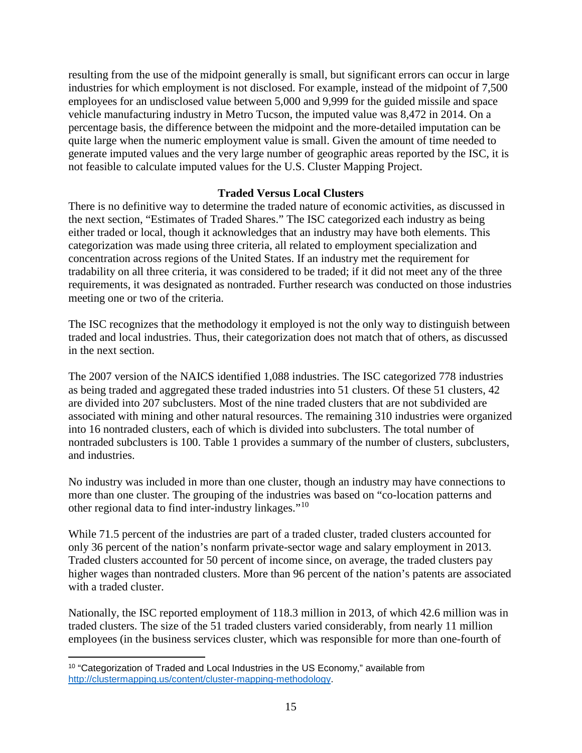resulting from the use of the midpoint generally is small, but significant errors can occur in large industries for which employment is not disclosed. For example, instead of the midpoint of 7,500 employees for an undisclosed value between 5,000 and 9,999 for the guided missile and space vehicle manufacturing industry in Metro Tucson, the imputed value was 8,472 in 2014. On a percentage basis, the difference between the midpoint and the more-detailed imputation can be quite large when the numeric employment value is small. Given the amount of time needed to generate imputed values and the very large number of geographic areas reported by the ISC, it is not feasible to calculate imputed values for the U.S. Cluster Mapping Project.

## Traded Versus Local Clusters

There is no definitive way to determine the traded nature of economic activities, as discussed in the next section, "Estimates of Traded Shares." The ISC categorized each industry as being either traded or local, though it acknowledges that an industry may have both elements. This categorization was made using three criteria, all related to employment specialization and concentration across regions of the United States. If an industry met the requirement for tradability on all three criteria, it was considered to be traded; if it did not meet any of the three requirements, it was designated as nontraded. Further research was conducted on those industries meeting one or two of the criteria.

The ISC recognizes that the methodology it employed is not the only way to distinguish between traded and local industries. Thus, their categorization does not match that of others, as discussed in the next section.

The 2007 version of the NAICS identified 1,088 industries. The ISC categorized 778 industries as being traded and aggregated these traded industries into 51 clusters. Of these 51 clusters, 42 are divided into 207 subclusters. Most of the nine traded clusters that are not subdivided are associated with mining and other natural resources. The remaining 310 industries were organized into 16 nontraded clusters, each of which is divided into subclusters. The total number of nontraded subclusters is 100. Table 1 provides a summary of the number of clusters, subclusters, and industries.

No industry was included in more than one cluster, though an industry may have connections to more than one cluster. The grouping of the industries was based on "co-location patterns and other regional data to find inter-industry linkages."[10]

While 71.5 percent of the industries are part of a traded cluster, traded clusters accounted for only 36 percent of the nation's nonfarm private-sector wage and salary employment in 2013. Traded clusters accounted for 50 percent of income since, on average, the traded clusters pay higher wages than nontraded clusters. More than 96 percent of the nation's patents are associated with a traded cluster.

Nationally, the ISC reported employment of 118.3 million in 2013, of which 42.6 million was in traded clusters. The size of the 51 traded clusters varied considerably, from nearly 11 million employees (in the business services cluster, which was responsible for more than one-fourth of

---

[10] "Categorization of Traded and Local Industries in the US Economy," available from http://clustermapping.us/content/cluster-mapping-methodology.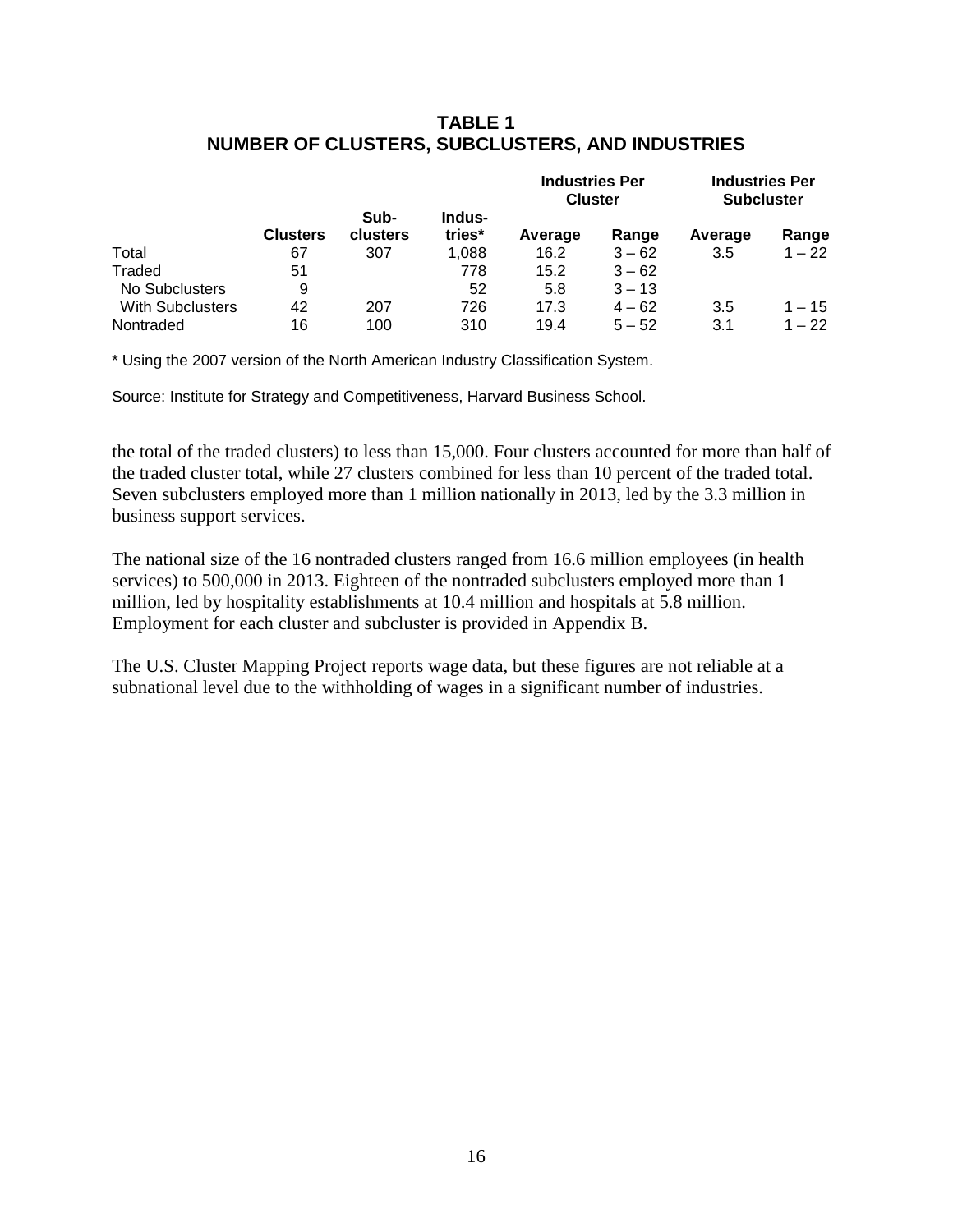**TABLE 1**
**NUMBER OF CLUSTERS, SUBCLUSTERS, AND INDUSTRIES**

| | | | | Industries Per Cluster | | Industries Per Subcluster | |
|---|---|---|---|---|---|---|---|
| | Clusters | Sub-clusters | Indus-tries* | Average | Range | Average | Range |
| Total | 67 | 307 | 1,088 | 16.2 | 3 – 62 | 3.5 | 1 – 22 |
| Traded | 51 | | 778 | 15.2 | 3 – 62 | | |
| No Subclusters | 9 | | 52 | 5.8 | 3 – 13 | | |
| With Subclusters | 42 | 207 | 726 | 17.3 | 4 – 62 | 3.5 | 1 – 15 |
| Nontraded | 16 | 100 | 310 | 19.4 | 5 – 52 | 3.1 | 1 – 22 |

* Using the 2007 version of the North American Industry Classification System.

Source: Institute for Strategy and Competitiveness, Harvard Business School.

the total of the traded clusters) to less than 15,000. Four clusters accounted for more than half of the traded cluster total, while 27 clusters combined for less than 10 percent of the traded total. Seven subclusters employed more than 1 million nationally in 2013, led by the 3.3 million in business support services.

The national size of the 16 nontraded clusters ranged from 16.6 million employees (in health services) to 500,000 in 2013. Eighteen of the nontraded subclusters employed more than 1 million, led by hospitality establishments at 10.4 million and hospitals at 5.8 million. Employment for each cluster and subcluster is provided in Appendix B.

The U.S. Cluster Mapping Project reports wage data, but these figures are not reliable at a subnational level due to the withholding of wages in a significant number of industries.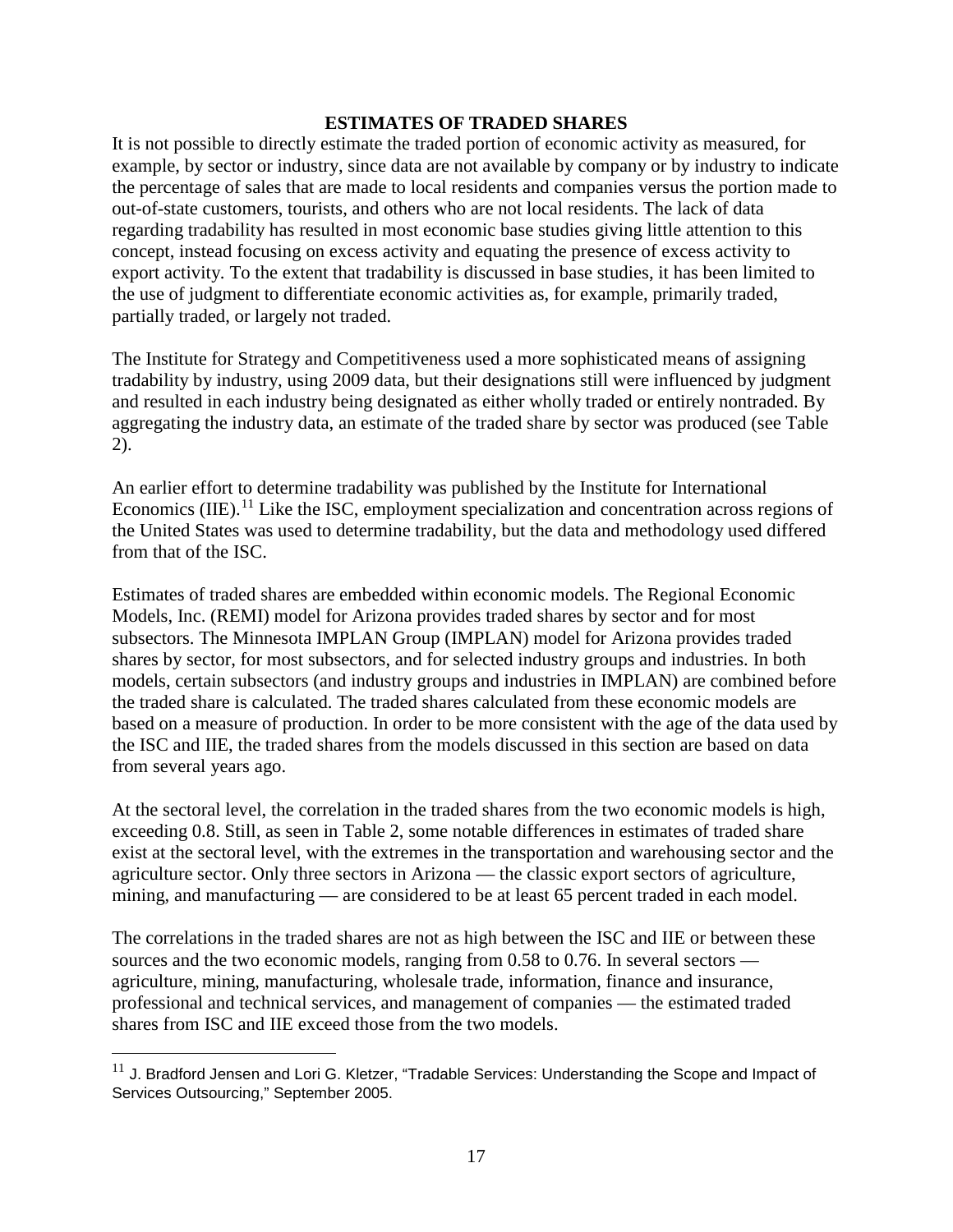## ESTIMATES OF TRADED SHARES

It is not possible to directly estimate the traded portion of economic activity as measured, for example, by sector or industry, since data are not available by company or by industry to indicate the percentage of sales that are made to local residents and companies versus the portion made to out-of-state customers, tourists, and others who are not local residents. The lack of data regarding tradability has resulted in most economic base studies giving little attention to this concept, instead focusing on excess activity and equating the presence of excess activity to export activity. To the extent that tradability is discussed in base studies, it has been limited to the use of judgment to differentiate economic activities as, for example, primarily traded, partially traded, or largely not traded.

The Institute for Strategy and Competitiveness used a more sophisticated means of assigning tradability by industry, using 2009 data, but their designations still were influenced by judgment and resulted in each industry being designated as either wholly traded or entirely nontraded. By aggregating the industry data, an estimate of the traded share by sector was produced (see Table 2).

An earlier effort to determine tradability was published by the Institute for International Economics (IIE).[11] Like the ISC, employment specialization and concentration across regions of the United States was used to determine tradability, but the data and methodology used differed from that of the ISC.

Estimates of traded shares are embedded within economic models. The Regional Economic Models, Inc. (REMI) model for Arizona provides traded shares by sector and for most subsectors. The Minnesota IMPLAN Group (IMPLAN) model for Arizona provides traded shares by sector, for most subsectors, and for selected industry groups and industries. In both models, certain subsectors (and industry groups and industries in IMPLAN) are combined before the traded share is calculated. The traded shares calculated from these economic models are based on a measure of production. In order to be more consistent with the age of the data used by the ISC and IIE, the traded shares from the models discussed in this section are based on data from several years ago.

At the sectoral level, the correlation in the traded shares from the two economic models is high, exceeding 0.8. Still, as seen in Table 2, some notable differences in estimates of traded share exist at the sectoral level, with the extremes in the transportation and warehousing sector and the agriculture sector. Only three sectors in Arizona — the classic export sectors of agriculture, mining, and manufacturing — are considered to be at least 65 percent traded in each model.

The correlations in the traded shares are not as high between the ISC and IIE or between these sources and the two economic models, ranging from 0.58 to 0.76. In several sectors — agriculture, mining, manufacturing, wholesale trade, information, finance and insurance, professional and technical services, and management of companies — the estimated traded shares from ISC and IIE exceed those from the two models.

[11] J. Bradford Jensen and Lori G. Kletzer, "Tradable Services: Understanding the Scope and Impact of Services Outsourcing," September 2005.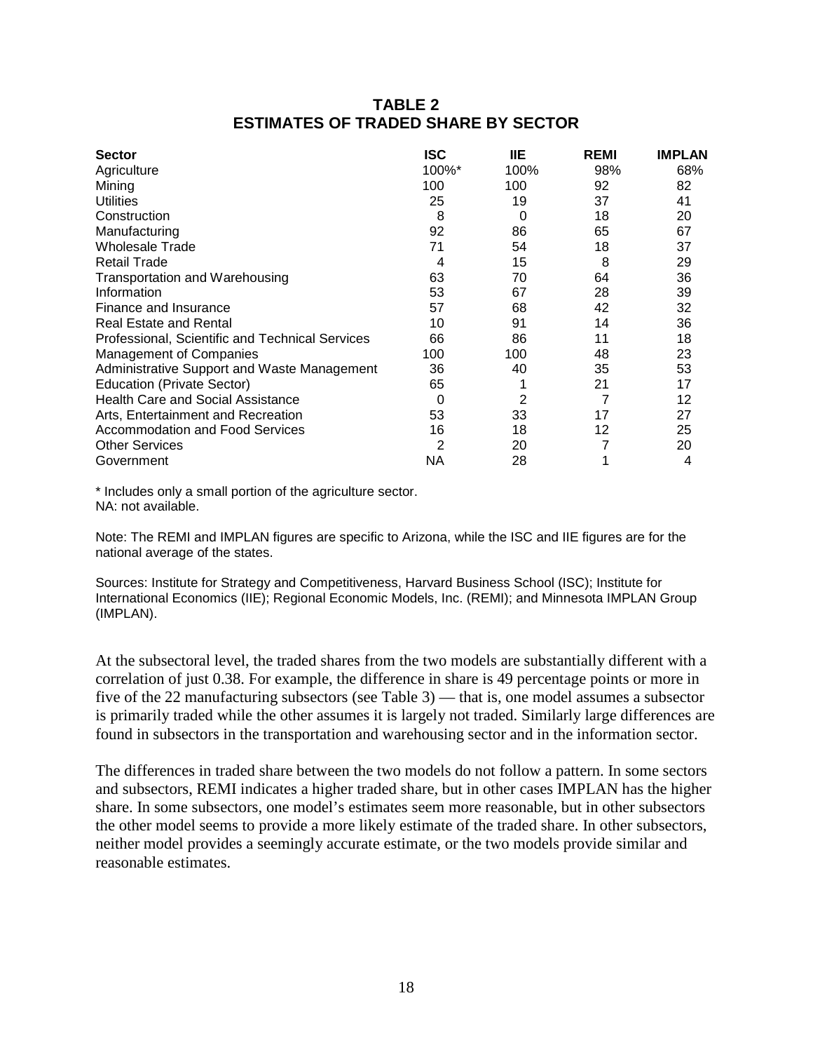**TABLE 2**
**ESTIMATES OF TRADED SHARE BY SECTOR**

| Sector | ISC | IIE | REMI | IMPLAN |
|---|---|---|---|---|
| Agriculture | 100%* | 100% | 98% | 68% |
| Mining | 100 | 100 | 92 | 82 |
| Utilities | 25 | 19 | 37 | 41 |
| Construction | 8 | 0 | 18 | 20 |
| Manufacturing | 92 | 86 | 65 | 67 |
| Wholesale Trade | 71 | 54 | 18 | 37 |
| Retail Trade | 4 | 15 | 8 | 29 |
| Transportation and Warehousing | 63 | 70 | 64 | 36 |
| Information | 53 | 67 | 28 | 39 |
| Finance and Insurance | 57 | 68 | 42 | 32 |
| Real Estate and Rental | 10 | 91 | 14 | 36 |
| Professional, Scientific and Technical Services | 66 | 86 | 11 | 18 |
| Management of Companies | 100 | 100 | 48 | 23 |
| Administrative Support and Waste Management | 36 | 40 | 35 | 53 |
| Education (Private Sector) | 65 | 1 | 21 | 17 |
| Health Care and Social Assistance | 0 | 2 | 7 | 12 |
| Arts, Entertainment and Recreation | 53 | 33 | 17 | 27 |
| Accommodation and Food Services | 16 | 18 | 12 | 25 |
| Other Services | 2 | 20 | 7 | 20 |
| Government | NA | 28 | 1 | 4 |

\* Includes only a small portion of the agriculture sector.
NA: not available.

Note: The REMI and IMPLAN figures are specific to Arizona, while the ISC and IIE figures are for the national average of the states.

Sources: Institute for Strategy and Competitiveness, Harvard Business School (ISC); Institute for International Economics (IIE); Regional Economic Models, Inc. (REMI); and Minnesota IMPLAN Group (IMPLAN).

At the subsectoral level, the traded shares from the two models are substantially different with a correlation of just 0.38. For example, the difference in share is 49 percentage points or more in five of the 22 manufacturing subsectors (see Table 3) — that is, one model assumes a subsector is primarily traded while the other assumes it is largely not traded. Similarly large differences are found in subsectors in the transportation and warehousing sector and in the information sector.

The differences in traded share between the two models do not follow a pattern. In some sectors and subsectors, REMI indicates a higher traded share, but in other cases IMPLAN has the higher share. In some subsectors, one model's estimates seem more reasonable, but in other subsectors the other model seems to provide a more likely estimate of the traded share. In other subsectors, neither model provides a seemingly accurate estimate, or the two models provide similar and reasonable estimates.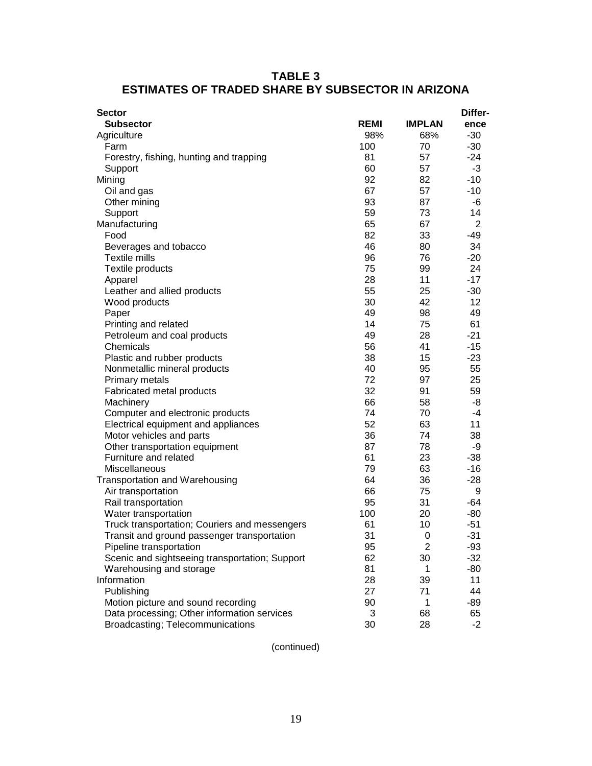## TABLE 3
## ESTIMATES OF TRADED SHARE BY SUBSECTOR IN ARIZONA

| Sector<br>Subsector | REMI | IMPLAN | Difference |
|---|---|---|---|
| Agriculture | 98% | 68% | -30 |
| Farm | 100 | 70 | -30 |
| Forestry, fishing, hunting and trapping | 81 | 57 | -24 |
| Support | 60 | 57 | -3 |
| Mining | 92 | 82 | -10 |
| Oil and gas | 67 | 57 | -10 |
| Other mining | 93 | 87 | -6 |
| Support | 59 | 73 | 14 |
| Manufacturing | 65 | 67 | 2 |
| Food | 82 | 33 | -49 |
| Beverages and tobacco | 46 | 80 | 34 |
| Textile mills | 96 | 76 | -20 |
| Textile products | 75 | 99 | 24 |
| Apparel | 28 | 11 | -17 |
| Leather and allied products | 55 | 25 | -30 |
| Wood products | 30 | 42 | 12 |
| Paper | 49 | 98 | 49 |
| Printing and related | 14 | 75 | 61 |
| Petroleum and coal products | 49 | 28 | -21 |
| Chemicals | 56 | 41 | -15 |
| Plastic and rubber products | 38 | 15 | -23 |
| Nonmetallic mineral products | 40 | 95 | 55 |
| Primary metals | 72 | 97 | 25 |
| Fabricated metal products | 32 | 91 | 59 |
| Machinery | 66 | 58 | -8 |
| Computer and electronic products | 74 | 70 | -4 |
| Electrical equipment and appliances | 52 | 63 | 11 |
| Motor vehicles and parts | 36 | 74 | 38 |
| Other transportation equipment | 87 | 78 | -9 |
| Furniture and related | 61 | 23 | -38 |
| Miscellaneous | 79 | 63 | -16 |
| Transportation and Warehousing | 64 | 36 | -28 |
| Air transportation | 66 | 75 | 9 |
| Rail transportation | 95 | 31 | -64 |
| Water transportation | 100 | 20 | -80 |
| Truck transportation; Couriers and messengers | 61 | 10 | -51 |
| Transit and ground passenger transportation | 31 | 0 | -31 |
| Pipeline transportation | 95 | 2 | -93 |
| Scenic and sightseeing transportation; Support | 62 | 30 | -32 |
| Warehousing and storage | 81 | 1 | -80 |
| Information | 28 | 39 | 11 |
| Publishing | 27 | 71 | 44 |
| Motion picture and sound recording | 90 | 1 | -89 |
| Data processing; Other information services | 3 | 68 | 65 |
| Broadcasting; Telecommunications | 30 | 28 | -2 |

(continued)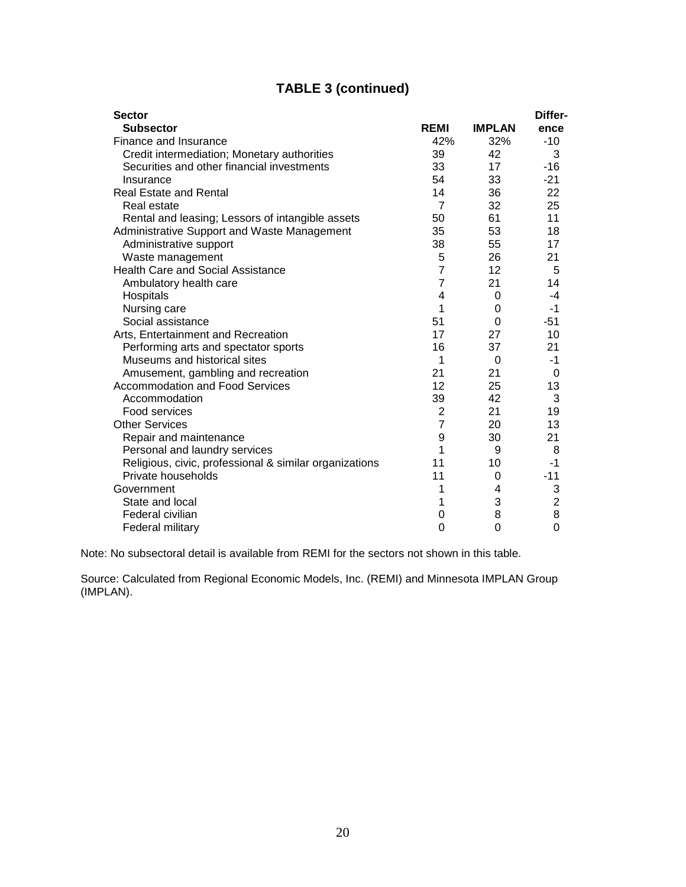## TABLE 3 (continued)

| Sector<br>Subsector | REMI | IMPLAN | Differ-<br>ence |
|---|---|---|---|
| Finance and Insurance | 42% | 32% | -10 |
| Credit intermediation; Monetary authorities | 39 | 42 | 3 |
| Securities and other financial investments | 33 | 17 | -16 |
| Insurance | 54 | 33 | -21 |
| Real Estate and Rental | 14 | 36 | 22 |
| Real estate | 7 | 32 | 25 |
| Rental and leasing; Lessors of intangible assets | 50 | 61 | 11 |
| Administrative Support and Waste Management | 35 | 53 | 18 |
| Administrative support | 38 | 55 | 17 |
| Waste management | 5 | 26 | 21 |
| Health Care and Social Assistance | 7 | 12 | 5 |
| Ambulatory health care | 7 | 21 | 14 |
| Hospitals | 4 | 0 | -4 |
| Nursing care | 1 | 0 | -1 |
| Social assistance | 51 | 0 | -51 |
| Arts, Entertainment and Recreation | 17 | 27 | 10 |
| Performing arts and spectator sports | 16 | 37 | 21 |
| Museums and historical sites | 1 | 0 | -1 |
| Amusement, gambling and recreation | 21 | 21 | 0 |
| Accommodation and Food Services | 12 | 25 | 13 |
| Accommodation | 39 | 42 | 3 |
| Food services | 2 | 21 | 19 |
| Other Services | 7 | 20 | 13 |
| Repair and maintenance | 9 | 30 | 21 |
| Personal and laundry services | 1 | 9 | 8 |
| Religious, civic, professional & similar organizations | 11 | 10 | -1 |
| Private households | 11 | 0 | -11 |
| Government | 1 | 4 | 3 |
| State and local | 1 | 3 | 2 |
| Federal civilian | 0 | 8 | 8 |
| Federal military | 0 | 0 | 0 |

Note: No subsectoral detail is available from REMI for the sectors not shown in this table.

Source: Calculated from Regional Economic Models, Inc. (REMI) and Minnesota IMPLAN Group (IMPLAN).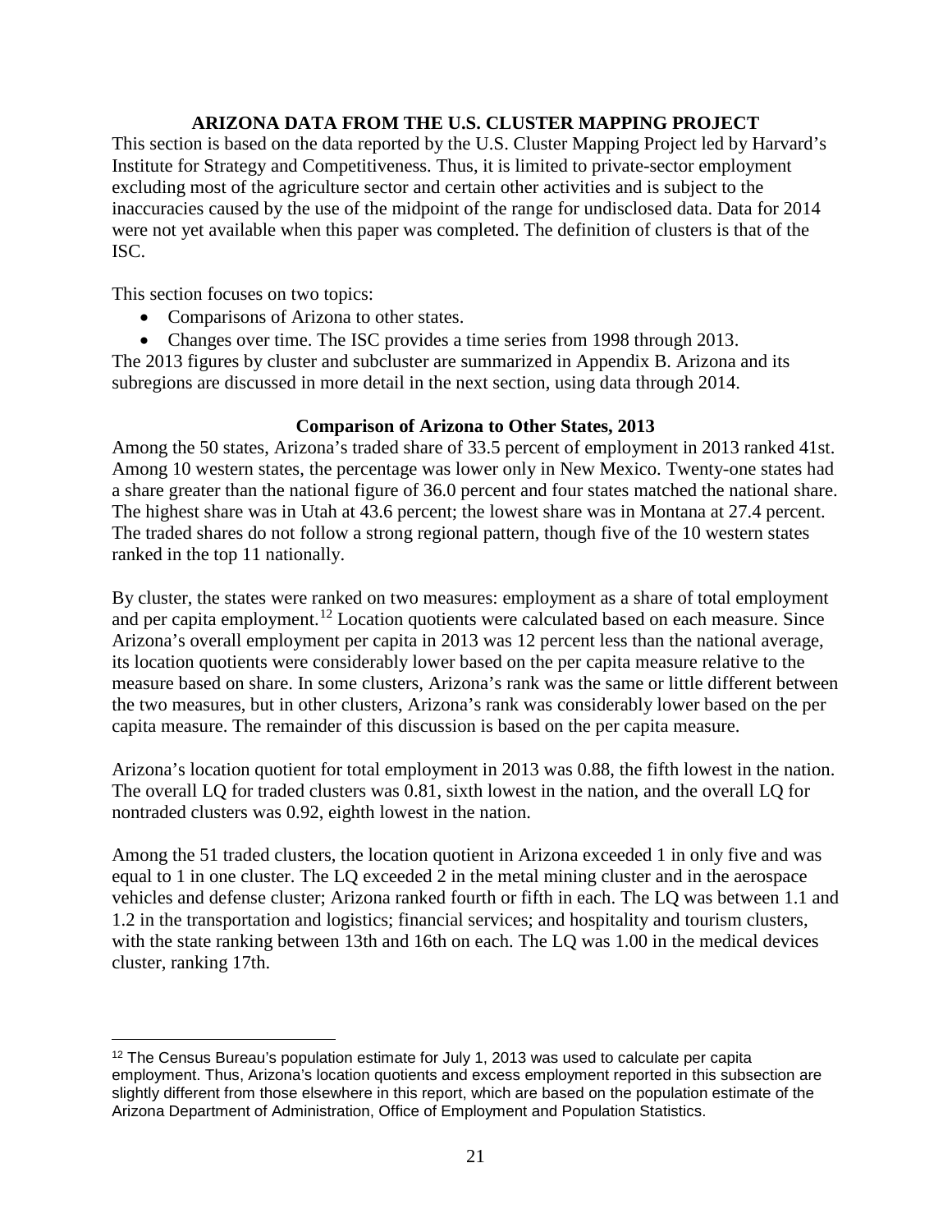## ARIZONA DATA FROM THE U.S. CLUSTER MAPPING PROJECT

This section is based on the data reported by the U.S. Cluster Mapping Project led by Harvard's Institute for Strategy and Competitiveness. Thus, it is limited to private-sector employment excluding most of the agriculture sector and certain other activities and is subject to the inaccuracies caused by the use of the midpoint of the range for undisclosed data. Data for 2014 were not yet available when this paper was completed. The definition of clusters is that of the ISC.

This section focuses on two topics:

- Comparisons of Arizona to other states.
- Changes over time. The ISC provides a time series from 1998 through 2013.

The 2013 figures by cluster and subcluster are summarized in Appendix B. Arizona and its subregions are discussed in more detail in the next section, using data through 2014.

### Comparison of Arizona to Other States, 2013

Among the 50 states, Arizona's traded share of 33.5 percent of employment in 2013 ranked 41st. Among 10 western states, the percentage was lower only in New Mexico. Twenty-one states had a share greater than the national figure of 36.0 percent and four states matched the national share. The highest share was in Utah at 43.6 percent; the lowest share was in Montana at 27.4 percent. The traded shares do not follow a strong regional pattern, though five of the 10 western states ranked in the top 11 nationally.

By cluster, the states were ranked on two measures: employment as a share of total employment and per capita employment.[12] Location quotients were calculated based on each measure. Since Arizona's overall employment per capita in 2013 was 12 percent less than the national average, its location quotients were considerably lower based on the per capita measure relative to the measure based on share. In some clusters, Arizona's rank was the same or little different between the two measures, but in other clusters, Arizona's rank was considerably lower based on the per capita measure. The remainder of this discussion is based on the per capita measure.

Arizona's location quotient for total employment in 2013 was 0.88, the fifth lowest in the nation. The overall LQ for traded clusters was 0.81, sixth lowest in the nation, and the overall LQ for nontraded clusters was 0.92, eighth lowest in the nation.

Among the 51 traded clusters, the location quotient in Arizona exceeded 1 in only five and was equal to 1 in one cluster. The LQ exceeded 2 in the metal mining cluster and in the aerospace vehicles and defense cluster; Arizona ranked fourth or fifth in each. The LQ was between 1.1 and 1.2 in the transportation and logistics; financial services; and hospitality and tourism clusters, with the state ranking between 13th and 16th on each. The LQ was 1.00 in the medical devices cluster, ranking 17th.

[12] The Census Bureau's population estimate for July 1, 2013 was used to calculate per capita employment. Thus, Arizona's location quotients and excess employment reported in this subsection are slightly different from those elsewhere in this report, which are based on the population estimate of the Arizona Department of Administration, Office of Employment and Population Statistics.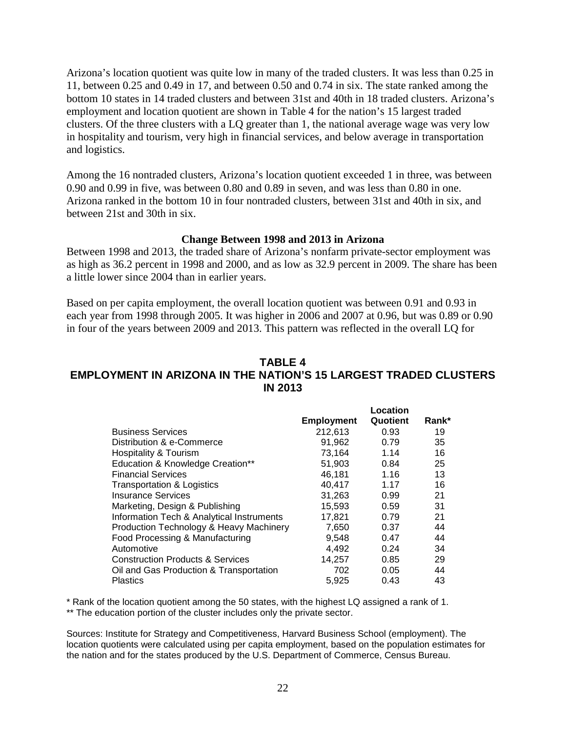Arizona's location quotient was quite low in many of the traded clusters. It was less than 0.25 in 11, between 0.25 and 0.49 in 17, and between 0.50 and 0.74 in six. The state ranked among the bottom 10 states in 14 traded clusters and between 31st and 40th in 18 traded clusters. Arizona's employment and location quotient are shown in Table 4 for the nation's 15 largest traded clusters. Of the three clusters with a LQ greater than 1, the national average wage was very low in hospitality and tourism, very high in financial services, and below average in transportation and logistics.

Among the 16 nontraded clusters, Arizona's location quotient exceeded 1 in three, was between 0.90 and 0.99 in five, was between 0.80 and 0.89 in seven, and was less than 0.80 in one. Arizona ranked in the bottom 10 in four nontraded clusters, between 31st and 40th in six, and between 21st and 30th in six.

### Change Between 1998 and 2013 in Arizona

Between 1998 and 2013, the traded share of Arizona's nonfarm private-sector employment was as high as 36.2 percent in 1998 and 2000, and as low as 32.9 percent in 2009. The share has been a little lower since 2004 than in earlier years.

Based on per capita employment, the overall location quotient was between 0.91 and 0.93 in each year from 1998 through 2005. It was higher in 2006 and 2007 at 0.96, but was 0.89 or 0.90 in four of the years between 2009 and 2013. This pattern was reflected in the overall LQ for

## TABLE 4
## EMPLOYMENT IN ARIZONA IN THE NATION'S 15 LARGEST TRADED CLUSTERS IN 2013

| | Employment | Location Quotient | Rank* |
|---|---|---|---|
| Business Services | 212,613 | 0.93 | 19 |
| Distribution & e-Commerce | 91,962 | 0.79 | 35 |
| Hospitality & Tourism | 73,164 | 1.14 | 16 |
| Education & Knowledge Creation** | 51,903 | 0.84 | 25 |
| Financial Services | 46,181 | 1.16 | 13 |
| Transportation & Logistics | 40,417 | 1.17 | 16 |
| Insurance Services | 31,263 | 0.99 | 21 |
| Marketing, Design & Publishing | 15,593 | 0.59 | 31 |
| Information Tech & Analytical Instruments | 17,821 | 0.79 | 21 |
| Production Technology & Heavy Machinery | 7,650 | 0.37 | 44 |
| Food Processing & Manufacturing | 9,548 | 0.47 | 44 |
| Automotive | 4,492 | 0.24 | 34 |
| Construction Products & Services | 14,257 | 0.85 | 29 |
| Oil and Gas Production & Transportation | 702 | 0.05 | 44 |
| Plastics | 5,925 | 0.43 | 43 |

* Rank of the location quotient among the 50 states, with the highest LQ assigned a rank of 1.

** The education portion of the cluster includes only the private sector.

Sources: Institute for Strategy and Competitiveness, Harvard Business School (employment). The location quotients were calculated using per capita employment, based on the population estimates for the nation and for the states produced by the U.S. Department of Commerce, Census Bureau.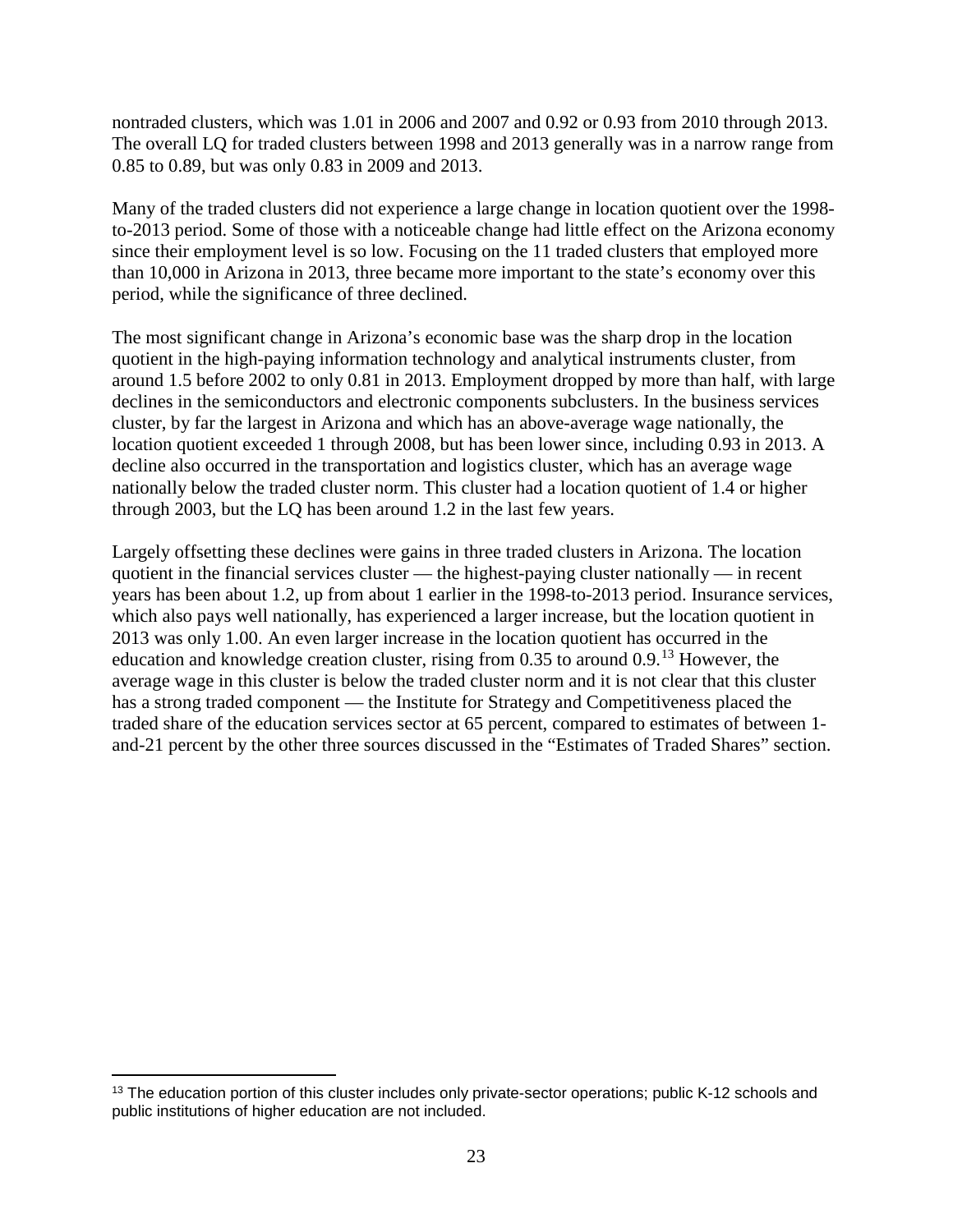nontraded clusters, which was 1.01 in 2006 and 2007 and 0.92 or 0.93 from 2010 through 2013. The overall LQ for traded clusters between 1998 and 2013 generally was in a narrow range from 0.85 to 0.89, but was only 0.83 in 2009 and 2013.

Many of the traded clusters did not experience a large change in location quotient over the 1998-to-2013 period. Some of those with a noticeable change had little effect on the Arizona economy since their employment level is so low. Focusing on the 11 traded clusters that employed more than 10,000 in Arizona in 2013, three became more important to the state's economy over this period, while the significance of three declined.

The most significant change in Arizona's economic base was the sharp drop in the location quotient in the high-paying information technology and analytical instruments cluster, from around 1.5 before 2002 to only 0.81 in 2013. Employment dropped by more than half, with large declines in the semiconductors and electronic components subclusters. In the business services cluster, by far the largest in Arizona and which has an above-average wage nationally, the location quotient exceeded 1 through 2008, but has been lower since, including 0.93 in 2013. A decline also occurred in the transportation and logistics cluster, which has an average wage nationally below the traded cluster norm. This cluster had a location quotient of 1.4 or higher through 2003, but the LQ has been around 1.2 in the last few years.

Largely offsetting these declines were gains in three traded clusters in Arizona. The location quotient in the financial services cluster — the highest-paying cluster nationally — in recent years has been about 1.2, up from about 1 earlier in the 1998-to-2013 period. Insurance services, which also pays well nationally, has experienced a larger increase, but the location quotient in 2013 was only 1.00. An even larger increase in the location quotient has occurred in the education and knowledge creation cluster, rising from 0.35 to around 0.9.[13] However, the average wage in this cluster is below the traded cluster norm and it is not clear that this cluster has a strong traded component — the Institute for Strategy and Competitiveness placed the traded share of the education services sector at 65 percent, compared to estimates of between 1-and-21 percent by the other three sources discussed in the "Estimates of Traded Shares" section.

[13] The education portion of this cluster includes only private-sector operations; public K-12 schools and public institutions of higher education are not included.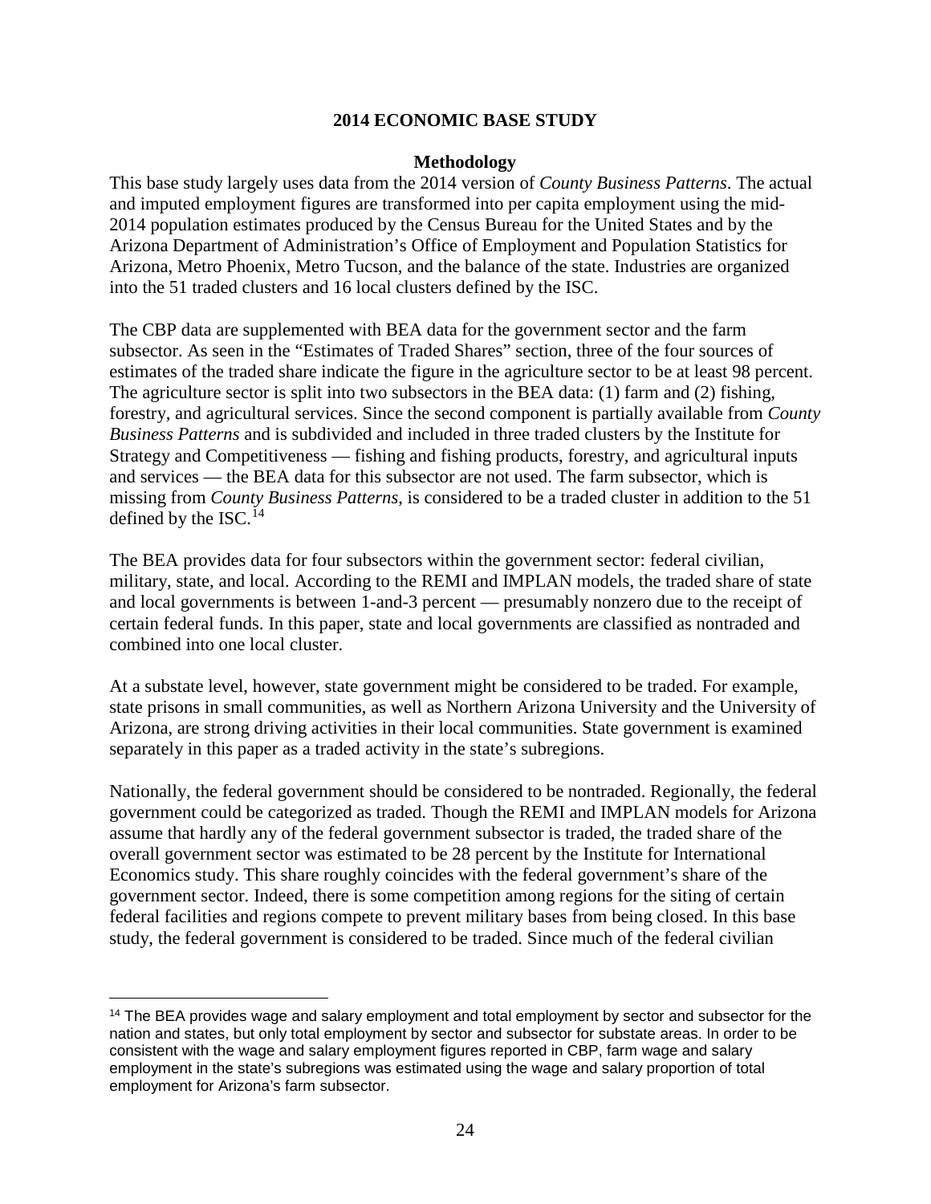## 2014 ECONOMIC BASE STUDY

### Methodology

This base study largely uses data from the 2014 version of *County Business Patterns*. The actual and imputed employment figures are transformed into per capita employment using the mid-2014 population estimates produced by the Census Bureau for the United States and by the Arizona Department of Administration's Office of Employment and Population Statistics for Arizona, Metro Phoenix, Metro Tucson, and the balance of the state. Industries are organized into the 51 traded clusters and 16 local clusters defined by the ISC.

The CBP data are supplemented with BEA data for the government sector and the farm subsector. As seen in the "Estimates of Traded Shares" section, three of the four sources of estimates of the traded share indicate the figure in the agriculture sector to be at least 98 percent. The agriculture sector is split into two subsectors in the BEA data: (1) farm and (2) fishing, forestry, and agricultural services. Since the second component is partially available from *County Business Patterns* and is subdivided and included in three traded clusters by the Institute for Strategy and Competitiveness — fishing and fishing products, forestry, and agricultural inputs and services — the BEA data for this subsector are not used. The farm subsector, which is missing from *County Business Patterns*, is considered to be a traded cluster in addition to the 51 defined by the ISC.[14]

The BEA provides data for four subsectors within the government sector: federal civilian, military, state, and local. According to the REMI and IMPLAN models, the traded share of state and local governments is between 1-and-3 percent — presumably nonzero due to the receipt of certain federal funds. In this paper, state and local governments are classified as nontraded and combined into one local cluster.

At a substate level, however, state government might be considered to be traded. For example, state prisons in small communities, as well as Northern Arizona University and the University of Arizona, are strong driving activities in their local communities. State government is examined separately in this paper as a traded activity in the state's subregions.

Nationally, the federal government should be considered to be nontraded. Regionally, the federal government could be categorized as traded. Though the REMI and IMPLAN models for Arizona assume that hardly any of the federal government subsector is traded, the traded share of the overall government sector was estimated to be 28 percent by the Institute for International Economics study. This share roughly coincides with the federal government's share of the government sector. Indeed, there is some competition among regions for the siting of certain federal facilities and regions compete to prevent military bases from being closed. In this base study, the federal government is considered to be traded. Since much of the federal civilian

[14] The BEA provides wage and salary employment and total employment by sector and subsector for the nation and states, but only total employment by sector and subsector for substate areas. In order to be consistent with the wage and salary employment figures reported in CBP, farm wage and salary employment in the state's subregions was estimated using the wage and salary proportion of total employment for Arizona's farm subsector.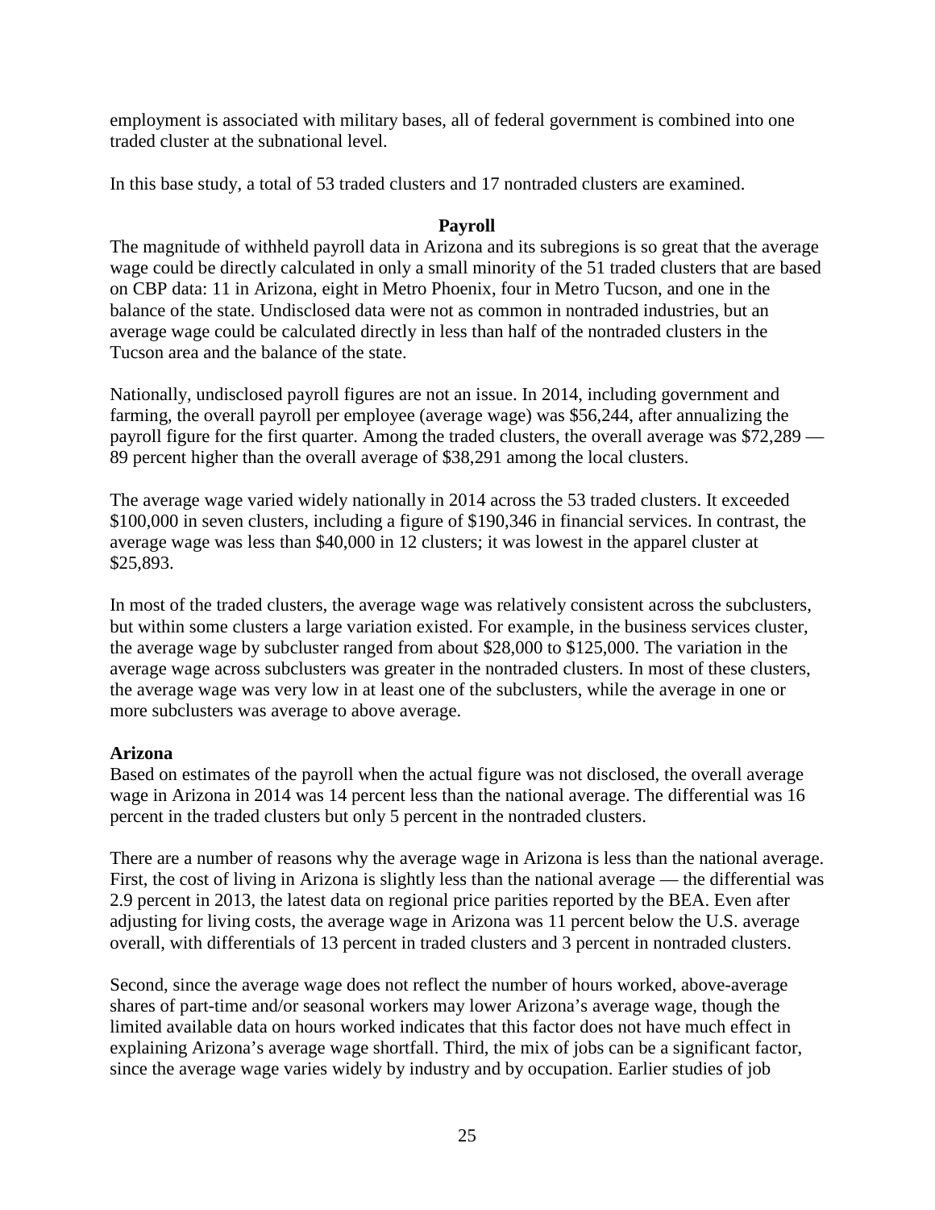employment is associated with military bases, all of federal government is combined into one traded cluster at the subnational level.

In this base study, a total of 53 traded clusters and 17 nontraded clusters are examined.

## Payroll

The magnitude of withheld payroll data in Arizona and its subregions is so great that the average wage could be directly calculated in only a small minority of the 51 traded clusters that are based on CBP data: 11 in Arizona, eight in Metro Phoenix, four in Metro Tucson, and one in the balance of the state. Undisclosed data were not as common in nontraded industries, but an average wage could be calculated directly in less than half of the nontraded clusters in the Tucson area and the balance of the state.

Nationally, undisclosed payroll figures are not an issue. In 2014, including government and farming, the overall payroll per employee (average wage) was $56,244, after annualizing the payroll figure for the first quarter. Among the traded clusters, the overall average was $72,289 — 89 percent higher than the overall average of $38,291 among the local clusters.

The average wage varied widely nationally in 2014 across the 53 traded clusters. It exceeded $100,000 in seven clusters, including a figure of $190,346 in financial services. In contrast, the average wage was less than $40,000 in 12 clusters; it was lowest in the apparel cluster at $25,893.

In most of the traded clusters, the average wage was relatively consistent across the subclusters, but within some clusters a large variation existed. For example, in the business services cluster, the average wage by subcluster ranged from about $28,000 to $125,000. The variation in the average wage across subclusters was greater in the nontraded clusters. In most of these clusters, the average wage was very low in at least one of the subclusters, while the average in one or more subclusters was average to above average.

### Arizona

Based on estimates of the payroll when the actual figure was not disclosed, the overall average wage in Arizona in 2014 was 14 percent less than the national average. The differential was 16 percent in the traded clusters but only 5 percent in the nontraded clusters.

There are a number of reasons why the average wage in Arizona is less than the national average. First, the cost of living in Arizona is slightly less than the national average — the differential was 2.9 percent in 2013, the latest data on regional price parities reported by the BEA. Even after adjusting for living costs, the average wage in Arizona was 11 percent below the U.S. average overall, with differentials of 13 percent in traded clusters and 3 percent in nontraded clusters.

Second, since the average wage does not reflect the number of hours worked, above-average shares of part-time and/or seasonal workers may lower Arizona's average wage, though the limited available data on hours worked indicates that this factor does not have much effect in explaining Arizona's average wage shortfall. Third, the mix of jobs can be a significant factor, since the average wage varies widely by industry and by occupation. Earlier studies of job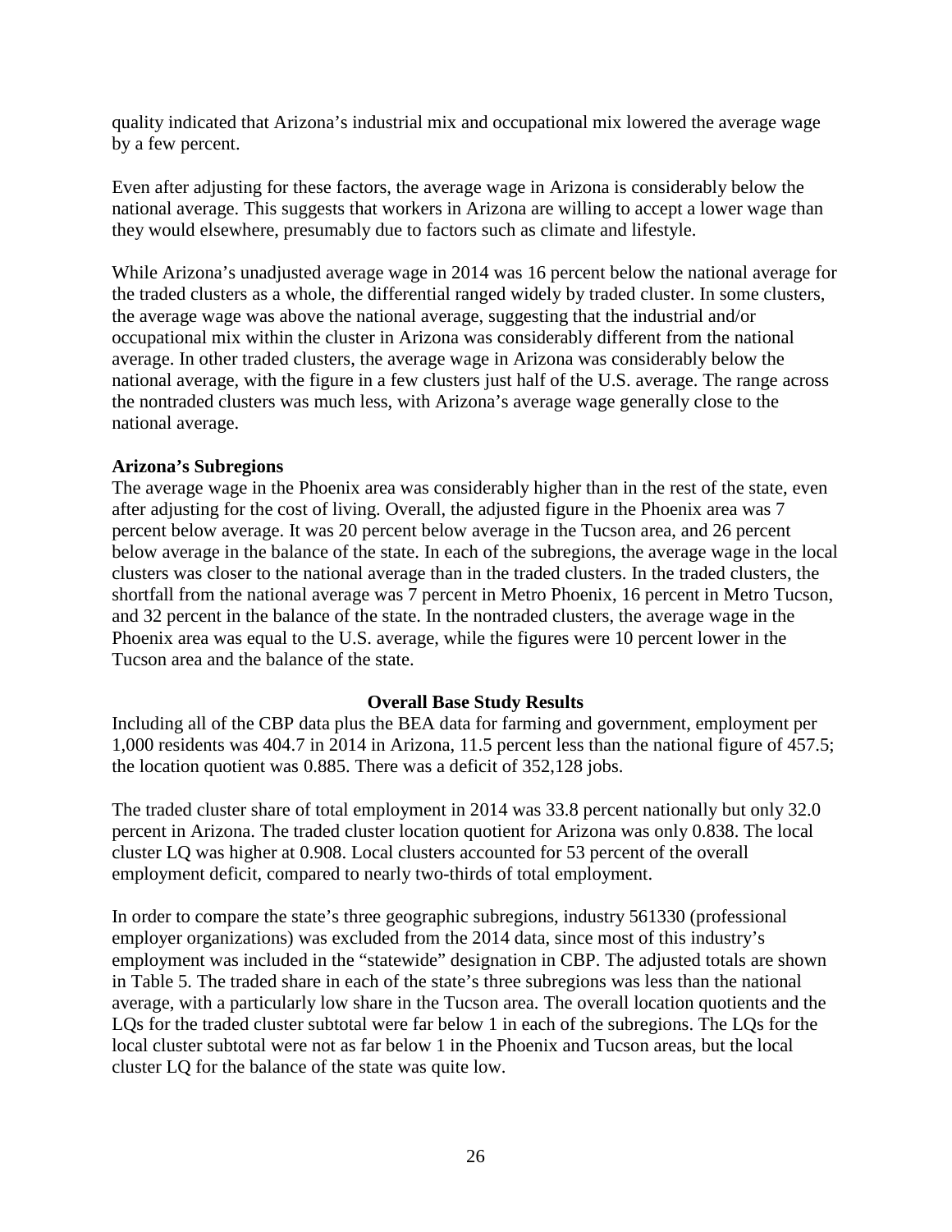quality indicated that Arizona's industrial mix and occupational mix lowered the average wage by a few percent.

Even after adjusting for these factors, the average wage in Arizona is considerably below the national average. This suggests that workers in Arizona are willing to accept a lower wage than they would elsewhere, presumably due to factors such as climate and lifestyle.

While Arizona's unadjusted average wage in 2014 was 16 percent below the national average for the traded clusters as a whole, the differential ranged widely by traded cluster. In some clusters, the average wage was above the national average, suggesting that the industrial and/or occupational mix within the cluster in Arizona was considerably different from the national average. In other traded clusters, the average wage in Arizona was considerably below the national average, with the figure in a few clusters just half of the U.S. average. The range across the nontraded clusters was much less, with Arizona's average wage generally close to the national average.

**Arizona's Subregions**

The average wage in the Phoenix area was considerably higher than in the rest of the state, even after adjusting for the cost of living. Overall, the adjusted figure in the Phoenix area was 7 percent below average. It was 20 percent below average in the Tucson area, and 26 percent below average in the balance of the state. In each of the subregions, the average wage in the local clusters was closer to the national average than in the traded clusters. In the traded clusters, the shortfall from the national average was 7 percent in Metro Phoenix, 16 percent in Metro Tucson, and 32 percent in the balance of the state. In the nontraded clusters, the average wage in the Phoenix area was equal to the U.S. average, while the figures were 10 percent lower in the Tucson area and the balance of the state.

## Overall Base Study Results

Including all of the CBP data plus the BEA data for farming and government, employment per 1,000 residents was 404.7 in 2014 in Arizona, 11.5 percent less than the national figure of 457.5; the location quotient was 0.885. There was a deficit of 352,128 jobs.

The traded cluster share of total employment in 2014 was 33.8 percent nationally but only 32.0 percent in Arizona. The traded cluster location quotient for Arizona was only 0.838. The local cluster LQ was higher at 0.908. Local clusters accounted for 53 percent of the overall employment deficit, compared to nearly two-thirds of total employment.

In order to compare the state's three geographic subregions, industry 561330 (professional employer organizations) was excluded from the 2014 data, since most of this industry's employment was included in the "statewide" designation in CBP. The adjusted totals are shown in Table 5. The traded share in each of the state's three subregions was less than the national average, with a particularly low share in the Tucson area. The overall location quotients and the LQs for the traded cluster subtotal were far below 1 in each of the subregions. The LQs for the local cluster subtotal were not as far below 1 in the Phoenix and Tucson areas, but the local cluster LQ for the balance of the state was quite low.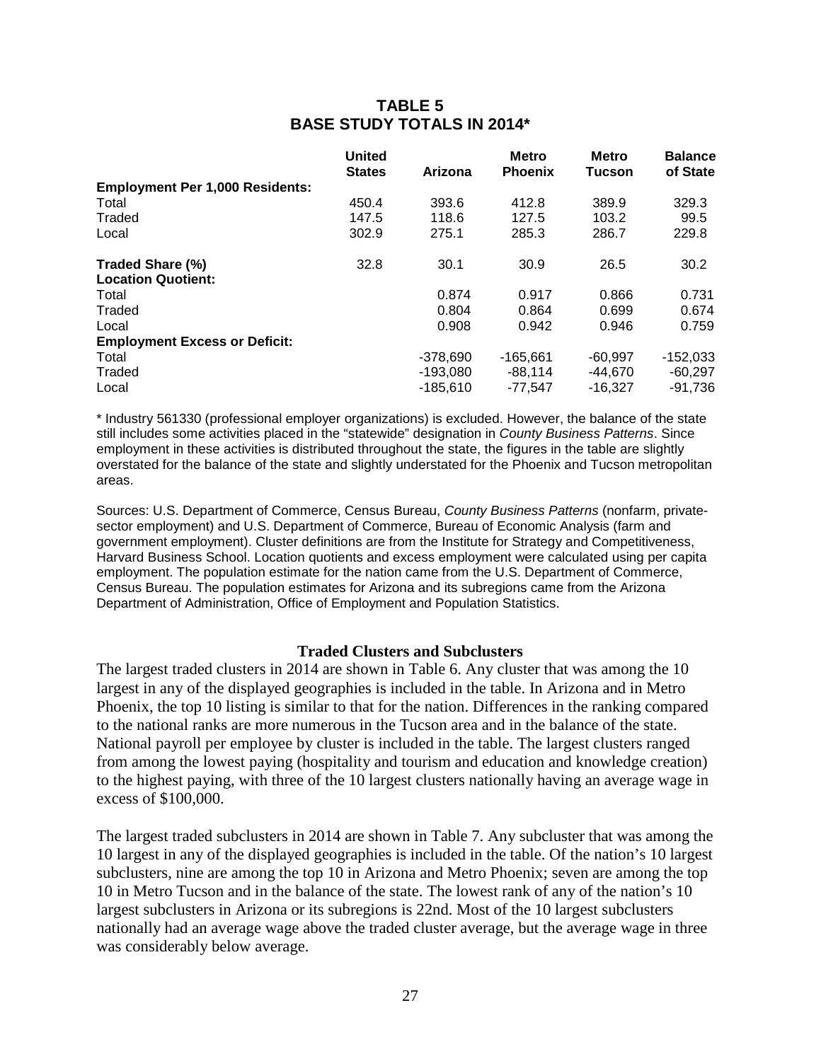**TABLE 5**
**BASE STUDY TOTALS IN 2014***

| | United States | Arizona | Metro Phoenix | Metro Tucson | Balance of State |
|---|---|---|---|---|---|
| **Employment Per 1,000 Residents:** | | | | | |
| Total | 450.4 | 393.6 | 412.8 | 389.9 | 329.3 |
| Traded | 147.5 | 118.6 | 127.5 | 103.2 | 99.5 |
| Local | 302.9 | 275.1 | 285.3 | 286.7 | 229.8 |
| **Traded Share (%)** | 32.8 | 30.1 | 30.9 | 26.5 | 30.2 |
| **Location Quotient:** | | | | | |
| Total | | 0.874 | 0.917 | 0.866 | 0.731 |
| Traded | | 0.804 | 0.864 | 0.699 | 0.674 |
| Local | | 0.908 | 0.942 | 0.946 | 0.759 |
| **Employment Excess or Deficit:** | | | | | |
| Total | | -378,690 | -165,661 | -60,997 | -152,033 |
| Traded | | -193,080 | -88,114 | -44,670 | -60,297 |
| Local | | -185,610 | -77,547 | -16,327 | -91,736 |

\* Industry 561330 (professional employer organizations) is excluded. However, the balance of the state still includes some activities placed in the "statewide" designation in *County Business Patterns*. Since employment in these activities is distributed throughout the state, the figures in the table are slightly overstated for the balance of the state and slightly understated for the Phoenix and Tucson metropolitan areas.

Sources: U.S. Department of Commerce, Census Bureau, *County Business Patterns* (nonfarm, private-sector employment) and U.S. Department of Commerce, Bureau of Economic Analysis (farm and government employment). Cluster definitions are from the Institute for Strategy and Competitiveness, Harvard Business School. Location quotients and excess employment were calculated using per capita employment. The population estimate for the nation came from the U.S. Department of Commerce, Census Bureau. The population estimates for Arizona and its subregions came from the Arizona Department of Administration, Office of Employment and Population Statistics.

### Traded Clusters and Subclusters

The largest traded clusters in 2014 are shown in Table 6. Any cluster that was among the 10 largest in any of the displayed geographies is included in the table. In Arizona and in Metro Phoenix, the top 10 listing is similar to that for the nation. Differences in the ranking compared to the national ranks are more numerous in the Tucson area and in the balance of the state. National payroll per employee by cluster is included in the table. The largest clusters ranged from among the lowest paying (hospitality and tourism and education and knowledge creation) to the highest paying, with three of the 10 largest clusters nationally having an average wage in excess of $100,000.

The largest traded subclusters in 2014 are shown in Table 7. Any subcluster that was among the 10 largest in any of the displayed geographies is included in the table. Of the nation's 10 largest subclusters, nine are among the top 10 in Arizona and Metro Phoenix; seven are among the top 10 in Metro Tucson and in the balance of the state. The lowest rank of any of the nation's 10 largest subclusters in Arizona or its subregions is 22nd. Most of the 10 largest subclusters nationally had an average wage above the traded cluster average, but the average wage in three was considerably below average.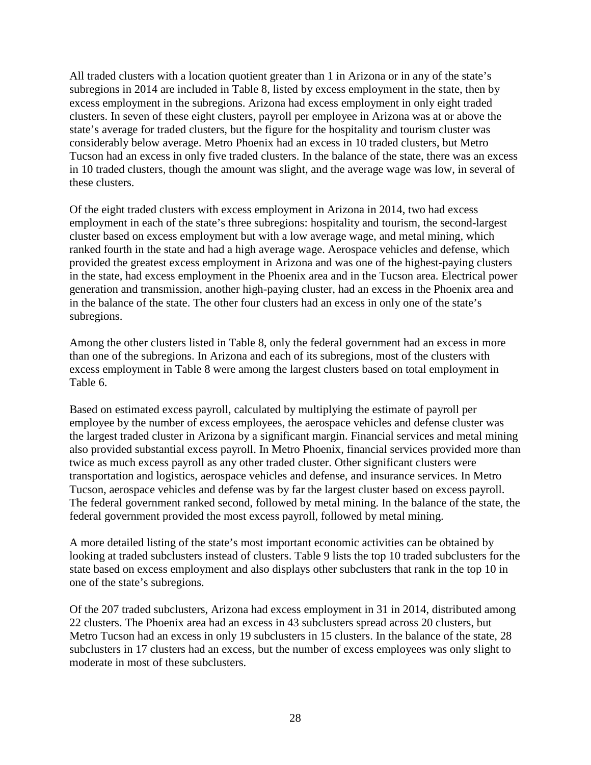All traded clusters with a location quotient greater than 1 in Arizona or in any of the state's subregions in 2014 are included in Table 8, listed by excess employment in the state, then by excess employment in the subregions. Arizona had excess employment in only eight traded clusters. In seven of these eight clusters, payroll per employee in Arizona was at or above the state's average for traded clusters, but the figure for the hospitality and tourism cluster was considerably below average. Metro Phoenix had an excess in 10 traded clusters, but Metro Tucson had an excess in only five traded clusters. In the balance of the state, there was an excess in 10 traded clusters, though the amount was slight, and the average wage was low, in several of these clusters.

Of the eight traded clusters with excess employment in Arizona in 2014, two had excess employment in each of the state's three subregions: hospitality and tourism, the second-largest cluster based on excess employment but with a low average wage, and metal mining, which ranked fourth in the state and had a high average wage. Aerospace vehicles and defense, which provided the greatest excess employment in Arizona and was one of the highest-paying clusters in the state, had excess employment in the Phoenix area and in the Tucson area. Electrical power generation and transmission, another high-paying cluster, had an excess in the Phoenix area and in the balance of the state. The other four clusters had an excess in only one of the state's subregions.

Among the other clusters listed in Table 8, only the federal government had an excess in more than one of the subregions. In Arizona and each of its subregions, most of the clusters with excess employment in Table 8 were among the largest clusters based on total employment in Table 6.

Based on estimated excess payroll, calculated by multiplying the estimate of payroll per employee by the number of excess employees, the aerospace vehicles and defense cluster was the largest traded cluster in Arizona by a significant margin. Financial services and metal mining also provided substantial excess payroll. In Metro Phoenix, financial services provided more than twice as much excess payroll as any other traded cluster. Other significant clusters were transportation and logistics, aerospace vehicles and defense, and insurance services. In Metro Tucson, aerospace vehicles and defense was by far the largest cluster based on excess payroll. The federal government ranked second, followed by metal mining. In the balance of the state, the federal government provided the most excess payroll, followed by metal mining.

A more detailed listing of the state's most important economic activities can be obtained by looking at traded subclusters instead of clusters. Table 9 lists the top 10 traded subclusters for the state based on excess employment and also displays other subclusters that rank in the top 10 in one of the state's subregions.

Of the 207 traded subclusters, Arizona had excess employment in 31 in 2014, distributed among 22 clusters. The Phoenix area had an excess in 43 subclusters spread across 20 clusters, but Metro Tucson had an excess in only 19 subclusters in 15 clusters. In the balance of the state, 28 subclusters in 17 clusters had an excess, but the number of excess employees was only slight to moderate in most of these subclusters.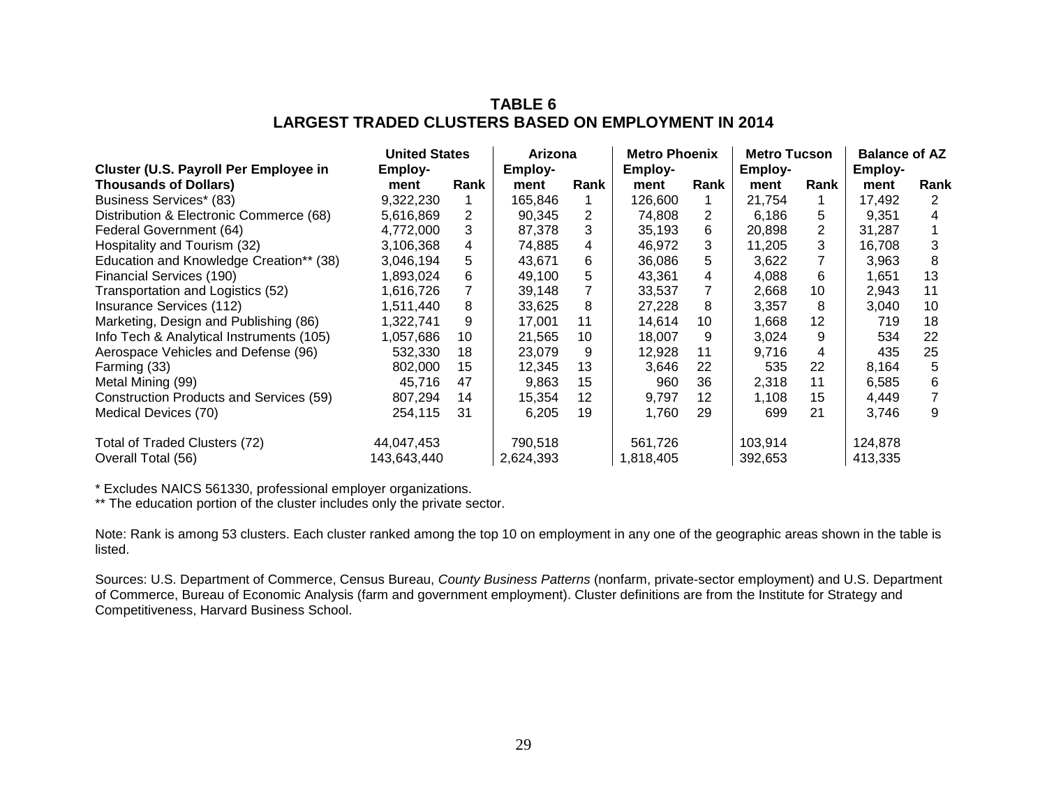# TABLE 6
# LARGEST TRADED CLUSTERS BASED ON EMPLOYMENT IN 2014

| Cluster (U.S. Payroll Per Employee in Thousands of Dollars) | United States Employment | | Arizona Employment | | Metro Phoenix Employment | | Metro Tucson Employment | | Balance of AZ Employment | |
|---|---|---|---|---|---|---|---|---|---|---|
| | Employment | Rank | Employment | Rank | Employment | Rank | Employment | Rank | Employment | Rank |
| Business Services* (83) | 9,322,230 | 1 | 165,846 | 1 | 126,600 | 1 | 21,754 | 1 | 17,492 | 2 |
| Distribution & Electronic Commerce (68) | 5,616,869 | 2 | 90,345 | 2 | 74,808 | 2 | 6,186 | 5 | 9,351 | 4 |
| Federal Government (64) | 4,772,000 | 3 | 87,378 | 3 | 35,193 | 6 | 20,898 | 2 | 31,287 | 1 |
| Hospitality and Tourism (32) | 3,106,368 | 4 | 74,885 | 4 | 46,972 | 3 | 11,205 | 3 | 16,708 | 3 |
| Education and Knowledge Creation** (38) | 3,046,194 | 5 | 43,671 | 6 | 36,086 | 5 | 3,622 | 7 | 3,963 | 8 |
| Financial Services (190) | 1,893,024 | 6 | 49,100 | 5 | 43,361 | 4 | 4,088 | 6 | 1,651 | 13 |
| Transportation and Logistics (52) | 1,616,726 | 7 | 39,148 | 7 | 33,537 | 7 | 2,668 | 10 | 2,943 | 11 |
| Insurance Services (112) | 1,511,440 | 8 | 33,625 | 8 | 27,228 | 8 | 3,357 | 8 | 3,040 | 10 |
| Marketing, Design and Publishing (86) | 1,322,741 | 9 | 17,001 | 11 | 14,614 | 10 | 1,668 | 12 | 719 | 18 |
| Info Tech & Analytical Instruments (105) | 1,057,686 | 10 | 21,565 | 10 | 18,007 | 9 | 3,024 | 9 | 534 | 22 |
| Aerospace Vehicles and Defense (96) | 532,330 | 18 | 23,079 | 9 | 12,928 | 11 | 9,716 | 4 | 435 | 25 |
| Farming (33) | 802,000 | 15 | 12,345 | 13 | 3,646 | 22 | 535 | 22 | 8,164 | 5 |
| Metal Mining (99) | 45,716 | 47 | 9,863 | 15 | 960 | 36 | 2,318 | 11 | 6,585 | 6 |
| Construction Products and Services (59) | 807,294 | 14 | 15,354 | 12 | 9,797 | 12 | 1,108 | 15 | 4,449 | 7 |
| Medical Devices (70) | 254,115 | 31 | 6,205 | 19 | 1,760 | 29 | 699 | 21 | 3,746 | 9 |
| Total of Traded Clusters (72) | 44,047,453 | | 790,518 | | 561,726 | | 103,914 | | 124,878 | |
| Overall Total (56) | 143,643,440 | | 2,624,393 | | 1,818,405 | | 392,653 | | 413,335 | |

* Excludes NAICS 561330, professional employer organizations.

** The education portion of the cluster includes only the private sector.

Note: Rank is among 53 clusters. Each cluster ranked among the top 10 on employment in any one of the geographic areas shown in the table is listed.

Sources: U.S. Department of Commerce, Census Bureau, *County Business Patterns* (nonfarm, private-sector employment) and U.S. Department of Commerce, Bureau of Economic Analysis (farm and government employment). Cluster definitions are from the Institute for Strategy and Competitiveness, Harvard Business School.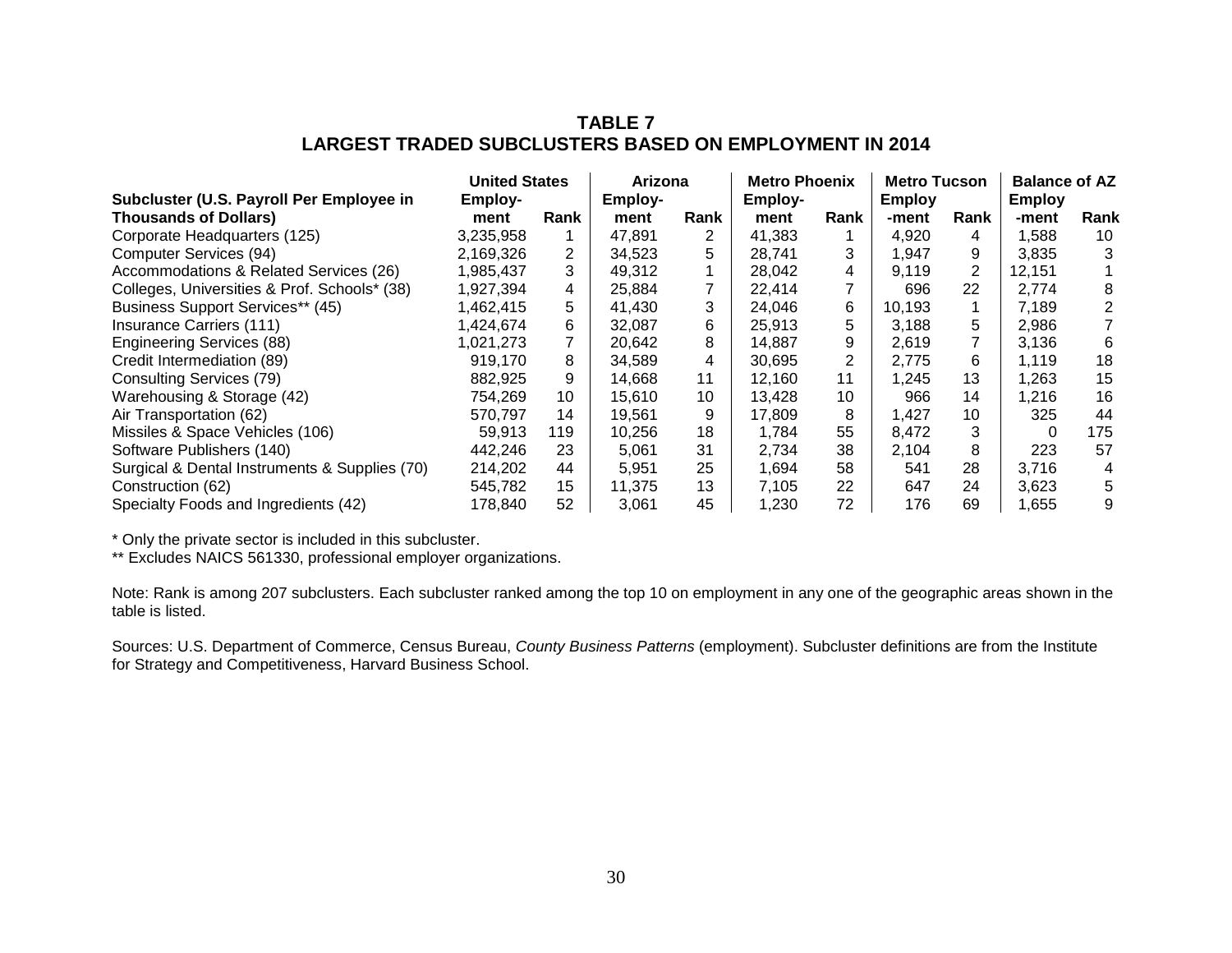**TABLE 7**
**LARGEST TRADED SUBCLUSTERS BASED ON EMPLOYMENT IN 2014**

| Subcluster (U.S. Payroll Per Employee in Thousands of Dollars) | United States | | Arizona | | Metro Phoenix | | Metro Tucson | | Balance of AZ | |
|---|---|---|---|---|---|---|---|---|---|---|
| | Employ-ment | Rank | Employ-ment | Rank | Employ-ment | Rank | Employ-ment | Rank | Employ-ment | Rank |
| Corporate Headquarters (125) | 3,235,958 | 1 | 47,891 | 2 | 41,383 | 1 | 4,920 | 4 | 1,588 | 10 |
| Computer Services (94) | 2,169,326 | 2 | 34,523 | 5 | 28,741 | 3 | 1,947 | 9 | 3,835 | 3 |
| Accommodations & Related Services (26) | 1,985,437 | 3 | 49,312 | 1 | 28,042 | 4 | 9,119 | 2 | 12,151 | 1 |
| Colleges, Universities & Prof. Schools* (38) | 1,927,394 | 4 | 25,884 | 7 | 22,414 | 7 | 696 | 22 | 2,774 | 8 |
| Business Support Services** (45) | 1,462,415 | 5 | 41,430 | 3 | 24,046 | 6 | 10,193 | 1 | 7,189 | 2 |
| Insurance Carriers (111) | 1,424,674 | 6 | 32,087 | 6 | 25,913 | 5 | 3,188 | 5 | 2,986 | 7 |
| Engineering Services (88) | 1,021,273 | 7 | 20,642 | 8 | 14,887 | 9 | 2,619 | 7 | 3,136 | 6 |
| Credit Intermediation (89) | 919,170 | 8 | 34,589 | 4 | 30,695 | 2 | 2,775 | 6 | 1,119 | 18 |
| Consulting Services (79) | 882,925 | 9 | 14,668 | 11 | 12,160 | 11 | 1,245 | 13 | 1,263 | 15 |
| Warehousing & Storage (42) | 754,269 | 10 | 15,610 | 10 | 13,428 | 10 | 966 | 14 | 1,216 | 16 |
| Air Transportation (62) | 570,797 | 14 | 19,561 | 9 | 17,809 | 8 | 1,427 | 10 | 325 | 44 |
| Missiles & Space Vehicles (106) | 59,913 | 119 | 10,256 | 18 | 1,784 | 55 | 8,472 | 3 | 0 | 175 |
| Software Publishers (140) | 442,246 | 23 | 5,061 | 31 | 2,734 | 38 | 2,104 | 8 | 223 | 57 |
| Surgical & Dental Instruments & Supplies (70) | 214,202 | 44 | 5,951 | 25 | 1,694 | 58 | 541 | 28 | 3,716 | 4 |
| Construction (62) | 545,782 | 15 | 11,375 | 13 | 7,105 | 22 | 647 | 24 | 3,623 | 5 |
| Specialty Foods and Ingredients (42) | 178,840 | 52 | 3,061 | 45 | 1,230 | 72 | 176 | 69 | 1,655 | 9 |

\* Only the private sector is included in this subcluster.
** Excludes NAICS 561330, professional employer organizations.

Note: Rank is among 207 subclusters. Each subcluster ranked among the top 10 on employment in any one of the geographic areas shown in the table is listed.

Sources: U.S. Department of Commerce, Census Bureau, *County Business Patterns* (employment). Subcluster definitions are from the Institute for Strategy and Competitiveness, Harvard Business School.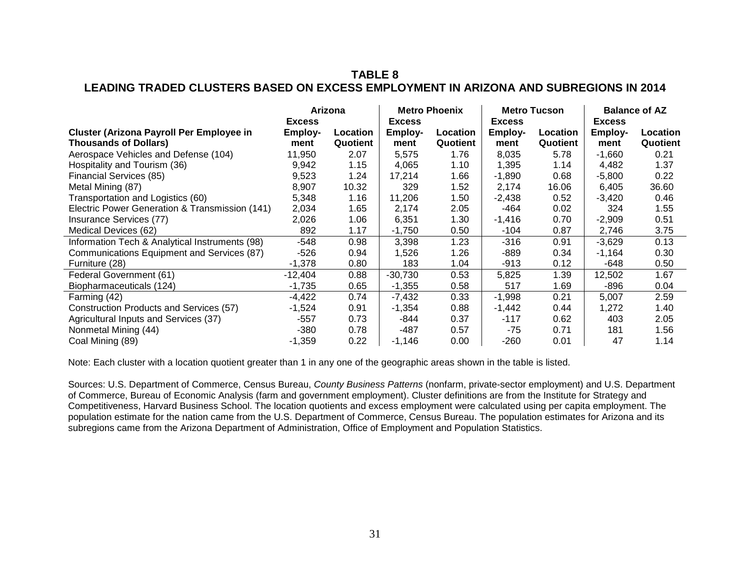## TABLE 8
## LEADING TRADED CLUSTERS BASED ON EXCESS EMPLOYMENT IN ARIZONA AND SUBREGIONS IN 2014

| | Arizona | | Metro Phoenix | | Metro Tucson | | Balance of AZ | |
|---|---|---|---|---|---|---|---|---|
| **Cluster (Arizona Payroll Per Employee in Thousands of Dollars)** | **Excess Employ-ment** | **Location Quotient** | **Excess Employ-ment** | **Location Quotient** | **Excess Employ-ment** | **Location Quotient** | **Excess Employ-ment** | **Location Quotient** |
| Aerospace Vehicles and Defense (104) | 11,950 | 2.07 | 5,575 | 1.76 | 8,035 | 5.78 | -1,660 | 0.21 |
| Hospitality and Tourism (36) | 9,942 | 1.15 | 4,065 | 1.10 | 1,395 | 1.14 | 4,482 | 1.37 |
| Financial Services (85) | 9,523 | 1.24 | 17,214 | 1.66 | -1,890 | 0.68 | -5,800 | 0.22 |
| Metal Mining (87) | 8,907 | 10.32 | 329 | 1.52 | 2,174 | 16.06 | 6,405 | 36.60 |
| Transportation and Logistics (60) | 5,348 | 1.16 | 11,206 | 1.50 | -2,438 | 0.52 | -3,420 | 0.46 |
| Electric Power Generation & Transmission (141) | 2,034 | 1.65 | 2,174 | 2.05 | -464 | 0.02 | 324 | 1.55 |
| Insurance Services (77) | 2,026 | 1.06 | 6,351 | 1.30 | -1,416 | 0.70 | -2,909 | 0.51 |
| Medical Devices (62) | 892 | 1.17 | -1,750 | 0.50 | -104 | 0.87 | 2,746 | 3.75 |
| Information Tech & Analytical Instruments (98) | -548 | 0.98 | 3,398 | 1.23 | -316 | 0.91 | -3,629 | 0.13 |
| Communications Equipment and Services (87) | -526 | 0.94 | 1,526 | 1.26 | -889 | 0.34 | -1,164 | 0.30 |
| Furniture (28) | -1,378 | 0.80 | 183 | 1.04 | -913 | 0.12 | -648 | 0.50 |
| Federal Government (61) | -12,404 | 0.88 | -30,730 | 0.53 | 5,825 | 1.39 | 12,502 | 1.67 |
| Biopharmaceuticals (124) | -1,735 | 0.65 | -1,355 | 0.58 | 517 | 1.69 | -896 | 0.04 |
| Farming (42) | -4,422 | 0.74 | -7,432 | 0.33 | -1,998 | 0.21 | 5,007 | 2.59 |
| Construction Products and Services (57) | -1,524 | 0.91 | -1,354 | 0.88 | -1,442 | 0.44 | 1,272 | 1.40 |
| Agricultural Inputs and Services (37) | -557 | 0.73 | -844 | 0.37 | -117 | 0.62 | 403 | 2.05 |
| Nonmetal Mining (44) | -380 | 0.78 | -487 | 0.57 | -75 | 0.71 | 181 | 1.56 |
| Coal Mining (89) | -1,359 | 0.22 | -1,146 | 0.00 | -260 | 0.01 | 47 | 1.14 |

Note: Each cluster with a location quotient greater than 1 in any one of the geographic areas shown in the table is listed.

Sources: U.S. Department of Commerce, Census Bureau, *County Business Patterns* (nonfarm, private-sector employment) and U.S. Department of Commerce, Bureau of Economic Analysis (farm and government employment). Cluster definitions are from the Institute for Strategy and Competitiveness, Harvard Business School. The location quotients and excess employment were calculated using per capita employment. The population estimate for the nation came from the U.S. Department of Commerce, Census Bureau. The population estimates for Arizona and its subregions came from the Arizona Department of Administration, Office of Employment and Population Statistics.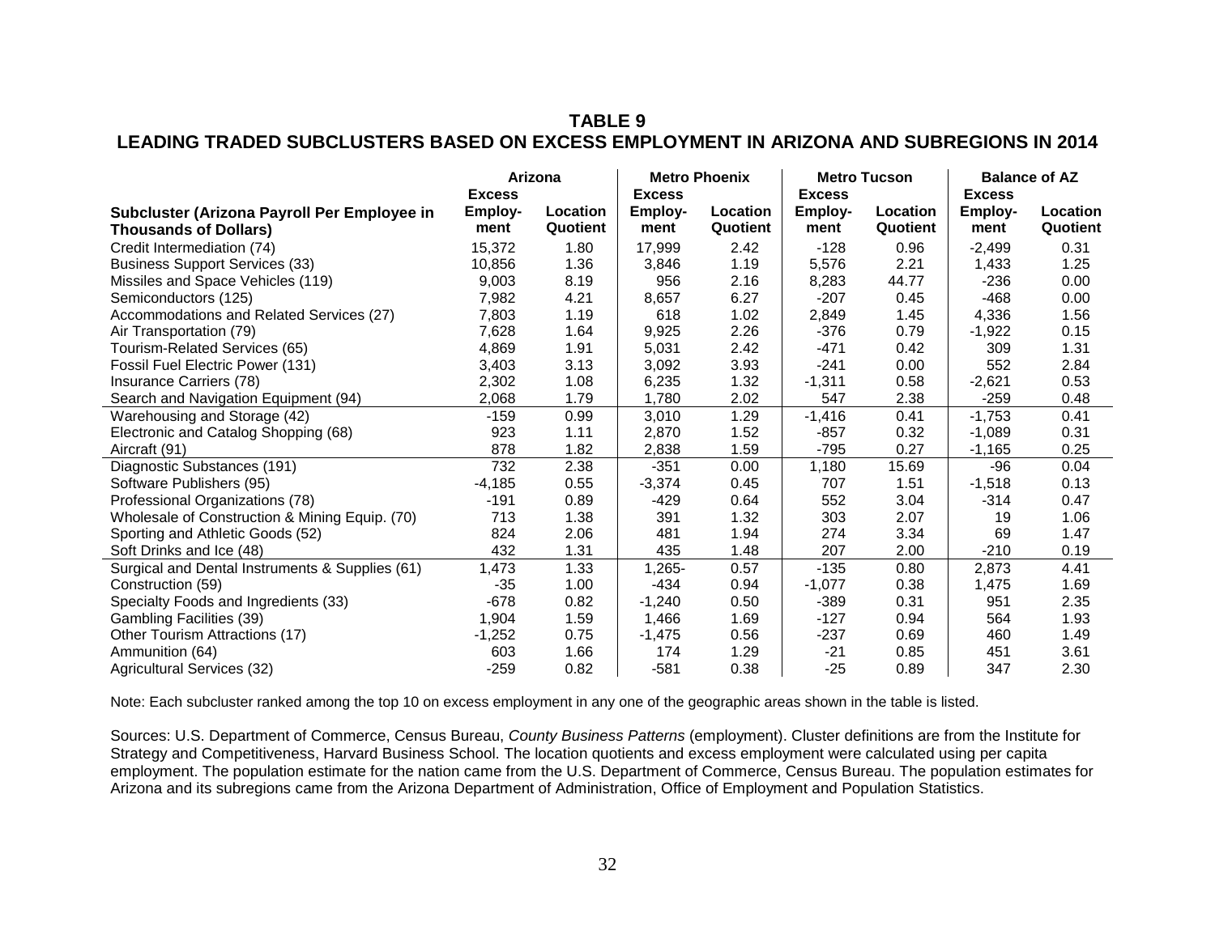**TABLE 9**

**LEADING TRADED SUBCLUSTERS BASED ON EXCESS EMPLOYMENT IN ARIZONA AND SUBREGIONS IN 2014**

| | Arizona | | Metro Phoenix | | Metro Tucson | | Balance of AZ | |
|---|---|---|---|---|---|---|---|---|
| **Subcluster (Arizona Payroll Per Employee in Thousands of Dollars)** | **Excess Employ-ment** | **Location Quotient** | **Excess Employ-ment** | **Location Quotient** | **Excess Employ-ment** | **Location Quotient** | **Excess Employ-ment** | **Location Quotient** |
| Credit Intermediation (74) | 15,372 | 1.80 | 17,999 | 2.42 | -128 | 0.96 | -2,499 | 0.31 |
| Business Support Services (33) | 10,856 | 1.36 | 3,846 | 1.19 | 5,576 | 2.21 | 1,433 | 1.25 |
| Missiles and Space Vehicles (119) | 9,003 | 8.19 | 956 | 2.16 | 8,283 | 44.77 | -236 | 0.00 |
| Semiconductors (125) | 7,982 | 4.21 | 8,657 | 6.27 | -207 | 0.45 | -468 | 0.00 |
| Accommodations and Related Services (27) | 7,803 | 1.19 | 618 | 1.02 | 2,849 | 1.45 | 4,336 | 1.56 |
| Air Transportation (79) | 7,628 | 1.64 | 9,925 | 2.26 | -376 | 0.79 | -1,922 | 0.15 |
| Tourism-Related Services (65) | 4,869 | 1.91 | 5,031 | 2.42 | -471 | 0.42 | 309 | 1.31 |
| Fossil Fuel Electric Power (131) | 3,403 | 3.13 | 3,092 | 3.93 | -241 | 0.00 | 552 | 2.84 |
| Insurance Carriers (78) | 2,302 | 1.08 | 6,235 | 1.32 | -1,311 | 0.58 | -2,621 | 0.53 |
| Search and Navigation Equipment (94) | 2,068 | 1.79 | 1,780 | 2.02 | 547 | 2.38 | -259 | 0.48 |
| Warehousing and Storage (42) | -159 | 0.99 | 3,010 | 1.29 | -1,416 | 0.41 | -1,753 | 0.41 |
| Electronic and Catalog Shopping (68) | 923 | 1.11 | 2,870 | 1.52 | -857 | 0.32 | -1,089 | 0.31 |
| Aircraft (91) | 878 | 1.82 | 2,838 | 1.59 | -795 | 0.27 | -1,165 | 0.25 |
| Diagnostic Substances (191) | 732 | 2.38 | -351 | 0.00 | 1,180 | 15.69 | -96 | 0.04 |
| Software Publishers (95) | -4,185 | 0.55 | -3,374 | 0.45 | 707 | 1.51 | -1,518 | 0.13 |
| Professional Organizations (78) | -191 | 0.89 | -429 | 0.64 | 552 | 3.04 | -314 | 0.47 |
| Wholesale of Construction & Mining Equip. (70) | 713 | 1.38 | 391 | 1.32 | 303 | 2.07 | 19 | 1.06 |
| Sporting and Athletic Goods (52) | 824 | 2.06 | 481 | 1.94 | 274 | 3.34 | 69 | 1.47 |
| Soft Drinks and Ice (48) | 432 | 1.31 | 435 | 1.48 | 207 | 2.00 | -210 | 0.19 |
| Surgical and Dental Instruments & Supplies (61) | 1,473 | 1.33 | 1,265- | 0.57 | -135 | 0.80 | 2,873 | 4.41 |
| Construction (59) | -35 | 1.00 | -434 | 0.94 | -1,077 | 0.38 | 1,475 | 1.69 |
| Specialty Foods and Ingredients (33) | -678 | 0.82 | -1,240 | 0.50 | -389 | 0.31 | 951 | 2.35 |
| Gambling Facilities (39) | 1,904 | 1.59 | 1,466 | 1.69 | -127 | 0.94 | 564 | 1.93 |
| Other Tourism Attractions (17) | -1,252 | 0.75 | -1,475 | 0.56 | -237 | 0.69 | 460 | 1.49 |
| Ammunition (64) | 603 | 1.66 | 174 | 1.29 | -21 | 0.85 | 451 | 3.61 |
| Agricultural Services (32) | -259 | 0.82 | -581 | 0.38 | -25 | 0.89 | 347 | 2.30 |

Note: Each subcluster ranked among the top 10 on excess employment in any one of the geographic areas shown in the table is listed.

Sources: U.S. Department of Commerce, Census Bureau, *County Business Patterns* (employment). Cluster definitions are from the Institute for Strategy and Competitiveness, Harvard Business School. The location quotients and excess employment were calculated using per capita employment. The population estimate for the nation came from the U.S. Department of Commerce, Census Bureau. The population estimates for Arizona and its subregions came from the Arizona Department of Administration, Office of Employment and Population Statistics.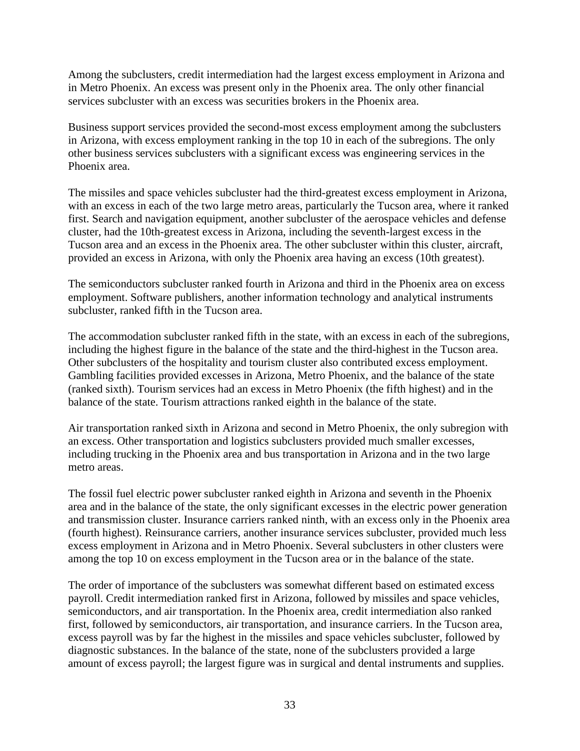Among the subclusters, credit intermediation had the largest excess employment in Arizona and in Metro Phoenix. An excess was present only in the Phoenix area. The only other financial services subcluster with an excess was securities brokers in the Phoenix area.

Business support services provided the second-most excess employment among the subclusters in Arizona, with excess employment ranking in the top 10 in each of the subregions. The only other business services subclusters with a significant excess was engineering services in the Phoenix area.

The missiles and space vehicles subcluster had the third-greatest excess employment in Arizona, with an excess in each of the two large metro areas, particularly the Tucson area, where it ranked first. Search and navigation equipment, another subcluster of the aerospace vehicles and defense cluster, had the 10th-greatest excess in Arizona, including the seventh-largest excess in the Tucson area and an excess in the Phoenix area. The other subcluster within this cluster, aircraft, provided an excess in Arizona, with only the Phoenix area having an excess (10th greatest).

The semiconductors subcluster ranked fourth in Arizona and third in the Phoenix area on excess employment. Software publishers, another information technology and analytical instruments subcluster, ranked fifth in the Tucson area.

The accommodation subcluster ranked fifth in the state, with an excess in each of the subregions, including the highest figure in the balance of the state and the third-highest in the Tucson area. Other subclusters of the hospitality and tourism cluster also contributed excess employment. Gambling facilities provided excesses in Arizona, Metro Phoenix, and the balance of the state (ranked sixth). Tourism services had an excess in Metro Phoenix (the fifth highest) and in the balance of the state. Tourism attractions ranked eighth in the balance of the state.

Air transportation ranked sixth in Arizona and second in Metro Phoenix, the only subregion with an excess. Other transportation and logistics subclusters provided much smaller excesses, including trucking in the Phoenix area and bus transportation in Arizona and in the two large metro areas.

The fossil fuel electric power subcluster ranked eighth in Arizona and seventh in the Phoenix area and in the balance of the state, the only significant excesses in the electric power generation and transmission cluster. Insurance carriers ranked ninth, with an excess only in the Phoenix area (fourth highest). Reinsurance carriers, another insurance services subcluster, provided much less excess employment in Arizona and in Metro Phoenix. Several subclusters in other clusters were among the top 10 on excess employment in the Tucson area or in the balance of the state.

The order of importance of the subclusters was somewhat different based on estimated excess payroll. Credit intermediation ranked first in Arizona, followed by missiles and space vehicles, semiconductors, and air transportation. In the Phoenix area, credit intermediation also ranked first, followed by semiconductors, air transportation, and insurance carriers. In the Tucson area, excess payroll was by far the highest in the missiles and space vehicles subcluster, followed by diagnostic substances. In the balance of the state, none of the subclusters provided a large amount of excess payroll; the largest figure was in surgical and dental instruments and supplies.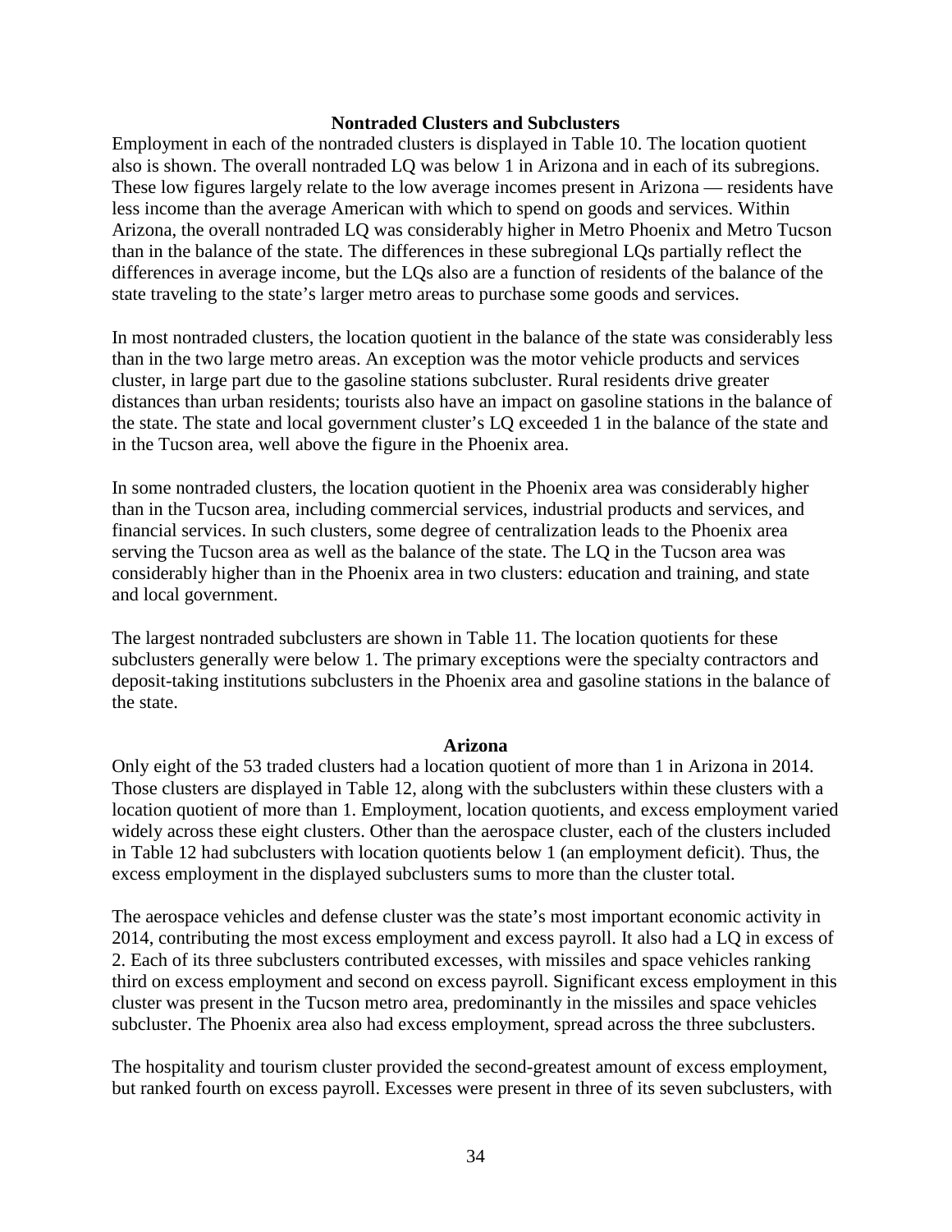### Nontraded Clusters and Subclusters

Employment in each of the nontraded clusters is displayed in Table 10. The location quotient also is shown. The overall nontraded LQ was below 1 in Arizona and in each of its subregions. These low figures largely relate to the low average incomes present in Arizona — residents have less income than the average American with which to spend on goods and services. Within Arizona, the overall nontraded LQ was considerably higher in Metro Phoenix and Metro Tucson than in the balance of the state. The differences in these subregional LQs partially reflect the differences in average income, but the LQs also are a function of residents of the balance of the state traveling to the state's larger metro areas to purchase some goods and services.

In most nontraded clusters, the location quotient in the balance of the state was considerably less than in the two large metro areas. An exception was the motor vehicle products and services cluster, in large part due to the gasoline stations subcluster. Rural residents drive greater distances than urban residents; tourists also have an impact on gasoline stations in the balance of the state. The state and local government cluster's LQ exceeded 1 in the balance of the state and in the Tucson area, well above the figure in the Phoenix area.

In some nontraded clusters, the location quotient in the Phoenix area was considerably higher than in the Tucson area, including commercial services, industrial products and services, and financial services. In such clusters, some degree of centralization leads to the Phoenix area serving the Tucson area as well as the balance of the state. The LQ in the Tucson area was considerably higher than in the Phoenix area in two clusters: education and training, and state and local government.

The largest nontraded subclusters are shown in Table 11. The location quotients for these subclusters generally were below 1. The primary exceptions were the specialty contractors and deposit-taking institutions subclusters in the Phoenix area and gasoline stations in the balance of the state.

### Arizona

Only eight of the 53 traded clusters had a location quotient of more than 1 in Arizona in 2014. Those clusters are displayed in Table 12, along with the subclusters within these clusters with a location quotient of more than 1. Employment, location quotients, and excess employment varied widely across these eight clusters. Other than the aerospace cluster, each of the clusters included in Table 12 had subclusters with location quotients below 1 (an employment deficit). Thus, the excess employment in the displayed subclusters sums to more than the cluster total.

The aerospace vehicles and defense cluster was the state's most important economic activity in 2014, contributing the most excess employment and excess payroll. It also had a LQ in excess of 2. Each of its three subclusters contributed excesses, with missiles and space vehicles ranking third on excess employment and second on excess payroll. Significant excess employment in this cluster was present in the Tucson metro area, predominantly in the missiles and space vehicles subcluster. The Phoenix area also had excess employment, spread across the three subclusters.

The hospitality and tourism cluster provided the second-greatest amount of excess employment, but ranked fourth on excess payroll. Excesses were present in three of its seven subclusters, with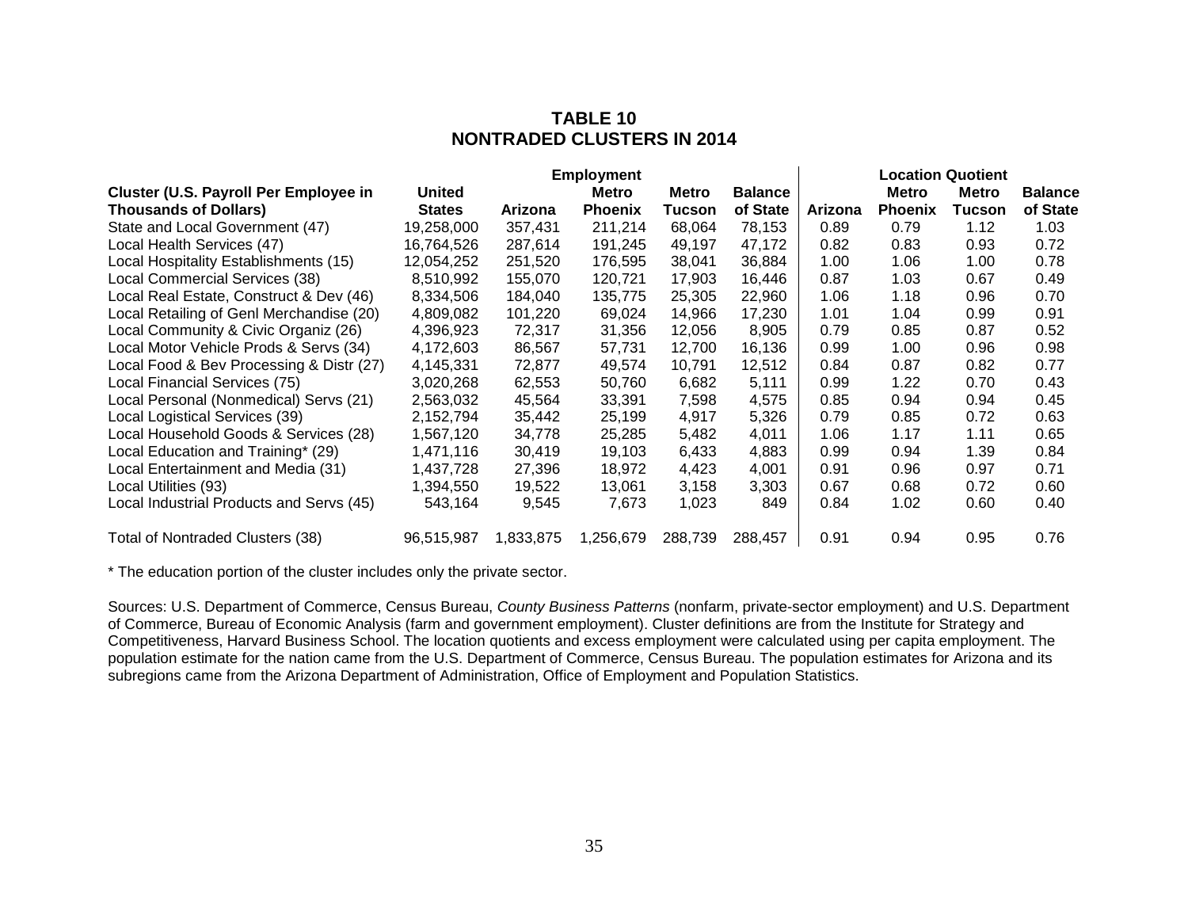## TABLE 10
## NONTRADED CLUSTERS IN 2014

| Cluster (U.S. Payroll Per Employee in Thousands of Dollars) | Employment | | | | | Location Quotient | | | |
|---|---|---|---|---|---|---|---|---|---|
| | United States | Arizona | Metro Phoenix | Metro Tucson | Balance of State | Arizona | Metro Phoenix | Metro Tucson | Balance of State |
| State and Local Government (47) | 19,258,000 | 357,431 | 211,214 | 68,064 | 78,153 | 0.89 | 0.79 | 1.12 | 1.03 |
| Local Health Services (47) | 16,764,526 | 287,614 | 191,245 | 49,197 | 47,172 | 0.82 | 0.83 | 0.93 | 0.72 |
| Local Hospitality Establishments (15) | 12,054,252 | 251,520 | 176,595 | 38,041 | 36,884 | 1.00 | 1.06 | 1.00 | 0.78 |
| Local Commercial Services (38) | 8,510,992 | 155,070 | 120,721 | 17,903 | 16,446 | 0.87 | 1.03 | 0.67 | 0.49 |
| Local Real Estate, Construct & Dev (46) | 8,334,506 | 184,040 | 135,775 | 25,305 | 22,960 | 1.06 | 1.18 | 0.96 | 0.70 |
| Local Retailing of Genl Merchandise (20) | 4,809,082 | 101,220 | 69,024 | 14,966 | 17,230 | 1.01 | 1.04 | 0.99 | 0.91 |
| Local Community & Civic Organiz (26) | 4,396,923 | 72,317 | 31,356 | 12,056 | 8,905 | 0.79 | 0.85 | 0.87 | 0.52 |
| Local Motor Vehicle Prods & Servs (34) | 4,172,603 | 86,567 | 57,731 | 12,700 | 16,136 | 0.99 | 1.00 | 0.96 | 0.98 |
| Local Food & Bev Processing & Distr (27) | 4,145,331 | 72,877 | 49,574 | 10,791 | 12,512 | 0.84 | 0.87 | 0.82 | 0.77 |
| Local Financial Services (75) | 3,020,268 | 62,553 | 50,760 | 6,682 | 5,111 | 0.99 | 1.22 | 0.70 | 0.43 |
| Local Personal (Nonmedical) Servs (21) | 2,563,032 | 45,564 | 33,391 | 7,598 | 4,575 | 0.85 | 0.94 | 0.94 | 0.45 |
| Local Logistical Services (39) | 2,152,794 | 35,442 | 25,199 | 4,917 | 5,326 | 0.79 | 0.85 | 0.72 | 0.63 |
| Local Household Goods & Services (28) | 1,567,120 | 34,778 | 25,285 | 5,482 | 4,011 | 1.06 | 1.17 | 1.11 | 0.65 |
| Local Education and Training* (29) | 1,471,116 | 30,419 | 19,103 | 6,433 | 4,883 | 0.99 | 0.94 | 1.39 | 0.84 |
| Local Entertainment and Media (31) | 1,437,728 | 27,396 | 18,972 | 4,423 | 4,001 | 0.91 | 0.96 | 0.97 | 0.71 |
| Local Utilities (93) | 1,394,550 | 19,522 | 13,061 | 3,158 | 3,303 | 0.67 | 0.68 | 0.72 | 0.60 |
| Local Industrial Products and Servs (45) | 543,164 | 9,545 | 7,673 | 1,023 | 849 | 0.84 | 1.02 | 0.60 | 0.40 |
| Total of Nontraded Clusters (38) | 96,515,987 | 1,833,875 | 1,256,679 | 288,739 | 288,457 | 0.91 | 0.94 | 0.95 | 0.76 |

* The education portion of the cluster includes only the private sector.

Sources: U.S. Department of Commerce, Census Bureau, *County Business Patterns* (nonfarm, private-sector employment) and U.S. Department of Commerce, Bureau of Economic Analysis (farm and government employment). Cluster definitions are from the Institute for Strategy and Competitiveness, Harvard Business School. The location quotients and excess employment were calculated using per capita employment. The population estimate for the nation came from the U.S. Department of Commerce, Census Bureau. The population estimates for Arizona and its subregions came from the Arizona Department of Administration, Office of Employment and Population Statistics.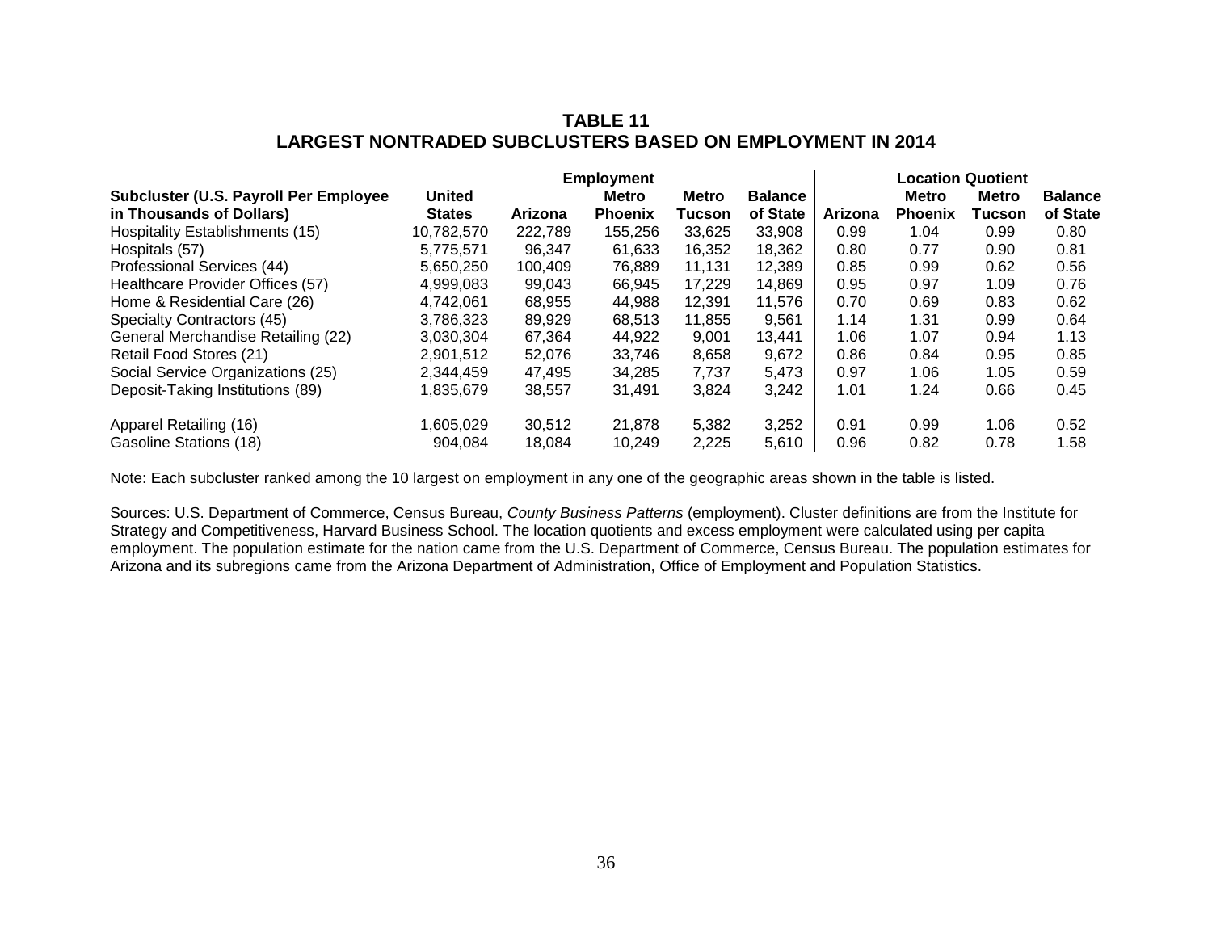**TABLE 11**
**LARGEST NONTRADED SUBCLUSTERS BASED ON EMPLOYMENT IN 2014**

| | Employment | | | | | Location Quotient | | | |
|---|---|---|---|---|---|---|---|---|---|
| **Subcluster (U.S. Payroll Per Employee in Thousands of Dollars)** | **United States** | **Arizona** | **Metro Phoenix** | **Metro Tucson** | **Balance of State** | **Arizona** | **Metro Phoenix** | **Metro Tucson** | **Balance of State** |
| Hospitality Establishments (15) | 10,782,570 | 222,789 | 155,256 | 33,625 | 33,908 | 0.99 | 1.04 | 0.99 | 0.80 |
| Hospitals (57) | 5,775,571 | 96,347 | 61,633 | 16,352 | 18,362 | 0.80 | 0.77 | 0.90 | 0.81 |
| Professional Services (44) | 5,650,250 | 100,409 | 76,889 | 11,131 | 12,389 | 0.85 | 0.99 | 0.62 | 0.56 |
| Healthcare Provider Offices (57) | 4,999,083 | 99,043 | 66,945 | 17,229 | 14,869 | 0.95 | 0.97 | 1.09 | 0.76 |
| Home & Residential Care (26) | 4,742,061 | 68,955 | 44,988 | 12,391 | 11,576 | 0.70 | 0.69 | 0.83 | 0.62 |
| Specialty Contractors (45) | 3,786,323 | 89,929 | 68,513 | 11,855 | 9,561 | 1.14 | 1.31 | 0.99 | 0.64 |
| General Merchandise Retailing (22) | 3,030,304 | 67,364 | 44,922 | 9,001 | 13,441 | 1.06 | 1.07 | 0.94 | 1.13 |
| Retail Food Stores (21) | 2,901,512 | 52,076 | 33,746 | 8,658 | 9,672 | 0.86 | 0.84 | 0.95 | 0.85 |
| Social Service Organizations (25) | 2,344,459 | 47,495 | 34,285 | 7,737 | 5,473 | 0.97 | 1.06 | 1.05 | 0.59 |
| Deposit-Taking Institutions (89) | 1,835,679 | 38,557 | 31,491 | 3,824 | 3,242 | 1.01 | 1.24 | 0.66 | 0.45 |
| Apparel Retailing (16) | 1,605,029 | 30,512 | 21,878 | 5,382 | 3,252 | 0.91 | 0.99 | 1.06 | 0.52 |
| Gasoline Stations (18) | 904,084 | 18,084 | 10,249 | 2,225 | 5,610 | 0.96 | 0.82 | 0.78 | 1.58 |

Note: Each subcluster ranked among the 10 largest on employment in any one of the geographic areas shown in the table is listed.

Sources: U.S. Department of Commerce, Census Bureau, *County Business Patterns* (employment). Cluster definitions are from the Institute for Strategy and Competitiveness, Harvard Business School. The location quotients and excess employment were calculated using per capita employment. The population estimate for the nation came from the U.S. Department of Commerce, Census Bureau. The population estimates for Arizona and its subregions came from the Arizona Department of Administration, Office of Employment and Population Statistics.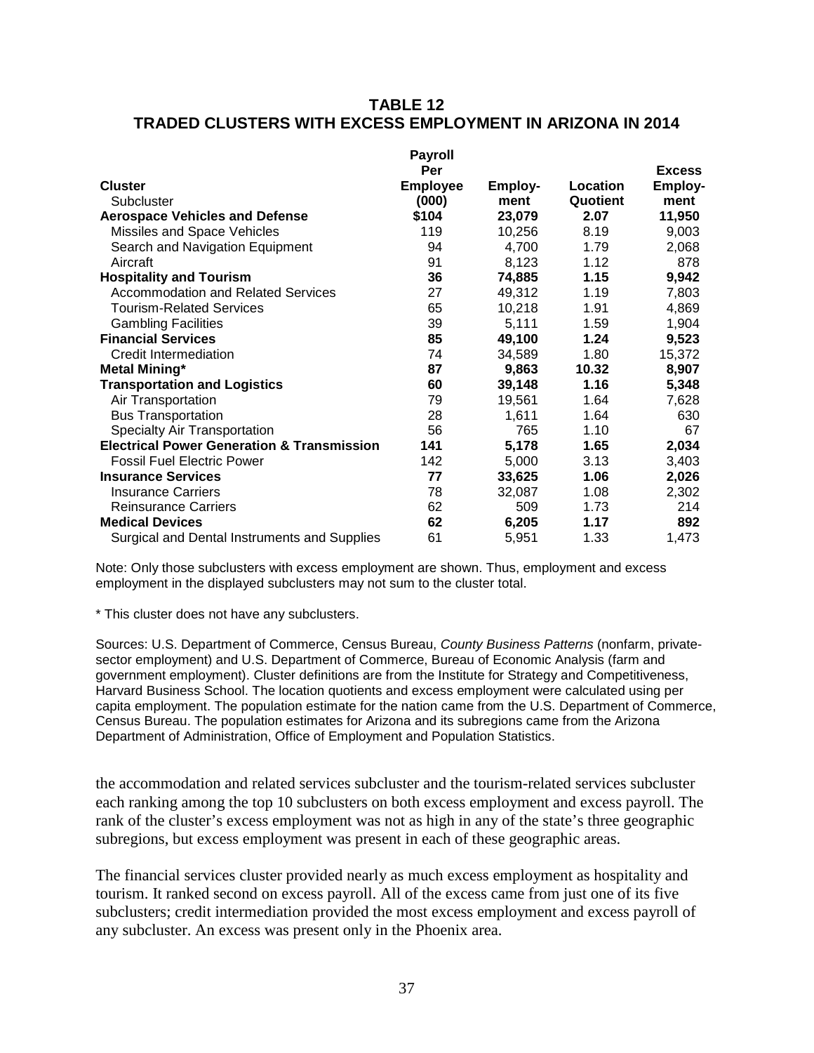## TABLE 12
## TRADED CLUSTERS WITH EXCESS EMPLOYMENT IN ARIZONA IN 2014

| Cluster<br>Subcluster | Payroll Per Employee (000) | Employ-ment | Location Quotient | Excess Employ-ment |
|---|---|---|---|---|
| **Aerospace Vehicles and Defense** | **$104** | **23,079** | **2.07** | **11,950** |
| Missiles and Space Vehicles | 119 | 10,256 | 8.19 | 9,003 |
| Search and Navigation Equipment | 94 | 4,700 | 1.79 | 2,068 |
| Aircraft | 91 | 8,123 | 1.12 | 878 |
| **Hospitality and Tourism** | **36** | **74,885** | **1.15** | **9,942** |
| Accommodation and Related Services | 27 | 49,312 | 1.19 | 7,803 |
| Tourism-Related Services | 65 | 10,218 | 1.91 | 4,869 |
| Gambling Facilities | 39 | 5,111 | 1.59 | 1,904 |
| **Financial Services** | **85** | **49,100** | **1.24** | **9,523** |
| Credit Intermediation | 74 | 34,589 | 1.80 | 15,372 |
| **Metal Mining*** | **87** | **9,863** | **10.32** | **8,907** |
| **Transportation and Logistics** | **60** | **39,148** | **1.16** | **5,348** |
| Air Transportation | 79 | 19,561 | 1.64 | 7,628 |
| Bus Transportation | 28 | 1,611 | 1.64 | 630 |
| Specialty Air Transportation | 56 | 765 | 1.10 | 67 |
| **Electrical Power Generation & Transmission** | **141** | **5,178** | **1.65** | **2,034** |
| Fossil Fuel Electric Power | 142 | 5,000 | 3.13 | 3,403 |
| **Insurance Services** | **77** | **33,625** | **1.06** | **2,026** |
| Insurance Carriers | 78 | 32,087 | 1.08 | 2,302 |
| Reinsurance Carriers | 62 | 509 | 1.73 | 214 |
| **Medical Devices** | **62** | **6,205** | **1.17** | **892** |
| Surgical and Dental Instruments and Supplies | 61 | 5,951 | 1.33 | 1,473 |

Note: Only those subclusters with excess employment are shown. Thus, employment and excess employment in the displayed subclusters may not sum to the cluster total.

* This cluster does not have any subclusters.

Sources: U.S. Department of Commerce, Census Bureau, *County Business Patterns* (nonfarm, private-sector employment) and U.S. Department of Commerce, Bureau of Economic Analysis (farm and government employment). Cluster definitions are from the Institute for Strategy and Competitiveness, Harvard Business School. The location quotients and excess employment were calculated using per capita employment. The population estimate for the nation came from the U.S. Department of Commerce, Census Bureau. The population estimates for Arizona and its subregions came from the Arizona Department of Administration, Office of Employment and Population Statistics.

the accommodation and related services subcluster and the tourism-related services subcluster each ranking among the top 10 subclusters on both excess employment and excess payroll. The rank of the cluster's excess employment was not as high in any of the state's three geographic subregions, but excess employment was present in each of these geographic areas.

The financial services cluster provided nearly as much excess employment as hospitality and tourism. It ranked second on excess payroll. All of the excess came from just one of its five subclusters; credit intermediation provided the most excess employment and excess payroll of any subcluster. An excess was present only in the Phoenix area.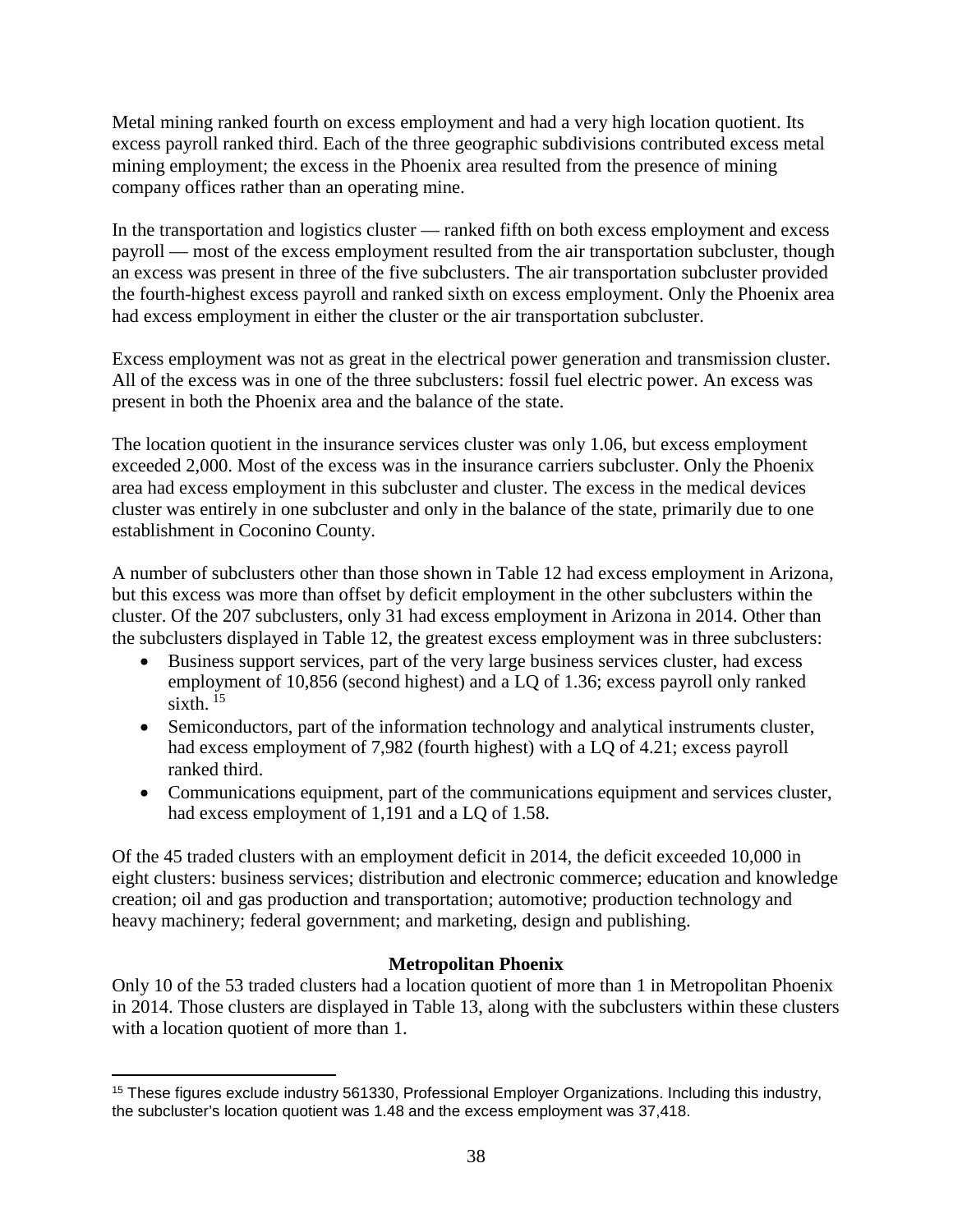Metal mining ranked fourth on excess employment and had a very high location quotient. Its excess payroll ranked third. Each of the three geographic subdivisions contributed excess metal mining employment; the excess in the Phoenix area resulted from the presence of mining company offices rather than an operating mine.

In the transportation and logistics cluster — ranked fifth on both excess employment and excess payroll — most of the excess employment resulted from the air transportation subcluster, though an excess was present in three of the five subclusters. The air transportation subcluster provided the fourth-highest excess payroll and ranked sixth on excess employment. Only the Phoenix area had excess employment in either the cluster or the air transportation subcluster.

Excess employment was not as great in the electrical power generation and transmission cluster. All of the excess was in one of the three subclusters: fossil fuel electric power. An excess was present in both the Phoenix area and the balance of the state.

The location quotient in the insurance services cluster was only 1.06, but excess employment exceeded 2,000. Most of the excess was in the insurance carriers subcluster. Only the Phoenix area had excess employment in this subcluster and cluster. The excess in the medical devices cluster was entirely in one subcluster and only in the balance of the state, primarily due to one establishment in Coconino County.

A number of subclusters other than those shown in Table 12 had excess employment in Arizona, but this excess was more than offset by deficit employment in the other subclusters within the cluster. Of the 207 subclusters, only 31 had excess employment in Arizona in 2014. Other than the subclusters displayed in Table 12, the greatest excess employment was in three subclusters:

- Business support services, part of the very large business services cluster, had excess employment of 10,856 (second highest) and a LQ of 1.36; excess payroll only ranked sixth. [15]
- Semiconductors, part of the information technology and analytical instruments cluster, had excess employment of 7,982 (fourth highest) with a LQ of 4.21; excess payroll ranked third.
- Communications equipment, part of the communications equipment and services cluster, had excess employment of 1,191 and a LQ of 1.58.

Of the 45 traded clusters with an employment deficit in 2014, the deficit exceeded 10,000 in eight clusters: business services; distribution and electronic commerce; education and knowledge creation; oil and gas production and transportation; automotive; production technology and heavy machinery; federal government; and marketing, design and publishing.

## Metropolitan Phoenix

Only 10 of the 53 traded clusters had a location quotient of more than 1 in Metropolitan Phoenix in 2014. Those clusters are displayed in Table 13, along with the subclusters within these clusters with a location quotient of more than 1.

[15] These figures exclude industry 561330, Professional Employer Organizations. Including this industry, the subcluster's location quotient was 1.48 and the excess employment was 37,418.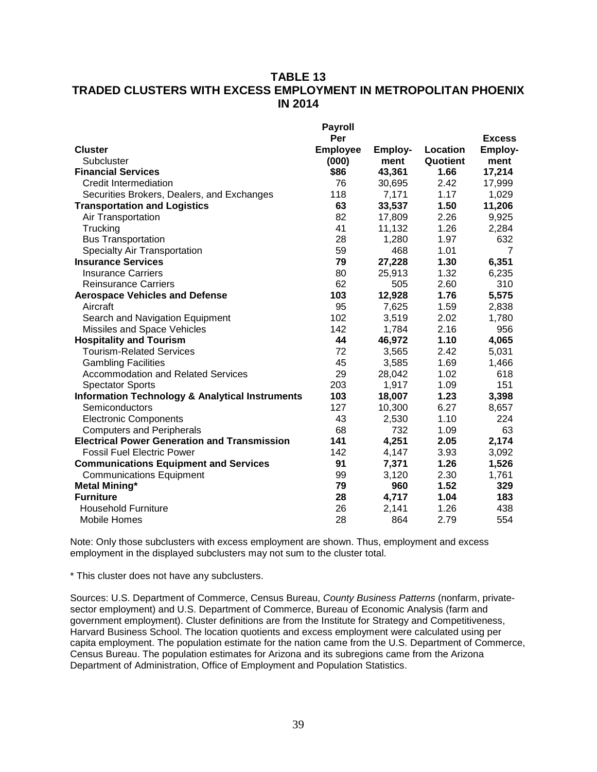## TABLE 13
## TRADED CLUSTERS WITH EXCESS EMPLOYMENT IN METROPOLITAN PHOENIX IN 2014

| Cluster<br>Subcluster | Payroll Per Employee (000) | Employ-ment | Location Quotient | Excess Employ-ment |
|---|---|---|---|---|
| **Financial Services** | **$86** | **43,361** | **1.66** | **17,214** |
| Credit Intermediation | 76 | 30,695 | 2.42 | 17,999 |
| Securities Brokers, Dealers, and Exchanges | 118 | 7,171 | 1.17 | 1,029 |
| **Transportation and Logistics** | **63** | **33,537** | **1.50** | **11,206** |
| Air Transportation | 82 | 17,809 | 2.26 | 9,925 |
| Trucking | 41 | 11,132 | 1.26 | 2,284 |
| Bus Transportation | 28 | 1,280 | 1.97 | 632 |
| Specialty Air Transportation | 59 | 468 | 1.01 | 7 |
| **Insurance Services** | **79** | **27,228** | **1.30** | **6,351** |
| Insurance Carriers | 80 | 25,913 | 1.32 | 6,235 |
| Reinsurance Carriers | 62 | 505 | 2.60 | 310 |
| **Aerospace Vehicles and Defense** | **103** | **12,928** | **1.76** | **5,575** |
| Aircraft | 95 | 7,625 | 1.59 | 2,838 |
| Search and Navigation Equipment | 102 | 3,519 | 2.02 | 1,780 |
| Missiles and Space Vehicles | 142 | 1,784 | 2.16 | 956 |
| **Hospitality and Tourism** | **44** | **46,972** | **1.10** | **4,065** |
| Tourism-Related Services | 72 | 3,565 | 2.42 | 5,031 |
| Gambling Facilities | 45 | 3,585 | 1.69 | 1,466 |
| Accommodation and Related Services | 29 | 28,042 | 1.02 | 618 |
| Spectator Sports | 203 | 1,917 | 1.09 | 151 |
| **Information Technology & Analytical Instruments** | **103** | **18,007** | **1.23** | **3,398** |
| Semiconductors | 127 | 10,300 | 6.27 | 8,657 |
| Electronic Components | 43 | 2,530 | 1.10 | 224 |
| Computers and Peripherals | 68 | 732 | 1.09 | 63 |
| **Electrical Power Generation and Transmission** | **141** | **4,251** | **2.05** | **2,174** |
| Fossil Fuel Electric Power | 142 | 4,147 | 3.93 | 3,092 |
| **Communications Equipment and Services** | **91** | **7,371** | **1.26** | **1,526** |
| Communications Equipment | 99 | 3,120 | 2.30 | 1,761 |
| **Metal Mining*** | **79** | **960** | **1.52** | **329** |
| **Furniture** | **28** | **4,717** | **1.04** | **183** |
| Household Furniture | 26 | 2,141 | 1.26 | 438 |
| Mobile Homes | 28 | 864 | 2.79 | 554 |

Note: Only those subclusters with excess employment are shown. Thus, employment and excess employment in the displayed subclusters may not sum to the cluster total.

* This cluster does not have any subclusters.

Sources: U.S. Department of Commerce, Census Bureau, *County Business Patterns* (nonfarm, private-sector employment) and U.S. Department of Commerce, Bureau of Economic Analysis (farm and government employment). Cluster definitions are from the Institute for Strategy and Competitiveness, Harvard Business School. The location quotients and excess employment were calculated using per capita employment. The population estimate for the nation came from the U.S. Department of Commerce, Census Bureau. The population estimates for Arizona and its subregions came from the Arizona Department of Administration, Office of Employment and Population Statistics.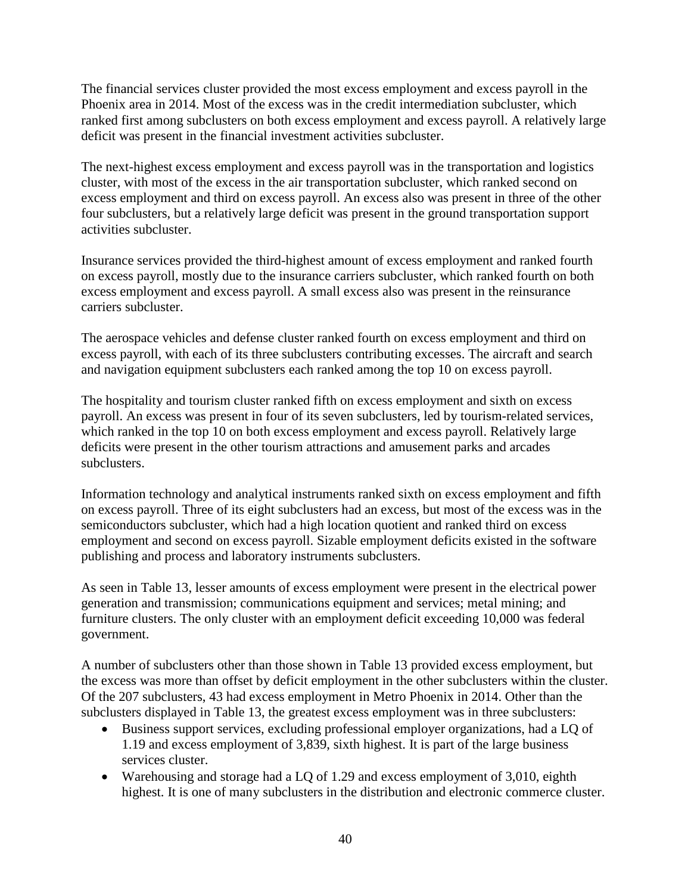The financial services cluster provided the most excess employment and excess payroll in the Phoenix area in 2014. Most of the excess was in the credit intermediation subcluster, which ranked first among subclusters on both excess employment and excess payroll. A relatively large deficit was present in the financial investment activities subcluster.

The next-highest excess employment and excess payroll was in the transportation and logistics cluster, with most of the excess in the air transportation subcluster, which ranked second on excess employment and third on excess payroll. An excess also was present in three of the other four subclusters, but a relatively large deficit was present in the ground transportation support activities subcluster.

Insurance services provided the third-highest amount of excess employment and ranked fourth on excess payroll, mostly due to the insurance carriers subcluster, which ranked fourth on both excess employment and excess payroll. A small excess also was present in the reinsurance carriers subcluster.

The aerospace vehicles and defense cluster ranked fourth on excess employment and third on excess payroll, with each of its three subclusters contributing excesses. The aircraft and search and navigation equipment subclusters each ranked among the top 10 on excess payroll.

The hospitality and tourism cluster ranked fifth on excess employment and sixth on excess payroll. An excess was present in four of its seven subclusters, led by tourism-related services, which ranked in the top 10 on both excess employment and excess payroll. Relatively large deficits were present in the other tourism attractions and amusement parks and arcades subclusters.

Information technology and analytical instruments ranked sixth on excess employment and fifth on excess payroll. Three of its eight subclusters had an excess, but most of the excess was in the semiconductors subcluster, which had a high location quotient and ranked third on excess employment and second on excess payroll. Sizable employment deficits existed in the software publishing and process and laboratory instruments subclusters.

As seen in Table 13, lesser amounts of excess employment were present in the electrical power generation and transmission; communications equipment and services; metal mining; and furniture clusters. The only cluster with an employment deficit exceeding 10,000 was federal government.

A number of subclusters other than those shown in Table 13 provided excess employment, but the excess was more than offset by deficit employment in the other subclusters within the cluster. Of the 207 subclusters, 43 had excess employment in Metro Phoenix in 2014. Other than the subclusters displayed in Table 13, the greatest excess employment was in three subclusters:

- Business support services, excluding professional employer organizations, had a LQ of 1.19 and excess employment of 3,839, sixth highest. It is part of the large business services cluster.
- Warehousing and storage had a LQ of 1.29 and excess employment of 3,010, eighth highest. It is one of many subclusters in the distribution and electronic commerce cluster.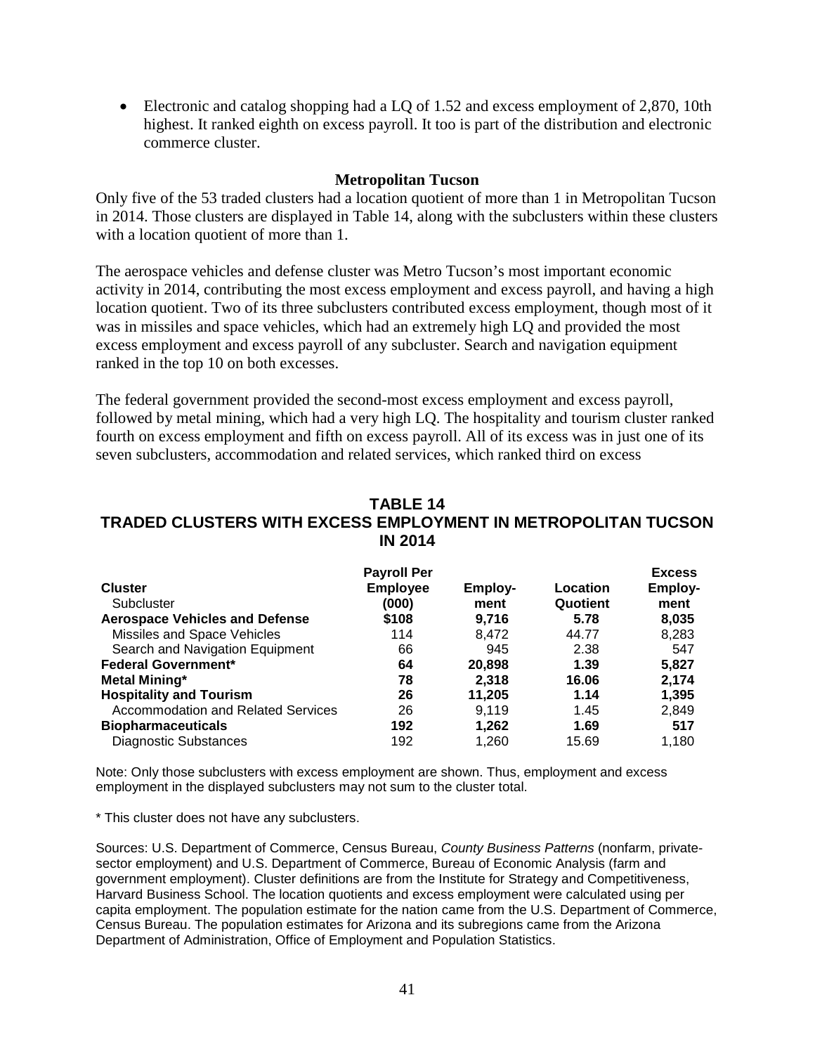- Electronic and catalog shopping had a LQ of 1.52 and excess employment of 2,870, 10th highest. It ranked eighth on excess payroll. It too is part of the distribution and electronic commerce cluster.

### Metropolitan Tucson

Only five of the 53 traded clusters had a location quotient of more than 1 in Metropolitan Tucson in 2014. Those clusters are displayed in Table 14, along with the subclusters within these clusters with a location quotient of more than 1.

The aerospace vehicles and defense cluster was Metro Tucson's most important economic activity in 2014, contributing the most excess employment and excess payroll, and having a high location quotient. Two of its three subclusters contributed excess employment, though most of it was in missiles and space vehicles, which had an extremely high LQ and provided the most excess employment and excess payroll of any subcluster. Search and navigation equipment ranked in the top 10 on both excesses.

The federal government provided the second-most excess employment and excess payroll, followed by metal mining, which had a very high LQ. The hospitality and tourism cluster ranked fourth on excess employment and fifth on excess payroll. All of its excess was in just one of its seven subclusters, accommodation and related services, which ranked third on excess

## TABLE 14
## TRADED CLUSTERS WITH EXCESS EMPLOYMENT IN METROPOLITAN TUCSON IN 2014

| Cluster<br>Subcluster | Payroll Per Employee (000) | Employ-ment | Location Quotient | Excess Employ-ment |
|---|---|---|---|---|
| **Aerospace Vehicles and Defense** | **$108** | **9,716** | **5.78** | **8,035** |
| Missiles and Space Vehicles | 114 | 8,472 | 44.77 | 8,283 |
| Search and Navigation Equipment | 66 | 945 | 2.38 | 547 |
| **Federal Government*** | **64** | **20,898** | **1.39** | **5,827** |
| **Metal Mining*** | **78** | **2,318** | **16.06** | **2,174** |
| **Hospitality and Tourism** | **26** | **11,205** | **1.14** | **1,395** |
| Accommodation and Related Services | 26 | 9,119 | 1.45 | 2,849 |
| **Biopharmaceuticals** | **192** | **1,262** | **1.69** | **517** |
| Diagnostic Substances | 192 | 1,260 | 15.69 | 1,180 |

Note: Only those subclusters with excess employment are shown. Thus, employment and excess employment in the displayed subclusters may not sum to the cluster total.

* This cluster does not have any subclusters.

Sources: U.S. Department of Commerce, Census Bureau, *County Business Patterns* (nonfarm, private-sector employment) and U.S. Department of Commerce, Bureau of Economic Analysis (farm and government employment). Cluster definitions are from the Institute for Strategy and Competitiveness, Harvard Business School. The location quotients and excess employment were calculated using per capita employment. The population estimate for the nation came from the U.S. Department of Commerce, Census Bureau. The population estimates for Arizona and its subregions came from the Arizona Department of Administration, Office of Employment and Population Statistics.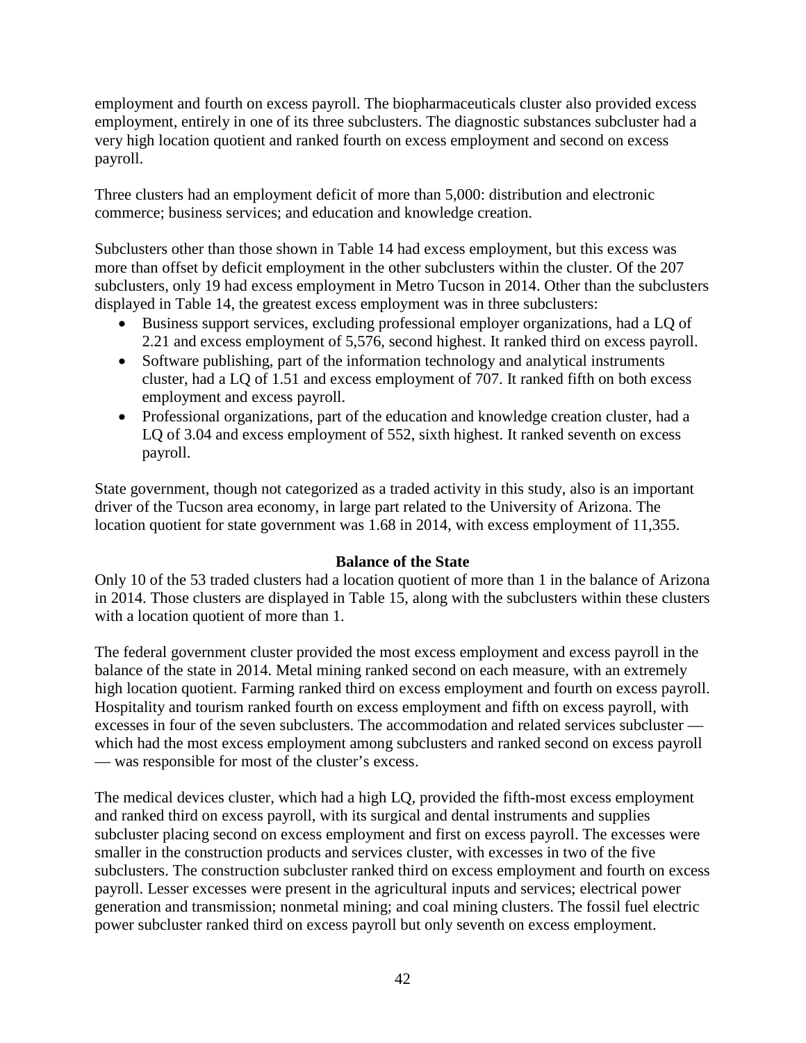employment and fourth on excess payroll. The biopharmaceuticals cluster also provided excess employment, entirely in one of its three subclusters. The diagnostic substances subcluster had a very high location quotient and ranked fourth on excess employment and second on excess payroll.

Three clusters had an employment deficit of more than 5,000: distribution and electronic commerce; business services; and education and knowledge creation.

Subclusters other than those shown in Table 14 had excess employment, but this excess was more than offset by deficit employment in the other subclusters within the cluster. Of the 207 subclusters, only 19 had excess employment in Metro Tucson in 2014. Other than the subclusters displayed in Table 14, the greatest excess employment was in three subclusters:

- Business support services, excluding professional employer organizations, had a LQ of 2.21 and excess employment of 5,576, second highest. It ranked third on excess payroll.
- Software publishing, part of the information technology and analytical instruments cluster, had a LQ of 1.51 and excess employment of 707. It ranked fifth on both excess employment and excess payroll.
- Professional organizations, part of the education and knowledge creation cluster, had a LQ of 3.04 and excess employment of 552, sixth highest. It ranked seventh on excess payroll.

State government, though not categorized as a traded activity in this study, also is an important driver of the Tucson area economy, in large part related to the University of Arizona. The location quotient for state government was 1.68 in 2014, with excess employment of 11,355.

## Balance of the State

Only 10 of the 53 traded clusters had a location quotient of more than 1 in the balance of Arizona in 2014. Those clusters are displayed in Table 15, along with the subclusters within these clusters with a location quotient of more than 1.

The federal government cluster provided the most excess employment and excess payroll in the balance of the state in 2014. Metal mining ranked second on each measure, with an extremely high location quotient. Farming ranked third on excess employment and fourth on excess payroll. Hospitality and tourism ranked fourth on excess employment and fifth on excess payroll, with excesses in four of the seven subclusters. The accommodation and related services subcluster — which had the most excess employment among subclusters and ranked second on excess payroll — was responsible for most of the cluster's excess.

The medical devices cluster, which had a high LQ, provided the fifth-most excess employment and ranked third on excess payroll, with its surgical and dental instruments and supplies subcluster placing second on excess employment and first on excess payroll. The excesses were smaller in the construction products and services cluster, with excesses in two of the five subclusters. The construction subcluster ranked third on excess employment and fourth on excess payroll. Lesser excesses were present in the agricultural inputs and services; electrical power generation and transmission; nonmetal mining; and coal mining clusters. The fossil fuel electric power subcluster ranked third on excess payroll but only seventh on excess employment.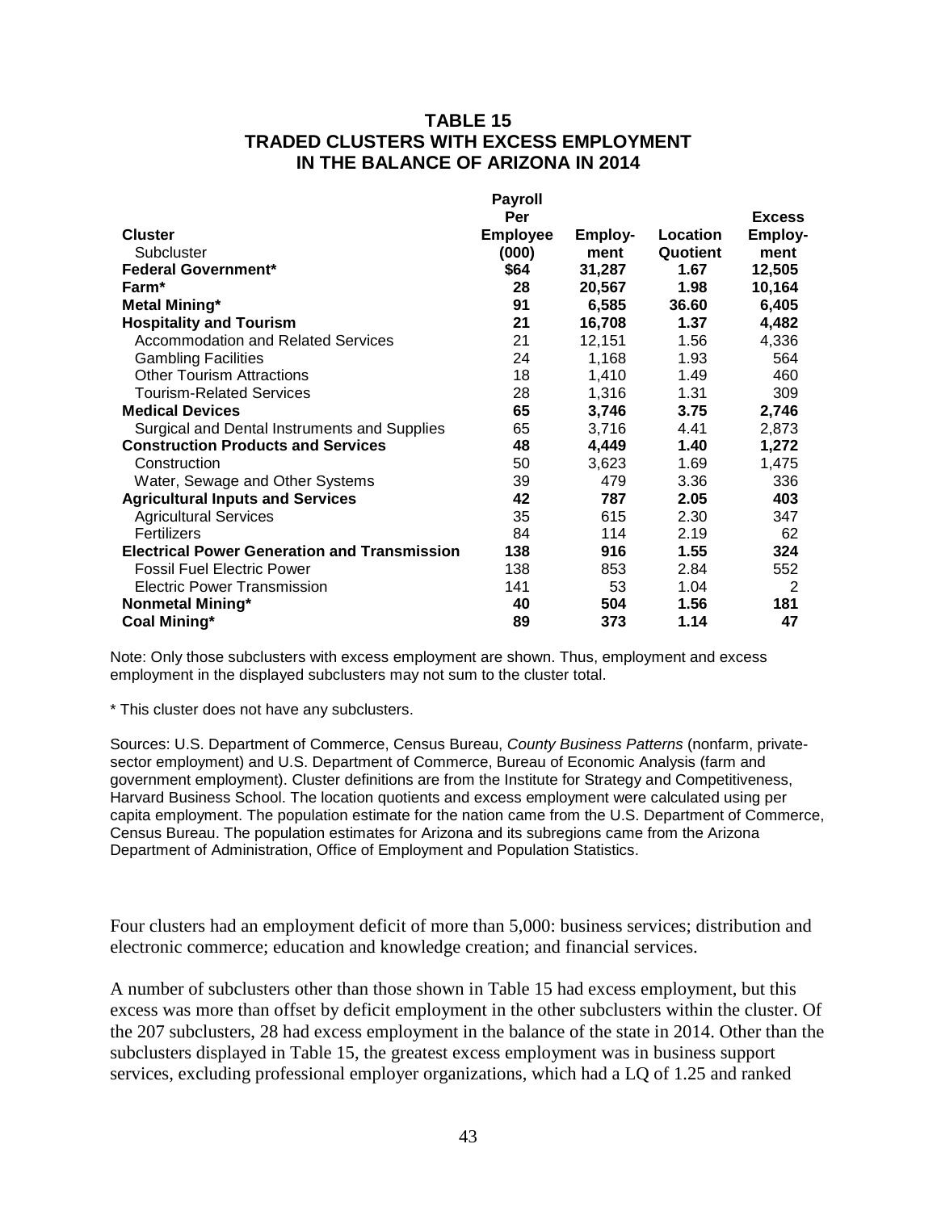# TABLE 15
## TRADED CLUSTERS WITH EXCESS EMPLOYMENT IN THE BALANCE OF ARIZONA IN 2014

| Cluster<br>Subcluster | Payroll Per Employee (000) | Employ-ment | Location Quotient | Excess Employ-ment |
|---|---|---|---|---|
| **Federal Government*** | **$64** | **31,287** | **1.67** | **12,505** |
| **Farm*** | **28** | **20,567** | **1.98** | **10,164** |
| **Metal Mining*** | **91** | **6,585** | **36.60** | **6,405** |
| **Hospitality and Tourism** | **21** | **16,708** | **1.37** | **4,482** |
| Accommodation and Related Services | 21 | 12,151 | 1.56 | 4,336 |
| Gambling Facilities | 24 | 1,168 | 1.93 | 564 |
| Other Tourism Attractions | 18 | 1,410 | 1.49 | 460 |
| Tourism-Related Services | 28 | 1,316 | 1.31 | 309 |
| **Medical Devices** | **65** | **3,746** | **3.75** | **2,746** |
| Surgical and Dental Instruments and Supplies | 65 | 3,716 | 4.41 | 2,873 |
| **Construction Products and Services** | **48** | **4,449** | **1.40** | **1,272** |
| Construction | 50 | 3,623 | 1.69 | 1,475 |
| Water, Sewage and Other Systems | 39 | 479 | 3.36 | 336 |
| **Agricultural Inputs and Services** | **42** | **787** | **2.05** | **403** |
| Agricultural Services | 35 | 615 | 2.30 | 347 |
| Fertilizers | 84 | 114 | 2.19 | 62 |
| **Electrical Power Generation and Transmission** | **138** | **916** | **1.55** | **324** |
| Fossil Fuel Electric Power | 138 | 853 | 2.84 | 552 |
| Electric Power Transmission | 141 | 53 | 1.04 | 2 |
| **Nonmetal Mining*** | **40** | **504** | **1.56** | **181** |
| **Coal Mining*** | **89** | **373** | **1.14** | **47** |

Note: Only those subclusters with excess employment are shown. Thus, employment and excess employment in the displayed subclusters may not sum to the cluster total.

* This cluster does not have any subclusters.

Sources: U.S. Department of Commerce, Census Bureau, *County Business Patterns* (nonfarm, private-sector employment) and U.S. Department of Commerce, Bureau of Economic Analysis (farm and government employment). Cluster definitions are from the Institute for Strategy and Competitiveness, Harvard Business School. The location quotients and excess employment were calculated using per capita employment. The population estimate for the nation came from the U.S. Department of Commerce, Census Bureau. The population estimates for Arizona and its subregions came from the Arizona Department of Administration, Office of Employment and Population Statistics.

Four clusters had an employment deficit of more than 5,000: business services; distribution and electronic commerce; education and knowledge creation; and financial services.

A number of subclusters other than those shown in Table 15 had excess employment, but this excess was more than offset by deficit employment in the other subclusters within the cluster. Of the 207 subclusters, 28 had excess employment in the balance of the state in 2014. Other than the subclusters displayed in Table 15, the greatest excess employment was in business support services, excluding professional employer organizations, which had a LQ of 1.25 and ranked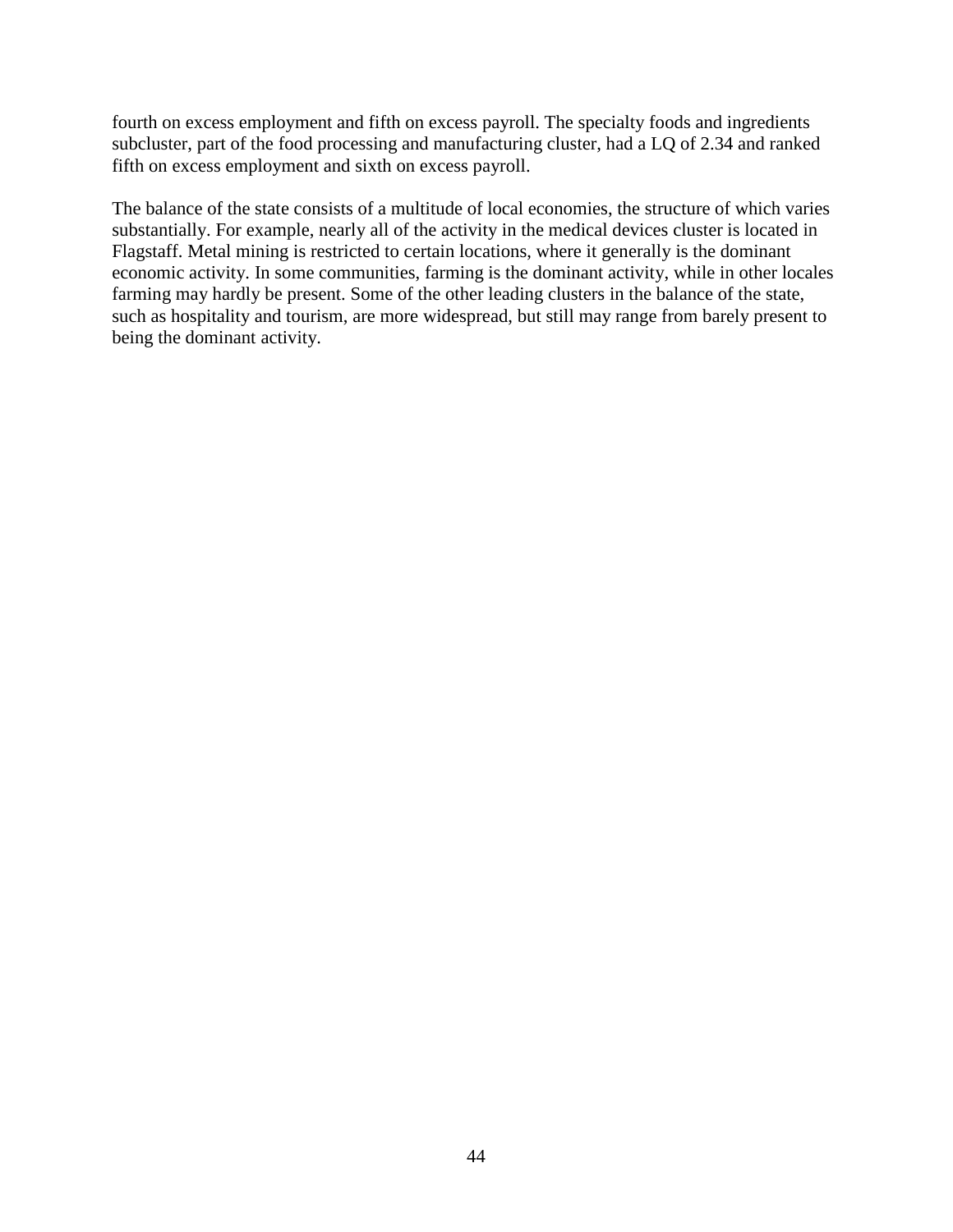fourth on excess employment and fifth on excess payroll. The specialty foods and ingredients subcluster, part of the food processing and manufacturing cluster, had a LQ of 2.34 and ranked fifth on excess employment and sixth on excess payroll.

The balance of the state consists of a multitude of local economies, the structure of which varies substantially. For example, nearly all of the activity in the medical devices cluster is located in Flagstaff. Metal mining is restricted to certain locations, where it generally is the dominant economic activity. In some communities, farming is the dominant activity, while in other locales farming may hardly be present. Some of the other leading clusters in the balance of the state, such as hospitality and tourism, are more widespread, but still may range from barely present to being the dominant activity.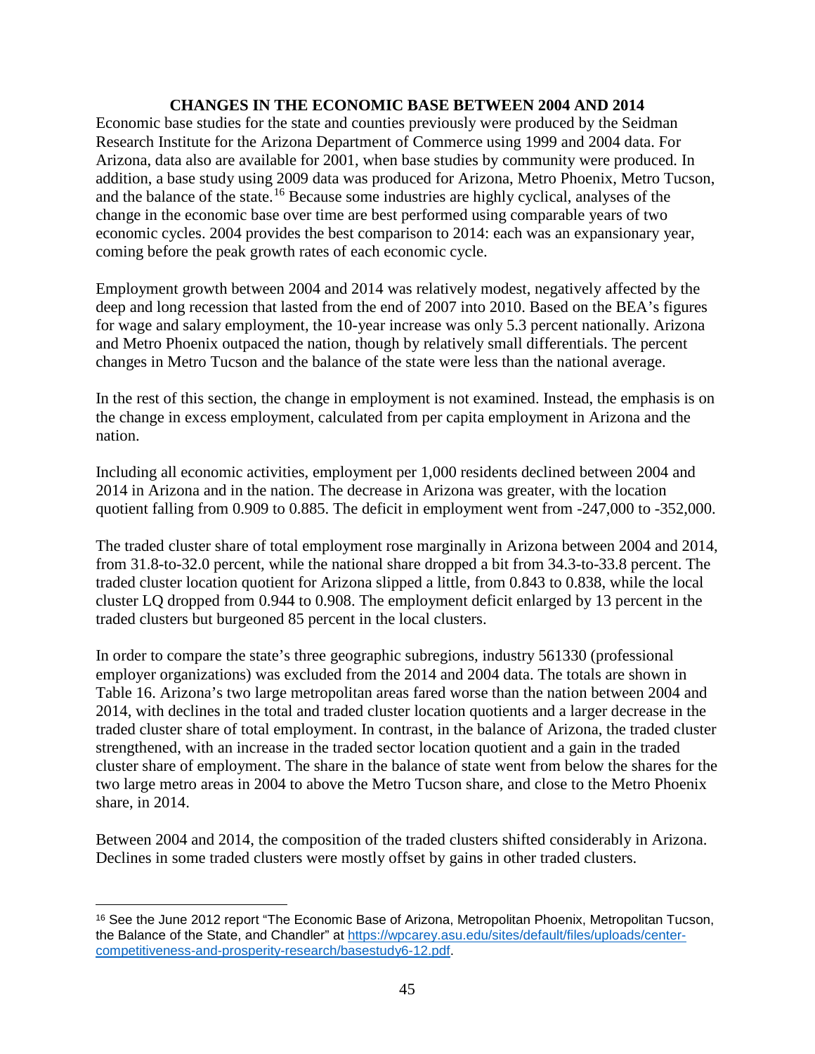## CHANGES IN THE ECONOMIC BASE BETWEEN 2004 AND 2014

Economic base studies for the state and counties previously were produced by the Seidman Research Institute for the Arizona Department of Commerce using 1999 and 2004 data. For Arizona, data also are available for 2001, when base studies by community were produced. In addition, a base study using 2009 data was produced for Arizona, Metro Phoenix, Metro Tucson, and the balance of the state.[16] Because some industries are highly cyclical, analyses of the change in the economic base over time are best performed using comparable years of two economic cycles. 2004 provides the best comparison to 2014: each was an expansionary year, coming before the peak growth rates of each economic cycle.

Employment growth between 2004 and 2014 was relatively modest, negatively affected by the deep and long recession that lasted from the end of 2007 into 2010. Based on the BEA's figures for wage and salary employment, the 10-year increase was only 5.3 percent nationally. Arizona and Metro Phoenix outpaced the nation, though by relatively small differentials. The percent changes in Metro Tucson and the balance of the state were less than the national average.

In the rest of this section, the change in employment is not examined. Instead, the emphasis is on the change in excess employment, calculated from per capita employment in Arizona and the nation.

Including all economic activities, employment per 1,000 residents declined between 2004 and 2014 in Arizona and in the nation. The decrease in Arizona was greater, with the location quotient falling from 0.909 to 0.885. The deficit in employment went from -247,000 to -352,000.

The traded cluster share of total employment rose marginally in Arizona between 2004 and 2014, from 31.8-to-32.0 percent, while the national share dropped a bit from 34.3-to-33.8 percent. The traded cluster location quotient for Arizona slipped a little, from 0.843 to 0.838, while the local cluster LQ dropped from 0.944 to 0.908. The employment deficit enlarged by 13 percent in the traded clusters but burgeoned 85 percent in the local clusters.

In order to compare the state's three geographic subregions, industry 561330 (professional employer organizations) was excluded from the 2014 and 2004 data. The totals are shown in Table 16. Arizona's two large metropolitan areas fared worse than the nation between 2004 and 2014, with declines in the total and traded cluster location quotients and a larger decrease in the traded cluster share of total employment. In contrast, in the balance of Arizona, the traded cluster strengthened, with an increase in the traded sector location quotient and a gain in the traded cluster share of employment. The share in the balance of state went from below the shares for the two large metro areas in 2004 to above the Metro Tucson share, and close to the Metro Phoenix share, in 2014.

Between 2004 and 2014, the composition of the traded clusters shifted considerably in Arizona. Declines in some traded clusters were mostly offset by gains in other traded clusters.

---

[16] See the June 2012 report "The Economic Base of Arizona, Metropolitan Phoenix, Metropolitan Tucson, the Balance of the State, and Chandler" at https://wpcarey.asu.edu/sites/default/files/uploads/center-competitiveness-and-prosperity-research/basestudy6-12.pdf.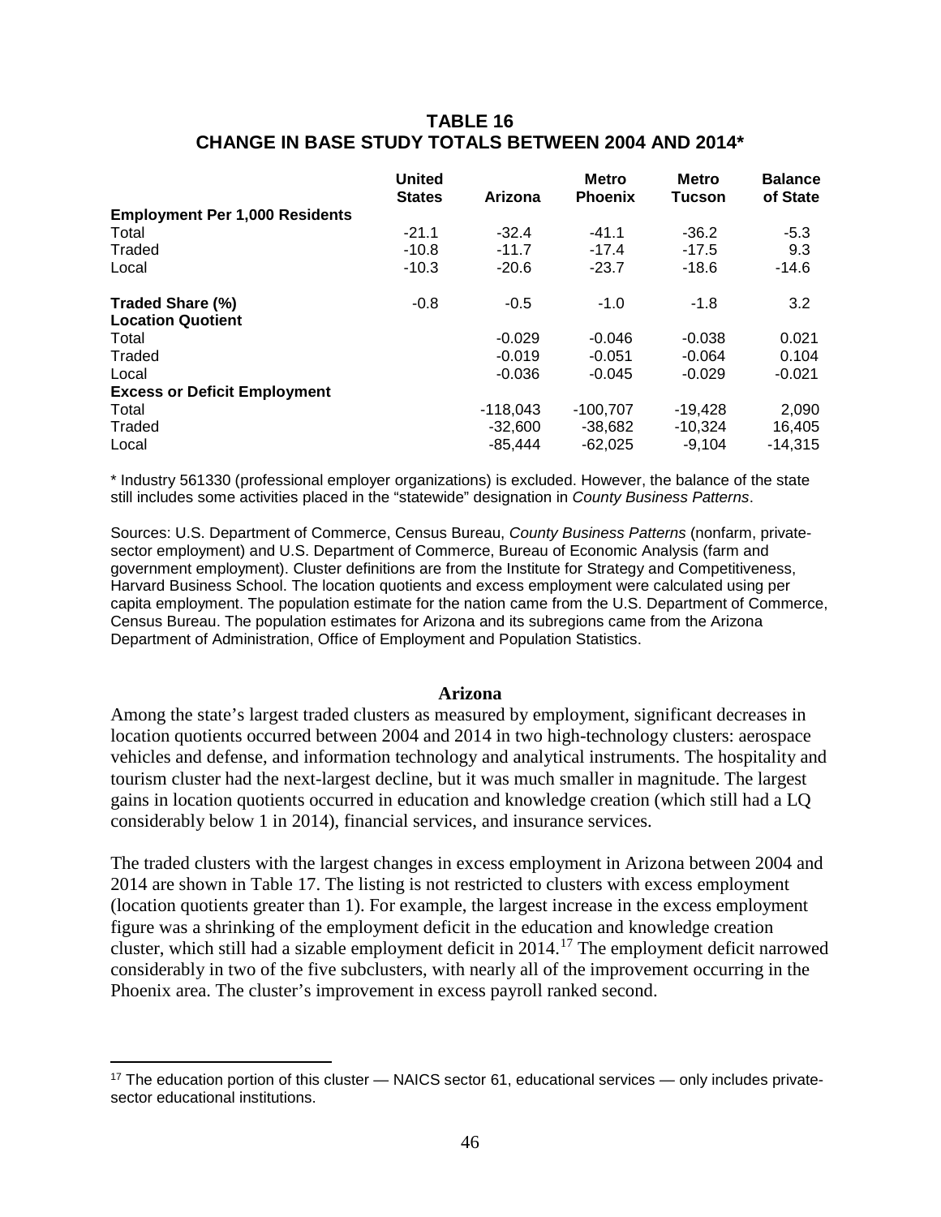## TABLE 16
## CHANGE IN BASE STUDY TOTALS BETWEEN 2004 AND 2014*

| | United States | Arizona | Metro Phoenix | Metro Tucson | Balance of State |
|---|---|---|---|---|---|
| **Employment Per 1,000 Residents** | | | | | |
| Total | -21.1 | -32.4 | -41.1 | -36.2 | -5.3 |
| Traded | -10.8 | -11.7 | -17.4 | -17.5 | 9.3 |
| Local | -10.3 | -20.6 | -23.7 | -18.6 | -14.6 |
| **Traded Share (%)** | -0.8 | -0.5 | -1.0 | -1.8 | 3.2 |
| **Location Quotient** | | | | | |
| Total | | -0.029 | -0.046 | -0.038 | 0.021 |
| Traded | | -0.019 | -0.051 | -0.064 | 0.104 |
| Local | | -0.036 | -0.045 | -0.029 | -0.021 |
| **Excess or Deficit Employment** | | | | | |
| Total | | -118,043 | -100,707 | -19,428 | 2,090 |
| Traded | | -32,600 | -38,682 | -10,324 | 16,405 |
| Local | | -85,444 | -62,025 | -9,104 | -14,315 |

\* Industry 561330 (professional employer organizations) is excluded. However, the balance of the state still includes some activities placed in the "statewide" designation in *County Business Patterns*.

Sources: U.S. Department of Commerce, Census Bureau, *County Business Patterns* (nonfarm, private-sector employment) and U.S. Department of Commerce, Bureau of Economic Analysis (farm and government employment). Cluster definitions are from the Institute for Strategy and Competitiveness, Harvard Business School. The location quotients and excess employment were calculated using per capita employment. The population estimate for the nation came from the U.S. Department of Commerce, Census Bureau. The population estimates for Arizona and its subregions came from the Arizona Department of Administration, Office of Employment and Population Statistics.

### Arizona

Among the state's largest traded clusters as measured by employment, significant decreases in location quotients occurred between 2004 and 2014 in two high-technology clusters: aerospace vehicles and defense, and information technology and analytical instruments. The hospitality and tourism cluster had the next-largest decline, but it was much smaller in magnitude. The largest gains in location quotients occurred in education and knowledge creation (which still had a LQ considerably below 1 in 2014), financial services, and insurance services.

The traded clusters with the largest changes in excess employment in Arizona between 2004 and 2014 are shown in Table 17. The listing is not restricted to clusters with excess employment (location quotients greater than 1). For example, the largest increase in the excess employment figure was a shrinking of the employment deficit in the education and knowledge creation cluster, which still had a sizable employment deficit in 2014.[17] The employment deficit narrowed considerably in two of the five subclusters, with nearly all of the improvement occurring in the Phoenix area. The cluster's improvement in excess payroll ranked second.

[17] The education portion of this cluster — NAICS sector 61, educational services — only includes private-sector educational institutions.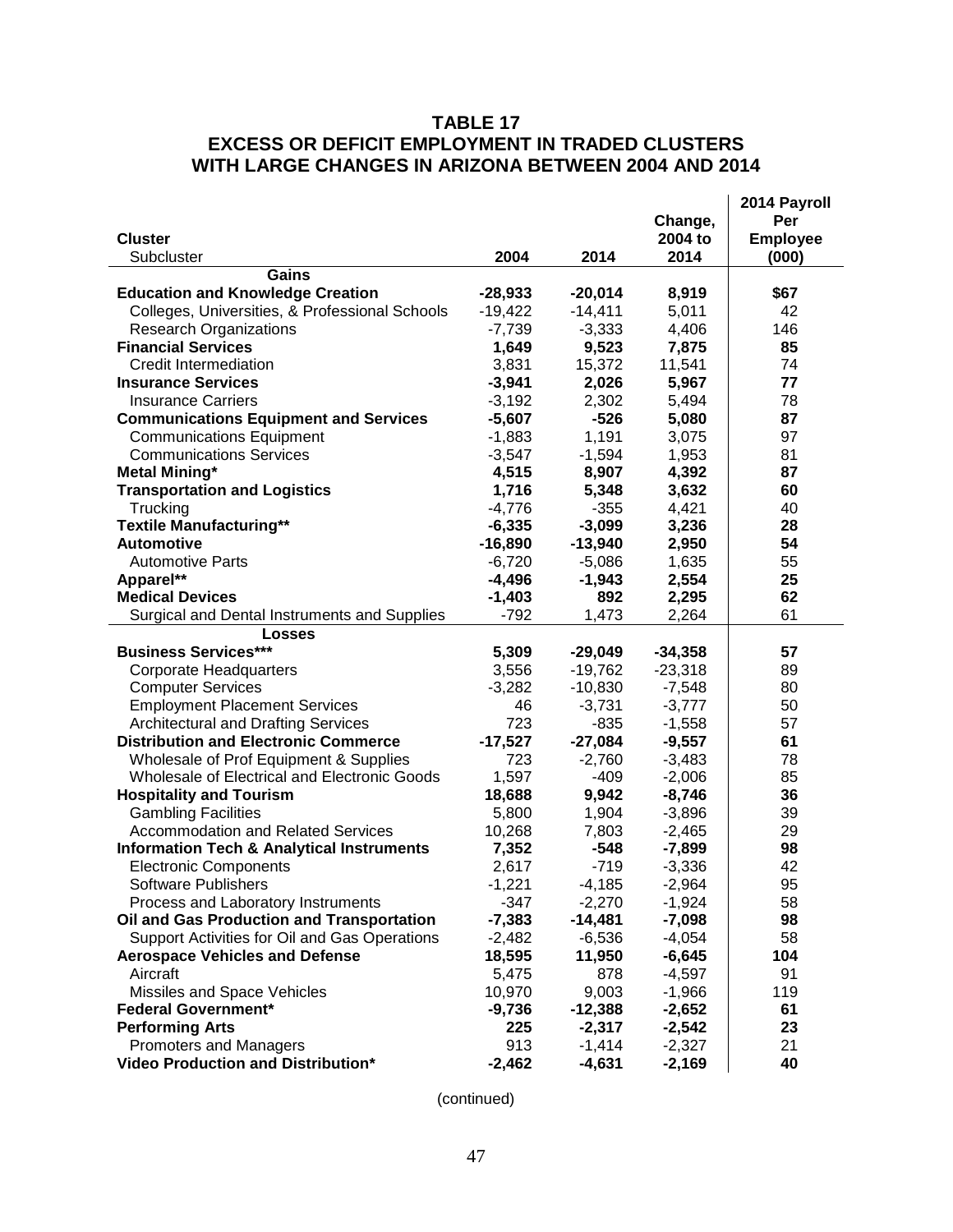## TABLE 17
## EXCESS OR DEFICIT EMPLOYMENT IN TRADED CLUSTERS WITH LARGE CHANGES IN ARIZONA BETWEEN 2004 AND 2014

| Cluster<br>Subcluster | 2004 | 2014 | Change, 2004 to 2014 | 2014 Payroll Per Employee (000) |
|---|---|---|---|---|
| **Gains** | | | | |
| **Education and Knowledge Creation** | **-28,933** | **-20,014** | **8,919** | **$67** |
| Colleges, Universities, & Professional Schools | -19,422 | -14,411 | 5,011 | 42 |
| Research Organizations | -7,739 | -3,333 | 4,406 | 146 |
| **Financial Services** | **1,649** | **9,523** | **7,875** | **85** |
| Credit Intermediation | 3,831 | 15,372 | 11,541 | 74 |
| **Insurance Services** | **-3,941** | **2,026** | **5,967** | **77** |
| Insurance Carriers | -3,192 | 2,302 | 5,494 | 78 |
| **Communications Equipment and Services** | **-5,607** | **-526** | **5,080** | **87** |
| Communications Equipment | -1,883 | 1,191 | 3,075 | 97 |
| Communications Services | -3,547 | -1,594 | 1,953 | 81 |
| **Metal Mining*** | **4,515** | **8,907** | **4,392** | **87** |
| **Transportation and Logistics** | **1,716** | **5,348** | **3,632** | **60** |
| Trucking | -4,776 | -355 | 4,421 | 40 |
| **Textile Manufacturing**** | **-6,335** | **-3,099** | **3,236** | **28** |
| **Automotive** | **-16,890** | **-13,940** | **2,950** | **54** |
| Automotive Parts | -6,720 | -5,086 | 1,635 | 55 |
| **Apparel**** | **-4,496** | **-1,943** | **2,554** | **25** |
| **Medical Devices** | **-1,403** | **892** | **2,295** | **62** |
| Surgical and Dental Instruments and Supplies | -792 | 1,473 | 2,264 | 61 |
| **Losses** | | | | |
| **Business Services***** | **5,309** | **-29,049** | **-34,358** | **57** |
| Corporate Headquarters | 3,556 | -19,762 | -23,318 | 89 |
| Computer Services | -3,282 | -10,830 | -7,548 | 80 |
| Employment Placement Services | 46 | -3,731 | -3,777 | 50 |
| Architectural and Drafting Services | 723 | -835 | -1,558 | 57 |
| **Distribution and Electronic Commerce** | **-17,527** | **-27,084** | **-9,557** | **61** |
| Wholesale of Prof Equipment & Supplies | 723 | -2,760 | -3,483 | 78 |
| Wholesale of Electrical and Electronic Goods | 1,597 | -409 | -2,006 | 85 |
| **Hospitality and Tourism** | **18,688** | **9,942** | **-8,746** | **36** |
| Gambling Facilities | 5,800 | 1,904 | -3,896 | 39 |
| Accommodation and Related Services | 10,268 | 7,803 | -2,465 | 29 |
| **Information Tech & Analytical Instruments** | **7,352** | **-548** | **-7,899** | **98** |
| Electronic Components | 2,617 | -719 | -3,336 | 42 |
| Software Publishers | -1,221 | -4,185 | -2,964 | 95 |
| Process and Laboratory Instruments | -347 | -2,270 | -1,924 | 58 |
| **Oil and Gas Production and Transportation** | **-7,383** | **-14,481** | **-7,098** | **98** |
| Support Activities for Oil and Gas Operations | -2,482 | -6,536 | -4,054 | 58 |
| **Aerospace Vehicles and Defense** | **18,595** | **11,950** | **-6,645** | **104** |
| Aircraft | 5,475 | 878 | -4,597 | 91 |
| Missiles and Space Vehicles | 10,970 | 9,003 | -1,966 | 119 |
| **Federal Government*** | **-9,736** | **-12,388** | **-2,652** | **61** |
| **Performing Arts** | **225** | **-2,317** | **-2,542** | **23** |
| Promoters and Managers | 913 | -1,414 | -2,327 | 21 |
| **Video Production and Distribution*** | **-2,462** | **-4,631** | **-2,169** | **40** |

(continued)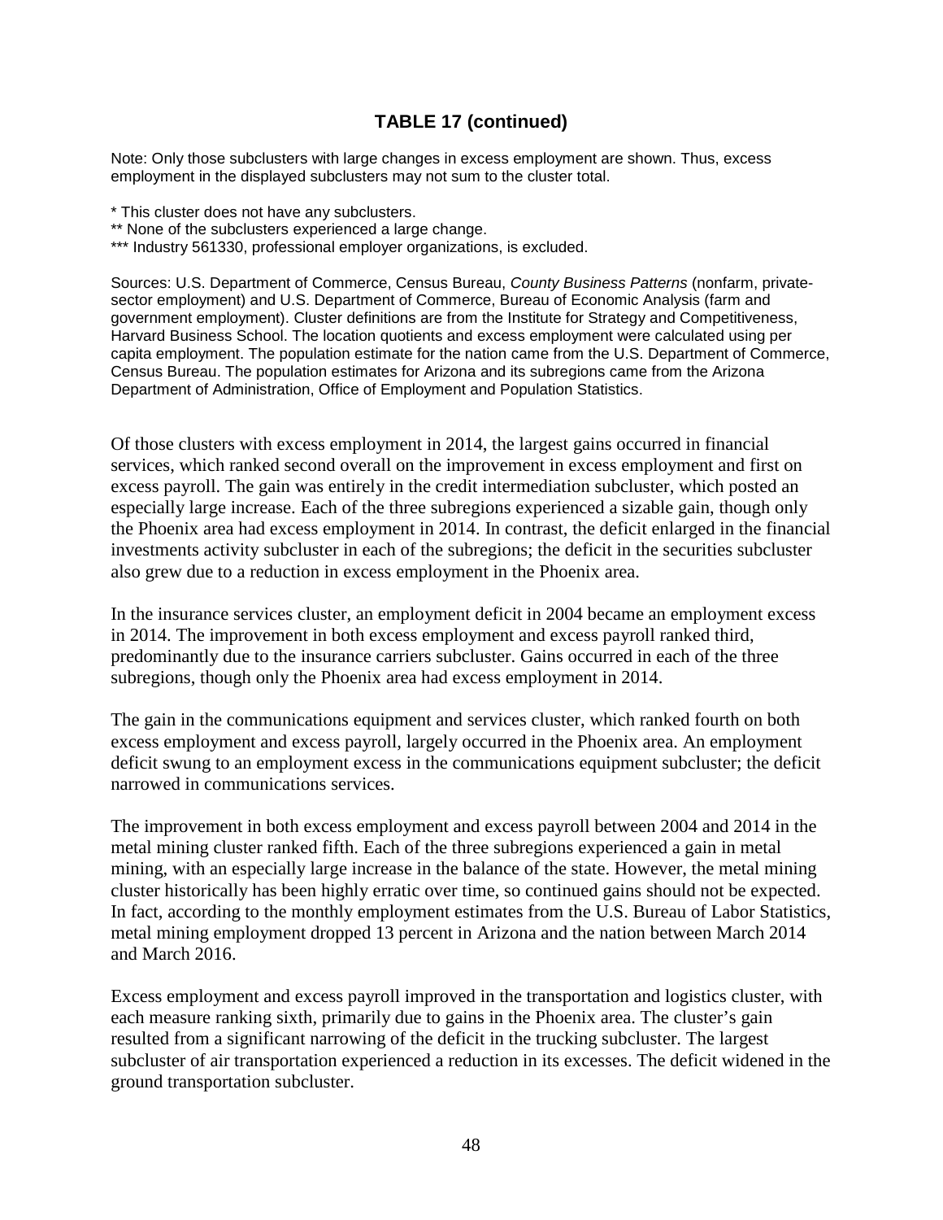## TABLE 17 (continued)

Note: Only those subclusters with large changes in excess employment are shown. Thus, excess employment in the displayed subclusters may not sum to the cluster total.

* This cluster does not have any subclusters.
** None of the subclusters experienced a large change.
*** Industry 561330, professional employer organizations, is excluded.

Sources: U.S. Department of Commerce, Census Bureau, *County Business Patterns* (nonfarm, private-sector employment) and U.S. Department of Commerce, Bureau of Economic Analysis (farm and government employment). Cluster definitions are from the Institute for Strategy and Competitiveness, Harvard Business School. The location quotients and excess employment were calculated using per capita employment. The population estimate for the nation came from the U.S. Department of Commerce, Census Bureau. The population estimates for Arizona and its subregions came from the Arizona Department of Administration, Office of Employment and Population Statistics.

Of those clusters with excess employment in 2014, the largest gains occurred in financial services, which ranked second overall on the improvement in excess employment and first on excess payroll. The gain was entirely in the credit intermediation subcluster, which posted an especially large increase. Each of the three subregions experienced a sizable gain, though only the Phoenix area had excess employment in 2014. In contrast, the deficit enlarged in the financial investments activity subcluster in each of the subregions; the deficit in the securities subcluster also grew due to a reduction in excess employment in the Phoenix area.

In the insurance services cluster, an employment deficit in 2004 became an employment excess in 2014. The improvement in both excess employment and excess payroll ranked third, predominantly due to the insurance carriers subcluster. Gains occurred in each of the three subregions, though only the Phoenix area had excess employment in 2014.

The gain in the communications equipment and services cluster, which ranked fourth on both excess employment and excess payroll, largely occurred in the Phoenix area. An employment deficit swung to an employment excess in the communications equipment subcluster; the deficit narrowed in communications services.

The improvement in both excess employment and excess payroll between 2004 and 2014 in the metal mining cluster ranked fifth. Each of the three subregions experienced a gain in metal mining, with an especially large increase in the balance of the state. However, the metal mining cluster historically has been highly erratic over time, so continued gains should not be expected. In fact, according to the monthly employment estimates from the U.S. Bureau of Labor Statistics, metal mining employment dropped 13 percent in Arizona and the nation between March 2014 and March 2016.

Excess employment and excess payroll improved in the transportation and logistics cluster, with each measure ranking sixth, primarily due to gains in the Phoenix area. The cluster's gain resulted from a significant narrowing of the deficit in the trucking subcluster. The largest subcluster of air transportation experienced a reduction in its excesses. The deficit widened in the ground transportation subcluster.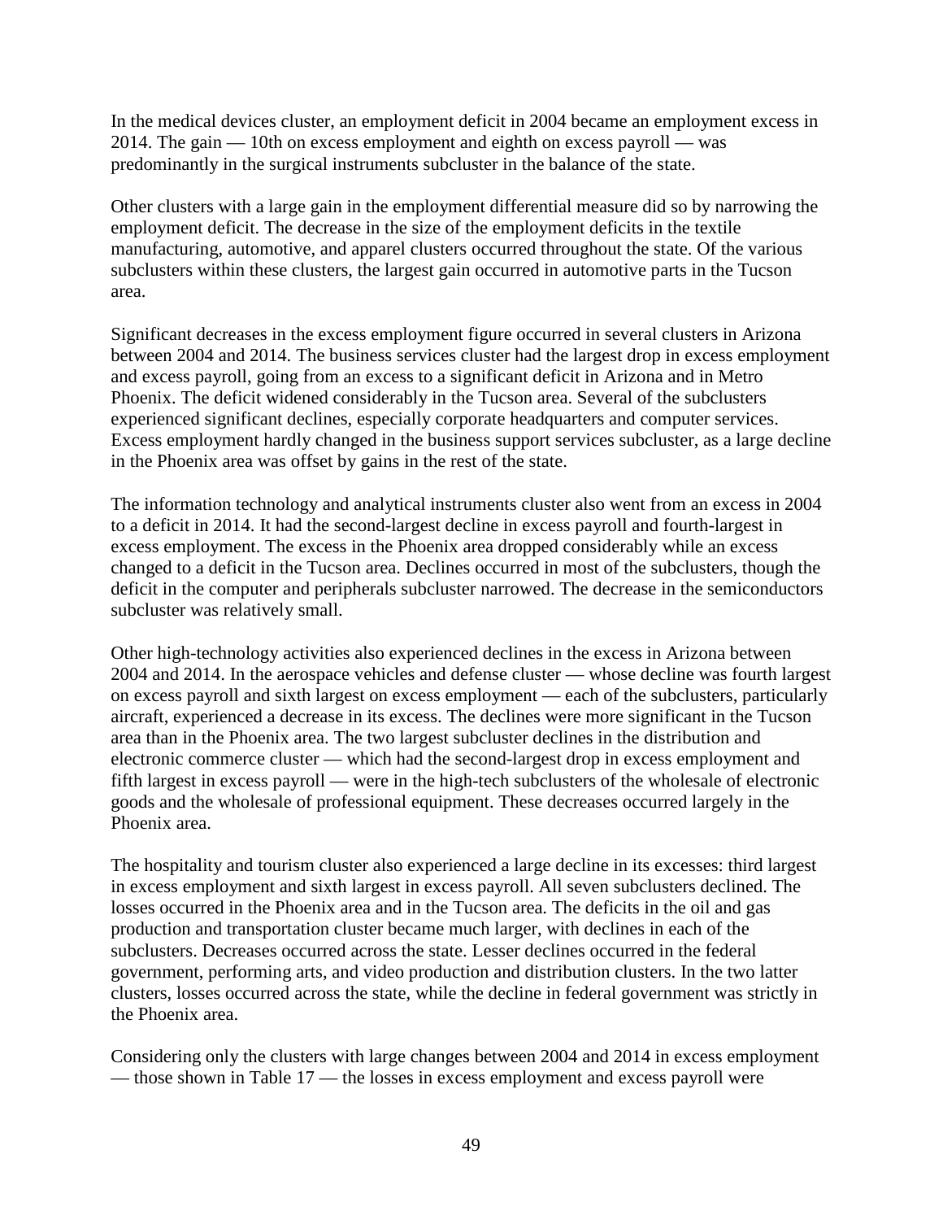In the medical devices cluster, an employment deficit in 2004 became an employment excess in 2014. The gain — 10th on excess employment and eighth on excess payroll — was predominantly in the surgical instruments subcluster in the balance of the state.

Other clusters with a large gain in the employment differential measure did so by narrowing the employment deficit. The decrease in the size of the employment deficits in the textile manufacturing, automotive, and apparel clusters occurred throughout the state. Of the various subclusters within these clusters, the largest gain occurred in automotive parts in the Tucson area.

Significant decreases in the excess employment figure occurred in several clusters in Arizona between 2004 and 2014. The business services cluster had the largest drop in excess employment and excess payroll, going from an excess to a significant deficit in Arizona and in Metro Phoenix. The deficit widened considerably in the Tucson area. Several of the subclusters experienced significant declines, especially corporate headquarters and computer services. Excess employment hardly changed in the business support services subcluster, as a large decline in the Phoenix area was offset by gains in the rest of the state.

The information technology and analytical instruments cluster also went from an excess in 2004 to a deficit in 2014. It had the second-largest decline in excess payroll and fourth-largest in excess employment. The excess in the Phoenix area dropped considerably while an excess changed to a deficit in the Tucson area. Declines occurred in most of the subclusters, though the deficit in the computer and peripherals subcluster narrowed. The decrease in the semiconductors subcluster was relatively small.

Other high-technology activities also experienced declines in the excess in Arizona between 2004 and 2014. In the aerospace vehicles and defense cluster — whose decline was fourth largest on excess payroll and sixth largest on excess employment — each of the subclusters, particularly aircraft, experienced a decrease in its excess. The declines were more significant in the Tucson area than in the Phoenix area. The two largest subcluster declines in the distribution and electronic commerce cluster — which had the second-largest drop in excess employment and fifth largest in excess payroll — were in the high-tech subclusters of the wholesale of electronic goods and the wholesale of professional equipment. These decreases occurred largely in the Phoenix area.

The hospitality and tourism cluster also experienced a large decline in its excesses: third largest in excess employment and sixth largest in excess payroll. All seven subclusters declined. The losses occurred in the Phoenix area and in the Tucson area. The deficits in the oil and gas production and transportation cluster became much larger, with declines in each of the subclusters. Decreases occurred across the state. Lesser declines occurred in the federal government, performing arts, and video production and distribution clusters. In the two latter clusters, losses occurred across the state, while the decline in federal government was strictly in the Phoenix area.

Considering only the clusters with large changes between 2004 and 2014 in excess employment — those shown in Table 17 — the losses in excess employment and excess payroll were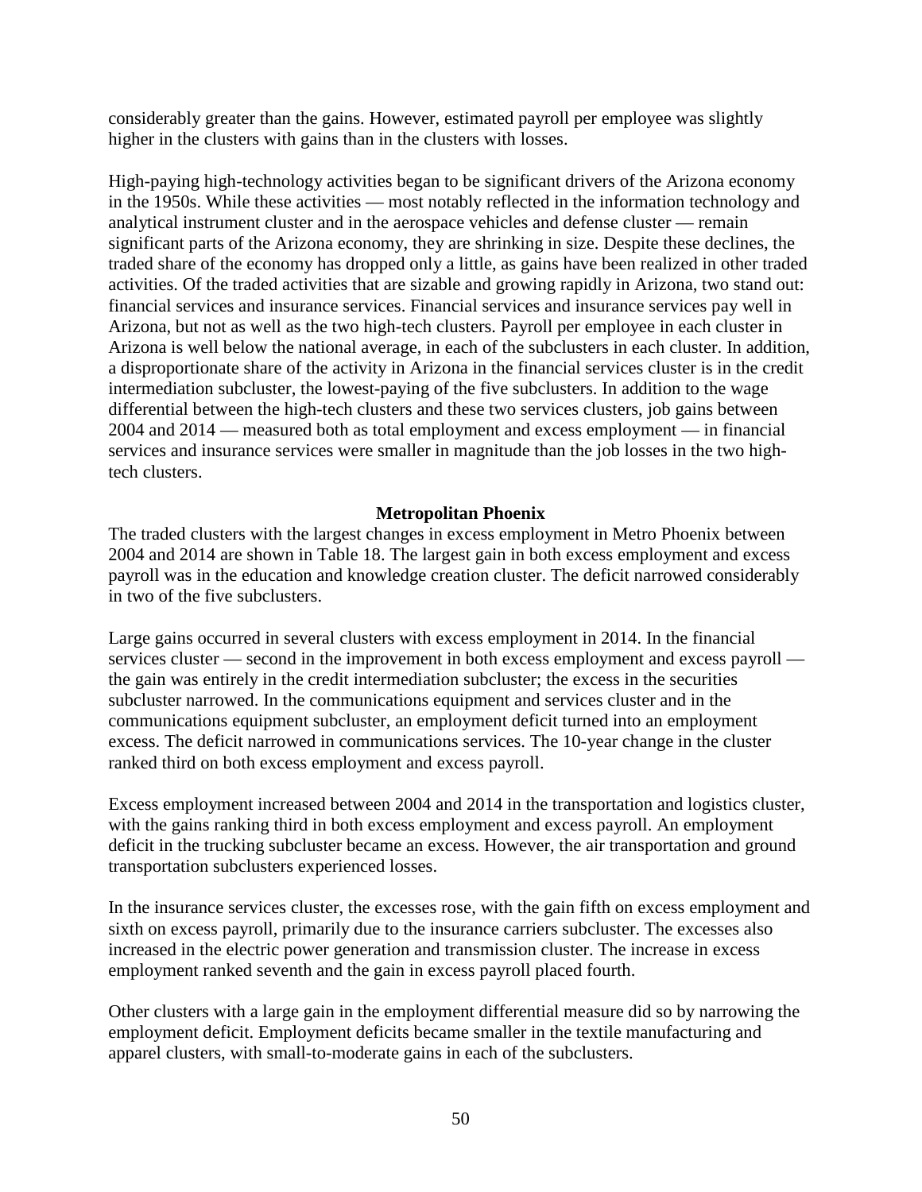considerably greater than the gains. However, estimated payroll per employee was slightly higher in the clusters with gains than in the clusters with losses.

High-paying high-technology activities began to be significant drivers of the Arizona economy in the 1950s. While these activities — most notably reflected in the information technology and analytical instrument cluster and in the aerospace vehicles and defense cluster — remain significant parts of the Arizona economy, they are shrinking in size. Despite these declines, the traded share of the economy has dropped only a little, as gains have been realized in other traded activities. Of the traded activities that are sizable and growing rapidly in Arizona, two stand out: financial services and insurance services. Financial services and insurance services pay well in Arizona, but not as well as the two high-tech clusters. Payroll per employee in each cluster in Arizona is well below the national average, in each of the subclusters in each cluster. In addition, a disproportionate share of the activity in Arizona in the financial services cluster is in the credit intermediation subcluster, the lowest-paying of the five subclusters. In addition to the wage differential between the high-tech clusters and these two services clusters, job gains between 2004 and 2014 — measured both as total employment and excess employment — in financial services and insurance services were smaller in magnitude than the job losses in the two high-tech clusters.

### Metropolitan Phoenix

The traded clusters with the largest changes in excess employment in Metro Phoenix between 2004 and 2014 are shown in Table 18. The largest gain in both excess employment and excess payroll was in the education and knowledge creation cluster. The deficit narrowed considerably in two of the five subclusters.

Large gains occurred in several clusters with excess employment in 2014. In the financial services cluster — second in the improvement in both excess employment and excess payroll — the gain was entirely in the credit intermediation subcluster; the excess in the securities subcluster narrowed. In the communications equipment and services cluster and in the communications equipment subcluster, an employment deficit turned into an employment excess. The deficit narrowed in communications services. The 10-year change in the cluster ranked third on both excess employment and excess payroll.

Excess employment increased between 2004 and 2014 in the transportation and logistics cluster, with the gains ranking third in both excess employment and excess payroll. An employment deficit in the trucking subcluster became an excess. However, the air transportation and ground transportation subclusters experienced losses.

In the insurance services cluster, the excesses rose, with the gain fifth on excess employment and sixth on excess payroll, primarily due to the insurance carriers subcluster. The excesses also increased in the electric power generation and transmission cluster. The increase in excess employment ranked seventh and the gain in excess payroll placed fourth.

Other clusters with a large gain in the employment differential measure did so by narrowing the employment deficit. Employment deficits became smaller in the textile manufacturing and apparel clusters, with small-to-moderate gains in each of the subclusters.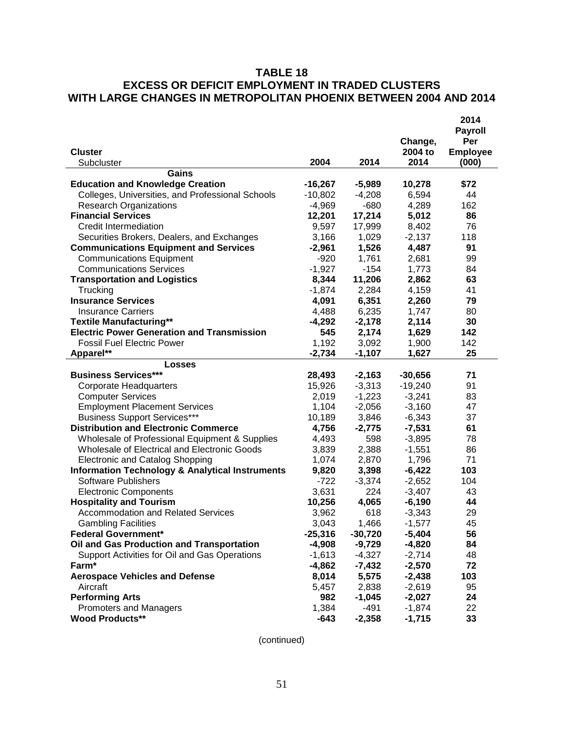# TABLE 18
## EXCESS OR DEFICIT EMPLOYMENT IN TRADED CLUSTERS WITH LARGE CHANGES IN METROPOLITAN PHOENIX BETWEEN 2004 AND 2014

| Cluster<br>Subcluster | 2004 | 2014 | Change, 2004 to 2014 | 2014 Payroll Per Employee (000) |
|---|---|---|---|---|
| **Gains** | | | | |
| **Education and Knowledge Creation** | **-16,267** | **-5,989** | **10,278** | **$72** |
| Colleges, Universities, and Professional Schools | -10,802 | -4,208 | 6,594 | 44 |
| Research Organizations | -4,969 | -680 | 4,289 | 162 |
| **Financial Services** | **12,201** | **17,214** | **5,012** | **86** |
| Credit Intermediation | 9,597 | 17,999 | 8,402 | 76 |
| Securities Brokers, Dealers, and Exchanges | 3,166 | 1,029 | -2,137 | 118 |
| **Communications Equipment and Services** | **-2,961** | **1,526** | **4,487** | **91** |
| Communications Equipment | -920 | 1,761 | 2,681 | 99 |
| Communications Services | -1,927 | -154 | 1,773 | 84 |
| **Transportation and Logistics** | **8,344** | **11,206** | **2,862** | **63** |
| Trucking | -1,874 | 2,284 | 4,159 | 41 |
| **Insurance Services** | **4,091** | **6,351** | **2,260** | **79** |
| Insurance Carriers | 4,488 | 6,235 | 1,747 | 80 |
| **Textile Manufacturing**** | **-4,292** | **-2,178** | **2,114** | **30** |
| **Electric Power Generation and Transmission** | **545** | **2,174** | **1,629** | **142** |
| Fossil Fuel Electric Power | 1,192 | 3,092 | 1,900 | 142 |
| **Apparel**** | **-2,734** | **-1,107** | **1,627** | **25** |
| **Losses** | | | | |
| **Business Services***** | **28,493** | **-2,163** | **-30,656** | **71** |
| Corporate Headquarters | 15,926 | -3,313 | -19,240 | 91 |
| Computer Services | 2,019 | -1,223 | -3,241 | 83 |
| Employment Placement Services | 1,104 | -2,056 | -3,160 | 47 |
| Business Support Services*** | 10,189 | 3,846 | -6,343 | 37 |
| **Distribution and Electronic Commerce** | **4,756** | **-2,775** | **-7,531** | **61** |
| Wholesale of Professional Equipment & Supplies | 4,493 | 598 | -3,895 | 78 |
| Wholesale of Electrical and Electronic Goods | 3,839 | 2,388 | -1,551 | 86 |
| Electronic and Catalog Shopping | 1,074 | 2,870 | 1,796 | 71 |
| **Information Technology & Analytical Instruments** | **9,820** | **3,398** | **-6,422** | **103** |
| Software Publishers | -722 | -3,374 | -2,652 | 104 |
| Electronic Components | 3,631 | 224 | -3,407 | 43 |
| **Hospitality and Tourism** | **10,256** | **4,065** | **-6,190** | **44** |
| Accommodation and Related Services | 3,962 | 618 | -3,343 | 29 |
| Gambling Facilities | 3,043 | 1,466 | -1,577 | 45 |
| **Federal Government*** | **-25,316** | **-30,720** | **-5,404** | **56** |
| **Oil and Gas Production and Transportation** | **-4,908** | **-9,729** | **-4,820** | **84** |
| Support Activities for Oil and Gas Operations | -1,613 | -4,327 | -2,714 | 48 |
| **Farm*** | **-4,862** | **-7,432** | **-2,570** | **72** |
| **Aerospace Vehicles and Defense** | **8,014** | **5,575** | **-2,438** | **103** |
| Aircraft | 5,457 | 2,838 | -2,619 | 95 |
| **Performing Arts** | **982** | **-1,045** | **-2,027** | **24** |
| Promoters and Managers | 1,384 | -491 | -1,874 | 22 |
| **Wood Products**** | **-643** | **-2,358** | **-1,715** | **33** |

(continued)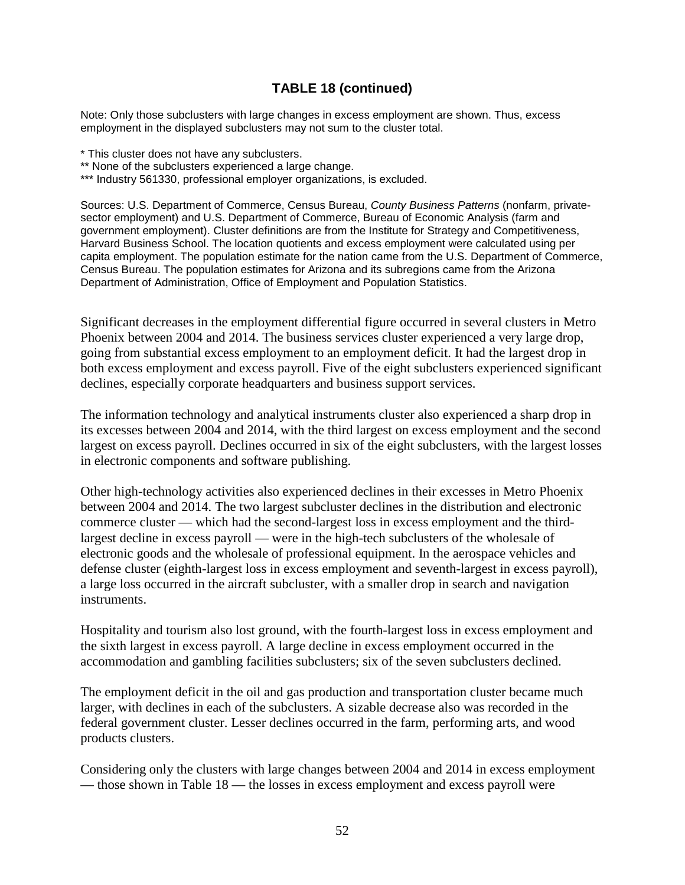**TABLE 18 (continued)**

Note: Only those subclusters with large changes in excess employment are shown. Thus, excess employment in the displayed subclusters may not sum to the cluster total.

* This cluster does not have any subclusters.
** None of the subclusters experienced a large change.
*** Industry 561330, professional employer organizations, is excluded.

Sources: U.S. Department of Commerce, Census Bureau, *County Business Patterns* (nonfarm, private-sector employment) and U.S. Department of Commerce, Bureau of Economic Analysis (farm and government employment). Cluster definitions are from the Institute for Strategy and Competitiveness, Harvard Business School. The location quotients and excess employment were calculated using per capita employment. The population estimate for the nation came from the U.S. Department of Commerce, Census Bureau. The population estimates for Arizona and its subregions came from the Arizona Department of Administration, Office of Employment and Population Statistics.

Significant decreases in the employment differential figure occurred in several clusters in Metro Phoenix between 2004 and 2014. The business services cluster experienced a very large drop, going from substantial excess employment to an employment deficit. It had the largest drop in both excess employment and excess payroll. Five of the eight subclusters experienced significant declines, especially corporate headquarters and business support services.

The information technology and analytical instruments cluster also experienced a sharp drop in its excesses between 2004 and 2014, with the third largest on excess employment and the second largest on excess payroll. Declines occurred in six of the eight subclusters, with the largest losses in electronic components and software publishing.

Other high-technology activities also experienced declines in their excesses in Metro Phoenix between 2004 and 2014. The two largest subcluster declines in the distribution and electronic commerce cluster — which had the second-largest loss in excess employment and the third-largest decline in excess payroll — were in the high-tech subclusters of the wholesale of electronic goods and the wholesale of professional equipment. In the aerospace vehicles and defense cluster (eighth-largest loss in excess employment and seventh-largest in excess payroll), a large loss occurred in the aircraft subcluster, with a smaller drop in search and navigation instruments.

Hospitality and tourism also lost ground, with the fourth-largest loss in excess employment and the sixth largest in excess payroll. A large decline in excess employment occurred in the accommodation and gambling facilities subclusters; six of the seven subclusters declined.

The employment deficit in the oil and gas production and transportation cluster became much larger, with declines in each of the subclusters. A sizable decrease also was recorded in the federal government cluster. Lesser declines occurred in the farm, performing arts, and wood products clusters.

Considering only the clusters with large changes between 2004 and 2014 in excess employment — those shown in Table 18 — the losses in excess employment and excess payroll were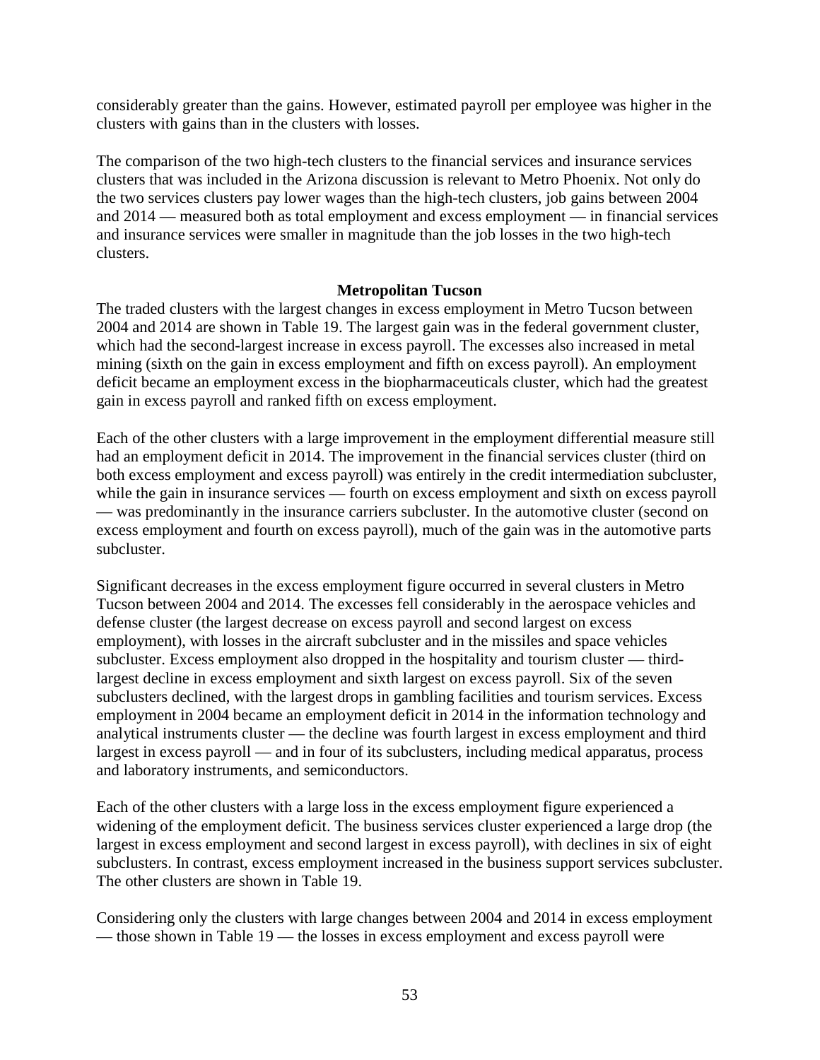considerably greater than the gains. However, estimated payroll per employee was higher in the clusters with gains than in the clusters with losses.

The comparison of the two high-tech clusters to the financial services and insurance services clusters that was included in the Arizona discussion is relevant to Metro Phoenix. Not only do the two services clusters pay lower wages than the high-tech clusters, job gains between 2004 and 2014 — measured both as total employment and excess employment — in financial services and insurance services were smaller in magnitude than the job losses in the two high-tech clusters.

### Metropolitan Tucson

The traded clusters with the largest changes in excess employment in Metro Tucson between 2004 and 2014 are shown in Table 19. The largest gain was in the federal government cluster, which had the second-largest increase in excess payroll. The excesses also increased in metal mining (sixth on the gain in excess employment and fifth on excess payroll). An employment deficit became an employment excess in the biopharmaceuticals cluster, which had the greatest gain in excess payroll and ranked fifth on excess employment.

Each of the other clusters with a large improvement in the employment differential measure still had an employment deficit in 2014. The improvement in the financial services cluster (third on both excess employment and excess payroll) was entirely in the credit intermediation subcluster, while the gain in insurance services — fourth on excess employment and sixth on excess payroll — was predominantly in the insurance carriers subcluster. In the automotive cluster (second on excess employment and fourth on excess payroll), much of the gain was in the automotive parts subcluster.

Significant decreases in the excess employment figure occurred in several clusters in Metro Tucson between 2004 and 2014. The excesses fell considerably in the aerospace vehicles and defense cluster (the largest decrease on excess payroll and second largest on excess employment), with losses in the aircraft subcluster and in the missiles and space vehicles subcluster. Excess employment also dropped in the hospitality and tourism cluster — third-largest decline in excess employment and sixth largest on excess payroll. Six of the seven subclusters declined, with the largest drops in gambling facilities and tourism services. Excess employment in 2004 became an employment deficit in 2014 in the information technology and analytical instruments cluster — the decline was fourth largest in excess employment and third largest in excess payroll — and in four of its subclusters, including medical apparatus, process and laboratory instruments, and semiconductors.

Each of the other clusters with a large loss in the excess employment figure experienced a widening of the employment deficit. The business services cluster experienced a large drop (the largest in excess employment and second largest in excess payroll), with declines in six of eight subclusters. In contrast, excess employment increased in the business support services subcluster. The other clusters are shown in Table 19.

Considering only the clusters with large changes between 2004 and 2014 in excess employment — those shown in Table 19 — the losses in excess employment and excess payroll were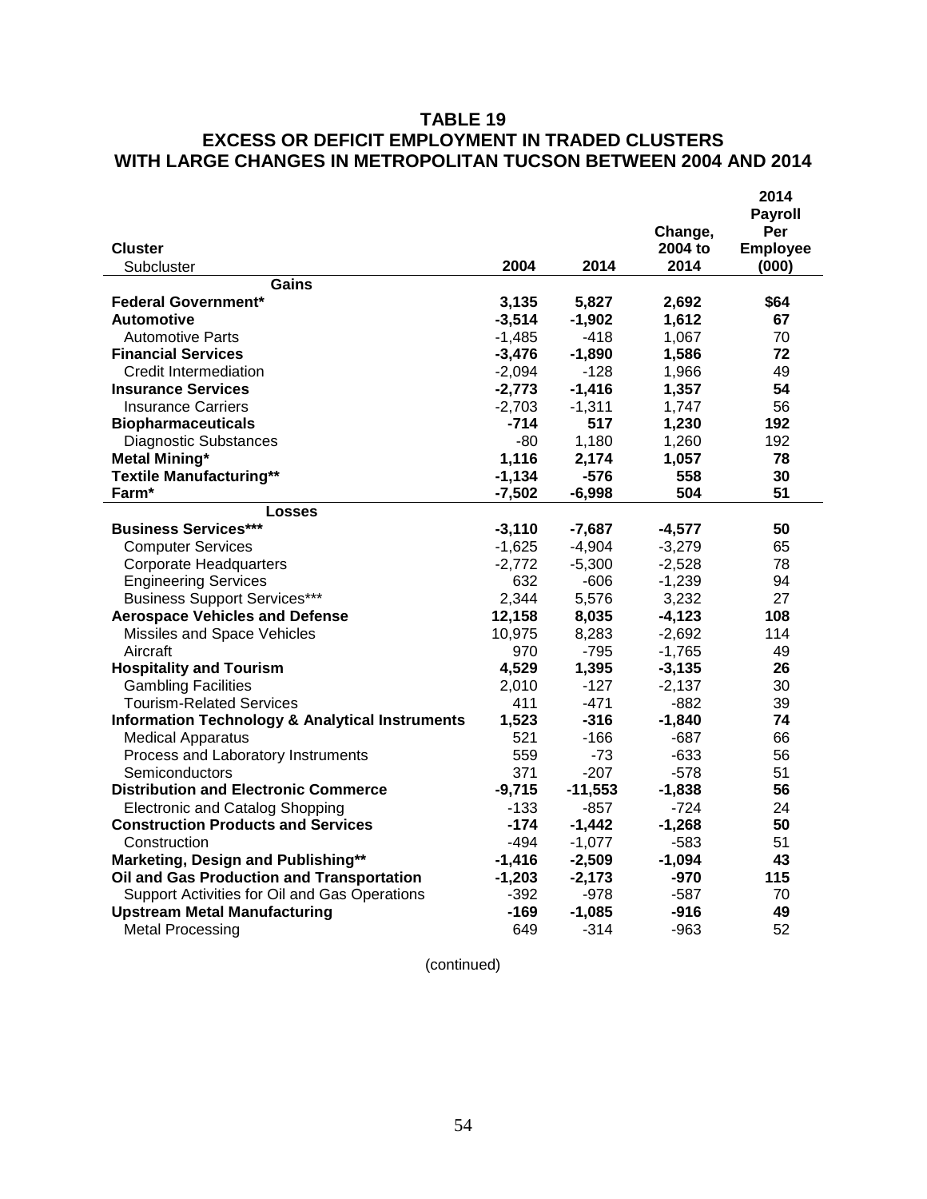# TABLE 19
## EXCESS OR DEFICIT EMPLOYMENT IN TRADED CLUSTERS WITH LARGE CHANGES IN METROPOLITAN TUCSON BETWEEN 2004 AND 2014

| Cluster<br>Subcluster | 2004 | 2014 | Change, 2004 to 2014 | 2014 Payroll Per Employee (000) |
|---|---|---|---|---|
| **Gains** | | | | |
| **Federal Government*** | **3,135** | **5,827** | **2,692** | **$64** |
| **Automotive** | **-3,514** | **-1,902** | **1,612** | **67** |
| Automotive Parts | -1,485 | -418 | 1,067 | 70 |
| **Financial Services** | **-3,476** | **-1,890** | **1,586** | **72** |
| Credit Intermediation | -2,094 | -128 | 1,966 | 49 |
| **Insurance Services** | **-2,773** | **-1,416** | **1,357** | **54** |
| Insurance Carriers | -2,703 | -1,311 | 1,747 | 56 |
| **Biopharmaceuticals** | **-714** | **517** | **1,230** | **192** |
| Diagnostic Substances | -80 | 1,180 | 1,260 | 192 |
| **Metal Mining*** | **1,116** | **2,174** | **1,057** | **78** |
| **Textile Manufacturing**** | **-1,134** | **-576** | **558** | **30** |
| **Farm*** | **-7,502** | **-6,998** | **504** | **51** |
| **Losses** | | | | |
| **Business Services***** | **-3,110** | **-7,687** | **-4,577** | **50** |
| Computer Services | -1,625 | -4,904 | -3,279 | 65 |
| Corporate Headquarters | -2,772 | -5,300 | -2,528 | 78 |
| Engineering Services | 632 | -606 | -1,239 | 94 |
| Business Support Services*** | 2,344 | 5,576 | 3,232 | 27 |
| **Aerospace Vehicles and Defense** | **12,158** | **8,035** | **-4,123** | **108** |
| Missiles and Space Vehicles | 10,975 | 8,283 | -2,692 | 114 |
| Aircraft | 970 | -795 | -1,765 | 49 |
| **Hospitality and Tourism** | **4,529** | **1,395** | **-3,135** | **26** |
| Gambling Facilities | 2,010 | -127 | -2,137 | 30 |
| Tourism-Related Services | 411 | -471 | -882 | 39 |
| **Information Technology & Analytical Instruments** | **1,523** | **-316** | **-1,840** | **74** |
| Medical Apparatus | 521 | -166 | -687 | 66 |
| Process and Laboratory Instruments | 559 | -73 | -633 | 56 |
| Semiconductors | 371 | -207 | -578 | 51 |
| **Distribution and Electronic Commerce** | **-9,715** | **-11,553** | **-1,838** | **56** |
| Electronic and Catalog Shopping | -133 | -857 | -724 | 24 |
| **Construction Products and Services** | **-174** | **-1,442** | **-1,268** | **50** |
| Construction | -494 | -1,077 | -583 | 51 |
| **Marketing, Design and Publishing**** | **-1,416** | **-2,509** | **-1,094** | **43** |
| **Oil and Gas Production and Transportation** | **-1,203** | **-2,173** | **-970** | **115** |
| Support Activities for Oil and Gas Operations | -392 | -978 | -587 | 70 |
| **Upstream Metal Manufacturing** | **-169** | **-1,085** | **-916** | **49** |
| Metal Processing | 649 | -314 | -963 | 52 |

(continued)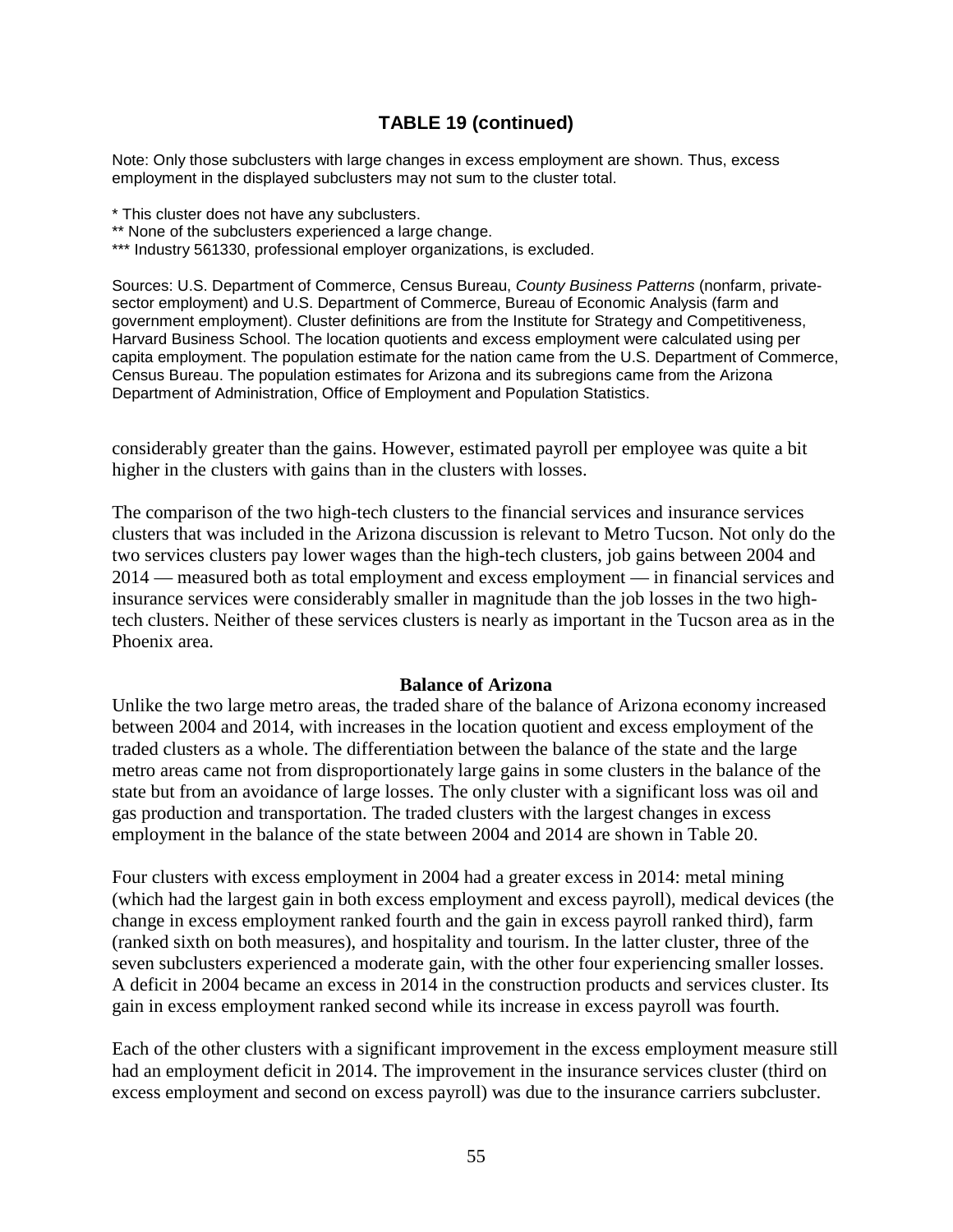### TABLE 19 (continued)

Note: Only those subclusters with large changes in excess employment are shown. Thus, excess employment in the displayed subclusters may not sum to the cluster total.

* This cluster does not have any subclusters.
** None of the subclusters experienced a large change.
*** Industry 561330, professional employer organizations, is excluded.

Sources: U.S. Department of Commerce, Census Bureau, *County Business Patterns* (nonfarm, private-sector employment) and U.S. Department of Commerce, Bureau of Economic Analysis (farm and government employment). Cluster definitions are from the Institute for Strategy and Competitiveness, Harvard Business School. The location quotients and excess employment were calculated using per capita employment. The population estimate for the nation came from the U.S. Department of Commerce, Census Bureau. The population estimates for Arizona and its subregions came from the Arizona Department of Administration, Office of Employment and Population Statistics.

considerably greater than the gains. However, estimated payroll per employee was quite a bit higher in the clusters with gains than in the clusters with losses.

The comparison of the two high-tech clusters to the financial services and insurance services clusters that was included in the Arizona discussion is relevant to Metro Tucson. Not only do the two services clusters pay lower wages than the high-tech clusters, job gains between 2004 and 2014 — measured both as total employment and excess employment — in financial services and insurance services were considerably smaller in magnitude than the job losses in the two high-tech clusters. Neither of these services clusters is nearly as important in the Tucson area as in the Phoenix area.

#### Balance of Arizona

Unlike the two large metro areas, the traded share of the balance of Arizona economy increased between 2004 and 2014, with increases in the location quotient and excess employment of the traded clusters as a whole. The differentiation between the balance of the state and the large metro areas came not from disproportionately large gains in some clusters in the balance of the state but from an avoidance of large losses. The only cluster with a significant loss was oil and gas production and transportation. The traded clusters with the largest changes in excess employment in the balance of the state between 2004 and 2014 are shown in Table 20.

Four clusters with excess employment in 2004 had a greater excess in 2014: metal mining (which had the largest gain in both excess employment and excess payroll), medical devices (the change in excess employment ranked fourth and the gain in excess payroll ranked third), farm (ranked sixth on both measures), and hospitality and tourism. In the latter cluster, three of the seven subclusters experienced a moderate gain, with the other four experiencing smaller losses. A deficit in 2004 became an excess in 2014 in the construction products and services cluster. Its gain in excess employment ranked second while its increase in excess payroll was fourth.

Each of the other clusters with a significant improvement in the excess employment measure still had an employment deficit in 2014. The improvement in the insurance services cluster (third on excess employment and second on excess payroll) was due to the insurance carriers subcluster.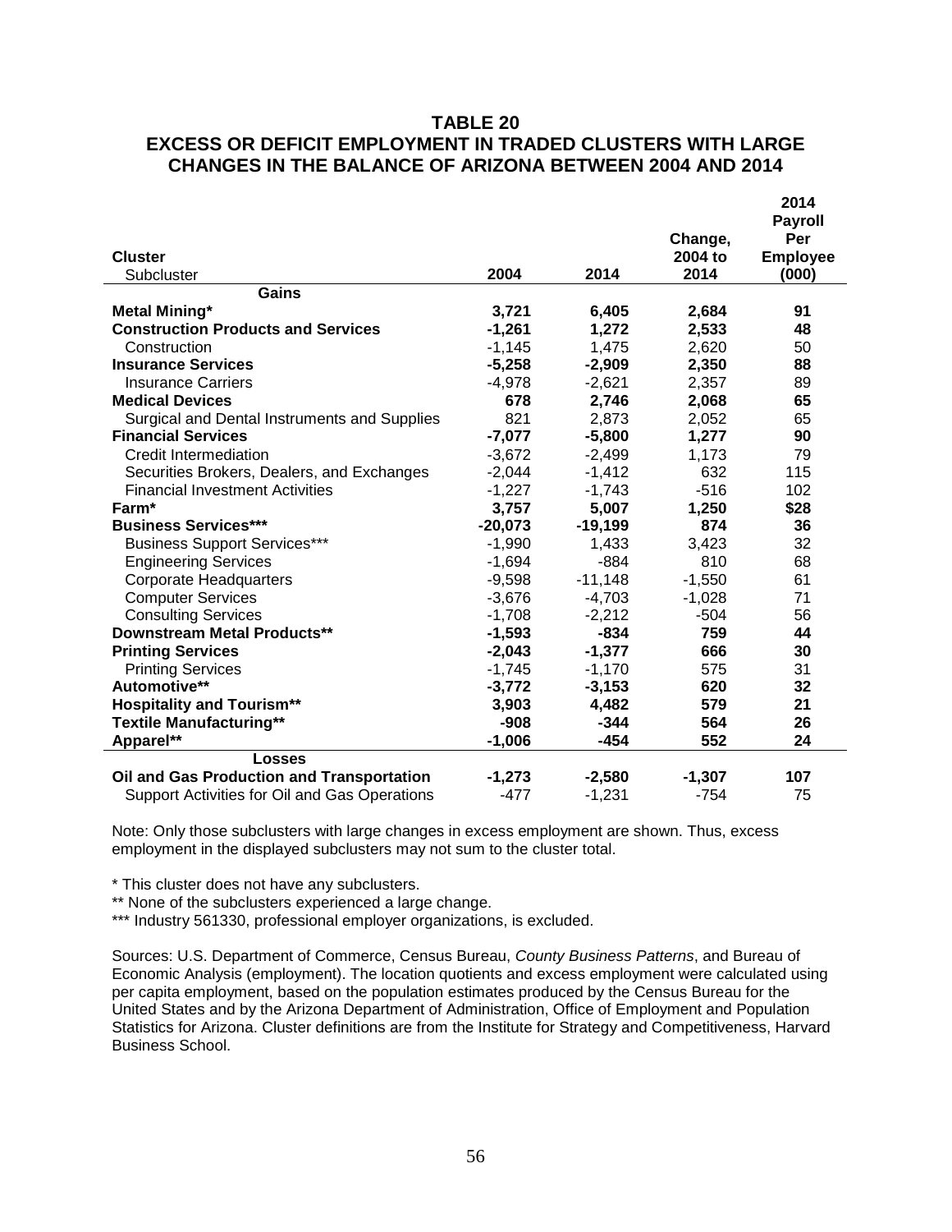# TABLE 20

## EXCESS OR DEFICIT EMPLOYMENT IN TRADED CLUSTERS WITH LARGE CHANGES IN THE BALANCE OF ARIZONA BETWEEN 2004 AND 2014

| Cluster<br>Subcluster | 2004 | 2014 | Change, 2004 to 2014 | 2014 Payroll Per Employee (000) |
|---|---|---|---|---|
| **Gains** | | | | |
| **Metal Mining*** | **3,721** | **6,405** | **2,684** | **91** |
| **Construction Products and Services** | **-1,261** | **1,272** | **2,533** | **48** |
| Construction | -1,145 | 1,475 | 2,620 | 50 |
| **Insurance Services** | **-5,258** | **-2,909** | **2,350** | **88** |
| Insurance Carriers | -4,978 | -2,621 | 2,357 | 89 |
| **Medical Devices** | **678** | **2,746** | **2,068** | **65** |
| Surgical and Dental Instruments and Supplies | 821 | 2,873 | 2,052 | 65 |
| **Financial Services** | **-7,077** | **-5,800** | **1,277** | **90** |
| Credit Intermediation | -3,672 | -2,499 | 1,173 | 79 |
| Securities Brokers, Dealers, and Exchanges | -2,044 | -1,412 | 632 | 115 |
| Financial Investment Activities | -1,227 | -1,743 | -516 | 102 |
| **Farm*** | **3,757** | **5,007** | **1,250** | **$28** |
| **Business Services***** | **-20,073** | **-19,199** | **874** | **36** |
| Business Support Services*** | -1,990 | 1,433 | 3,423 | 32 |
| Engineering Services | -1,694 | -884 | 810 | 68 |
| Corporate Headquarters | -9,598 | -11,148 | -1,550 | 61 |
| Computer Services | -3,676 | -4,703 | -1,028 | 71 |
| Consulting Services | -1,708 | -2,212 | -504 | 56 |
| **Downstream Metal Products**** | **-1,593** | **-834** | **759** | **44** |
| **Printing Services** | **-2,043** | **-1,377** | **666** | **30** |
| Printing Services | -1,745 | -1,170 | 575 | 31 |
| **Automotive**** | **-3,772** | **-3,153** | **620** | **32** |
| **Hospitality and Tourism**** | **3,903** | **4,482** | **579** | **21** |
| **Textile Manufacturing**** | **-908** | **-344** | **564** | **26** |
| **Apparel**** | **-1,006** | **-454** | **552** | **24** |
| **Losses** | | | | |
| **Oil and Gas Production and Transportation** | **-1,273** | **-2,580** | **-1,307** | **107** |
| Support Activities for Oil and Gas Operations | -477 | -1,231 | -754 | 75 |

Note: Only those subclusters with large changes in excess employment are shown. Thus, excess employment in the displayed subclusters may not sum to the cluster total.

* This cluster does not have any subclusters.

** None of the subclusters experienced a large change.

*** Industry 561330, professional employer organizations, is excluded.

Sources: U.S. Department of Commerce, Census Bureau, *County Business Patterns*, and Bureau of Economic Analysis (employment). The location quotients and excess employment were calculated using per capita employment, based on the population estimates produced by the Census Bureau for the United States and by the Arizona Department of Administration, Office of Employment and Population Statistics for Arizona. Cluster definitions are from the Institute for Strategy and Competitiveness, Harvard Business School.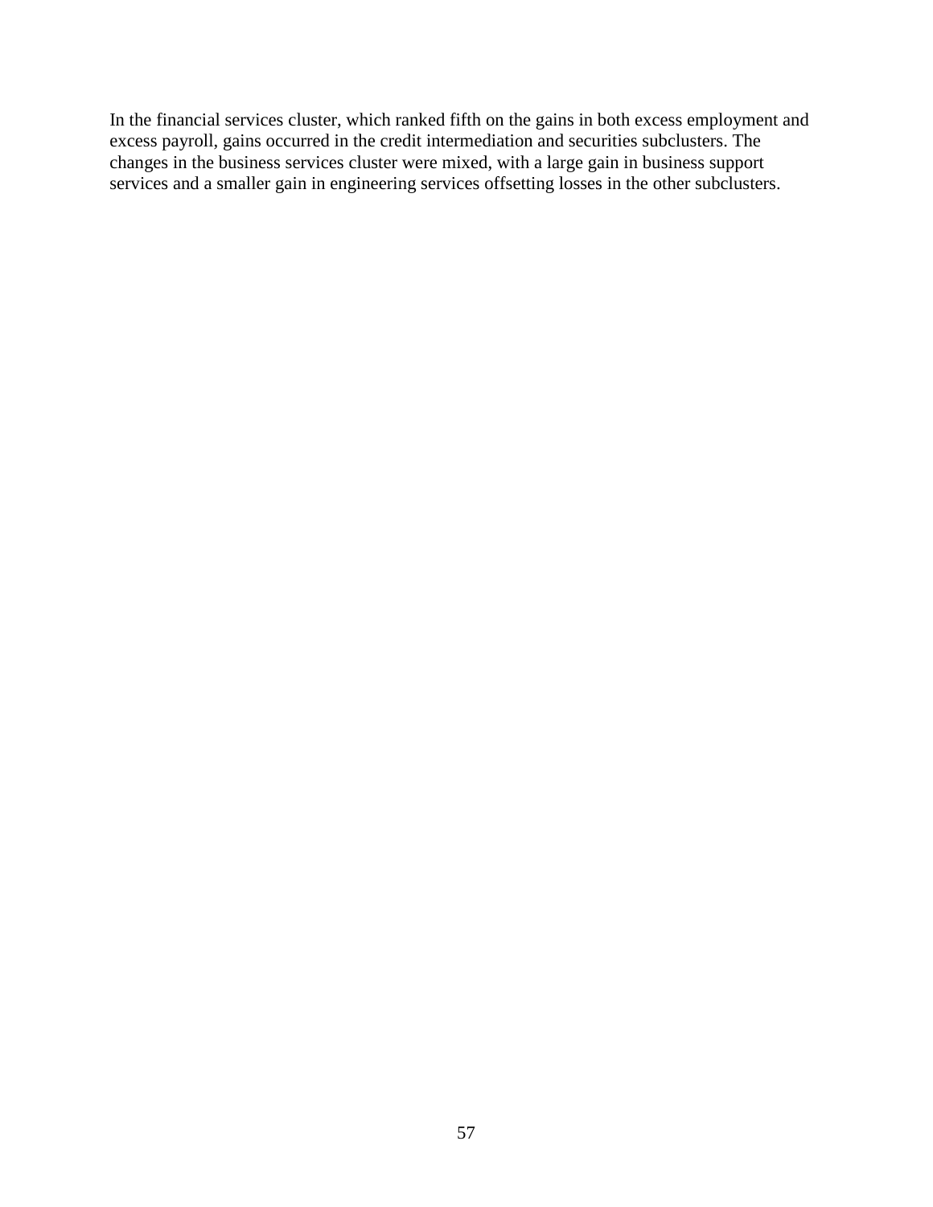In the financial services cluster, which ranked fifth on the gains in both excess employment and excess payroll, gains occurred in the credit intermediation and securities subclusters. The changes in the business services cluster were mixed, with a large gain in business support services and a smaller gain in engineering services offsetting losses in the other subclusters.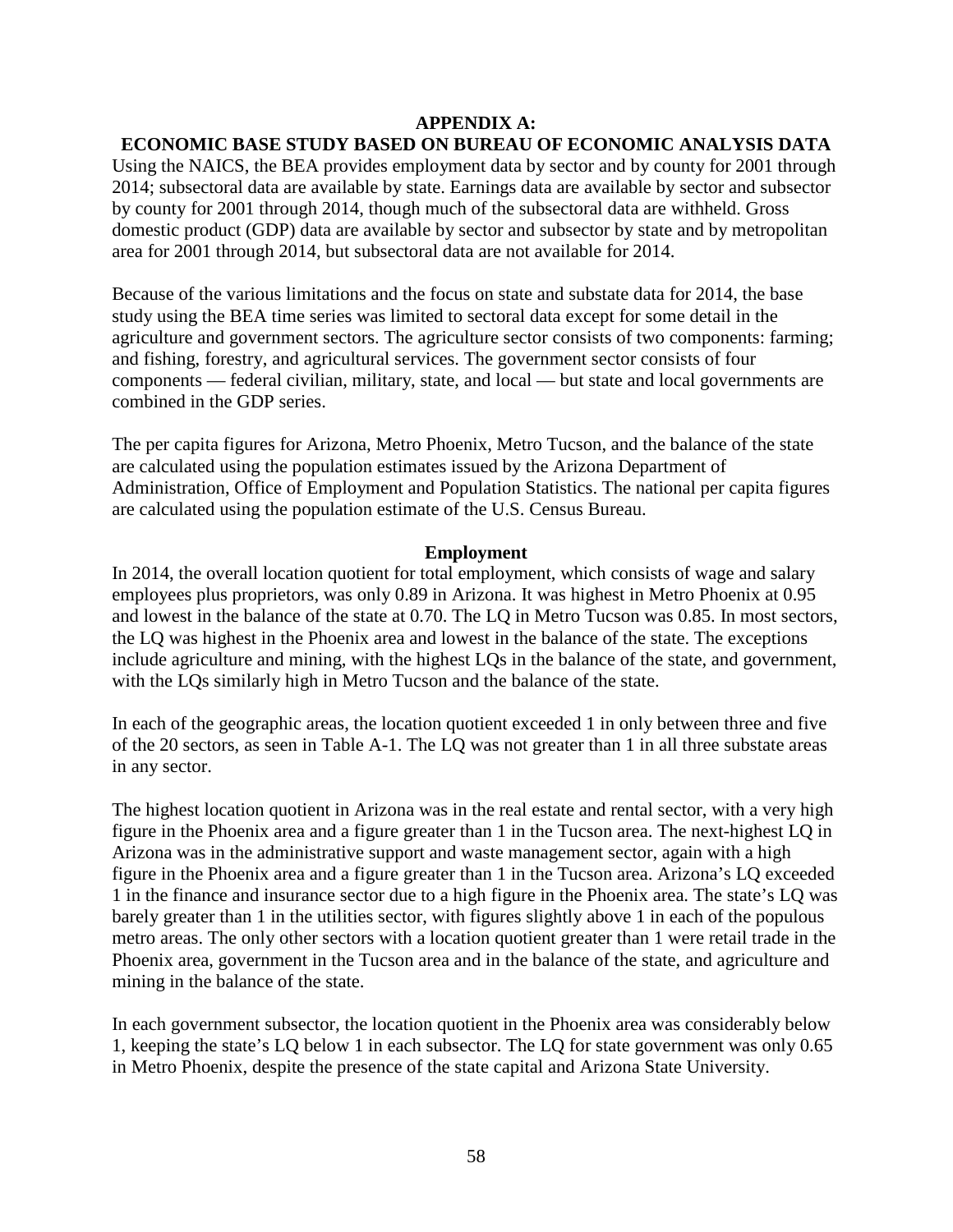# APPENDIX A:
# ECONOMIC BASE STUDY BASED ON BUREAU OF ECONOMIC ANALYSIS DATA

Using the NAICS, the BEA provides employment data by sector and by county for 2001 through 2014; subsectoral data are available by state. Earnings data are available by sector and subsector by county for 2001 through 2014, though much of the subsectoral data are withheld. Gross domestic product (GDP) data are available by sector and subsector by state and by metropolitan area for 2001 through 2014, but subsectoral data are not available for 2014.

Because of the various limitations and the focus on state and substate data for 2014, the base study using the BEA time series was limited to sectoral data except for some detail in the agriculture and government sectors. The agriculture sector consists of two components: farming; and fishing, forestry, and agricultural services. The government sector consists of four components — federal civilian, military, state, and local — but state and local governments are combined in the GDP series.

The per capita figures for Arizona, Metro Phoenix, Metro Tucson, and the balance of the state are calculated using the population estimates issued by the Arizona Department of Administration, Office of Employment and Population Statistics. The national per capita figures are calculated using the population estimate of the U.S. Census Bureau.

## Employment

In 2014, the overall location quotient for total employment, which consists of wage and salary employees plus proprietors, was only 0.89 in Arizona. It was highest in Metro Phoenix at 0.95 and lowest in the balance of the state at 0.70. The LQ in Metro Tucson was 0.85. In most sectors, the LQ was highest in the Phoenix area and lowest in the balance of the state. The exceptions include agriculture and mining, with the highest LQs in the balance of the state, and government, with the LQs similarly high in Metro Tucson and the balance of the state.

In each of the geographic areas, the location quotient exceeded 1 in only between three and five of the 20 sectors, as seen in Table A-1. The LQ was not greater than 1 in all three substate areas in any sector.

The highest location quotient in Arizona was in the real estate and rental sector, with a very high figure in the Phoenix area and a figure greater than 1 in the Tucson area. The next-highest LQ in Arizona was in the administrative support and waste management sector, again with a high figure in the Phoenix area and a figure greater than 1 in the Tucson area. Arizona's LQ exceeded 1 in the finance and insurance sector due to a high figure in the Phoenix area. The state's LQ was barely greater than 1 in the utilities sector, with figures slightly above 1 in each of the populous metro areas. The only other sectors with a location quotient greater than 1 were retail trade in the Phoenix area, government in the Tucson area and in the balance of the state, and agriculture and mining in the balance of the state.

In each government subsector, the location quotient in the Phoenix area was considerably below 1, keeping the state's LQ below 1 in each subsector. The LQ for state government was only 0.65 in Metro Phoenix, despite the presence of the state capital and Arizona State University.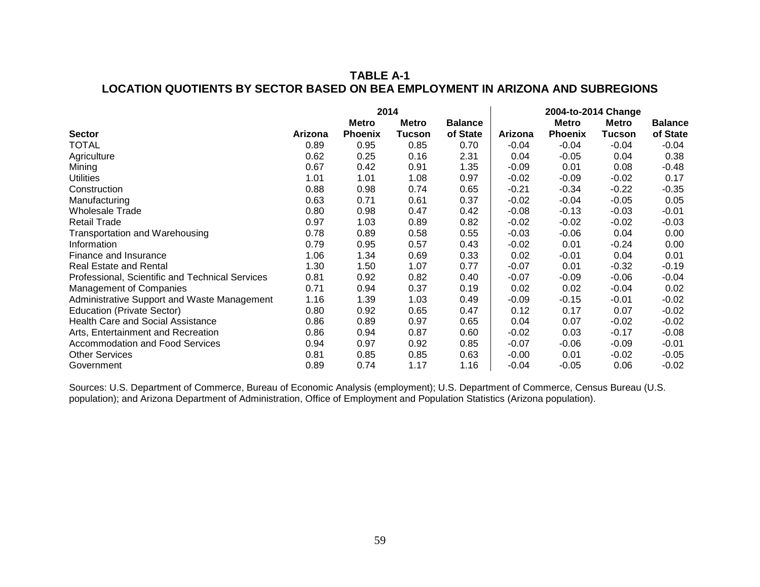**TABLE A-1**
**LOCATION QUOTIENTS BY SECTOR BASED ON BEA EMPLOYMENT IN ARIZONA AND SUBREGIONS**

| | 2014 | | | | 2004-to-2014 Change | | | |
|---|---|---|---|---|---|---|---|---|
| **Sector** | **Arizona** | **Metro Phoenix** | **Metro Tucson** | **Balance of State** | **Arizona** | **Metro Phoenix** | **Metro Tucson** | **Balance of State** |
| TOTAL | 0.89 | 0.95 | 0.85 | 0.70 | -0.04 | -0.04 | -0.04 | -0.04 |
| Agriculture | 0.62 | 0.25 | 0.16 | 2.31 | 0.04 | -0.05 | 0.04 | 0.38 |
| Mining | 0.67 | 0.42 | 0.91 | 1.35 | -0.09 | 0.01 | 0.08 | -0.48 |
| Utilities | 1.01 | 1.01 | 1.08 | 0.97 | -0.02 | -0.09 | -0.02 | 0.17 |
| Construction | 0.88 | 0.98 | 0.74 | 0.65 | -0.21 | -0.34 | -0.22 | -0.35 |
| Manufacturing | 0.63 | 0.71 | 0.61 | 0.37 | -0.02 | -0.04 | -0.05 | 0.05 |
| Wholesale Trade | 0.80 | 0.98 | 0.47 | 0.42 | -0.08 | -0.13 | -0.03 | -0.01 |
| Retail Trade | 0.97 | 1.03 | 0.89 | 0.82 | -0.02 | -0.02 | -0.02 | -0.03 |
| Transportation and Warehousing | 0.78 | 0.89 | 0.58 | 0.55 | -0.03 | -0.06 | 0.04 | 0.00 |
| Information | 0.79 | 0.95 | 0.57 | 0.43 | -0.02 | 0.01 | -0.24 | 0.00 |
| Finance and Insurance | 1.06 | 1.34 | 0.69 | 0.33 | 0.02 | -0.01 | 0.04 | 0.01 |
| Real Estate and Rental | 1.30 | 1.50 | 1.07 | 0.77 | -0.07 | 0.01 | -0.32 | -0.19 |
| Professional, Scientific and Technical Services | 0.81 | 0.92 | 0.82 | 0.40 | -0.07 | -0.09 | -0.06 | -0.04 |
| Management of Companies | 0.71 | 0.94 | 0.37 | 0.19 | 0.02 | 0.02 | -0.04 | 0.02 |
| Administrative Support and Waste Management | 1.16 | 1.39 | 1.03 | 0.49 | -0.09 | -0.15 | -0.01 | -0.02 |
| Education (Private Sector) | 0.80 | 0.92 | 0.65 | 0.47 | 0.12 | 0.17 | 0.07 | -0.02 |
| Health Care and Social Assistance | 0.86 | 0.89 | 0.97 | 0.65 | 0.04 | 0.07 | -0.02 | -0.02 |
| Arts, Entertainment and Recreation | 0.86 | 0.94 | 0.87 | 0.60 | -0.02 | 0.03 | -0.17 | -0.08 |
| Accommodation and Food Services | 0.94 | 0.97 | 0.92 | 0.85 | -0.07 | -0.06 | -0.09 | -0.01 |
| Other Services | 0.81 | 0.85 | 0.85 | 0.63 | -0.00 | 0.01 | -0.02 | -0.05 |
| Government | 0.89 | 0.74 | 1.17 | 1.16 | -0.04 | -0.05 | 0.06 | -0.02 |

Sources: U.S. Department of Commerce, Bureau of Economic Analysis (employment); U.S. Department of Commerce, Census Bureau (U.S. population); and Arizona Department of Administration, Office of Employment and Population Statistics (Arizona population).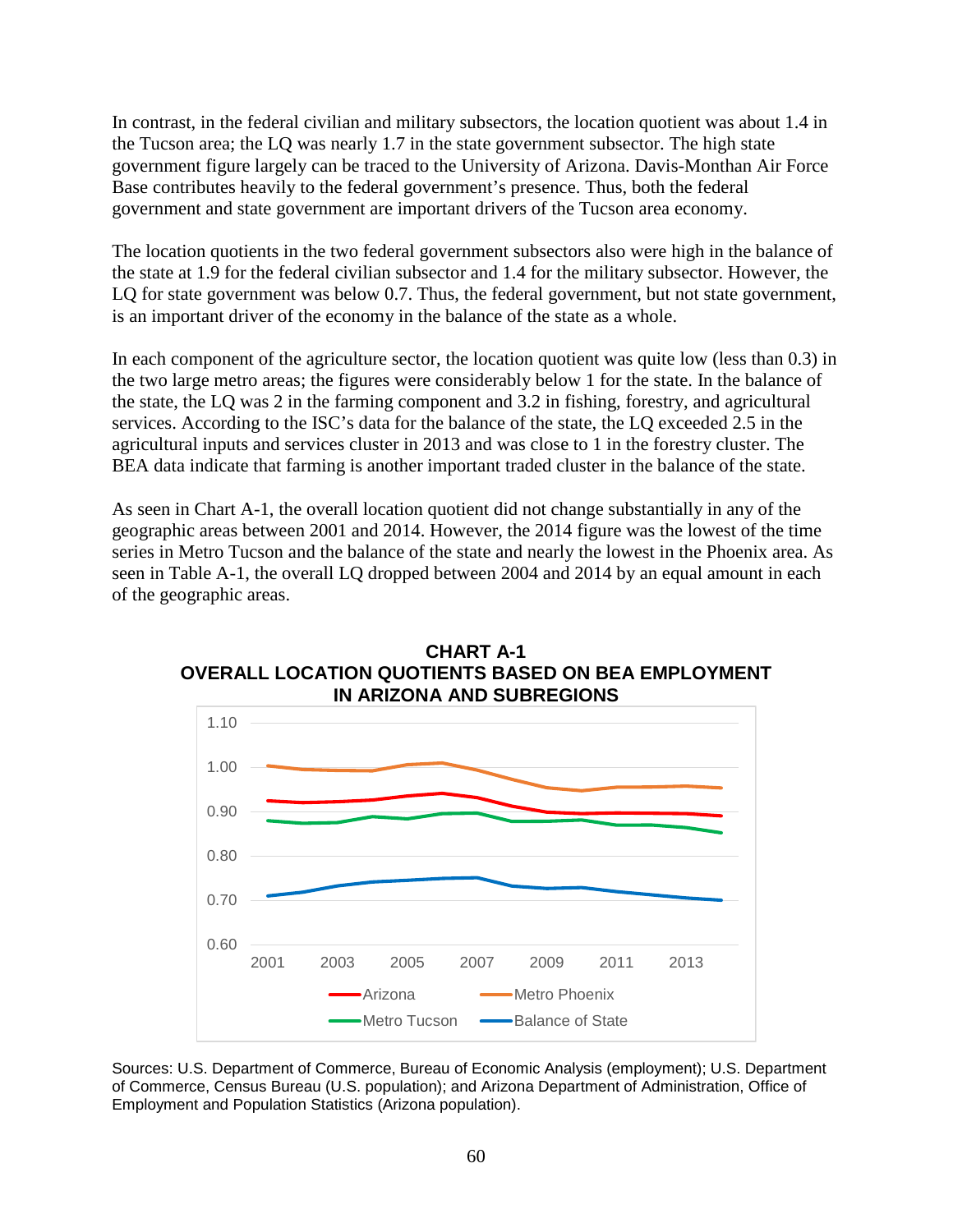In contrast, in the federal civilian and military subsectors, the location quotient was about 1.4 in the Tucson area; the LQ was nearly 1.7 in the state government subsector. The high state government figure largely can be traced to the University of Arizona. Davis-Monthan Air Force Base contributes heavily to the federal government's presence. Thus, both the federal government and state government are important drivers of the Tucson area economy.

The location quotients in the two federal government subsectors also were high in the balance of the state at 1.9 for the federal civilian subsector and 1.4 for the military subsector. However, the LQ for state government was below 0.7. Thus, the federal government, but not state government, is an important driver of the economy in the balance of the state as a whole.

In each component of the agriculture sector, the location quotient was quite low (less than 0.3) in the two large metro areas; the figures were considerably below 1 for the state. In the balance of the state, the LQ was 2 in the farming component and 3.2 in fishing, forestry, and agricultural services. According to the ISC's data for the balance of the state, the LQ exceeded 2.5 in the agricultural inputs and services cluster in 2013 and was close to 1 in the forestry cluster. The BEA data indicate that farming is another important traded cluster in the balance of the state.

As seen in Chart A-1, the overall location quotient did not change substantially in any of the geographic areas between 2001 and 2014. However, the 2014 figure was the lowest of the time series in Metro Tucson and the balance of the state and nearly the lowest in the Phoenix area. As seen in Table A-1, the overall LQ dropped between 2004 and 2014 by an equal amount in each of the geographic areas.

**CHART A-1**
**OVERALL LOCATION QUOTIENTS BASED ON BEA EMPLOYMENT IN ARIZONA AND SUBREGIONS**

Sources: U.S. Department of Commerce, Bureau of Economic Analysis (employment); U.S. Department of Commerce, Census Bureau (U.S. population); and Arizona Department of Administration, Office of Employment and Population Statistics (Arizona population).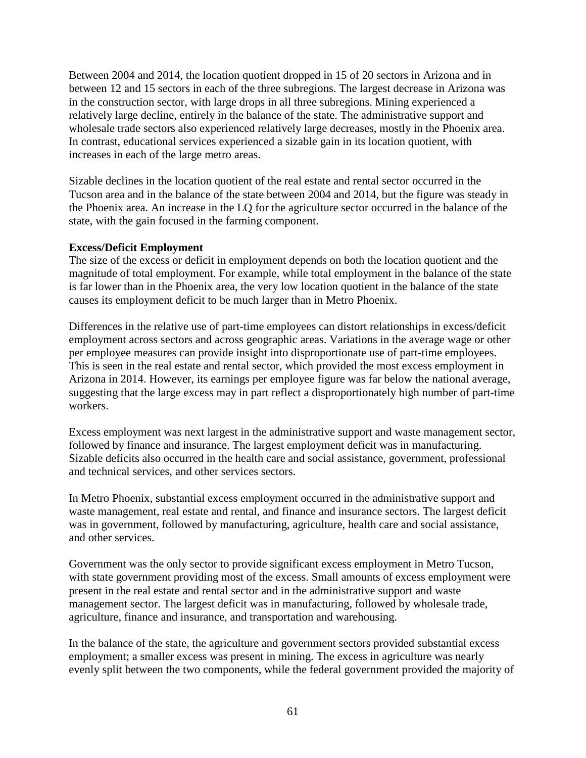Between 2004 and 2014, the location quotient dropped in 15 of 20 sectors in Arizona and in between 12 and 15 sectors in each of the three subregions. The largest decrease in Arizona was in the construction sector, with large drops in all three subregions. Mining experienced a relatively large decline, entirely in the balance of the state. The administrative support and wholesale trade sectors also experienced relatively large decreases, mostly in the Phoenix area. In contrast, educational services experienced a sizable gain in its location quotient, with increases in each of the large metro areas.

Sizable declines in the location quotient of the real estate and rental sector occurred in the Tucson area and in the balance of the state between 2004 and 2014, but the figure was steady in the Phoenix area. An increase in the LQ for the agriculture sector occurred in the balance of the state, with the gain focused in the farming component.

**Excess/Deficit Employment**

The size of the excess or deficit in employment depends on both the location quotient and the magnitude of total employment. For example, while total employment in the balance of the state is far lower than in the Phoenix area, the very low location quotient in the balance of the state causes its employment deficit to be much larger than in Metro Phoenix.

Differences in the relative use of part-time employees can distort relationships in excess/deficit employment across sectors and across geographic areas. Variations in the average wage or other per employee measures can provide insight into disproportionate use of part-time employees. This is seen in the real estate and rental sector, which provided the most excess employment in Arizona in 2014. However, its earnings per employee figure was far below the national average, suggesting that the large excess may in part reflect a disproportionately high number of part-time workers.

Excess employment was next largest in the administrative support and waste management sector, followed by finance and insurance. The largest employment deficit was in manufacturing. Sizable deficits also occurred in the health care and social assistance, government, professional and technical services, and other services sectors.

In Metro Phoenix, substantial excess employment occurred in the administrative support and waste management, real estate and rental, and finance and insurance sectors. The largest deficit was in government, followed by manufacturing, agriculture, health care and social assistance, and other services.

Government was the only sector to provide significant excess employment in Metro Tucson, with state government providing most of the excess. Small amounts of excess employment were present in the real estate and rental sector and in the administrative support and waste management sector. The largest deficit was in manufacturing, followed by wholesale trade, agriculture, finance and insurance, and transportation and warehousing.

In the balance of the state, the agriculture and government sectors provided substantial excess employment; a smaller excess was present in mining. The excess in agriculture was nearly evenly split between the two components, while the federal government provided the majority of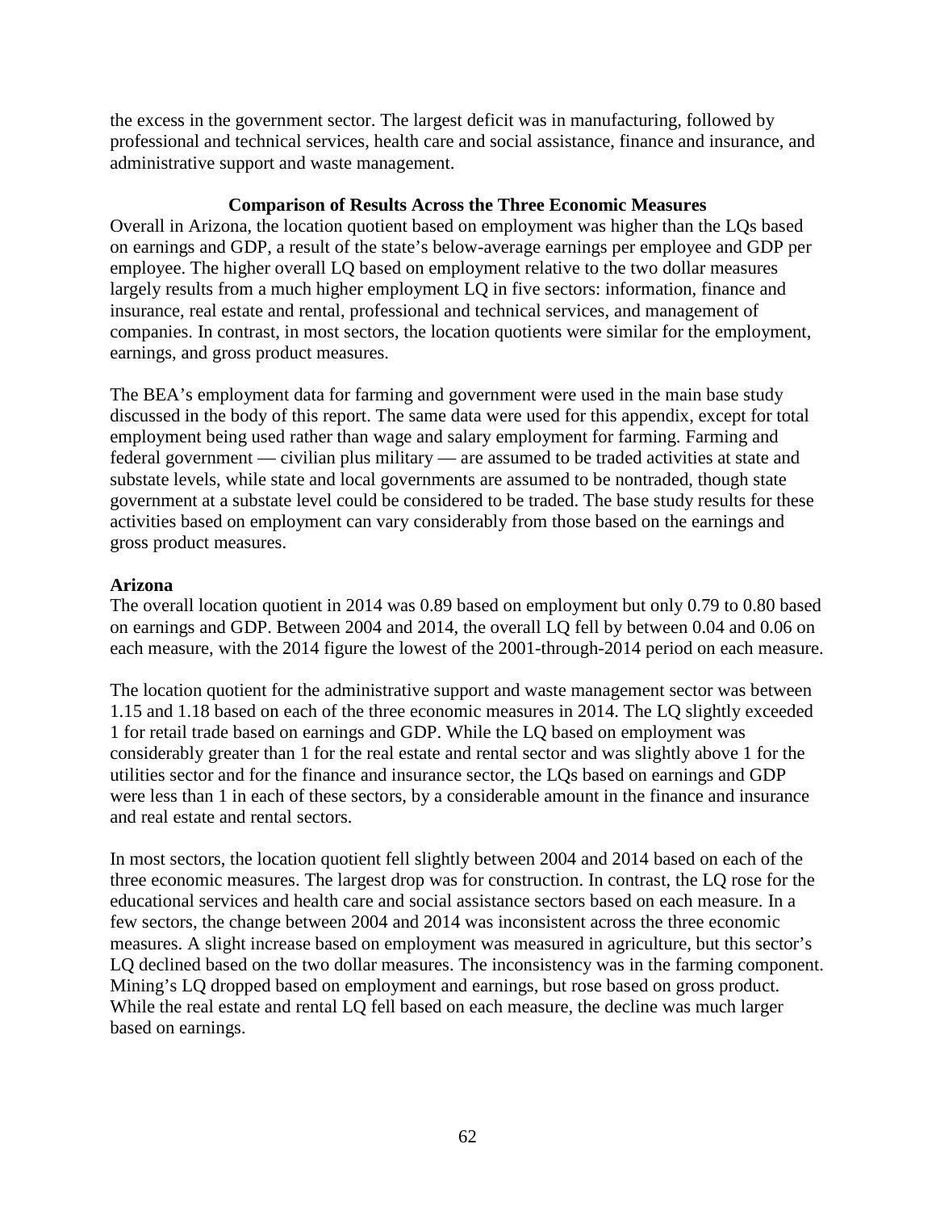the excess in the government sector. The largest deficit was in manufacturing, followed by professional and technical services, health care and social assistance, finance and insurance, and administrative support and waste management.

## Comparison of Results Across the Three Economic Measures

Overall in Arizona, the location quotient based on employment was higher than the LQs based on earnings and GDP, a result of the state's below-average earnings per employee and GDP per employee. The higher overall LQ based on employment relative to the two dollar measures largely results from a much higher employment LQ in five sectors: information, finance and insurance, real estate and rental, professional and technical services, and management of companies. In contrast, in most sectors, the location quotients were similar for the employment, earnings, and gross product measures.

The BEA's employment data for farming and government were used in the main base study discussed in the body of this report. The same data were used for this appendix, except for total employment being used rather than wage and salary employment for farming. Farming and federal government — civilian plus military — are assumed to be traded activities at state and substate levels, while state and local governments are assumed to be nontraded, though state government at a substate level could be considered to be traded. The base study results for these activities based on employment can vary considerably from those based on the earnings and gross product measures.

### Arizona

The overall location quotient in 2014 was 0.89 based on employment but only 0.79 to 0.80 based on earnings and GDP. Between 2004 and 2014, the overall LQ fell by between 0.04 and 0.06 on each measure, with the 2014 figure the lowest of the 2001-through-2014 period on each measure.

The location quotient for the administrative support and waste management sector was between 1.15 and 1.18 based on each of the three economic measures in 2014. The LQ slightly exceeded 1 for retail trade based on earnings and GDP. While the LQ based on employment was considerably greater than 1 for the real estate and rental sector and was slightly above 1 for the utilities sector and for the finance and insurance sector, the LQs based on earnings and GDP were less than 1 in each of these sectors, by a considerable amount in the finance and insurance and real estate and rental sectors.

In most sectors, the location quotient fell slightly between 2004 and 2014 based on each of the three economic measures. The largest drop was for construction. In contrast, the LQ rose for the educational services and health care and social assistance sectors based on each measure. In a few sectors, the change between 2004 and 2014 was inconsistent across the three economic measures. A slight increase based on employment was measured in agriculture, but this sector's LQ declined based on the two dollar measures. The inconsistency was in the farming component. Mining's LQ dropped based on employment and earnings, but rose based on gross product. While the real estate and rental LQ fell based on each measure, the decline was much larger based on earnings.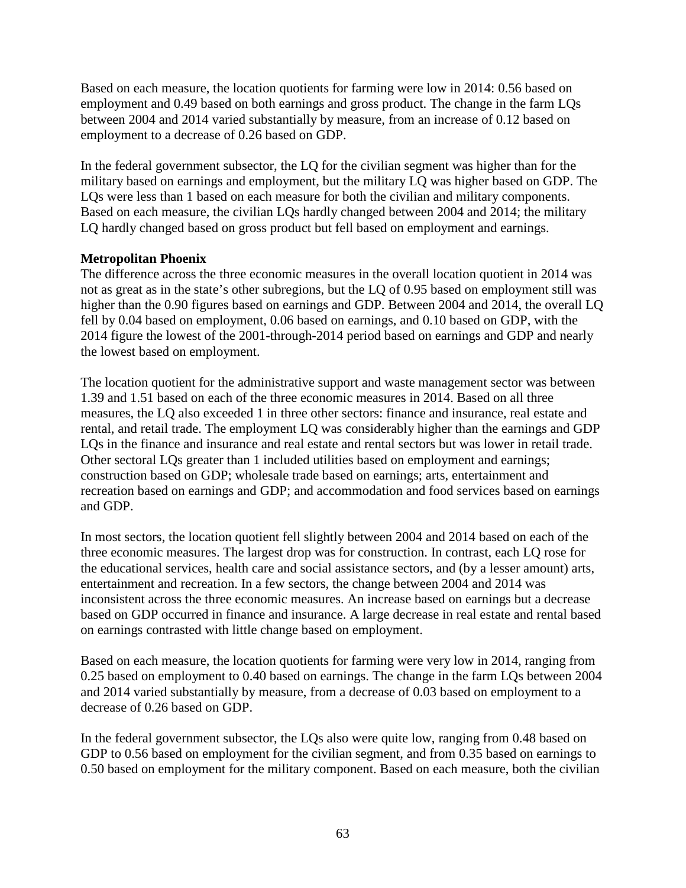Based on each measure, the location quotients for farming were low in 2014: 0.56 based on employment and 0.49 based on both earnings and gross product. The change in the farm LQs between 2004 and 2014 varied substantially by measure, from an increase of 0.12 based on employment to a decrease of 0.26 based on GDP.

In the federal government subsector, the LQ for the civilian segment was higher than for the military based on earnings and employment, but the military LQ was higher based on GDP. The LQs were less than 1 based on each measure for both the civilian and military components. Based on each measure, the civilian LQs hardly changed between 2004 and 2014; the military LQ hardly changed based on gross product but fell based on employment and earnings.

**Metropolitan Phoenix**

The difference across the three economic measures in the overall location quotient in 2014 was not as great as in the state's other subregions, but the LQ of 0.95 based on employment still was higher than the 0.90 figures based on earnings and GDP. Between 2004 and 2014, the overall LQ fell by 0.04 based on employment, 0.06 based on earnings, and 0.10 based on GDP, with the 2014 figure the lowest of the 2001-through-2014 period based on earnings and GDP and nearly the lowest based on employment.

The location quotient for the administrative support and waste management sector was between 1.39 and 1.51 based on each of the three economic measures in 2014. Based on all three measures, the LQ also exceeded 1 in three other sectors: finance and insurance, real estate and rental, and retail trade. The employment LQ was considerably higher than the earnings and GDP LQs in the finance and insurance and real estate and rental sectors but was lower in retail trade. Other sectoral LQs greater than 1 included utilities based on employment and earnings; construction based on GDP; wholesale trade based on earnings; arts, entertainment and recreation based on earnings and GDP; and accommodation and food services based on earnings and GDP.

In most sectors, the location quotient fell slightly between 2004 and 2014 based on each of the three economic measures. The largest drop was for construction. In contrast, each LQ rose for the educational services, health care and social assistance sectors, and (by a lesser amount) arts, entertainment and recreation. In a few sectors, the change between 2004 and 2014 was inconsistent across the three economic measures. An increase based on earnings but a decrease based on GDP occurred in finance and insurance. A large decrease in real estate and rental based on earnings contrasted with little change based on employment.

Based on each measure, the location quotients for farming were very low in 2014, ranging from 0.25 based on employment to 0.40 based on earnings. The change in the farm LQs between 2004 and 2014 varied substantially by measure, from a decrease of 0.03 based on employment to a decrease of 0.26 based on GDP.

In the federal government subsector, the LQs also were quite low, ranging from 0.48 based on GDP to 0.56 based on employment for the civilian segment, and from 0.35 based on earnings to 0.50 based on employment for the military component. Based on each measure, both the civilian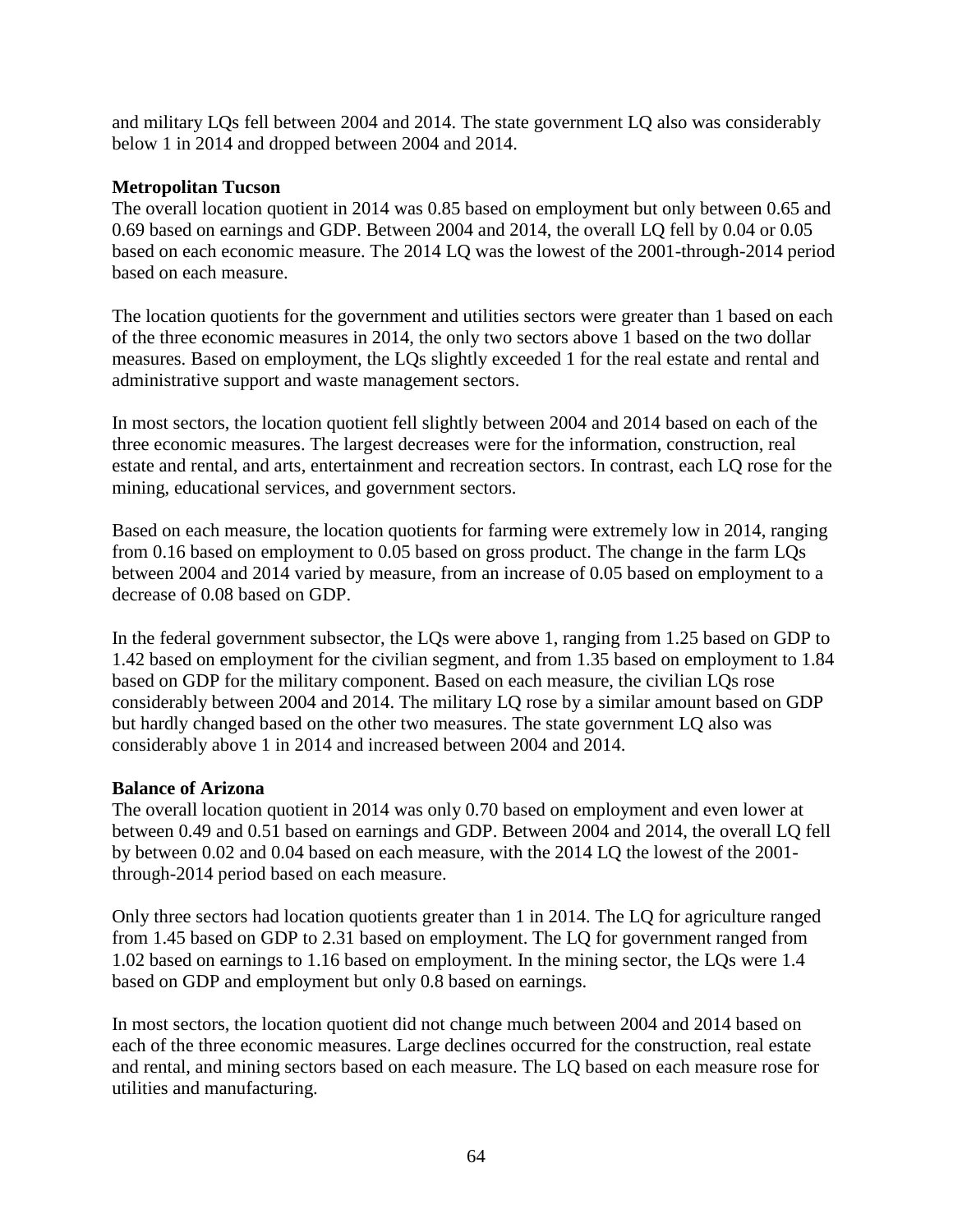and military LQs fell between 2004 and 2014. The state government LQ also was considerably below 1 in 2014 and dropped between 2004 and 2014.

**Metropolitan Tucson**

The overall location quotient in 2014 was 0.85 based on employment but only between 0.65 and 0.69 based on earnings and GDP. Between 2004 and 2014, the overall LQ fell by 0.04 or 0.05 based on each economic measure. The 2014 LQ was the lowest of the 2001-through-2014 period based on each measure.

The location quotients for the government and utilities sectors were greater than 1 based on each of the three economic measures in 2014, the only two sectors above 1 based on the two dollar measures. Based on employment, the LQs slightly exceeded 1 for the real estate and rental and administrative support and waste management sectors.

In most sectors, the location quotient fell slightly between 2004 and 2014 based on each of the three economic measures. The largest decreases were for the information, construction, real estate and rental, and arts, entertainment and recreation sectors. In contrast, each LQ rose for the mining, educational services, and government sectors.

Based on each measure, the location quotients for farming were extremely low in 2014, ranging from 0.16 based on employment to 0.05 based on gross product. The change in the farm LQs between 2004 and 2014 varied by measure, from an increase of 0.05 based on employment to a decrease of 0.08 based on GDP.

In the federal government subsector, the LQs were above 1, ranging from 1.25 based on GDP to 1.42 based on employment for the civilian segment, and from 1.35 based on employment to 1.84 based on GDP for the military component. Based on each measure, the civilian LQs rose considerably between 2004 and 2014. The military LQ rose by a similar amount based on GDP but hardly changed based on the other two measures. The state government LQ also was considerably above 1 in 2014 and increased between 2004 and 2014.

**Balance of Arizona**

The overall location quotient in 2014 was only 0.70 based on employment and even lower at between 0.49 and 0.51 based on earnings and GDP. Between 2004 and 2014, the overall LQ fell by between 0.02 and 0.04 based on each measure, with the 2014 LQ the lowest of the 2001-through-2014 period based on each measure.

Only three sectors had location quotients greater than 1 in 2014. The LQ for agriculture ranged from 1.45 based on GDP to 2.31 based on employment. The LQ for government ranged from 1.02 based on earnings to 1.16 based on employment. In the mining sector, the LQs were 1.4 based on GDP and employment but only 0.8 based on earnings.

In most sectors, the location quotient did not change much between 2004 and 2014 based on each of the three economic measures. Large declines occurred for the construction, real estate and rental, and mining sectors based on each measure. The LQ based on each measure rose for utilities and manufacturing.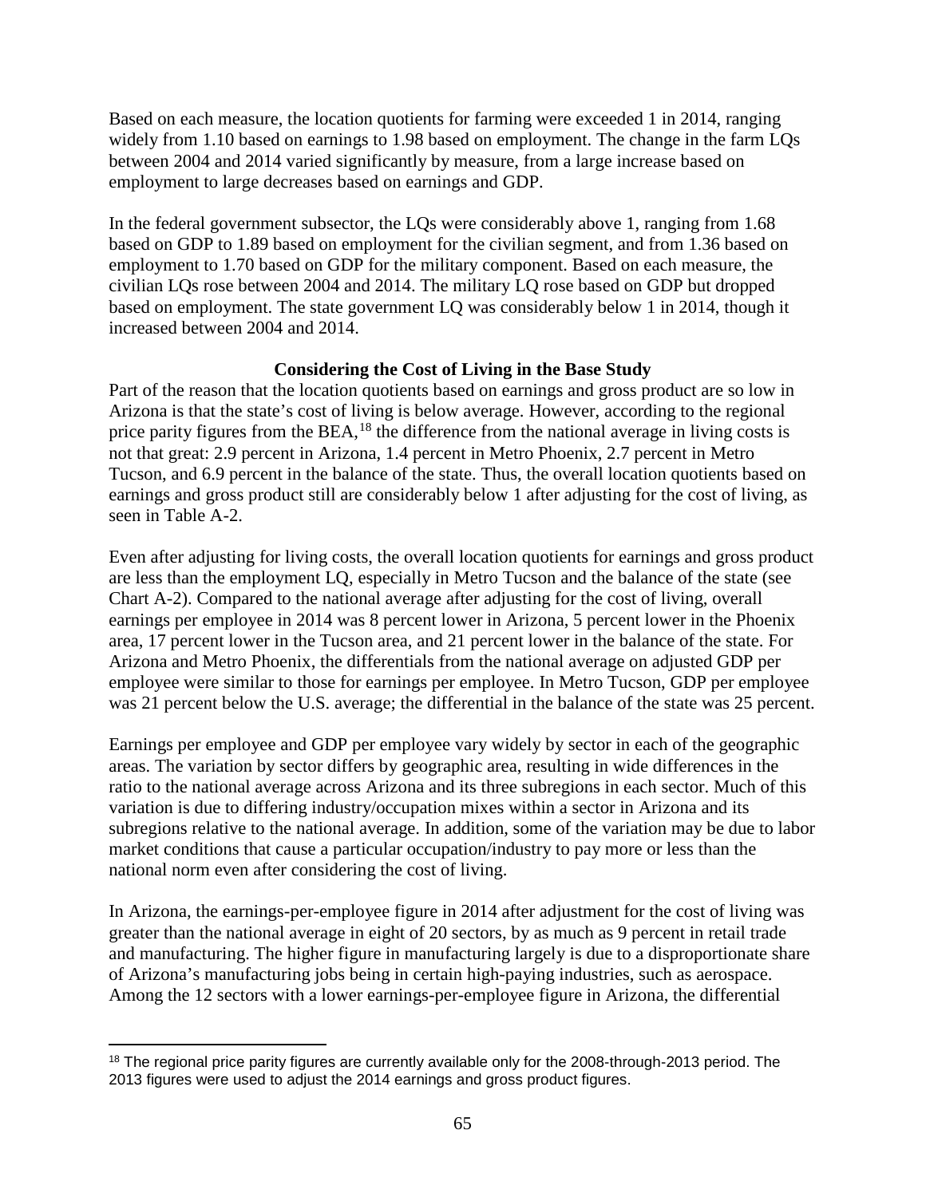Based on each measure, the location quotients for farming were exceeded 1 in 2014, ranging widely from 1.10 based on earnings to 1.98 based on employment. The change in the farm LQs between 2004 and 2014 varied significantly by measure, from a large increase based on employment to large decreases based on earnings and GDP.

In the federal government subsector, the LQs were considerably above 1, ranging from 1.68 based on GDP to 1.89 based on employment for the civilian segment, and from 1.36 based on employment to 1.70 based on GDP for the military component. Based on each measure, the civilian LQs rose between 2004 and 2014. The military LQ rose based on GDP but dropped based on employment. The state government LQ was considerably below 1 in 2014, though it increased between 2004 and 2014.

### Considering the Cost of Living in the Base Study

Part of the reason that the location quotients based on earnings and gross product are so low in Arizona is that the state's cost of living is below average. However, according to the regional price parity figures from the BEA,[18] the difference from the national average in living costs is not that great: 2.9 percent in Arizona, 1.4 percent in Metro Phoenix, 2.7 percent in Metro Tucson, and 6.9 percent in the balance of the state. Thus, the overall location quotients based on earnings and gross product still are considerably below 1 after adjusting for the cost of living, as seen in Table A-2.

Even after adjusting for living costs, the overall location quotients for earnings and gross product are less than the employment LQ, especially in Metro Tucson and the balance of the state (see Chart A-2). Compared to the national average after adjusting for the cost of living, overall earnings per employee in 2014 was 8 percent lower in Arizona, 5 percent lower in the Phoenix area, 17 percent lower in the Tucson area, and 21 percent lower in the balance of the state. For Arizona and Metro Phoenix, the differentials from the national average on adjusted GDP per employee were similar to those for earnings per employee. In Metro Tucson, GDP per employee was 21 percent below the U.S. average; the differential in the balance of the state was 25 percent.

Earnings per employee and GDP per employee vary widely by sector in each of the geographic areas. The variation by sector differs by geographic area, resulting in wide differences in the ratio to the national average across Arizona and its three subregions in each sector. Much of this variation is due to differing industry/occupation mixes within a sector in Arizona and its subregions relative to the national average. In addition, some of the variation may be due to labor market conditions that cause a particular occupation/industry to pay more or less than the national norm even after considering the cost of living.

In Arizona, the earnings-per-employee figure in 2014 after adjustment for the cost of living was greater than the national average in eight of 20 sectors, by as much as 9 percent in retail trade and manufacturing. The higher figure in manufacturing largely is due to a disproportionate share of Arizona's manufacturing jobs being in certain high-paying industries, such as aerospace. Among the 12 sectors with a lower earnings-per-employee figure in Arizona, the differential

[18] The regional price parity figures are currently available only for the 2008-through-2013 period. The 2013 figures were used to adjust the 2014 earnings and gross product figures.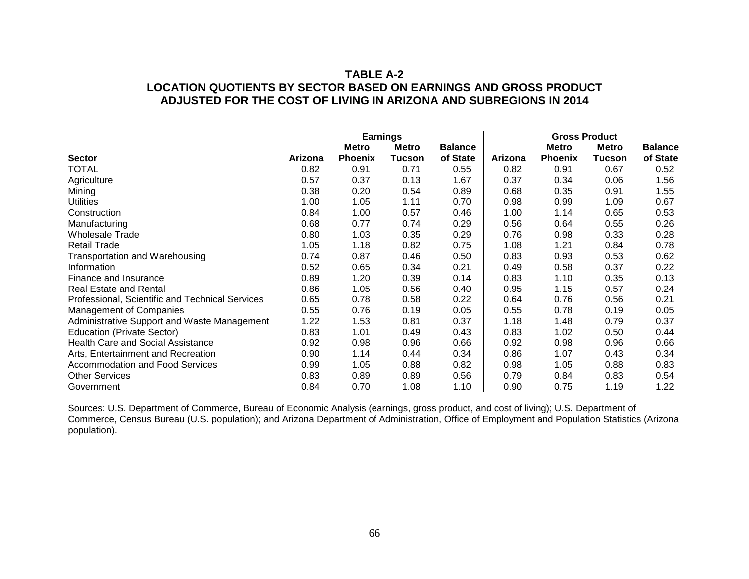**TABLE A-2**
**LOCATION QUOTIENTS BY SECTOR BASED ON EARNINGS AND GROSS PRODUCT ADJUSTED FOR THE COST OF LIVING IN ARIZONA AND SUBREGIONS IN 2014**

| | Earnings | | | | Gross Product | | | |
|---|---|---|---|---|---|---|---|---|
| **Sector** | **Arizona** | **Metro Phoenix** | **Metro Tucson** | **Balance of State** | **Arizona** | **Metro Phoenix** | **Metro Tucson** | **Balance of State** |
| TOTAL | 0.82 | 0.91 | 0.71 | 0.55 | 0.82 | 0.91 | 0.67 | 0.52 |
| Agriculture | 0.57 | 0.37 | 0.13 | 1.67 | 0.37 | 0.34 | 0.06 | 1.56 |
| Mining | 0.38 | 0.20 | 0.54 | 0.89 | 0.68 | 0.35 | 0.91 | 1.55 |
| Utilities | 1.00 | 1.05 | 1.11 | 0.70 | 0.98 | 0.99 | 1.09 | 0.67 |
| Construction | 0.84 | 1.00 | 0.57 | 0.46 | 1.00 | 1.14 | 0.65 | 0.53 |
| Manufacturing | 0.68 | 0.77 | 0.74 | 0.29 | 0.56 | 0.64 | 0.55 | 0.26 |
| Wholesale Trade | 0.80 | 1.03 | 0.35 | 0.29 | 0.76 | 0.98 | 0.33 | 0.28 |
| Retail Trade | 1.05 | 1.18 | 0.82 | 0.75 | 1.08 | 1.21 | 0.84 | 0.78 |
| Transportation and Warehousing | 0.74 | 0.87 | 0.46 | 0.50 | 0.83 | 0.93 | 0.53 | 0.62 |
| Information | 0.52 | 0.65 | 0.34 | 0.21 | 0.49 | 0.58 | 0.37 | 0.22 |
| Finance and Insurance | 0.89 | 1.20 | 0.39 | 0.14 | 0.83 | 1.10 | 0.35 | 0.13 |
| Real Estate and Rental | 0.86 | 1.05 | 0.56 | 0.40 | 0.95 | 1.15 | 0.57 | 0.24 |
| Professional, Scientific and Technical Services | 0.65 | 0.78 | 0.58 | 0.22 | 0.64 | 0.76 | 0.56 | 0.21 |
| Management of Companies | 0.55 | 0.76 | 0.19 | 0.05 | 0.55 | 0.78 | 0.19 | 0.05 |
| Administrative Support and Waste Management | 1.22 | 1.53 | 0.81 | 0.37 | 1.18 | 1.48 | 0.79 | 0.37 |
| Education (Private Sector) | 0.83 | 1.01 | 0.49 | 0.43 | 0.83 | 1.02 | 0.50 | 0.44 |
| Health Care and Social Assistance | 0.92 | 0.98 | 0.96 | 0.66 | 0.92 | 0.98 | 0.96 | 0.66 |
| Arts, Entertainment and Recreation | 0.90 | 1.14 | 0.44 | 0.34 | 0.86 | 1.07 | 0.43 | 0.34 |
| Accommodation and Food Services | 0.99 | 1.05 | 0.88 | 0.82 | 0.98 | 1.05 | 0.88 | 0.83 |
| Other Services | 0.83 | 0.89 | 0.89 | 0.56 | 0.79 | 0.84 | 0.83 | 0.54 |
| Government | 0.84 | 0.70 | 1.08 | 1.10 | 0.90 | 0.75 | 1.19 | 1.22 |

Sources: U.S. Department of Commerce, Bureau of Economic Analysis (earnings, gross product, and cost of living); U.S. Department of Commerce, Census Bureau (U.S. population); and Arizona Department of Administration, Office of Employment and Population Statistics (Arizona population).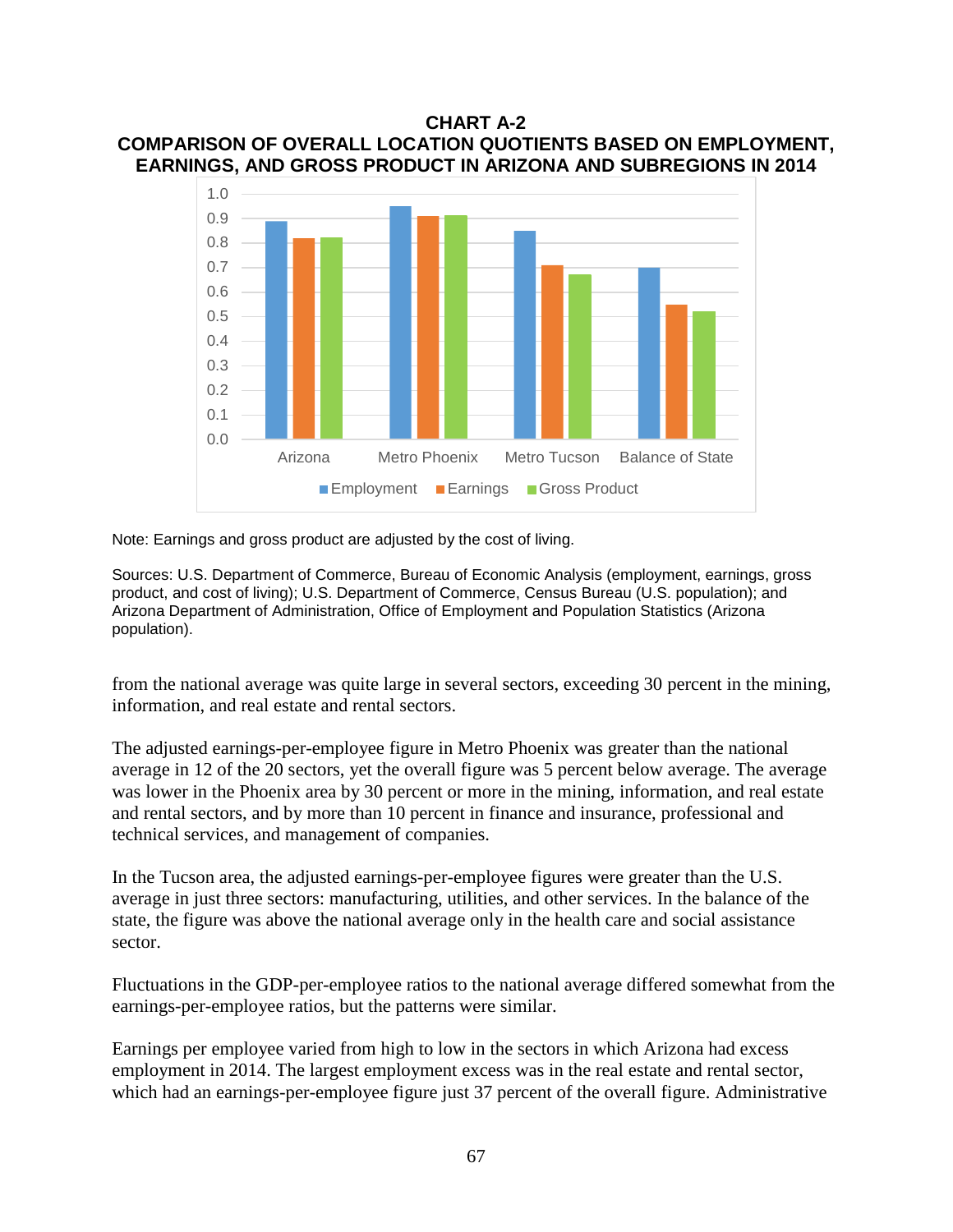**CHART A-2**
**COMPARISON OF OVERALL LOCATION QUOTIENTS BASED ON EMPLOYMENT, EARNINGS, AND GROSS PRODUCT IN ARIZONA AND SUBREGIONS IN 2014**

Note: Earnings and gross product are adjusted by the cost of living.

Sources: U.S. Department of Commerce, Bureau of Economic Analysis (employment, earnings, gross product, and cost of living); U.S. Department of Commerce, Census Bureau (U.S. population); and Arizona Department of Administration, Office of Employment and Population Statistics (Arizona population).

from the national average was quite large in several sectors, exceeding 30 percent in the mining, information, and real estate and rental sectors.

The adjusted earnings-per-employee figure in Metro Phoenix was greater than the national average in 12 of the 20 sectors, yet the overall figure was 5 percent below average. The average was lower in the Phoenix area by 30 percent or more in the mining, information, and real estate and rental sectors, and by more than 10 percent in finance and insurance, professional and technical services, and management of companies.

In the Tucson area, the adjusted earnings-per-employee figures were greater than the U.S. average in just three sectors: manufacturing, utilities, and other services. In the balance of the state, the figure was above the national average only in the health care and social assistance sector.

Fluctuations in the GDP-per-employee ratios to the national average differed somewhat from the earnings-per-employee ratios, but the patterns were similar.

Earnings per employee varied from high to low in the sectors in which Arizona had excess employment in 2014. The largest employment excess was in the real estate and rental sector, which had an earnings-per-employee figure just 37 percent of the overall figure. Administrative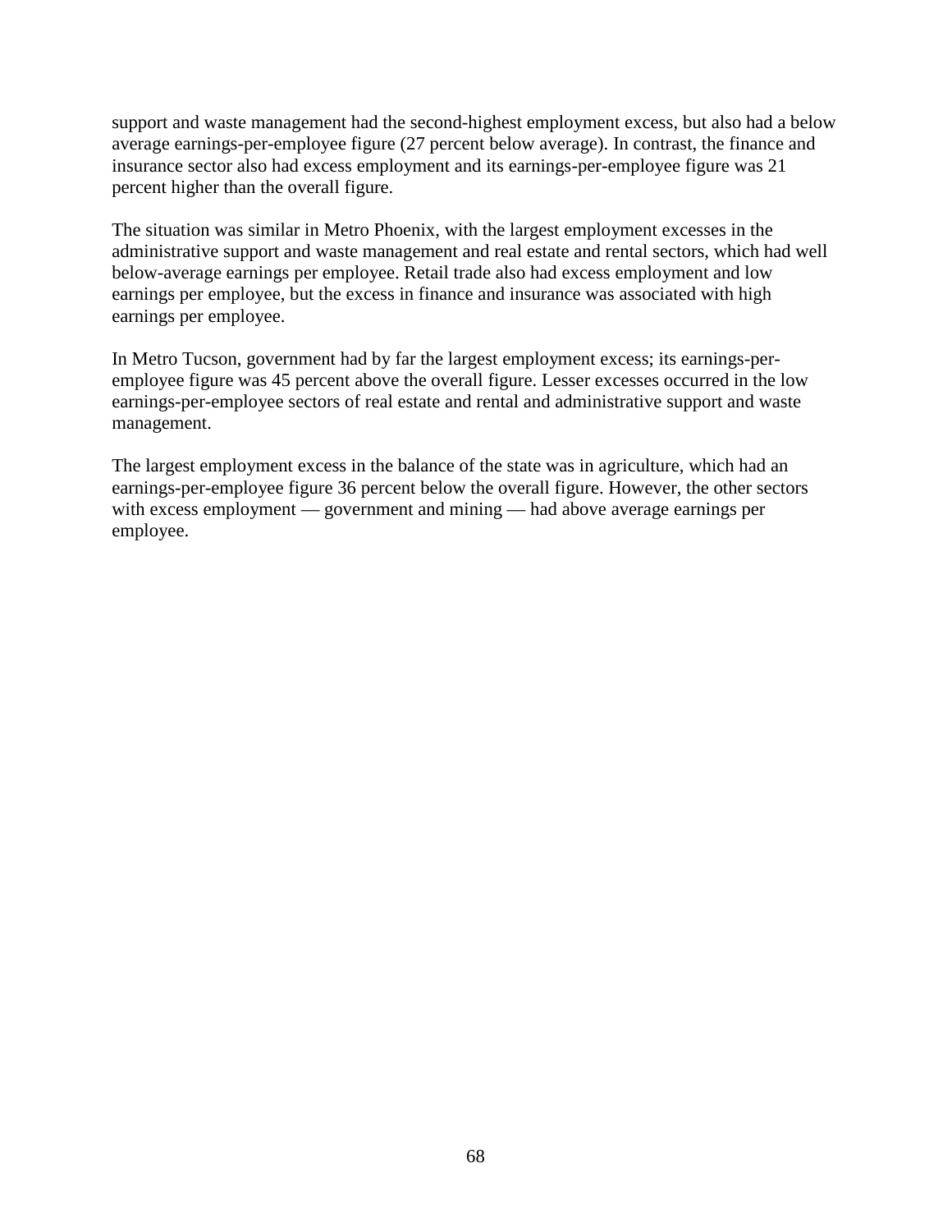support and waste management had the second-highest employment excess, but also had a below average earnings-per-employee figure (27 percent below average). In contrast, the finance and insurance sector also had excess employment and its earnings-per-employee figure was 21 percent higher than the overall figure.

The situation was similar in Metro Phoenix, with the largest employment excesses in the administrative support and waste management and real estate and rental sectors, which had well below-average earnings per employee. Retail trade also had excess employment and low earnings per employee, but the excess in finance and insurance was associated with high earnings per employee.

In Metro Tucson, government had by far the largest employment excess; its earnings-per-employee figure was 45 percent above the overall figure. Lesser excesses occurred in the low earnings-per-employee sectors of real estate and rental and administrative support and waste management.

The largest employment excess in the balance of the state was in agriculture, which had an earnings-per-employee figure 36 percent below the overall figure. However, the other sectors with excess employment — government and mining — had above average earnings per employee.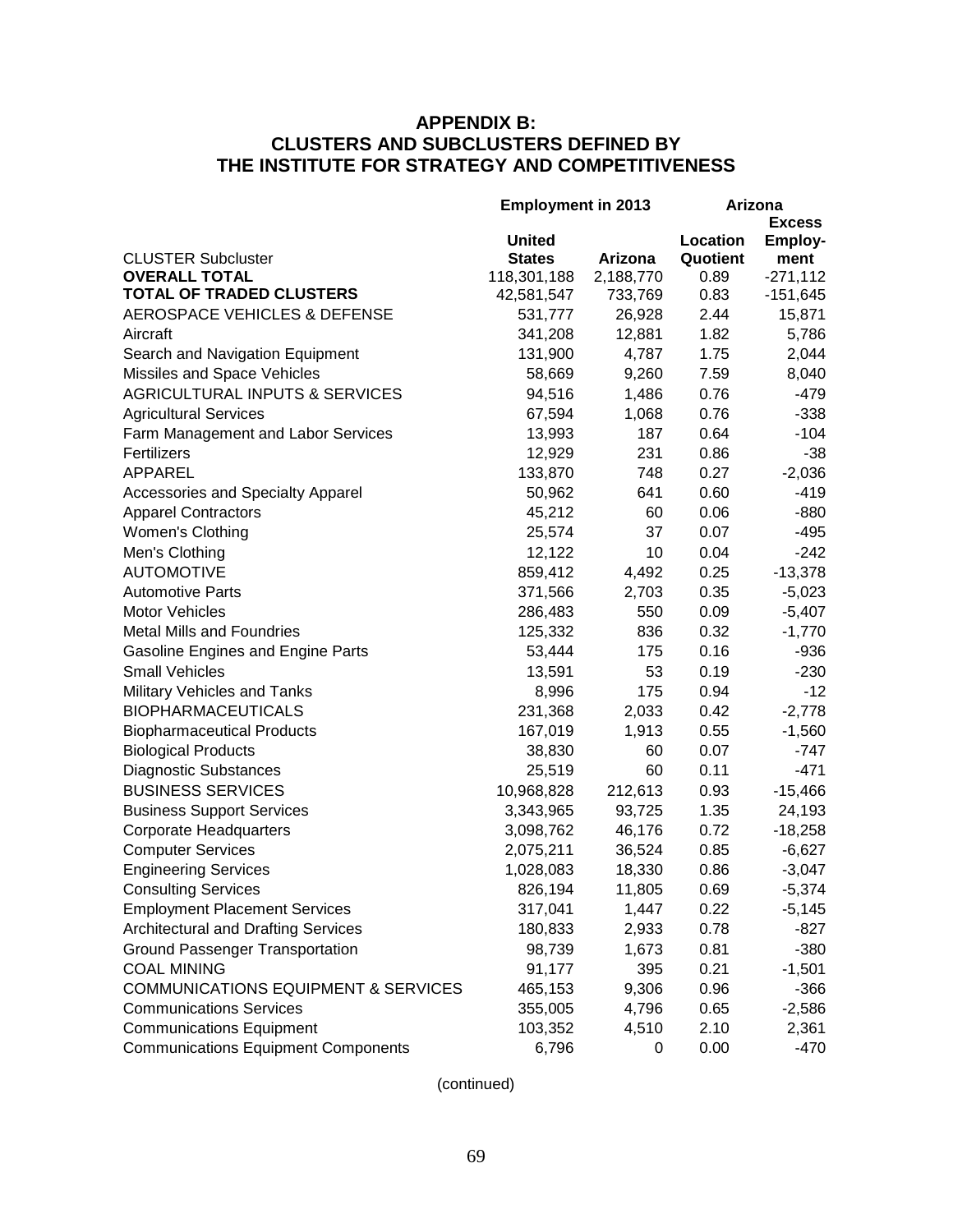## APPENDIX B: CLUSTERS AND SUBCLUSTERS DEFINED BY THE INSTITUTE FOR STRATEGY AND COMPETITIVENESS

| | Employment in 2013 | | Arizona | |
|---|---|---|---|---|
| CLUSTER Subcluster | United States | Arizona | Location Quotient | Excess Employ-ment |
| **OVERALL TOTAL** | 118,301,188 | 2,188,770 | 0.89 | -271,112 |
| **TOTAL OF TRADED CLUSTERS** | 42,581,547 | 733,769 | 0.83 | -151,645 |
| AEROSPACE VEHICLES & DEFENSE | 531,777 | 26,928 | 2.44 | 15,871 |
| Aircraft | 341,208 | 12,881 | 1.82 | 5,786 |
| Search and Navigation Equipment | 131,900 | 4,787 | 1.75 | 2,044 |
| Missiles and Space Vehicles | 58,669 | 9,260 | 7.59 | 8,040 |
| AGRICULTURAL INPUTS & SERVICES | 94,516 | 1,486 | 0.76 | -479 |
| Agricultural Services | 67,594 | 1,068 | 0.76 | -338 |
| Farm Management and Labor Services | 13,993 | 187 | 0.64 | -104 |
| Fertilizers | 12,929 | 231 | 0.86 | -38 |
| APPAREL | 133,870 | 748 | 0.27 | -2,036 |
| Accessories and Specialty Apparel | 50,962 | 641 | 0.60 | -419 |
| Apparel Contractors | 45,212 | 60 | 0.06 | -880 |
| Women's Clothing | 25,574 | 37 | 0.07 | -495 |
| Men's Clothing | 12,122 | 10 | 0.04 | -242 |
| AUTOMOTIVE | 859,412 | 4,492 | 0.25 | -13,378 |
| Automotive Parts | 371,566 | 2,703 | 0.35 | -5,023 |
| Motor Vehicles | 286,483 | 550 | 0.09 | -5,407 |
| Metal Mills and Foundries | 125,332 | 836 | 0.32 | -1,770 |
| Gasoline Engines and Engine Parts | 53,444 | 175 | 0.16 | -936 |
| Small Vehicles | 13,591 | 53 | 0.19 | -230 |
| Military Vehicles and Tanks | 8,996 | 175 | 0.94 | -12 |
| BIOPHARMACEUTICALS | 231,368 | 2,033 | 0.42 | -2,778 |
| Biopharmaceutical Products | 167,019 | 1,913 | 0.55 | -1,560 |
| Biological Products | 38,830 | 60 | 0.07 | -747 |
| Diagnostic Substances | 25,519 | 60 | 0.11 | -471 |
| BUSINESS SERVICES | 10,968,828 | 212,613 | 0.93 | -15,466 |
| Business Support Services | 3,343,965 | 93,725 | 1.35 | 24,193 |
| Corporate Headquarters | 3,098,762 | 46,176 | 0.72 | -18,258 |
| Computer Services | 2,075,211 | 36,524 | 0.85 | -6,627 |
| Engineering Services | 1,028,083 | 18,330 | 0.86 | -3,047 |
| Consulting Services | 826,194 | 11,805 | 0.69 | -5,374 |
| Employment Placement Services | 317,041 | 1,447 | 0.22 | -5,145 |
| Architectural and Drafting Services | 180,833 | 2,933 | 0.78 | -827 |
| Ground Passenger Transportation | 98,739 | 1,673 | 0.81 | -380 |
| COAL MINING | 91,177 | 395 | 0.21 | -1,501 |
| COMMUNICATIONS EQUIPMENT & SERVICES | 465,153 | 9,306 | 0.96 | -366 |
| Communications Services | 355,005 | 4,796 | 0.65 | -2,586 |
| Communications Equipment | 103,352 | 4,510 | 2.10 | 2,361 |
| Communications Equipment Components | 6,796 | 0 | 0.00 | -470 |

(continued)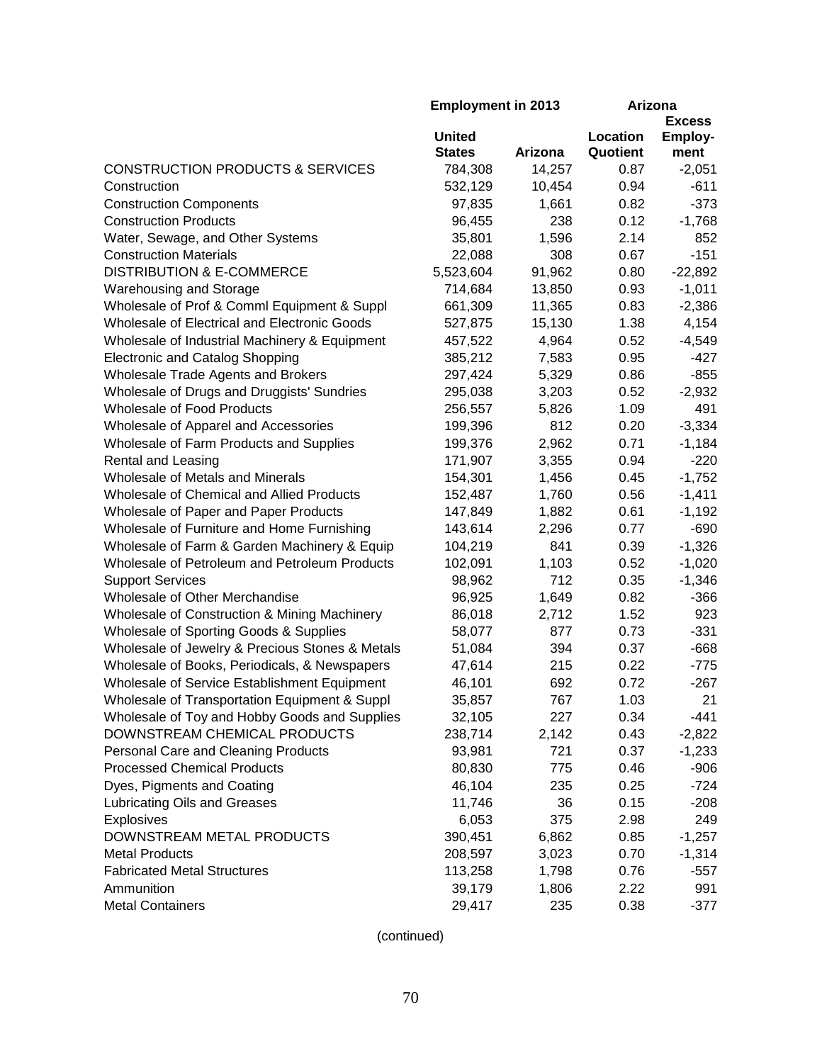| | Employment in 2013 | | Arizona | |
|---|---|---|---|---|
| | United States | Arizona | Location Quotient | Excess Employ-ment |
| CONSTRUCTION PRODUCTS & SERVICES | 784,308 | 14,257 | 0.87 | -2,051 |
| Construction | 532,129 | 10,454 | 0.94 | -611 |
| Construction Components | 97,835 | 1,661 | 0.82 | -373 |
| Construction Products | 96,455 | 238 | 0.12 | -1,768 |
| Water, Sewage, and Other Systems | 35,801 | 1,596 | 2.14 | 852 |
| Construction Materials | 22,088 | 308 | 0.67 | -151 |
| DISTRIBUTION & E-COMMERCE | 5,523,604 | 91,962 | 0.80 | -22,892 |
| Warehousing and Storage | 714,684 | 13,850 | 0.93 | -1,011 |
| Wholesale of Prof & Comml Equipment & Suppl | 661,309 | 11,365 | 0.83 | -2,386 |
| Wholesale of Electrical and Electronic Goods | 527,875 | 15,130 | 1.38 | 4,154 |
| Wholesale of Industrial Machinery & Equipment | 457,522 | 4,964 | 0.52 | -4,549 |
| Electronic and Catalog Shopping | 385,212 | 7,583 | 0.95 | -427 |
| Wholesale Trade Agents and Brokers | 297,424 | 5,329 | 0.86 | -855 |
| Wholesale of Drugs and Druggists' Sundries | 295,038 | 3,203 | 0.52 | -2,932 |
| Wholesale of Food Products | 256,557 | 5,826 | 1.09 | 491 |
| Wholesale of Apparel and Accessories | 199,396 | 812 | 0.20 | -3,334 |
| Wholesale of Farm Products and Supplies | 199,376 | 2,962 | 0.71 | -1,184 |
| Rental and Leasing | 171,907 | 3,355 | 0.94 | -220 |
| Wholesale of Metals and Minerals | 154,301 | 1,456 | 0.45 | -1,752 |
| Wholesale of Chemical and Allied Products | 152,487 | 1,760 | 0.56 | -1,411 |
| Wholesale of Paper and Paper Products | 147,849 | 1,882 | 0.61 | -1,192 |
| Wholesale of Furniture and Home Furnishing | 143,614 | 2,296 | 0.77 | -690 |
| Wholesale of Farm & Garden Machinery & Equip | 104,219 | 841 | 0.39 | -1,326 |
| Wholesale of Petroleum and Petroleum Products | 102,091 | 1,103 | 0.52 | -1,020 |
| Support Services | 98,962 | 712 | 0.35 | -1,346 |
| Wholesale of Other Merchandise | 96,925 | 1,649 | 0.82 | -366 |
| Wholesale of Construction & Mining Machinery | 86,018 | 2,712 | 1.52 | 923 |
| Wholesale of Sporting Goods & Supplies | 58,077 | 877 | 0.73 | -331 |
| Wholesale of Jewelry & Precious Stones & Metals | 51,084 | 394 | 0.37 | -668 |
| Wholesale of Books, Periodicals, & Newspapers | 47,614 | 215 | 0.22 | -775 |
| Wholesale of Service Establishment Equipment | 46,101 | 692 | 0.72 | -267 |
| Wholesale of Transportation Equipment & Suppl | 35,857 | 767 | 1.03 | 21 |
| Wholesale of Toy and Hobby Goods and Supplies | 32,105 | 227 | 0.34 | -441 |
| DOWNSTREAM CHEMICAL PRODUCTS | 238,714 | 2,142 | 0.43 | -2,822 |
| Personal Care and Cleaning Products | 93,981 | 721 | 0.37 | -1,233 |
| Processed Chemical Products | 80,830 | 775 | 0.46 | -906 |
| Dyes, Pigments and Coating | 46,104 | 235 | 0.25 | -724 |
| Lubricating Oils and Greases | 11,746 | 36 | 0.15 | -208 |
| Explosives | 6,053 | 375 | 2.98 | 249 |
| DOWNSTREAM METAL PRODUCTS | 390,451 | 6,862 | 0.85 | -1,257 |
| Metal Products | 208,597 | 3,023 | 0.70 | -1,314 |
| Fabricated Metal Structures | 113,258 | 1,798 | 0.76 | -557 |
| Ammunition | 39,179 | 1,806 | 2.22 | 991 |
| Metal Containers | 29,417 | 235 | 0.38 | -377 |

(continued)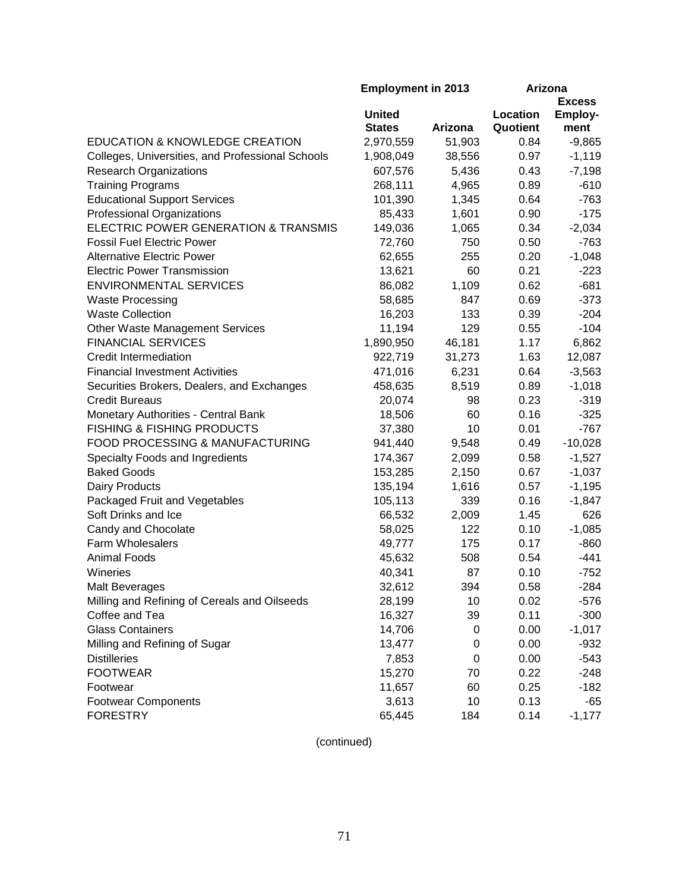| | Employment in 2013 | | Arizona | |
|---|---|---|---|---|
| | United States | Arizona | Location Quotient | Excess Employ-ment |
| EDUCATION & KNOWLEDGE CREATION | 2,970,559 | 51,903 | 0.84 | -9,865 |
| Colleges, Universities, and Professional Schools | 1,908,049 | 38,556 | 0.97 | -1,119 |
| Research Organizations | 607,576 | 5,436 | 0.43 | -7,198 |
| Training Programs | 268,111 | 4,965 | 0.89 | -610 |
| Educational Support Services | 101,390 | 1,345 | 0.64 | -763 |
| Professional Organizations | 85,433 | 1,601 | 0.90 | -175 |
| ELECTRIC POWER GENERATION & TRANSMIS | 149,036 | 1,065 | 0.34 | -2,034 |
| Fossil Fuel Electric Power | 72,760 | 750 | 0.50 | -763 |
| Alternative Electric Power | 62,655 | 255 | 0.20 | -1,048 |
| Electric Power Transmission | 13,621 | 60 | 0.21 | -223 |
| ENVIRONMENTAL SERVICES | 86,082 | 1,109 | 0.62 | -681 |
| Waste Processing | 58,685 | 847 | 0.69 | -373 |
| Waste Collection | 16,203 | 133 | 0.39 | -204 |
| Other Waste Management Services | 11,194 | 129 | 0.55 | -104 |
| FINANCIAL SERVICES | 1,890,950 | 46,181 | 1.17 | 6,862 |
| Credit Intermediation | 922,719 | 31,273 | 1.63 | 12,087 |
| Financial Investment Activities | 471,016 | 6,231 | 0.64 | -3,563 |
| Securities Brokers, Dealers, and Exchanges | 458,635 | 8,519 | 0.89 | -1,018 |
| Credit Bureaus | 20,074 | 98 | 0.23 | -319 |
| Monetary Authorities - Central Bank | 18,506 | 60 | 0.16 | -325 |
| FISHING & FISHING PRODUCTS | 37,380 | 10 | 0.01 | -767 |
| FOOD PROCESSING & MANUFACTURING | 941,440 | 9,548 | 0.49 | -10,028 |
| Specialty Foods and Ingredients | 174,367 | 2,099 | 0.58 | -1,527 |
| Baked Goods | 153,285 | 2,150 | 0.67 | -1,037 |
| Dairy Products | 135,194 | 1,616 | 0.57 | -1,195 |
| Packaged Fruit and Vegetables | 105,113 | 339 | 0.16 | -1,847 |
| Soft Drinks and Ice | 66,532 | 2,009 | 1.45 | 626 |
| Candy and Chocolate | 58,025 | 122 | 0.10 | -1,085 |
| Farm Wholesalers | 49,777 | 175 | 0.17 | -860 |
| Animal Foods | 45,632 | 508 | 0.54 | -441 |
| Wineries | 40,341 | 87 | 0.10 | -752 |
| Malt Beverages | 32,612 | 394 | 0.58 | -284 |
| Milling and Refining of Cereals and Oilseeds | 28,199 | 10 | 0.02 | -576 |
| Coffee and Tea | 16,327 | 39 | 0.11 | -300 |
| Glass Containers | 14,706 | 0 | 0.00 | -1,017 |
| Milling and Refining of Sugar | 13,477 | 0 | 0.00 | -932 |
| Distilleries | 7,853 | 0 | 0.00 | -543 |
| FOOTWEAR | 15,270 | 70 | 0.22 | -248 |
| Footwear | 11,657 | 60 | 0.25 | -182 |
| Footwear Components | 3,613 | 10 | 0.13 | -65 |
| FORESTRY | 65,445 | 184 | 0.14 | -1,177 |

(continued)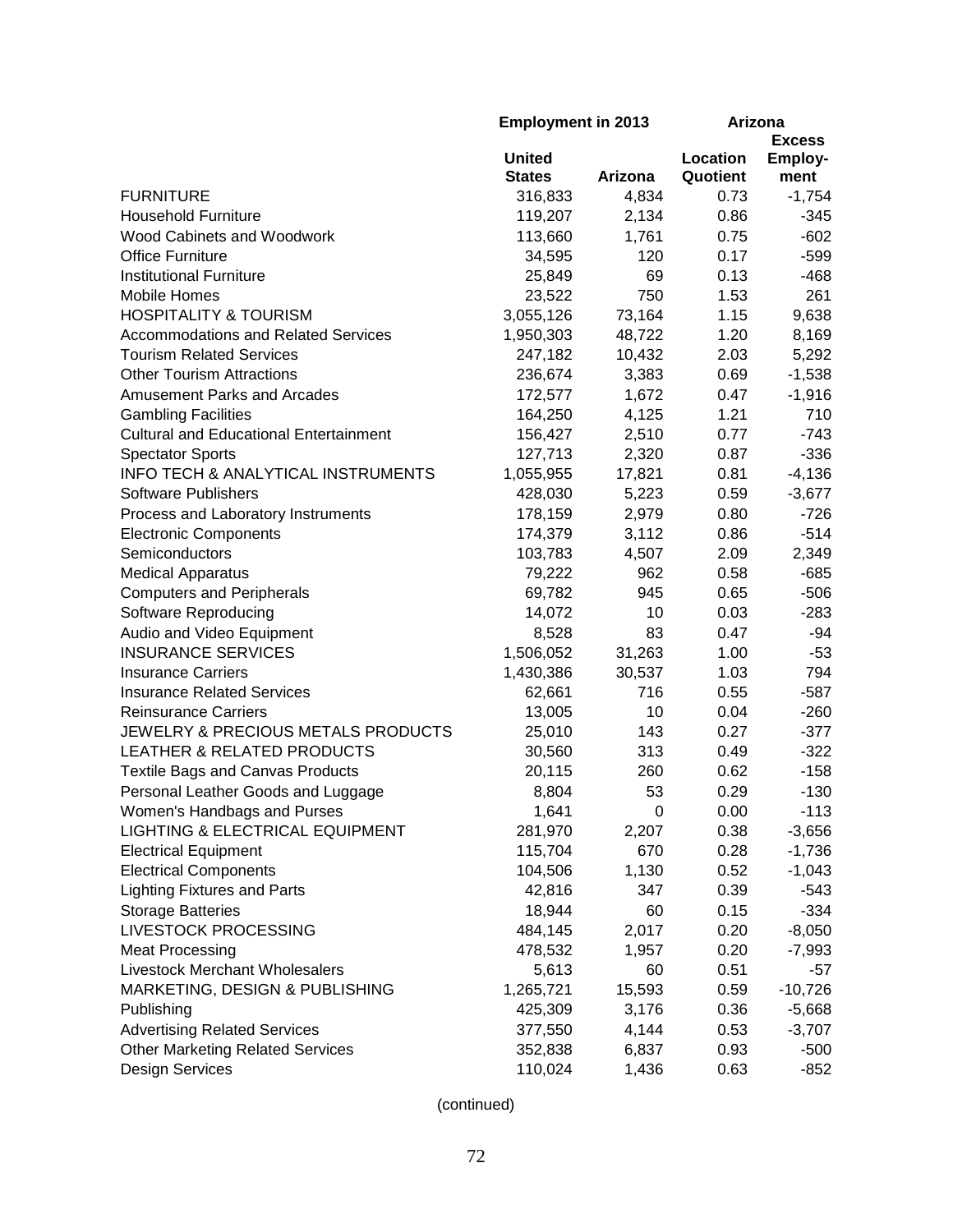| | Employment in 2013 | | Arizona | |
|---|---|---|---|---|
| | United States | Arizona | Location Quotient | Excess Employ-ment |
| FURNITURE | 316,833 | 4,834 | 0.73 | -1,754 |
| Household Furniture | 119,207 | 2,134 | 0.86 | -345 |
| Wood Cabinets and Woodwork | 113,660 | 1,761 | 0.75 | -602 |
| Office Furniture | 34,595 | 120 | 0.17 | -599 |
| Institutional Furniture | 25,849 | 69 | 0.13 | -468 |
| Mobile Homes | 23,522 | 750 | 1.53 | 261 |
| HOSPITALITY & TOURISM | 3,055,126 | 73,164 | 1.15 | 9,638 |
| Accommodations and Related Services | 1,950,303 | 48,722 | 1.20 | 8,169 |
| Tourism Related Services | 247,182 | 10,432 | 2.03 | 5,292 |
| Other Tourism Attractions | 236,674 | 3,383 | 0.69 | -1,538 |
| Amusement Parks and Arcades | 172,577 | 1,672 | 0.47 | -1,916 |
| Gambling Facilities | 164,250 | 4,125 | 1.21 | 710 |
| Cultural and Educational Entertainment | 156,427 | 2,510 | 0.77 | -743 |
| Spectator Sports | 127,713 | 2,320 | 0.87 | -336 |
| INFO TECH & ANALYTICAL INSTRUMENTS | 1,055,955 | 17,821 | 0.81 | -4,136 |
| Software Publishers | 428,030 | 5,223 | 0.59 | -3,677 |
| Process and Laboratory Instruments | 178,159 | 2,979 | 0.80 | -726 |
| Electronic Components | 174,379 | 3,112 | 0.86 | -514 |
| Semiconductors | 103,783 | 4,507 | 2.09 | 2,349 |
| Medical Apparatus | 79,222 | 962 | 0.58 | -685 |
| Computers and Peripherals | 69,782 | 945 | 0.65 | -506 |
| Software Reproducing | 14,072 | 10 | 0.03 | -283 |
| Audio and Video Equipment | 8,528 | 83 | 0.47 | -94 |
| INSURANCE SERVICES | 1,506,052 | 31,263 | 1.00 | -53 |
| Insurance Carriers | 1,430,386 | 30,537 | 1.03 | 794 |
| Insurance Related Services | 62,661 | 716 | 0.55 | -587 |
| Reinsurance Carriers | 13,005 | 10 | 0.04 | -260 |
| JEWELRY & PRECIOUS METALS PRODUCTS | 25,010 | 143 | 0.27 | -377 |
| LEATHER & RELATED PRODUCTS | 30,560 | 313 | 0.49 | -322 |
| Textile Bags and Canvas Products | 20,115 | 260 | 0.62 | -158 |
| Personal Leather Goods and Luggage | 8,804 | 53 | 0.29 | -130 |
| Women's Handbags and Purses | 1,641 | 0 | 0.00 | -113 |
| LIGHTING & ELECTRICAL EQUIPMENT | 281,970 | 2,207 | 0.38 | -3,656 |
| Electrical Equipment | 115,704 | 670 | 0.28 | -1,736 |
| Electrical Components | 104,506 | 1,130 | 0.52 | -1,043 |
| Lighting Fixtures and Parts | 42,816 | 347 | 0.39 | -543 |
| Storage Batteries | 18,944 | 60 | 0.15 | -334 |
| LIVESTOCK PROCESSING | 484,145 | 2,017 | 0.20 | -8,050 |
| Meat Processing | 478,532 | 1,957 | 0.20 | -7,993 |
| Livestock Merchant Wholesalers | 5,613 | 60 | 0.51 | -57 |
| MARKETING, DESIGN & PUBLISHING | 1,265,721 | 15,593 | 0.59 | -10,726 |
| Publishing | 425,309 | 3,176 | 0.36 | -5,668 |
| Advertising Related Services | 377,550 | 4,144 | 0.53 | -3,707 |
| Other Marketing Related Services | 352,838 | 6,837 | 0.93 | -500 |
| Design Services | 110,024 | 1,436 | 0.63 | -852 |

(continued)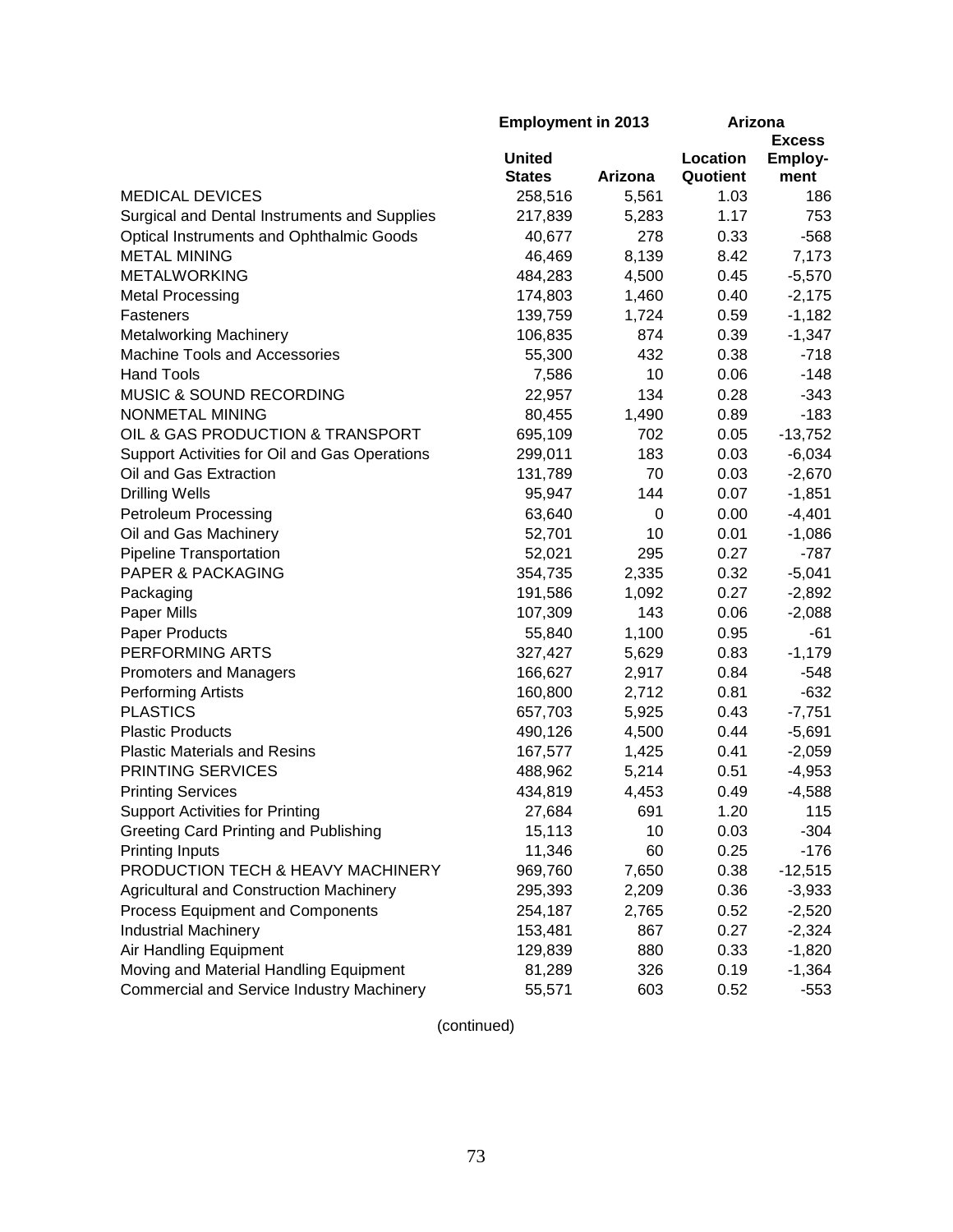| | Employment in 2013 | | Arizona | |
|---|---|---|---|---|
| | United States | Arizona | Location Quotient | Excess Employ-ment |
| MEDICAL DEVICES | 258,516 | 5,561 | 1.03 | 186 |
| Surgical and Dental Instruments and Supplies | 217,839 | 5,283 | 1.17 | 753 |
| Optical Instruments and Ophthalmic Goods | 40,677 | 278 | 0.33 | -568 |
| METAL MINING | 46,469 | 8,139 | 8.42 | 7,173 |
| METALWORKING | 484,283 | 4,500 | 0.45 | -5,570 |
| Metal Processing | 174,803 | 1,460 | 0.40 | -2,175 |
| Fasteners | 139,759 | 1,724 | 0.59 | -1,182 |
| Metalworking Machinery | 106,835 | 874 | 0.39 | -1,347 |
| Machine Tools and Accessories | 55,300 | 432 | 0.38 | -718 |
| Hand Tools | 7,586 | 10 | 0.06 | -148 |
| MUSIC & SOUND RECORDING | 22,957 | 134 | 0.28 | -343 |
| NONMETAL MINING | 80,455 | 1,490 | 0.89 | -183 |
| OIL & GAS PRODUCTION & TRANSPORT | 695,109 | 702 | 0.05 | -13,752 |
| Support Activities for Oil and Gas Operations | 299,011 | 183 | 0.03 | -6,034 |
| Oil and Gas Extraction | 131,789 | 70 | 0.03 | -2,670 |
| Drilling Wells | 95,947 | 144 | 0.07 | -1,851 |
| Petroleum Processing | 63,640 | 0 | 0.00 | -4,401 |
| Oil and Gas Machinery | 52,701 | 10 | 0.01 | -1,086 |
| Pipeline Transportation | 52,021 | 295 | 0.27 | -787 |
| PAPER & PACKAGING | 354,735 | 2,335 | 0.32 | -5,041 |
| Packaging | 191,586 | 1,092 | 0.27 | -2,892 |
| Paper Mills | 107,309 | 143 | 0.06 | -2,088 |
| Paper Products | 55,840 | 1,100 | 0.95 | -61 |
| PERFORMING ARTS | 327,427 | 5,629 | 0.83 | -1,179 |
| Promoters and Managers | 166,627 | 2,917 | 0.84 | -548 |
| Performing Artists | 160,800 | 2,712 | 0.81 | -632 |
| PLASTICS | 657,703 | 5,925 | 0.43 | -7,751 |
| Plastic Products | 490,126 | 4,500 | 0.44 | -5,691 |
| Plastic Materials and Resins | 167,577 | 1,425 | 0.41 | -2,059 |
| PRINTING SERVICES | 488,962 | 5,214 | 0.51 | -4,953 |
| Printing Services | 434,819 | 4,453 | 0.49 | -4,588 |
| Support Activities for Printing | 27,684 | 691 | 1.20 | 115 |
| Greeting Card Printing and Publishing | 15,113 | 10 | 0.03 | -304 |
| Printing Inputs | 11,346 | 60 | 0.25 | -176 |
| PRODUCTION TECH & HEAVY MACHINERY | 969,760 | 7,650 | 0.38 | -12,515 |
| Agricultural and Construction Machinery | 295,393 | 2,209 | 0.36 | -3,933 |
| Process Equipment and Components | 254,187 | 2,765 | 0.52 | -2,520 |
| Industrial Machinery | 153,481 | 867 | 0.27 | -2,324 |
| Air Handling Equipment | 129,839 | 880 | 0.33 | -1,820 |
| Moving and Material Handling Equipment | 81,289 | 326 | 0.19 | -1,364 |
| Commercial and Service Industry Machinery | 55,571 | 603 | 0.52 | -553 |

(continued)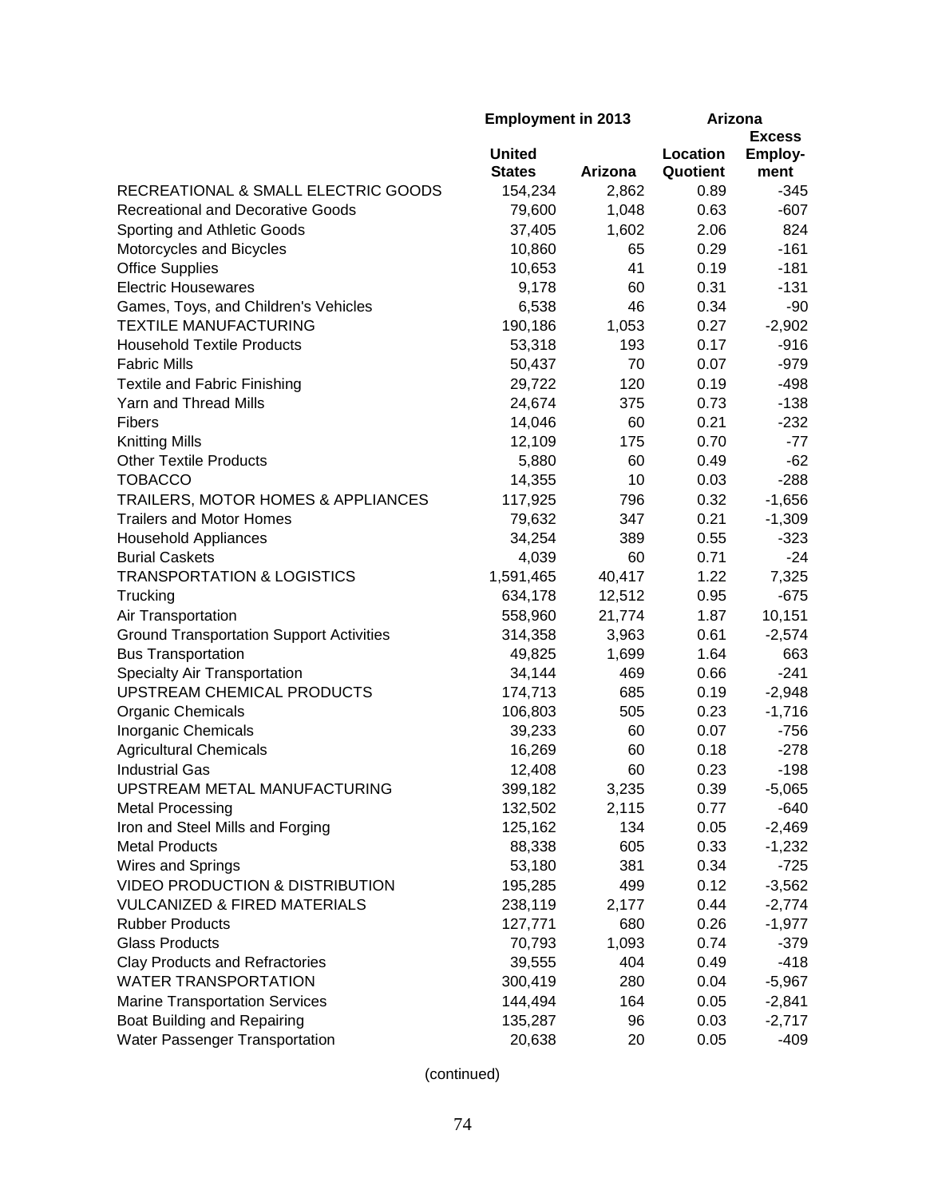| | Employment in 2013 | | Arizona | |
|---|---|---|---|---|
| | United States | Arizona | Location Quotient | Excess Employ-ment |
| RECREATIONAL & SMALL ELECTRIC GOODS | 154,234 | 2,862 | 0.89 | -345 |
| Recreational and Decorative Goods | 79,600 | 1,048 | 0.63 | -607 |
| Sporting and Athletic Goods | 37,405 | 1,602 | 2.06 | 824 |
| Motorcycles and Bicycles | 10,860 | 65 | 0.29 | -161 |
| Office Supplies | 10,653 | 41 | 0.19 | -181 |
| Electric Housewares | 9,178 | 60 | 0.31 | -131 |
| Games, Toys, and Children's Vehicles | 6,538 | 46 | 0.34 | -90 |
| TEXTILE MANUFACTURING | 190,186 | 1,053 | 0.27 | -2,902 |
| Household Textile Products | 53,318 | 193 | 0.17 | -916 |
| Fabric Mills | 50,437 | 70 | 0.07 | -979 |
| Textile and Fabric Finishing | 29,722 | 120 | 0.19 | -498 |
| Yarn and Thread Mills | 24,674 | 375 | 0.73 | -138 |
| Fibers | 14,046 | 60 | 0.21 | -232 |
| Knitting Mills | 12,109 | 175 | 0.70 | -77 |
| Other Textile Products | 5,880 | 60 | 0.49 | -62 |
| TOBACCO | 14,355 | 10 | 0.03 | -288 |
| TRAILERS, MOTOR HOMES & APPLIANCES | 117,925 | 796 | 0.32 | -1,656 |
| Trailers and Motor Homes | 79,632 | 347 | 0.21 | -1,309 |
| Household Appliances | 34,254 | 389 | 0.55 | -323 |
| Burial Caskets | 4,039 | 60 | 0.71 | -24 |
| TRANSPORTATION & LOGISTICS | 1,591,465 | 40,417 | 1.22 | 7,325 |
| Trucking | 634,178 | 12,512 | 0.95 | -675 |
| Air Transportation | 558,960 | 21,774 | 1.87 | 10,151 |
| Ground Transportation Support Activities | 314,358 | 3,963 | 0.61 | -2,574 |
| Bus Transportation | 49,825 | 1,699 | 1.64 | 663 |
| Specialty Air Transportation | 34,144 | 469 | 0.66 | -241 |
| UPSTREAM CHEMICAL PRODUCTS | 174,713 | 685 | 0.19 | -2,948 |
| Organic Chemicals | 106,803 | 505 | 0.23 | -1,716 |
| Inorganic Chemicals | 39,233 | 60 | 0.07 | -756 |
| Agricultural Chemicals | 16,269 | 60 | 0.18 | -278 |
| Industrial Gas | 12,408 | 60 | 0.23 | -198 |
| UPSTREAM METAL MANUFACTURING | 399,182 | 3,235 | 0.39 | -5,065 |
| Metal Processing | 132,502 | 2,115 | 0.77 | -640 |
| Iron and Steel Mills and Forging | 125,162 | 134 | 0.05 | -2,469 |
| Metal Products | 88,338 | 605 | 0.33 | -1,232 |
| Wires and Springs | 53,180 | 381 | 0.34 | -725 |
| VIDEO PRODUCTION & DISTRIBUTION | 195,285 | 499 | 0.12 | -3,562 |
| VULCANIZED & FIRED MATERIALS | 238,119 | 2,177 | 0.44 | -2,774 |
| Rubber Products | 127,771 | 680 | 0.26 | -1,977 |
| Glass Products | 70,793 | 1,093 | 0.74 | -379 |
| Clay Products and Refractories | 39,555 | 404 | 0.49 | -418 |
| WATER TRANSPORTATION | 300,419 | 280 | 0.04 | -5,967 |
| Marine Transportation Services | 144,494 | 164 | 0.05 | -2,841 |
| Boat Building and Repairing | 135,287 | 96 | 0.03 | -2,717 |
| Water Passenger Transportation | 20,638 | 20 | 0.05 | -409 |

(continued)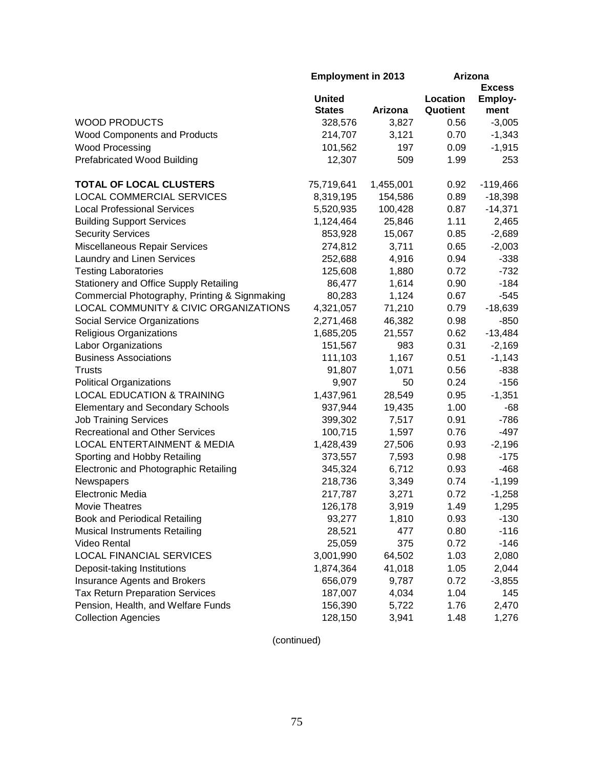| | Employment in 2013 | | Arizona | |
|---|---|---|---|---|
| | United States | Arizona | Location Quotient | Excess Employ-ment |
| WOOD PRODUCTS | 328,576 | 3,827 | 0.56 | -3,005 |
| Wood Components and Products | 214,707 | 3,121 | 0.70 | -1,343 |
| Wood Processing | 101,562 | 197 | 0.09 | -1,915 |
| Prefabricated Wood Building | 12,307 | 509 | 1.99 | 253 |
| | | | | |
| **TOTAL OF LOCAL CLUSTERS** | 75,719,641 | 1,455,001 | 0.92 | -119,466 |
| LOCAL COMMERCIAL SERVICES | 8,319,195 | 154,586 | 0.89 | -18,398 |
| Local Professional Services | 5,520,935 | 100,428 | 0.87 | -14,371 |
| Building Support Services | 1,124,464 | 25,846 | 1.11 | 2,465 |
| Security Services | 853,928 | 15,067 | 0.85 | -2,689 |
| Miscellaneous Repair Services | 274,812 | 3,711 | 0.65 | -2,003 |
| Laundry and Linen Services | 252,688 | 4,916 | 0.94 | -338 |
| Testing Laboratories | 125,608 | 1,880 | 0.72 | -732 |
| Stationery and Office Supply Retailing | 86,477 | 1,614 | 0.90 | -184 |
| Commercial Photography, Printing & Signmaking | 80,283 | 1,124 | 0.67 | -545 |
| LOCAL COMMUNITY & CIVIC ORGANIZATIONS | 4,321,057 | 71,210 | 0.79 | -18,639 |
| Social Service Organizations | 2,271,468 | 46,382 | 0.98 | -850 |
| Religious Organizations | 1,685,205 | 21,557 | 0.62 | -13,484 |
| Labor Organizations | 151,567 | 983 | 0.31 | -2,169 |
| Business Associations | 111,103 | 1,167 | 0.51 | -1,143 |
| Trusts | 91,807 | 1,071 | 0.56 | -838 |
| Political Organizations | 9,907 | 50 | 0.24 | -156 |
| LOCAL EDUCATION & TRAINING | 1,437,961 | 28,549 | 0.95 | -1,351 |
| Elementary and Secondary Schools | 937,944 | 19,435 | 1.00 | -68 |
| Job Training Services | 399,302 | 7,517 | 0.91 | -786 |
| Recreational and Other Services | 100,715 | 1,597 | 0.76 | -497 |
| LOCAL ENTERTAINMENT & MEDIA | 1,428,439 | 27,506 | 0.93 | -2,196 |
| Sporting and Hobby Retailing | 373,557 | 7,593 | 0.98 | -175 |
| Electronic and Photographic Retailing | 345,324 | 6,712 | 0.93 | -468 |
| Newspapers | 218,736 | 3,349 | 0.74 | -1,199 |
| Electronic Media | 217,787 | 3,271 | 0.72 | -1,258 |
| Movie Theatres | 126,178 | 3,919 | 1.49 | 1,295 |
| Book and Periodical Retailing | 93,277 | 1,810 | 0.93 | -130 |
| Musical Instruments Retailing | 28,521 | 477 | 0.80 | -116 |
| Video Rental | 25,059 | 375 | 0.72 | -146 |
| LOCAL FINANCIAL SERVICES | 3,001,990 | 64,502 | 1.03 | 2,080 |
| Deposit-taking Institutions | 1,874,364 | 41,018 | 1.05 | 2,044 |
| Insurance Agents and Brokers | 656,079 | 9,787 | 0.72 | -3,855 |
| Tax Return Preparation Services | 187,007 | 4,034 | 1.04 | 145 |
| Pension, Health, and Welfare Funds | 156,390 | 5,722 | 1.76 | 2,470 |
| Collection Agencies | 128,150 | 3,941 | 1.48 | 1,276 |

(continued)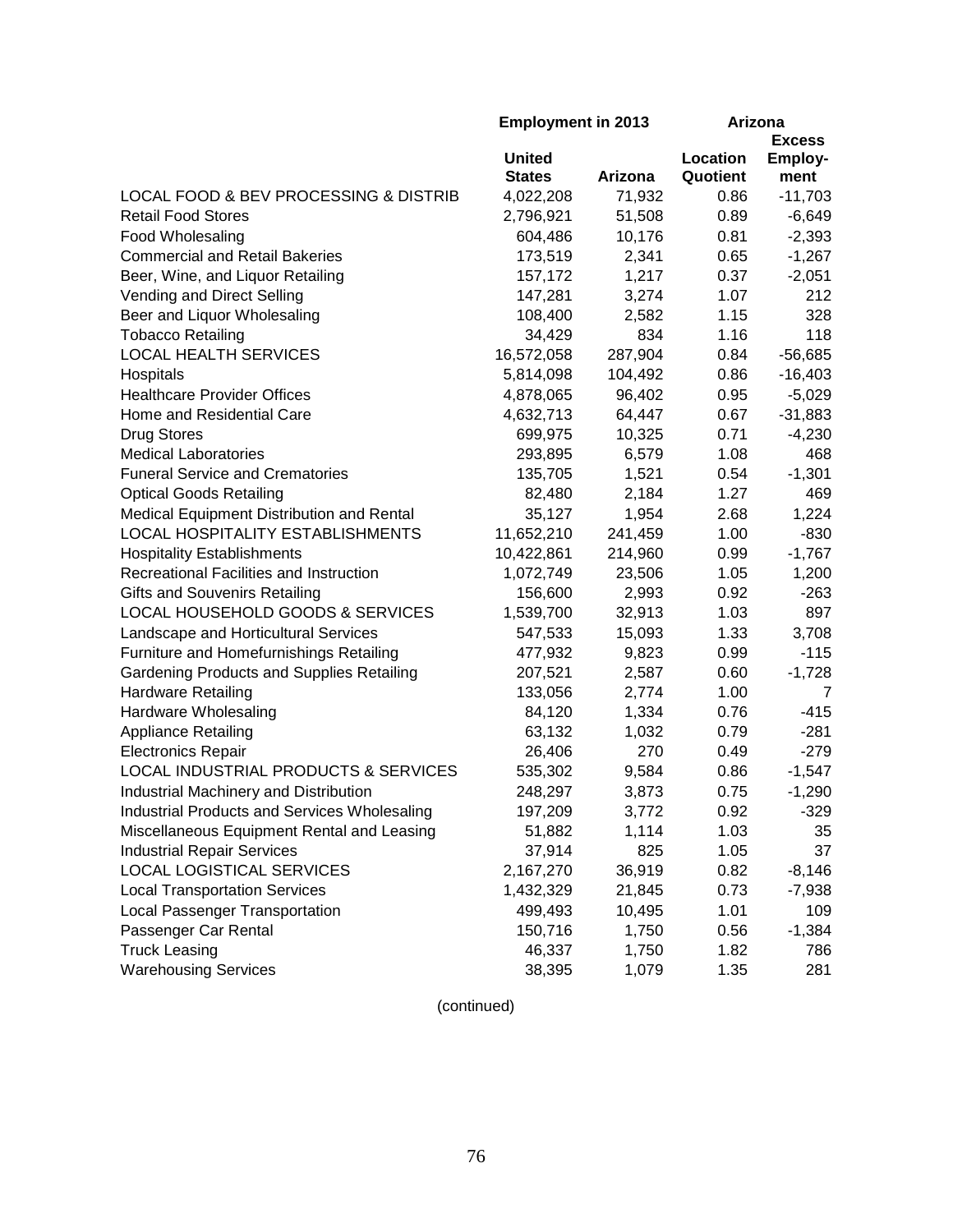| | Employment in 2013 | | Arizona | |
|---|---|---|---|---|
| | United States | Arizona | Location Quotient | Excess Employ-ment |
| LOCAL FOOD & BEV PROCESSING & DISTRIB | 4,022,208 | 71,932 | 0.86 | -11,703 |
| Retail Food Stores | 2,796,921 | 51,508 | 0.89 | -6,649 |
| Food Wholesaling | 604,486 | 10,176 | 0.81 | -2,393 |
| Commercial and Retail Bakeries | 173,519 | 2,341 | 0.65 | -1,267 |
| Beer, Wine, and Liquor Retailing | 157,172 | 1,217 | 0.37 | -2,051 |
| Vending and Direct Selling | 147,281 | 3,274 | 1.07 | 212 |
| Beer and Liquor Wholesaling | 108,400 | 2,582 | 1.15 | 328 |
| Tobacco Retailing | 34,429 | 834 | 1.16 | 118 |
| LOCAL HEALTH SERVICES | 16,572,058 | 287,904 | 0.84 | -56,685 |
| Hospitals | 5,814,098 | 104,492 | 0.86 | -16,403 |
| Healthcare Provider Offices | 4,878,065 | 96,402 | 0.95 | -5,029 |
| Home and Residential Care | 4,632,713 | 64,447 | 0.67 | -31,883 |
| Drug Stores | 699,975 | 10,325 | 0.71 | -4,230 |
| Medical Laboratories | 293,895 | 6,579 | 1.08 | 468 |
| Funeral Service and Crematories | 135,705 | 1,521 | 0.54 | -1,301 |
| Optical Goods Retailing | 82,480 | 2,184 | 1.27 | 469 |
| Medical Equipment Distribution and Rental | 35,127 | 1,954 | 2.68 | 1,224 |
| LOCAL HOSPITALITY ESTABLISHMENTS | 11,652,210 | 241,459 | 1.00 | -830 |
| Hospitality Establishments | 10,422,861 | 214,960 | 0.99 | -1,767 |
| Recreational Facilities and Instruction | 1,072,749 | 23,506 | 1.05 | 1,200 |
| Gifts and Souvenirs Retailing | 156,600 | 2,993 | 0.92 | -263 |
| LOCAL HOUSEHOLD GOODS & SERVICES | 1,539,700 | 32,913 | 1.03 | 897 |
| Landscape and Horticultural Services | 547,533 | 15,093 | 1.33 | 3,708 |
| Furniture and Homefurnishings Retailing | 477,932 | 9,823 | 0.99 | -115 |
| Gardening Products and Supplies Retailing | 207,521 | 2,587 | 0.60 | -1,728 |
| Hardware Retailing | 133,056 | 2,774 | 1.00 | 7 |
| Hardware Wholesaling | 84,120 | 1,334 | 0.76 | -415 |
| Appliance Retailing | 63,132 | 1,032 | 0.79 | -281 |
| Electronics Repair | 26,406 | 270 | 0.49 | -279 |
| LOCAL INDUSTRIAL PRODUCTS & SERVICES | 535,302 | 9,584 | 0.86 | -1,547 |
| Industrial Machinery and Distribution | 248,297 | 3,873 | 0.75 | -1,290 |
| Industrial Products and Services Wholesaling | 197,209 | 3,772 | 0.92 | -329 |
| Miscellaneous Equipment Rental and Leasing | 51,882 | 1,114 | 1.03 | 35 |
| Industrial Repair Services | 37,914 | 825 | 1.05 | 37 |
| LOCAL LOGISTICAL SERVICES | 2,167,270 | 36,919 | 0.82 | -8,146 |
| Local Transportation Services | 1,432,329 | 21,845 | 0.73 | -7,938 |
| Local Passenger Transportation | 499,493 | 10,495 | 1.01 | 109 |
| Passenger Car Rental | 150,716 | 1,750 | 0.56 | -1,384 |
| Truck Leasing | 46,337 | 1,750 | 1.82 | 786 |
| Warehousing Services | 38,395 | 1,079 | 1.35 | 281 |

(continued)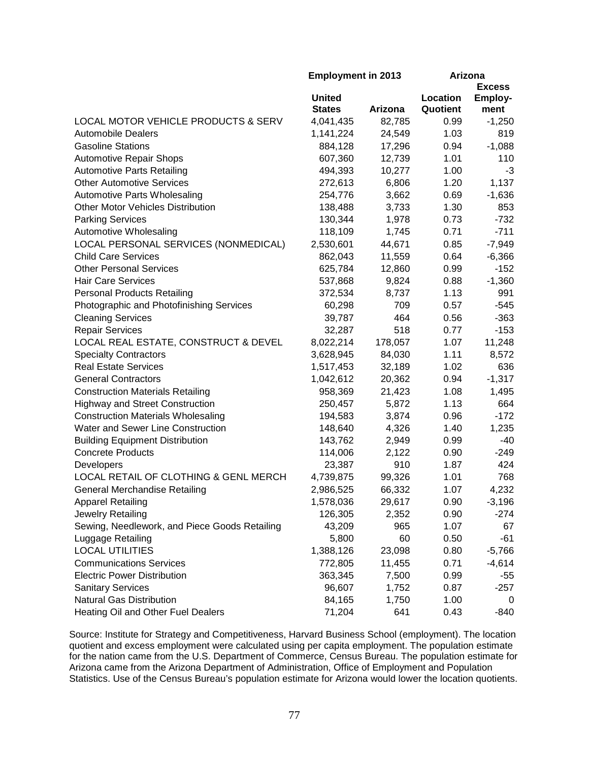| | Employment in 2013 | | Arizona | |
|---|---|---|---|---|
| | United States | Arizona | Location Quotient | Excess Employ-ment |
| LOCAL MOTOR VEHICLE PRODUCTS & SERV | 4,041,435 | 82,785 | 0.99 | -1,250 |
| Automobile Dealers | 1,141,224 | 24,549 | 1.03 | 819 |
| Gasoline Stations | 884,128 | 17,296 | 0.94 | -1,088 |
| Automotive Repair Shops | 607,360 | 12,739 | 1.01 | 110 |
| Automotive Parts Retailing | 494,393 | 10,277 | 1.00 | -3 |
| Other Automotive Services | 272,613 | 6,806 | 1.20 | 1,137 |
| Automotive Parts Wholesaling | 254,776 | 3,662 | 0.69 | -1,636 |
| Other Motor Vehicles Distribution | 138,488 | 3,733 | 1.30 | 853 |
| Parking Services | 130,344 | 1,978 | 0.73 | -732 |
| Automotive Wholesaling | 118,109 | 1,745 | 0.71 | -711 |
| LOCAL PERSONAL SERVICES (NONMEDICAL) | 2,530,601 | 44,671 | 0.85 | -7,949 |
| Child Care Services | 862,043 | 11,559 | 0.64 | -6,366 |
| Other Personal Services | 625,784 | 12,860 | 0.99 | -152 |
| Hair Care Services | 537,868 | 9,824 | 0.88 | -1,360 |
| Personal Products Retailing | 372,534 | 8,737 | 1.13 | 991 |
| Photographic and Photofinishing Services | 60,298 | 709 | 0.57 | -545 |
| Cleaning Services | 39,787 | 464 | 0.56 | -363 |
| Repair Services | 32,287 | 518 | 0.77 | -153 |
| LOCAL REAL ESTATE, CONSTRUCT & DEVEL | 8,022,214 | 178,057 | 1.07 | 11,248 |
| Specialty Contractors | 3,628,945 | 84,030 | 1.11 | 8,572 |
| Real Estate Services | 1,517,453 | 32,189 | 1.02 | 636 |
| General Contractors | 1,042,612 | 20,362 | 0.94 | -1,317 |
| Construction Materials Retailing | 958,369 | 21,423 | 1.08 | 1,495 |
| Highway and Street Construction | 250,457 | 5,872 | 1.13 | 664 |
| Construction Materials Wholesaling | 194,583 | 3,874 | 0.96 | -172 |
| Water and Sewer Line Construction | 148,640 | 4,326 | 1.40 | 1,235 |
| Building Equipment Distribution | 143,762 | 2,949 | 0.99 | -40 |
| Concrete Products | 114,006 | 2,122 | 0.90 | -249 |
| Developers | 23,387 | 910 | 1.87 | 424 |
| LOCAL RETAIL OF CLOTHING & GENL MERCH | 4,739,875 | 99,326 | 1.01 | 768 |
| General Merchandise Retailing | 2,986,525 | 66,332 | 1.07 | 4,232 |
| Apparel Retailing | 1,578,036 | 29,617 | 0.90 | -3,196 |
| Jewelry Retailing | 126,305 | 2,352 | 0.90 | -274 |
| Sewing, Needlework, and Piece Goods Retailing | 43,209 | 965 | 1.07 | 67 |
| Luggage Retailing | 5,800 | 60 | 0.50 | -61 |
| LOCAL UTILITIES | 1,388,126 | 23,098 | 0.80 | -5,766 |
| Communications Services | 772,805 | 11,455 | 0.71 | -4,614 |
| Electric Power Distribution | 363,345 | 7,500 | 0.99 | -55 |
| Sanitary Services | 96,607 | 1,752 | 0.87 | -257 |
| Natural Gas Distribution | 84,165 | 1,750 | 1.00 | 0 |
| Heating Oil and Other Fuel Dealers | 71,204 | 641 | 0.43 | -840 |

Source: Institute for Strategy and Competitiveness, Harvard Business School (employment). The location quotient and excess employment were calculated using per capita employment. The population estimate for the nation came from the U.S. Department of Commerce, Census Bureau. The population estimate for Arizona came from the Arizona Department of Administration, Office of Employment and Population Statistics. Use of the Census Bureau's population estimate for Arizona would lower the location quotients.